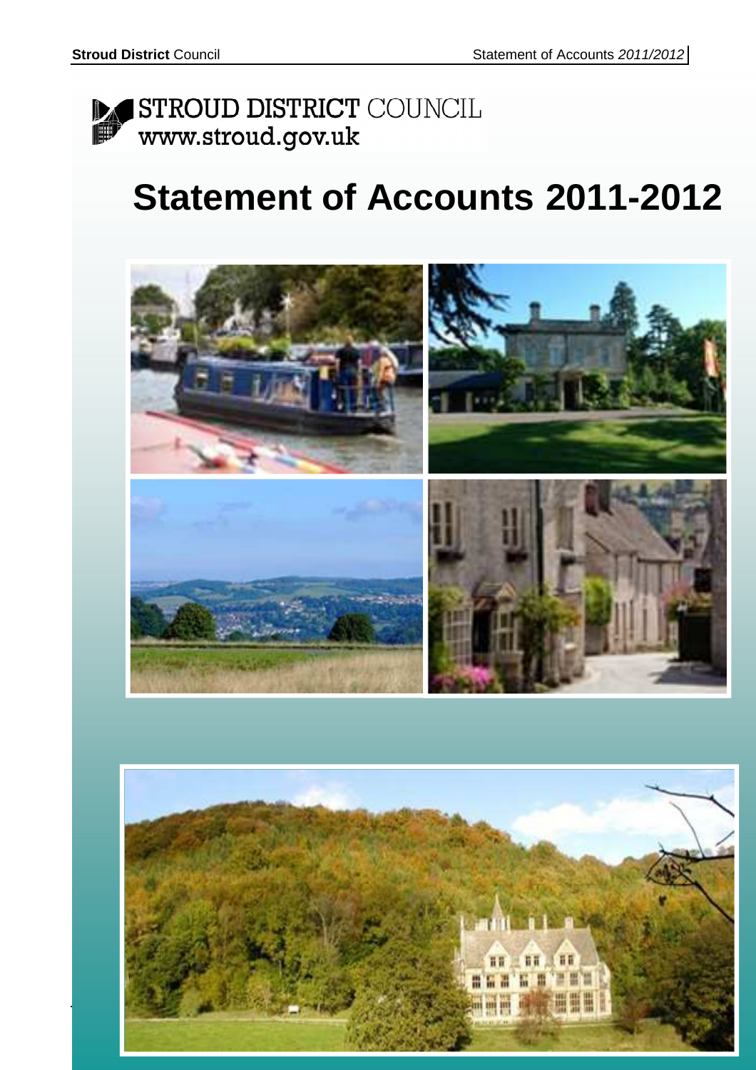STROUD DISTRICT COUNCIL
www.stroud.gov.uk

# Statement of Accounts 2011-2012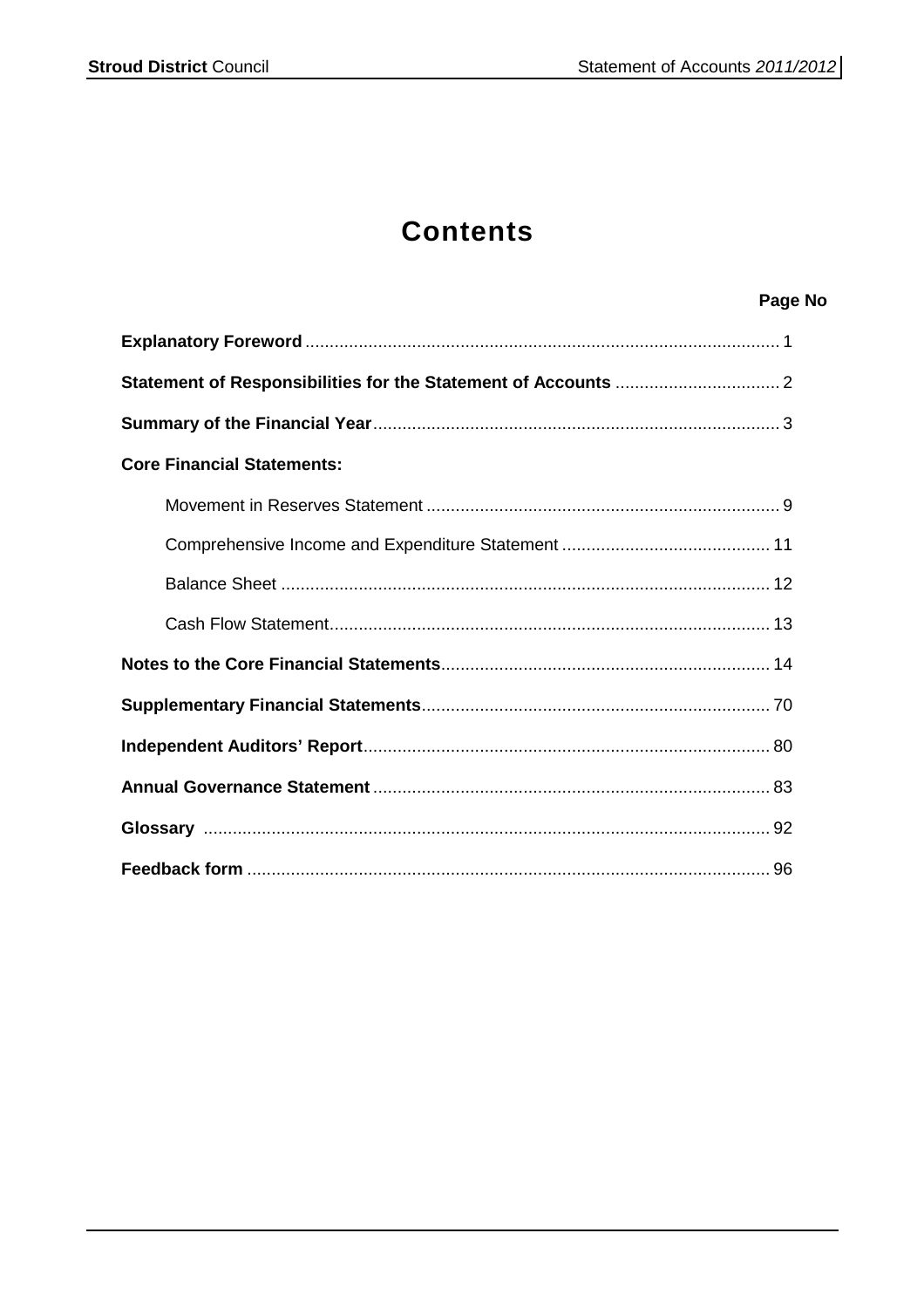# Contents

| | Page No |
|---|---|
| **Explanatory Foreword** | 1 |
| **Statement of Responsibilities for the Statement of Accounts** | 2 |
| **Summary of the Financial Year** | 3 |
| **Core Financial Statements:** | |
| Movement in Reserves Statement | 9 |
| Comprehensive Income and Expenditure Statement | 11 |
| Balance Sheet | 12 |
| Cash Flow Statement | 13 |
| **Notes to the Core Financial Statements** | 14 |
| **Supplementary Financial Statements** | 70 |
| **Independent Auditors' Report** | 80 |
| **Annual Governance Statement** | 83 |
| **Glossary** | 92 |
| **Feedback form** | 96 |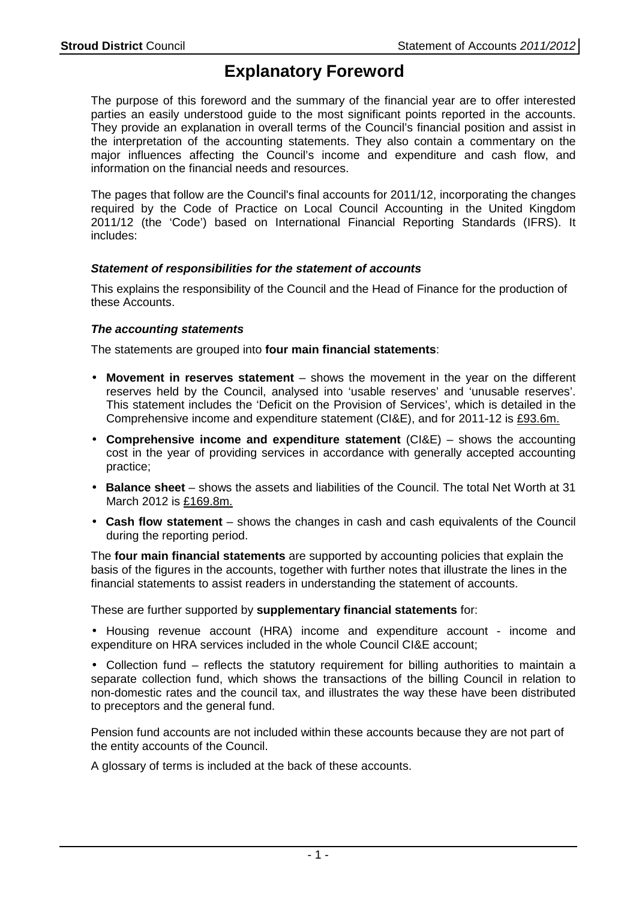# Explanatory Foreword

The purpose of this foreword and the summary of the financial year are to offer interested parties an easily understood guide to the most significant points reported in the accounts. They provide an explanation in overall terms of the Council's financial position and assist in the interpretation of the accounting statements. They also contain a commentary on the major influences affecting the Council's income and expenditure and cash flow, and information on the financial needs and resources.

The pages that follow are the Council's final accounts for 2011/12, incorporating the changes required by the Code of Practice on Local Council Accounting in the United Kingdom 2011/12 (the 'Code') based on International Financial Reporting Standards (IFRS). It includes:

### *Statement of responsibilities for the statement of accounts*

This explains the responsibility of the Council and the Head of Finance for the production of these Accounts.

### *The accounting statements*

The statements are grouped into **four main financial statements**:

- **Movement in reserves statement** – shows the movement in the year on the different reserves held by the Council, analysed into 'usable reserves' and 'unusable reserves'. This statement includes the 'Deficit on the Provision of Services', which is detailed in the Comprehensive income and expenditure statement (CI&E), and for 2011-12 is £93.6m.
- **Comprehensive income and expenditure statement** (CI&E) – shows the accounting cost in the year of providing services in accordance with generally accepted accounting practice;
- **Balance sheet** – shows the assets and liabilities of the Council. The total Net Worth at 31 March 2012 is £169.8m.
- **Cash flow statement** – shows the changes in cash and cash equivalents of the Council during the reporting period.

The **four main financial statements** are supported by accounting policies that explain the basis of the figures in the accounts, together with further notes that illustrate the lines in the financial statements to assist readers in understanding the statement of accounts.

These are further supported by **supplementary financial statements** for:

- Housing revenue account (HRA) income and expenditure account - income and expenditure on HRA services included in the whole Council CI&E account;
- Collection fund – reflects the statutory requirement for billing authorities to maintain a separate collection fund, which shows the transactions of the billing Council in relation to non-domestic rates and the council tax, and illustrates the way these have been distributed to preceptors and the general fund.

Pension fund accounts are not included within these accounts because they are not part of the entity accounts of the Council.

A glossary of terms is included at the back of these accounts.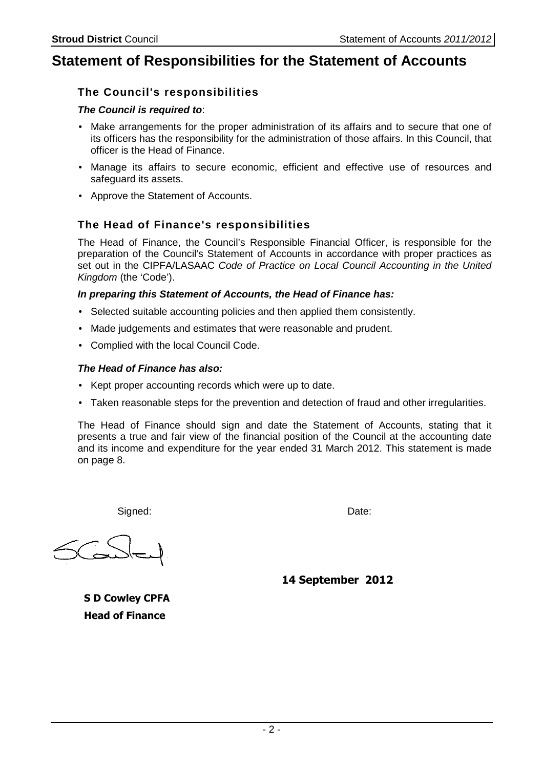# Statement of Responsibilities for the Statement of Accounts

## The Council's responsibilities

***The Council is required to***:

- Make arrangements for the proper administration of its affairs and to secure that one of its officers has the responsibility for the administration of those affairs. In this Council, that officer is the Head of Finance.
- Manage its affairs to secure economic, efficient and effective use of resources and safeguard its assets.
- Approve the Statement of Accounts.

## The Head of Finance's responsibilities

The Head of Finance, the Council's Responsible Financial Officer, is responsible for the preparation of the Council's Statement of Accounts in accordance with proper practices as set out in the CIPFA/LASAAC *Code of Practice on Local Council Accounting in the United Kingdom* (the 'Code').

***In preparing this Statement of Accounts, the Head of Finance has:***

- Selected suitable accounting policies and then applied them consistently.
- Made judgements and estimates that were reasonable and prudent.
- Complied with the local Council Code.

***The Head of Finance has also:***

- Kept proper accounting records which were up to date.
- Taken reasonable steps for the prevention and detection of fraud and other irregularities.

The Head of Finance should sign and date the Statement of Accounts, stating that it presents a true and fair view of the financial position of the Council at the accounting date and its income and expenditure for the year ended 31 March 2012. This statement is made on page 8.

Signed: Date:

**14 September 2012**

**S D Cowley CPFA**
**Head of Finance**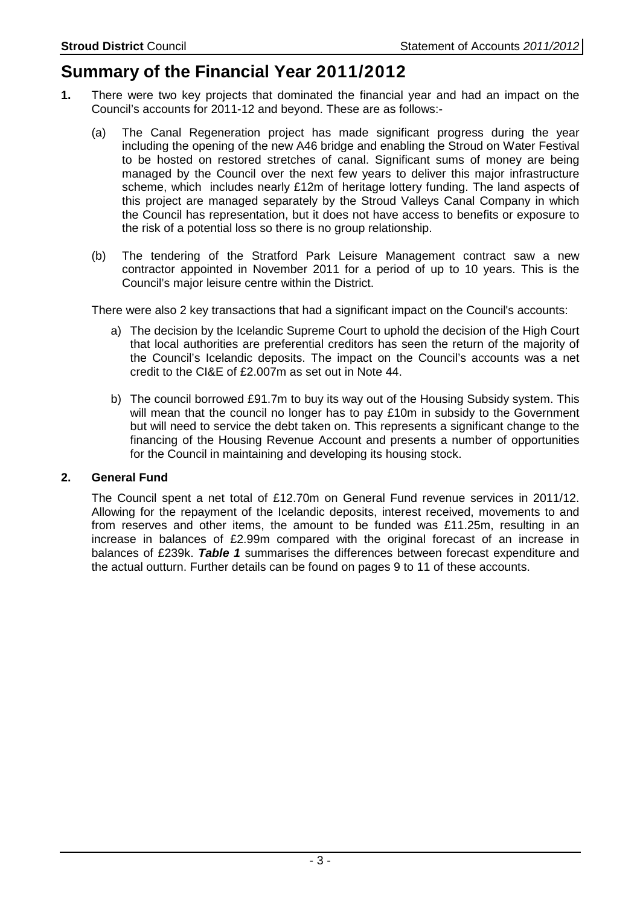# Summary of the Financial Year 2011/2012

**1.** There were two key projects that dominated the financial year and had an impact on the Council's accounts for 2011-12 and beyond. These are as follows:-

(a) The Canal Regeneration project has made significant progress during the year including the opening of the new A46 bridge and enabling the Stroud on Water Festival to be hosted on restored stretches of canal. Significant sums of money are being managed by the Council over the next few years to deliver this major infrastructure scheme, which includes nearly £12m of heritage lottery funding. The land aspects of this project are managed separately by the Stroud Valleys Canal Company in which the Council has representation, but it does not have access to benefits or exposure to the risk of a potential loss so there is no group relationship.

(b) The tendering of the Stratford Park Leisure Management contract saw a new contractor appointed in November 2011 for a period of up to 10 years. This is the Council's major leisure centre within the District.

There were also 2 key transactions that had a significant impact on the Council's accounts:

a) The decision by the Icelandic Supreme Court to uphold the decision of the High Court that local authorities are preferential creditors has seen the return of the majority of the Council's Icelandic deposits. The impact on the Council's accounts was a net credit to the CI&E of £2.007m as set out in Note 44.

b) The council borrowed £91.7m to buy its way out of the Housing Subsidy system. This will mean that the council no longer has to pay £10m in subsidy to the Government but will need to service the debt taken on. This represents a significant change to the financing of the Housing Revenue Account and presents a number of opportunities for the Council in maintaining and developing its housing stock.

**2. General Fund**

The Council spent a net total of £12.70m on General Fund revenue services in 2011/12. Allowing for the repayment of the Icelandic deposits, interest received, movements to and from reserves and other items, the amount to be funded was £11.25m, resulting in an increase in balances of £2.99m compared with the original forecast of an increase in balances of £239k. ***Table 1*** summarises the differences between forecast expenditure and the actual outturn. Further details can be found on pages 9 to 11 of these accounts.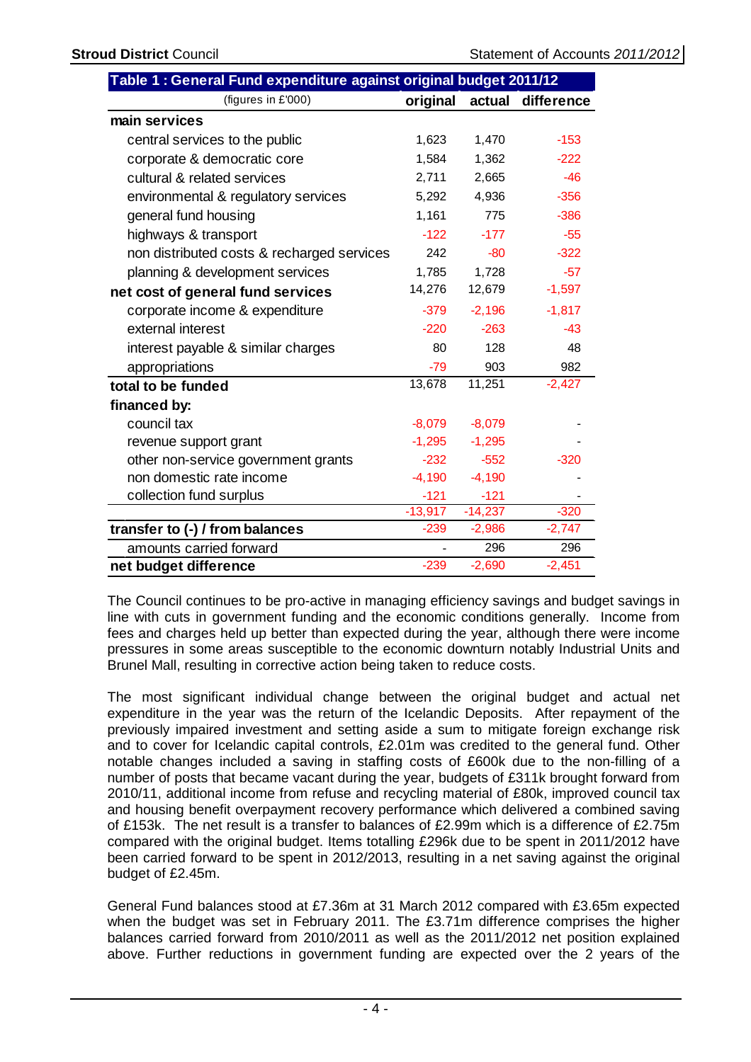**Table 1 : General Fund expenditure against original budget 2011/12**

| (figures in £'000) | original | actual | difference |
|---|---|---|---|
| **main services** | | | |
| central services to the public | 1,623 | 1,470 | -153 |
| corporate & democratic core | 1,584 | 1,362 | -222 |
| cultural & related services | 2,711 | 2,665 | -46 |
| environmental & regulatory services | 5,292 | 4,936 | -356 |
| general fund housing | 1,161 | 775 | -386 |
| highways & transport | -122 | -177 | -55 |
| non distributed costs & recharged services | 242 | -80 | -322 |
| planning & development services | 1,785 | 1,728 | -57 |
| **net cost of general fund services** | 14,276 | 12,679 | -1,597 |
| corporate income & expenditure | -379 | -2,196 | -1,817 |
| external interest | -220 | -263 | -43 |
| interest payable & similar charges | 80 | 128 | 48 |
| appropriations | -79 | 903 | 982 |
| **total to be funded** | 13,678 | 11,251 | -2,427 |
| **financed by:** | | | |
| council tax | -8,079 | -8,079 | - |
| revenue support grant | -1,295 | -1,295 | - |
| other non-service government grants | -232 | -552 | -320 |
| non domestic rate income | -4,190 | -4,190 | - |
| collection fund surplus | -121 | -121 | - |
| | -13,917 | -14,237 | -320 |
| **transfer to (-) / from balances** | -239 | -2,986 | -2,747 |
| amounts carried forward | - | 296 | 296 |
| **net budget difference** | -239 | -2,690 | -2,451 |

The Council continues to be pro-active in managing efficiency savings and budget savings in line with cuts in government funding and the economic conditions generally. Income from fees and charges held up better than expected during the year, although there were income pressures in some areas susceptible to the economic downturn notably Industrial Units and Brunel Mall, resulting in corrective action being taken to reduce costs.

The most significant individual change between the original budget and actual net expenditure in the year was the return of the Icelandic Deposits. After repayment of the previously impaired investment and setting aside a sum to mitigate foreign exchange risk and to cover for Icelandic capital controls, £2.01m was credited to the general fund. Other notable changes included a saving in staffing costs of £600k due to the non-filling of a number of posts that became vacant during the year, budgets of £311k brought forward from 2010/11, additional income from refuse and recycling material of £80k, improved council tax and housing benefit overpayment recovery performance which delivered a combined saving of £153k. The net result is a transfer to balances of £2.99m which is a difference of £2.75m compared with the original budget. Items totalling £296k due to be spent in 2011/2012 have been carried forward to be spent in 2012/2013, resulting in a net saving against the original budget of £2.45m.

General Fund balances stood at £7.36m at 31 March 2012 compared with £3.65m expected when the budget was set in February 2011. The £3.71m difference comprises the higher balances carried forward from 2010/2011 as well as the 2011/2012 net position explained above. Further reductions in government funding are expected over the 2 years of the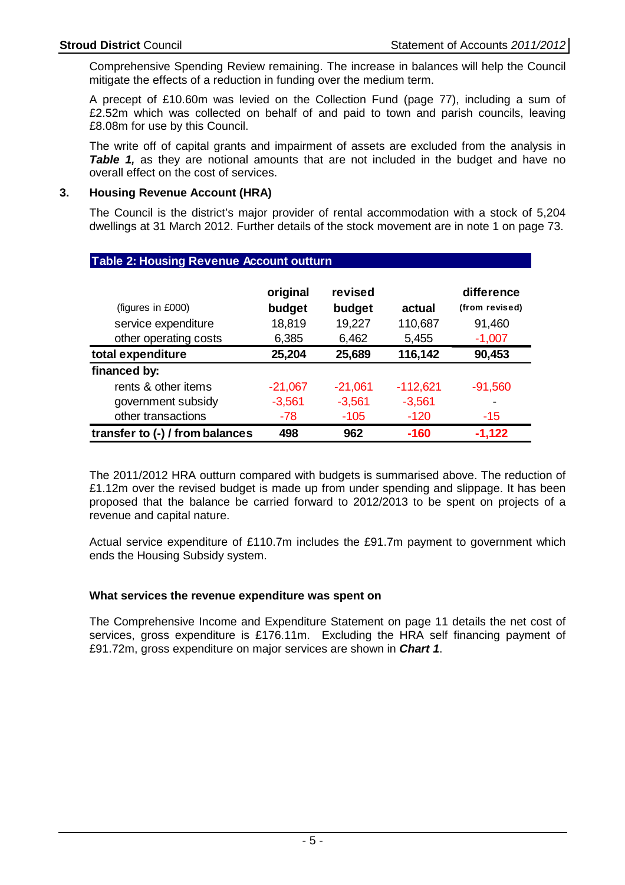Comprehensive Spending Review remaining. The increase in balances will help the Council mitigate the effects of a reduction in funding over the medium term.

A precept of £10.60m was levied on the Collection Fund (page 77), including a sum of £2.52m which was collected on behalf of and paid to town and parish councils, leaving £8.08m for use by this Council.

The write off of capital grants and impairment of assets are excluded from the analysis in ***Table 1,*** as they are notional amounts that are not included in the budget and have no overall effect on the cost of services.

### 3. Housing Revenue Account (HRA)

The Council is the district's major provider of rental accommodation with a stock of 5,204 dwellings at 31 March 2012. Further details of the stock movement are in note 1 on page 73.

**Table 2: Housing Revenue Account outturn**

| (figures in £000) | original budget | revised budget | actual | difference (from revised) |
|---|---|---|---|---|
| service expenditure | 18,819 | 19,227 | 110,687 | 91,460 |
| other operating costs | 6,385 | 6,462 | 5,455 | -1,007 |
| **total expenditure** | **25,204** | **25,689** | **116,142** | **90,453** |
| **financed by:** | | | | |
| rents & other items | -21,067 | -21,061 | -112,621 | -91,560 |
| government subsidy | -3,561 | -3,561 | -3,561 | - |
| other transactions | -78 | -105 | -120 | -15 |
| **transfer to (-) / from balances** | **498** | **962** | **-160** | **-1,122** |

The 2011/2012 HRA outturn compared with budgets is summarised above. The reduction of £1.12m over the revised budget is made up from under spending and slippage. It has been proposed that the balance be carried forward to 2012/2013 to be spent on projects of a revenue and capital nature.

Actual service expenditure of £110.7m includes the £91.7m payment to government which ends the Housing Subsidy system.

**What services the revenue expenditure was spent on**

The Comprehensive Income and Expenditure Statement on page 11 details the net cost of services, gross expenditure is £176.11m. Excluding the HRA self financing payment of £91.72m, gross expenditure on major services are shown in ***Chart 1***.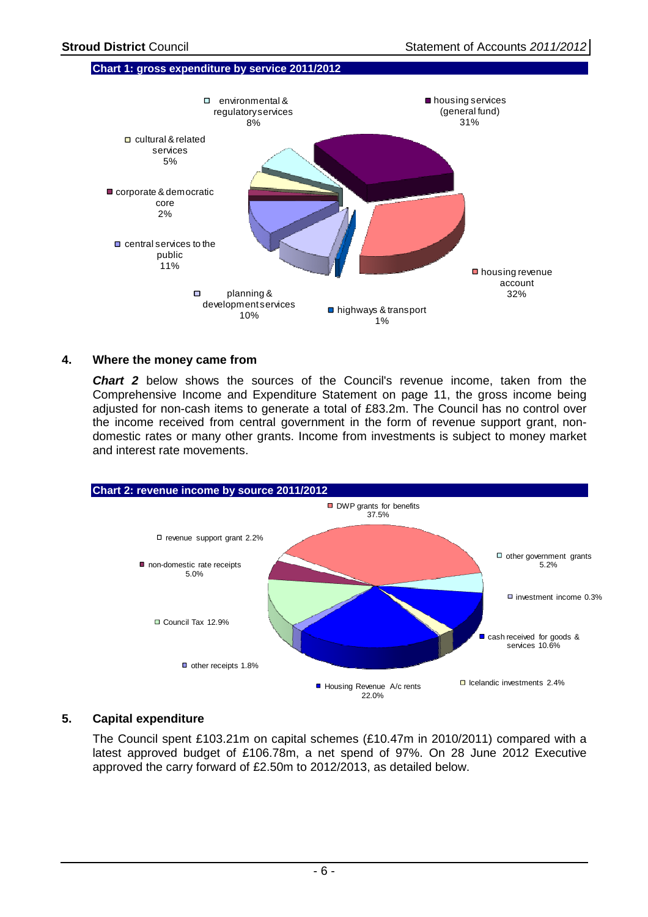**Chart 1: gross expenditure by service 2011/2012**

- environmental & regulatory services 8%
- housing services (general fund) 31%
- cultural & related services 5%
- corporate & democratic core 2%
- central services to the public 11%
- housing revenue account 32%
- planning & development services 10%
- highways & transport 1%

## 4. Where the money came from

***Chart 2*** below shows the sources of the Council's revenue income, taken from the Comprehensive Income and Expenditure Statement on page 11, the gross income being adjusted for non-cash items to generate a total of £83.2m. The Council has no control over the income received from central government in the form of revenue support grant, non-domestic rates or many other grants. Income from investments is subject to money market and interest rate movements.

**Chart 2: revenue income by source 2011/2012**

- DWP grants for benefits 37.5%
- revenue support grant 2.2%
- other government grants 5.2%
- non-domestic rate receipts 5.0%
- investment income 0.3%
- Council Tax 12.9%
- cash received for goods & services 10.6%
- other receipts 1.8%
- Housing Revenue A/c rents 22.0%
- Icelandic investments 2.4%

## 5. Capital expenditure

The Council spent £103.21m on capital schemes (£10.47m in 2010/2011) compared with a latest approved budget of £106.78m, a net spend of 97%. On 28 June 2012 Executive approved the carry forward of £2.50m to 2012/2013, as detailed below.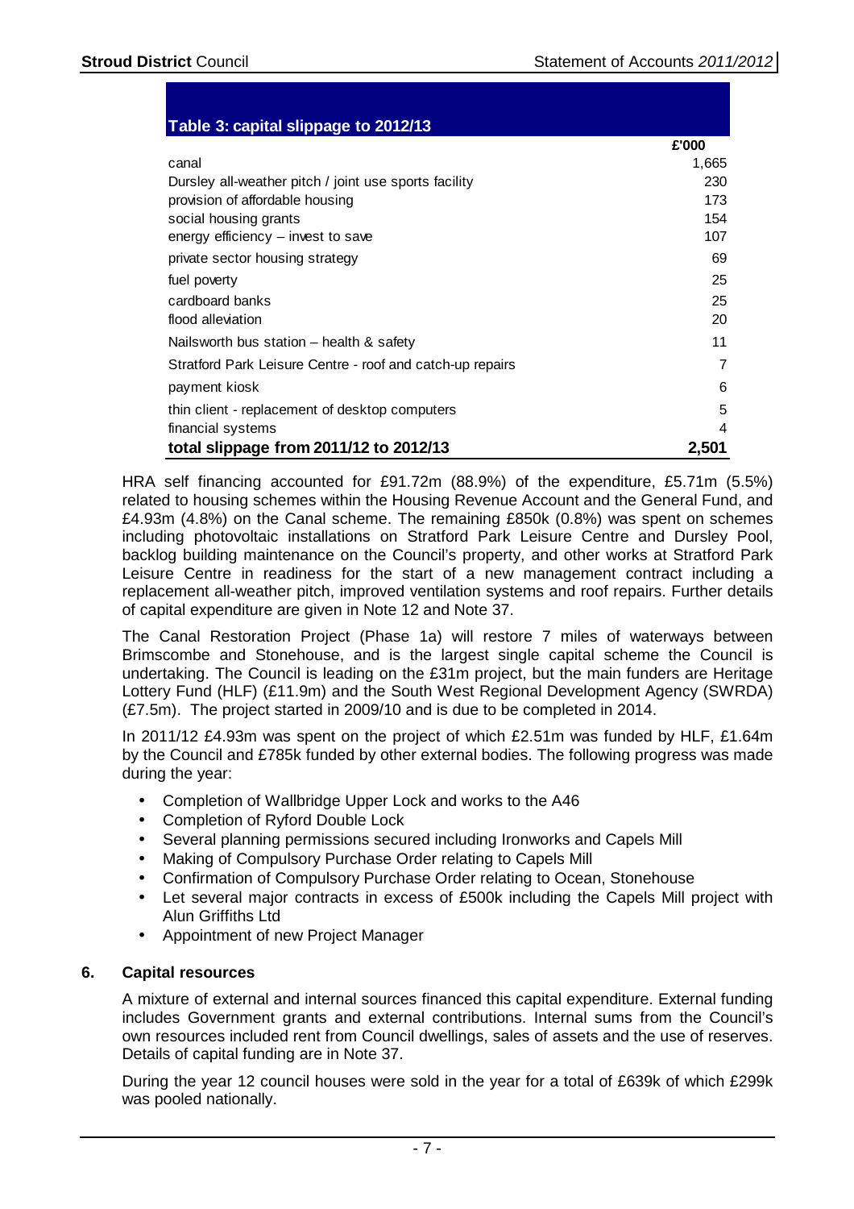**Table 3: capital slippage to 2012/13**

| | £'000 |
|---|---|
| canal | 1,665 |
| Dursley all-weather pitch / joint use sports facility | 230 |
| provision of affordable housing | 173 |
| social housing grants | 154 |
| energy efficiency – invest to save | 107 |
| private sector housing strategy | 69 |
| fuel poverty | 25 |
| cardboard banks | 25 |
| flood alleviation | 20 |
| Nailsworth bus station – health & safety | 11 |
| Stratford Park Leisure Centre - roof and catch-up repairs | 7 |
| payment kiosk | 6 |
| thin client - replacement of desktop computers | 5 |
| financial systems | 4 |
| **total slippage from 2011/12 to 2012/13** | **2,501** |

HRA self financing accounted for £91.72m (88.9%) of the expenditure, £5.71m (5.5%) related to housing schemes within the Housing Revenue Account and the General Fund, and £4.93m (4.8%) on the Canal scheme. The remaining £850k (0.8%) was spent on schemes including photovoltaic installations on Stratford Park Leisure Centre and Dursley Pool, backlog building maintenance on the Council's property, and other works at Stratford Park Leisure Centre in readiness for the start of a new management contract including a replacement all-weather pitch, improved ventilation systems and roof repairs. Further details of capital expenditure are given in Note 12 and Note 37.

The Canal Restoration Project (Phase 1a) will restore 7 miles of waterways between Brimscombe and Stonehouse, and is the largest single capital scheme the Council is undertaking. The Council is leading on the £31m project, but the main funders are Heritage Lottery Fund (HLF) (£11.9m) and the South West Regional Development Agency (SWRDA) (£7.5m). The project started in 2009/10 and is due to be completed in 2014.

In 2011/12 £4.93m was spent on the project of which £2.51m was funded by HLF, £1.64m by the Council and £785k funded by other external bodies. The following progress was made during the year:

- Completion of Wallbridge Upper Lock and works to the A46
- Completion of Ryford Double Lock
- Several planning permissions secured including Ironworks and Capels Mill
- Making of Compulsory Purchase Order relating to Capels Mill
- Confirmation of Compulsory Purchase Order relating to Ocean, Stonehouse
- Let several major contracts in excess of £500k including the Capels Mill project with Alun Griffiths Ltd
- Appointment of new Project Manager

## 6. Capital resources

A mixture of external and internal sources financed this capital expenditure. External funding includes Government grants and external contributions. Internal sums from the Council's own resources included rent from Council dwellings, sales of assets and the use of reserves. Details of capital funding are in Note 37.

During the year 12 council houses were sold in the year for a total of £639k of which £299k was pooled nationally.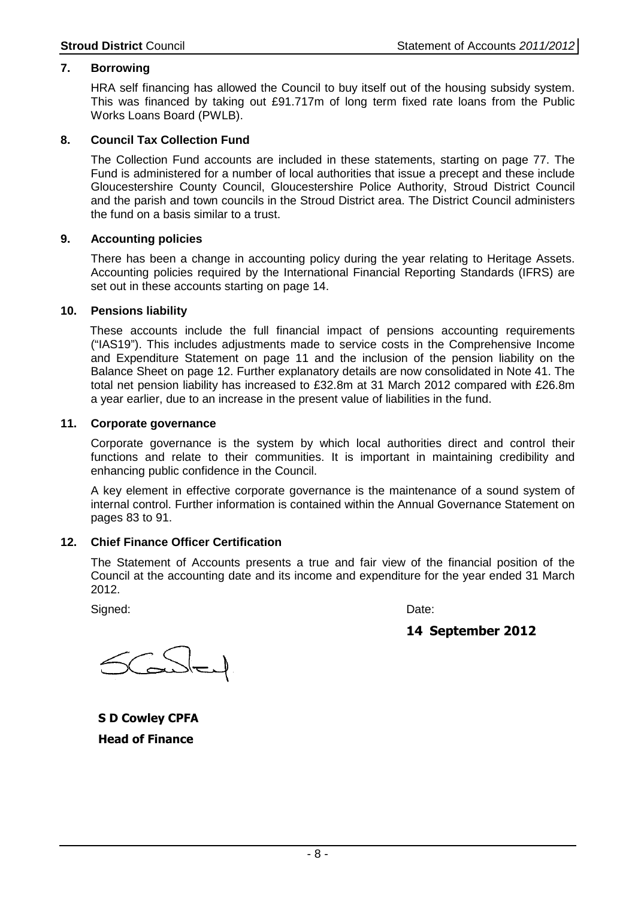## 7. Borrowing

HRA self financing has allowed the Council to buy itself out of the housing subsidy system. This was financed by taking out £91.717m of long term fixed rate loans from the Public Works Loans Board (PWLB).

## 8. Council Tax Collection Fund

The Collection Fund accounts are included in these statements, starting on page 77. The Fund is administered for a number of local authorities that issue a precept and these include Gloucestershire County Council, Gloucestershire Police Authority, Stroud District Council and the parish and town councils in the Stroud District area. The District Council administers the fund on a basis similar to a trust.

## 9. Accounting policies

There has been a change in accounting policy during the year relating to Heritage Assets. Accounting policies required by the International Financial Reporting Standards (IFRS) are set out in these accounts starting on page 14.

## 10. Pensions liability

These accounts include the full financial impact of pensions accounting requirements ("IAS19"). This includes adjustments made to service costs in the Comprehensive Income and Expenditure Statement on page 11 and the inclusion of the pension liability on the Balance Sheet on page 12. Further explanatory details are now consolidated in Note 41. The total net pension liability has increased to £32.8m at 31 March 2012 compared with £26.8m a year earlier, due to an increase in the present value of liabilities in the fund.

## 11. Corporate governance

Corporate governance is the system by which local authorities direct and control their functions and relate to their communities. It is important in maintaining credibility and enhancing public confidence in the Council.

A key element in effective corporate governance is the maintenance of a sound system of internal control. Further information is contained within the Annual Governance Statement on pages 83 to 91.

## 12. Chief Finance Officer Certification

The Statement of Accounts presents a true and fair view of the financial position of the Council at the accounting date and its income and expenditure for the year ended 31 March 2012.

Signed:

Date:

**14 September 2012**

**S D Cowley CPFA**

**Head of Finance**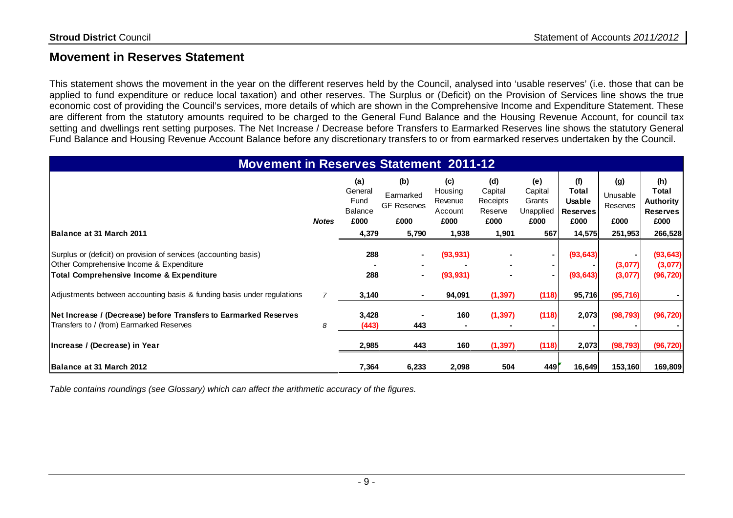## Movement in Reserves Statement

This statement shows the movement in the year on the different reserves held by the Council, analysed into 'usable reserves' (i.e. those that can be applied to fund expenditure or reduce local taxation) and other reserves. The Surplus or (Deficit) on the Provision of Services line shows the true economic cost of providing the Council's services, more details of which are shown in the Comprehensive Income and Expenditure Statement. These are different from the statutory amounts required to be charged to the General Fund Balance and the Housing Revenue Account, for council tax setting and dwellings rent setting purposes. The Net Increase / Decrease before Transfers to Earmarked Reserves line shows the statutory General Fund Balance and Housing Revenue Account Balance before any discretionary transfers to or from earmarked reserves undertaken by the Council.

| Movement in Reserves Statement 2011-12 | Notes | (a) General Fund Balance £000 | (b) Earmarked GF Reserves £000 | (c) Housing Revenue Account £000 | (d) Capital Receipts Reserve £000 | (e) Capital Grants Unapplied £000 | (f) Total Usable Reserves £000 | (g) Unusable Reserves £000 | (h) Total Authority Reserves £000 |
|---|---|---|---|---|---|---|---|---|---|
| **Balance at 31 March 2011** | | 4,379 | 5,790 | 1,938 | 1,901 | 567 | 14,575 | 251,953 | 266,528 |
| Surplus or (deficit) on provision of services (accounting basis) | | 288 | - | (93,931) | - | - | (93,643) | - | (93,643) |
| Other Comprehensive Income & Expenditure | | - | - | - | - | - | - | (3,077) | (3,077) |
| **Total Comprehensive Income & Expenditure** | | 288 | - | (93,931) | - | - | (93,643) | (3,077) | (96,720) |
| Adjustments between accounting basis & funding basis under regulations | 7 | 3,140 | - | 94,091 | (1,397) | (118) | 95,716 | (95,716) | - |
| **Net Increase / (Decrease) before Transfers to Earmarked Reserves** | | 3,428 | - | 160 | (1,397) | (118) | 2,073 | (98,793) | (96,720) |
| Transfers to / (from) Earmarked Reserves | 8 | (443) | 443 | - | - | - | - | - | - |
| **Increase / (Decrease) in Year** | | 2,985 | 443 | 160 | (1,397) | (118) | 2,073 | (98,793) | (96,720) |
| **Balance at 31 March 2012** | | 7,364 | 6,233 | 2,098 | 504 | 449 | 16,649 | 153,160 | 169,809 |

*Table contains roundings (see Glossary) which can affect the arithmetic accuracy of the figures.*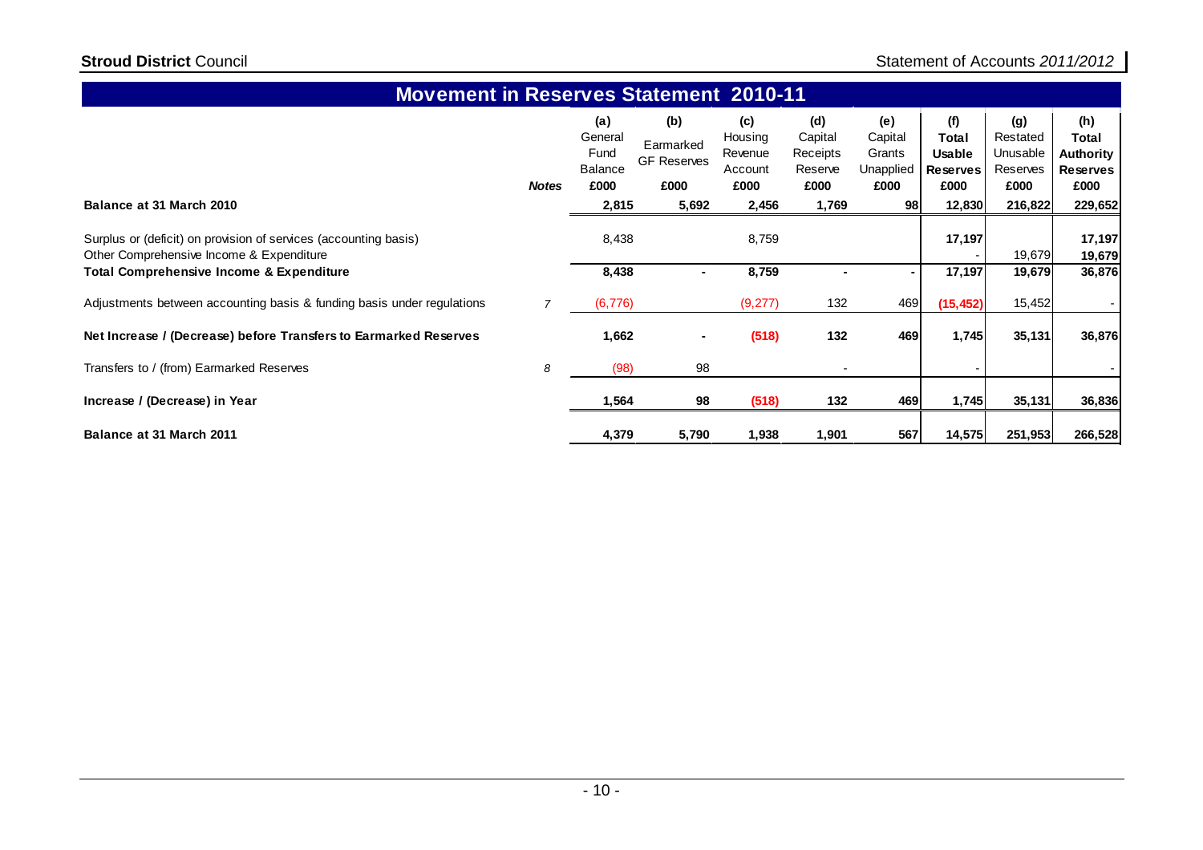## Movement in Reserves Statement 2010-11

| | Notes | (a) General Fund Balance £000 | (b) Earmarked GF Reserves £000 | (c) Housing Revenue Account £000 | (d) Capital Receipts Reserve £000 | (e) Capital Grants Unapplied £000 | (f) **Total Usable Reserves** £000 | (g) Restated Unusable Reserves £000 | (h) **Total Authority Reserves** £000 |
|---|---|---|---|---|---|---|---|---|---|
| **Balance at 31 March 2010** | | **2,815** | **5,692** | **2,456** | **1,769** | **98** | **12,830** | **216,822** | **229,652** |
| Surplus or (deficit) on provision of services (accounting basis) | | 8,438 | | 8,759 | | | **17,197** | | **17,197** |
| Other Comprehensive Income & Expenditure | | | | | | | - | 19,679 | **19,679** |
| **Total Comprehensive Income & Expenditure** | | **8,438** | **-** | **8,759** | **-** | **-** | **17,197** | **19,679** | **36,876** |
| Adjustments between accounting basis & funding basis under regulations | 7 | (6,776) | | (9,277) | 132 | 469 | **(15,452)** | 15,452 | - |
| **Net Increase / (Decrease) before Transfers to Earmarked Reserves** | | **1,662** | **-** | **(518)** | **132** | **469** | **1,745** | **35,131** | **36,876** |
| Transfers to / (from) Earmarked Reserves | 8 | (98) | 98 | | - | | - | | - |
| **Increase / (Decrease) in Year** | | **1,564** | **98** | **(518)** | **132** | **469** | **1,745** | **35,131** | **36,836** |
| **Balance at 31 March 2011** | | **4,379** | **5,790** | **1,938** | **1,901** | **567** | **14,575** | **251,953** | **266,528** |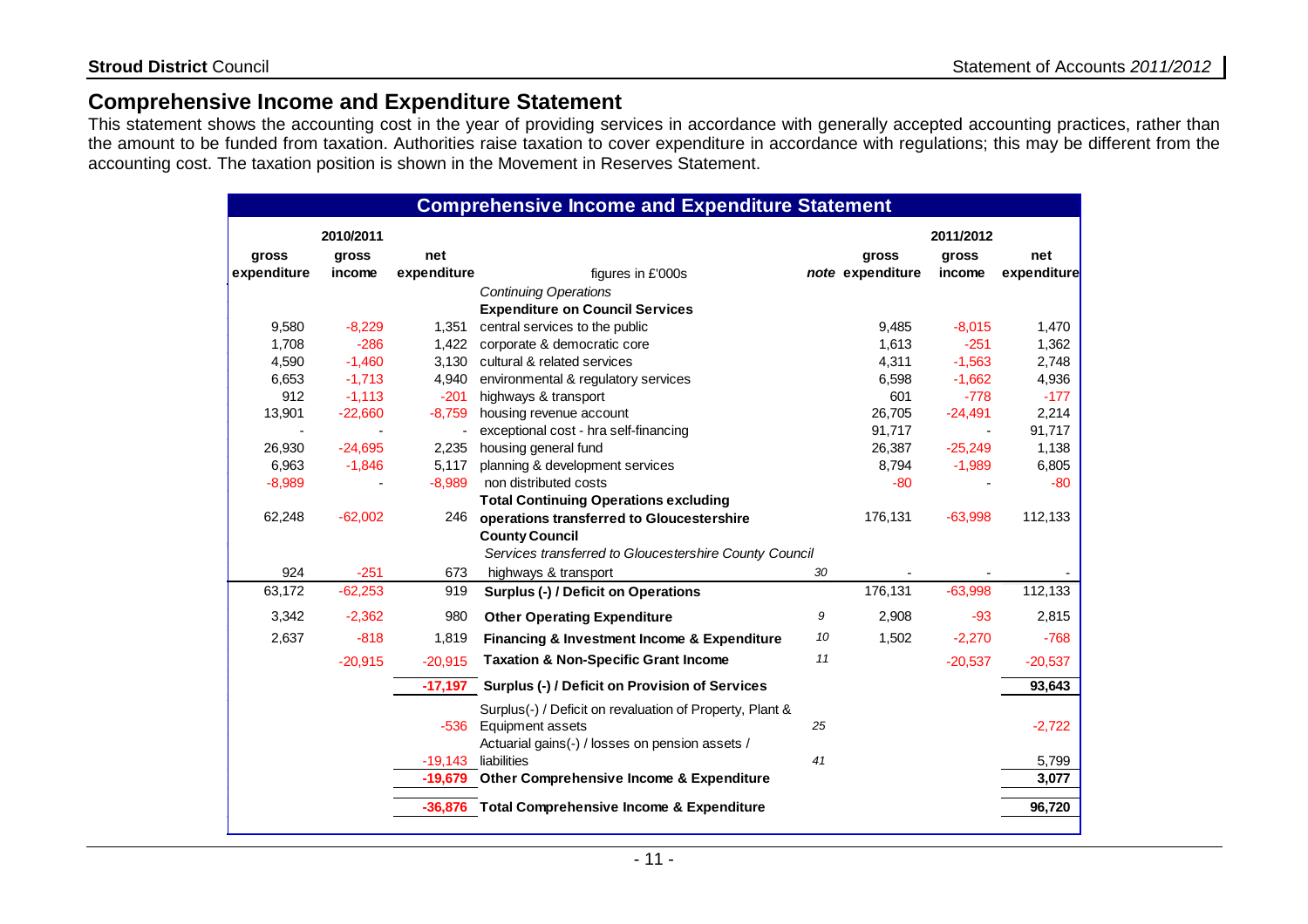## Comprehensive Income and Expenditure Statement

This statement shows the accounting cost in the year of providing services in accordance with generally accepted accounting practices, rather than the amount to be funded from taxation. Authorities raise taxation to cover expenditure in accordance with regulations; this may be different from the accounting cost. The taxation position is shown in the Movement in Reserves Statement.

**Comprehensive Income and Expenditure Statement**

| 2010/2011 gross expenditure | 2010/2011 gross income | 2010/2011 net expenditure | figures in £'000s | note | 2011/2012 gross expenditure | 2011/2012 gross income | 2011/2012 net expenditure |
|---|---|---|---|---|---|---|---|
| | | | *Continuing Operations* | | | | |
| | | | **Expenditure on Council Services** | | | | |
| 9,580 | -8,229 | 1,351 | central services to the public | | 9,485 | -8,015 | 1,470 |
| 1,708 | -286 | 1,422 | corporate & democratic core | | 1,613 | -251 | 1,362 |
| 4,590 | -1,460 | 3,130 | cultural & related services | | 4,311 | -1,563 | 2,748 |
| 6,653 | -1,713 | 4,940 | environmental & regulatory services | | 6,598 | -1,662 | 4,936 |
| 912 | -1,113 | -201 | highways & transport | | 601 | -778 | -177 |
| 13,901 | -22,660 | -8,759 | housing revenue account | | 26,705 | -24,491 | 2,214 |
| - | - | - | exceptional cost - hra self-financing | | 91,717 | - | 91,717 |
| 26,930 | -24,695 | 2,235 | housing general fund | | 26,387 | -25,249 | 1,138 |
| 6,963 | -1,846 | 5,117 | planning & development services | | 8,794 | -1,989 | 6,805 |
| -8,989 | - | -8,989 | non distributed costs | | -80 | - | -80 |
| 62,248 | -62,002 | 246 | **Total Continuing Operations excluding operations transferred to Gloucestershire County Council** | | 176,131 | -63,998 | 112,133 |
| | | | *Services transferred to Gloucestershire County Council* | | | | |
| 924 | -251 | 673 | highways & transport | 30 | - | - | - |
| 63,172 | -62,253 | 919 | **Surplus (-) / Deficit on Operations** | | 176,131 | -63,998 | 112,133 |
| 3,342 | -2,362 | 980 | **Other Operating Expenditure** | 9 | 2,908 | -93 | 2,815 |
| 2,637 | -818 | 1,819 | **Financing & Investment Income & Expenditure** | 10 | 1,502 | -2,270 | -768 |
| | -20,915 | -20,915 | **Taxation & Non-Specific Grant Income** | 11 | | -20,537 | -20,537 |
| | | **-17,197** | **Surplus (-) / Deficit on Provision of Services** | | | | **93,643** |
| | | -536 | Surplus(-) / Deficit on revaluation of Property, Plant & Equipment assets | 25 | | | -2,722 |
| | | -19,143 | Actuarial gains(-) / losses on pension assets / liabilities | 41 | | | 5,799 |
| | | **-19,679** | **Other Comprehensive Income & Expenditure** | | | | **3,077** |
| | | **-36,876** | **Total Comprehensive Income & Expenditure** | | | | **96,720** |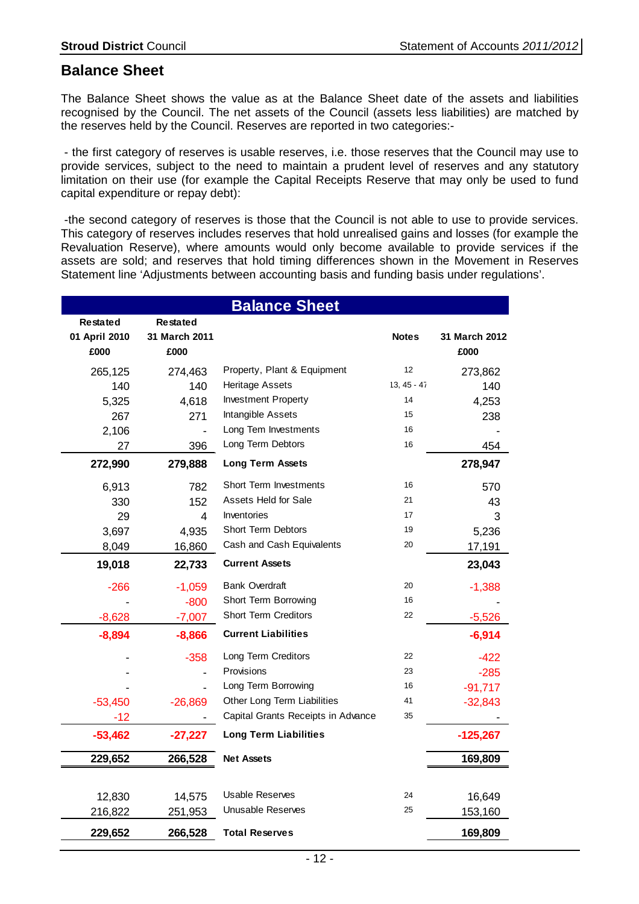## Balance Sheet

The Balance Sheet shows the value as at the Balance Sheet date of the assets and liabilities recognised by the Council. The net assets of the Council (assets less liabilities) are matched by the reserves held by the Council. Reserves are reported in two categories:-

- the first category of reserves is usable reserves, i.e. those reserves that the Council may use to provide services, subject to the need to maintain a prudent level of reserves and any statutory limitation on their use (for example the Capital Receipts Reserve that may only be used to fund capital expenditure or repay debt):

-the second category of reserves is those that the Council is not able to use to provide services. This category of reserves includes reserves that hold unrealised gains and losses (for example the Revaluation Reserve), where amounts would only become available to provide services if the assets are sold; and reserves that hold timing differences shown in the Movement in Reserves Statement line 'Adjustments between accounting basis and funding basis under regulations'.

| Restated 01 April 2010 £000 | Restated 31 March 2011 £000 | Balance Sheet | Notes | 31 March 2012 £000 |
|---|---|---|---|---|
| 265,125 | 274,463 | Property, Plant & Equipment | 12 | 273,862 |
| 140 | 140 | Heritage Assets | 13, 45 - 47 | 140 |
| 5,325 | 4,618 | Investment Property | 14 | 4,253 |
| 267 | 271 | Intangible Assets | 15 | 238 |
| 2,106 | - | Long Tem Investments | 16 | - |
| 27 | 396 | Long Term Debtors | 16 | 454 |
| **272,990** | **279,888** | **Long Term Assets** | | **278,947** |
| 6,913 | 782 | Short Term Investments | 16 | 570 |
| 330 | 152 | Assets Held for Sale | 21 | 43 |
| 29 | 4 | Inventories | 17 | 3 |
| 3,697 | 4,935 | Short Term Debtors | 19 | 5,236 |
| 8,049 | 16,860 | Cash and Cash Equivalents | 20 | 17,191 |
| **19,018** | **22,733** | **Current Assets** | | **23,043** |
| -266 | -1,059 | Bank Overdraft | 20 | -1,388 |
| - | -800 | Short Term Borrowing | 16 | - |
| -8,628 | -7,007 | Short Term Creditors | 22 | -5,526 |
| **-8,894** | **-8,866** | **Current Liabilities** | | **-6,914** |
| - | -358 | Long Term Creditors | 22 | -422 |
| - | - | Provisions | 23 | -285 |
| - | - | Long Term Borrowing | 16 | -91,717 |
| -53,450 | -26,869 | Other Long Term Liabilities | 41 | -32,843 |
| -12 | - | Capital Grants Receipts in Advance | 35 | - |
| **-53,462** | **-27,227** | **Long Term Liabilities** | | **-125,267** |
| **229,652** | **266,528** | **Net Assets** | | **169,809** |
| 12,830 | 14,575 | Usable Reserves | 24 | 16,649 |
| 216,822 | 251,953 | Unusable Reserves | 25 | 153,160 |
| **229,652** | **266,528** | **Total Reserves** | | **169,809** |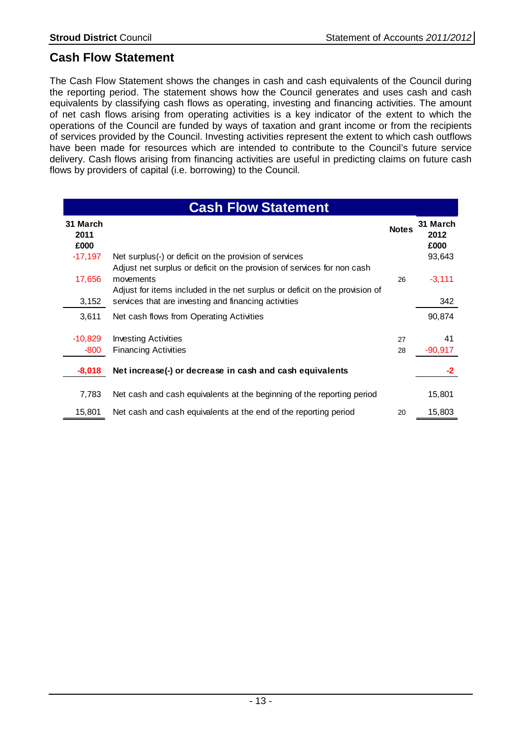## Cash Flow Statement

The Cash Flow Statement shows the changes in cash and cash equivalents of the Council during the reporting period. The statement shows how the Council generates and uses cash and cash equivalents by classifying cash flows as operating, investing and financing activities. The amount of net cash flows arising from operating activities is a key indicator of the extent to which the operations of the Council are funded by ways of taxation and grant income or from the recipients of services provided by the Council. Investing activities represent the extent to which cash outflows have been made for resources which are intended to contribute to the Council's future service delivery. Cash flows arising from financing activities are useful in predicting claims on future cash flows by providers of capital (i.e. borrowing) to the Council.

| 31 March 2011 £000 | Cash Flow Statement | Notes | 31 March 2012 £000 |
|---|---|---|---|
| -17,197 | Net surplus(-) or deficit on the provision of services | | 93,643 |
| 17,656 | Adjust net surplus or deficit on the provision of services for non cash movements | 26 | -3,111 |
| 3,152 | Adjust for items included in the net surplus or deficit on the provision of services that are investing and financing activities | | 342 |
| 3,611 | Net cash flows from Operating Activities | | 90,874 |
| -10,829 | Investing Activities | 27 | 41 |
| -800 | Financing Activities | 28 | -90,917 |
| **-8,018** | **Net increase(-) or decrease in cash and cash equivalents** | | **-2** |
| 7,783 | Net cash and cash equivalents at the beginning of the reporting period | | 15,801 |
| 15,801 | Net cash and cash equivalents at the end of the reporting period | 20 | 15,803 |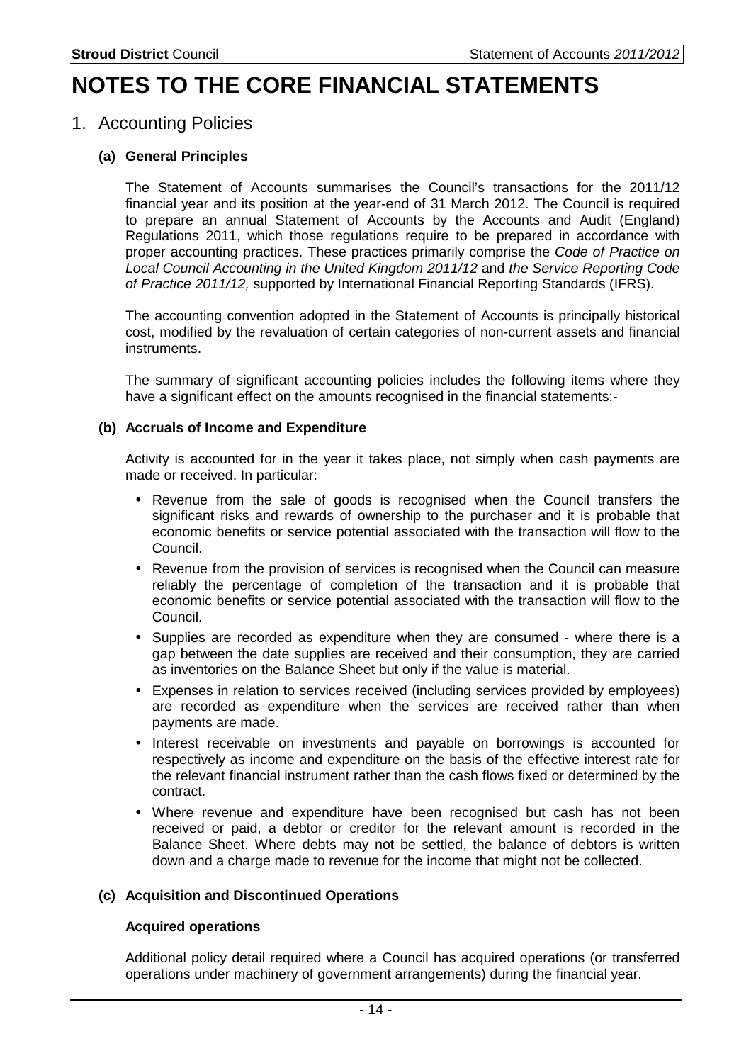# NOTES TO THE CORE FINANCIAL STATEMENTS

## 1. Accounting Policies

### (a) General Principles

The Statement of Accounts summarises the Council's transactions for the 2011/12 financial year and its position at the year-end of 31 March 2012. The Council is required to prepare an annual Statement of Accounts by the Accounts and Audit (England) Regulations 2011, which those regulations require to be prepared in accordance with proper accounting practices. These practices primarily comprise the *Code of Practice on Local Council Accounting in the United Kingdom 2011/12* and *the Service Reporting Code of Practice 2011/12,* supported by International Financial Reporting Standards (IFRS).

The accounting convention adopted in the Statement of Accounts is principally historical cost, modified by the revaluation of certain categories of non-current assets and financial instruments.

The summary of significant accounting policies includes the following items where they have a significant effect on the amounts recognised in the financial statements:-

### (b) Accruals of Income and Expenditure

Activity is accounted for in the year it takes place, not simply when cash payments are made or received. In particular:

- Revenue from the sale of goods is recognised when the Council transfers the significant risks and rewards of ownership to the purchaser and it is probable that economic benefits or service potential associated with the transaction will flow to the Council.
- Revenue from the provision of services is recognised when the Council can measure reliably the percentage of completion of the transaction and it is probable that economic benefits or service potential associated with the transaction will flow to the Council.
- Supplies are recorded as expenditure when they are consumed - where there is a gap between the date supplies are received and their consumption, they are carried as inventories on the Balance Sheet but only if the value is material.
- Expenses in relation to services received (including services provided by employees) are recorded as expenditure when the services are received rather than when payments are made.
- Interest receivable on investments and payable on borrowings is accounted for respectively as income and expenditure on the basis of the effective interest rate for the relevant financial instrument rather than the cash flows fixed or determined by the contract.
- Where revenue and expenditure have been recognised but cash has not been received or paid, a debtor or creditor for the relevant amount is recorded in the Balance Sheet. Where debts may not be settled, the balance of debtors is written down and a charge made to revenue for the income that might not be collected.

### (c) Acquisition and Discontinued Operations

**Acquired operations**

Additional policy detail required where a Council has acquired operations (or transferred operations under machinery of government arrangements) during the financial year.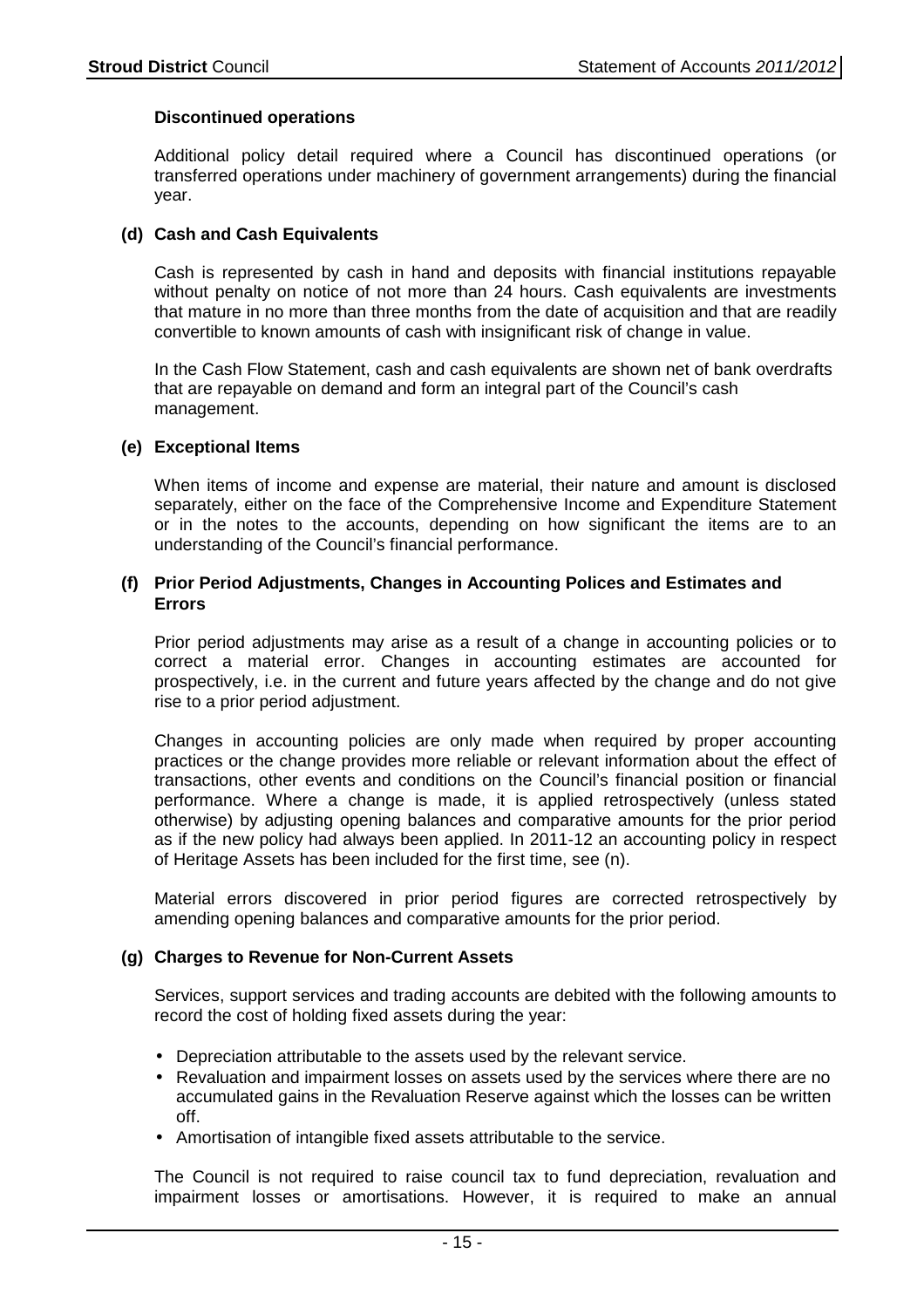**Discontinued operations**

Additional policy detail required where a Council has discontinued operations (or transferred operations under machinery of government arrangements) during the financial year.

**(d) Cash and Cash Equivalents**

Cash is represented by cash in hand and deposits with financial institutions repayable without penalty on notice of not more than 24 hours. Cash equivalents are investments that mature in no more than three months from the date of acquisition and that are readily convertible to known amounts of cash with insignificant risk of change in value.

In the Cash Flow Statement, cash and cash equivalents are shown net of bank overdrafts that are repayable on demand and form an integral part of the Council's cash management.

**(e) Exceptional Items**

When items of income and expense are material, their nature and amount is disclosed separately, either on the face of the Comprehensive Income and Expenditure Statement or in the notes to the accounts, depending on how significant the items are to an understanding of the Council's financial performance.

**(f) Prior Period Adjustments, Changes in Accounting Polices and Estimates and Errors**

Prior period adjustments may arise as a result of a change in accounting policies or to correct a material error. Changes in accounting estimates are accounted for prospectively, i.e. in the current and future years affected by the change and do not give rise to a prior period adjustment.

Changes in accounting policies are only made when required by proper accounting practices or the change provides more reliable or relevant information about the effect of transactions, other events and conditions on the Council's financial position or financial performance. Where a change is made, it is applied retrospectively (unless stated otherwise) by adjusting opening balances and comparative amounts for the prior period as if the new policy had always been applied. In 2011-12 an accounting policy in respect of Heritage Assets has been included for the first time, see (n).

Material errors discovered in prior period figures are corrected retrospectively by amending opening balances and comparative amounts for the prior period.

**(g) Charges to Revenue for Non-Current Assets**

Services, support services and trading accounts are debited with the following amounts to record the cost of holding fixed assets during the year:

- Depreciation attributable to the assets used by the relevant service.
- Revaluation and impairment losses on assets used by the services where there are no accumulated gains in the Revaluation Reserve against which the losses can be written off.
- Amortisation of intangible fixed assets attributable to the service.

The Council is not required to raise council tax to fund depreciation, revaluation and impairment losses or amortisations. However, it is required to make an annual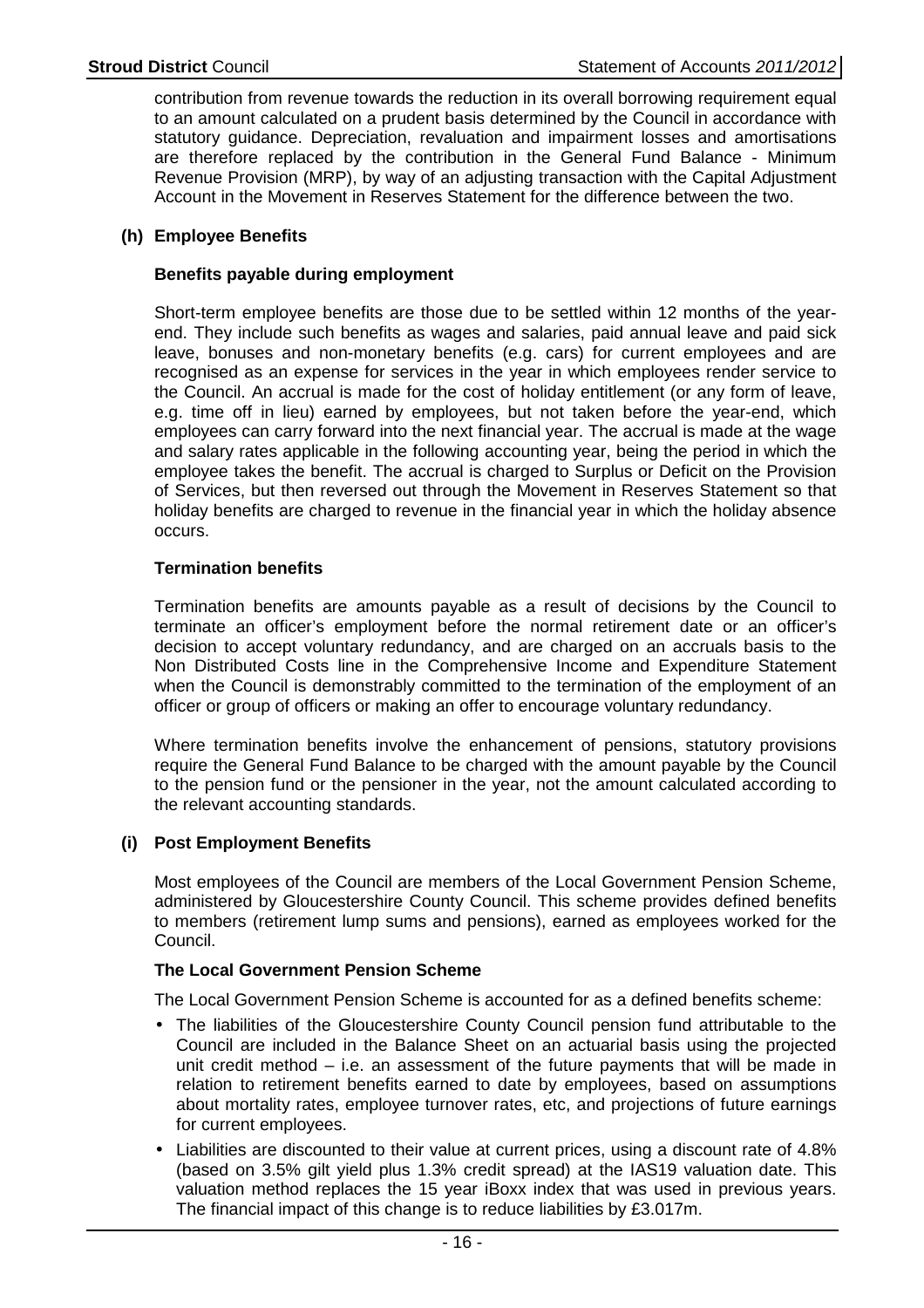contribution from revenue towards the reduction in its overall borrowing requirement equal to an amount calculated on a prudent basis determined by the Council in accordance with statutory guidance. Depreciation, revaluation and impairment losses and amortisations are therefore replaced by the contribution in the General Fund Balance - Minimum Revenue Provision (MRP), by way of an adjusting transaction with the Capital Adjustment Account in the Movement in Reserves Statement for the difference between the two.

### (h) Employee Benefits

#### Benefits payable during employment

Short-term employee benefits are those due to be settled within 12 months of the year-end. They include such benefits as wages and salaries, paid annual leave and paid sick leave, bonuses and non-monetary benefits (e.g. cars) for current employees and are recognised as an expense for services in the year in which employees render service to the Council. An accrual is made for the cost of holiday entitlement (or any form of leave, e.g. time off in lieu) earned by employees, but not taken before the year-end, which employees can carry forward into the next financial year. The accrual is made at the wage and salary rates applicable in the following accounting year, being the period in which the employee takes the benefit. The accrual is charged to Surplus or Deficit on the Provision of Services, but then reversed out through the Movement in Reserves Statement so that holiday benefits are charged to revenue in the financial year in which the holiday absence occurs.

#### Termination benefits

Termination benefits are amounts payable as a result of decisions by the Council to terminate an officer's employment before the normal retirement date or an officer's decision to accept voluntary redundancy, and are charged on an accruals basis to the Non Distributed Costs line in the Comprehensive Income and Expenditure Statement when the Council is demonstrably committed to the termination of the employment of an officer or group of officers or making an offer to encourage voluntary redundancy.

Where termination benefits involve the enhancement of pensions, statutory provisions require the General Fund Balance to be charged with the amount payable by the Council to the pension fund or the pensioner in the year, not the amount calculated according to the relevant accounting standards.

### (i) Post Employment Benefits

Most employees of the Council are members of the Local Government Pension Scheme, administered by Gloucestershire County Council. This scheme provides defined benefits to members (retirement lump sums and pensions), earned as employees worked for the Council.

#### The Local Government Pension Scheme

The Local Government Pension Scheme is accounted for as a defined benefits scheme:

- The liabilities of the Gloucestershire County Council pension fund attributable to the Council are included in the Balance Sheet on an actuarial basis using the projected unit credit method – i.e. an assessment of the future payments that will be made in relation to retirement benefits earned to date by employees, based on assumptions about mortality rates, employee turnover rates, etc, and projections of future earnings for current employees.
- Liabilities are discounted to their value at current prices, using a discount rate of 4.8% (based on 3.5% gilt yield plus 1.3% credit spread) at the IAS19 valuation date. This valuation method replaces the 15 year iBoxx index that was used in previous years. The financial impact of this change is to reduce liabilities by £3.017m.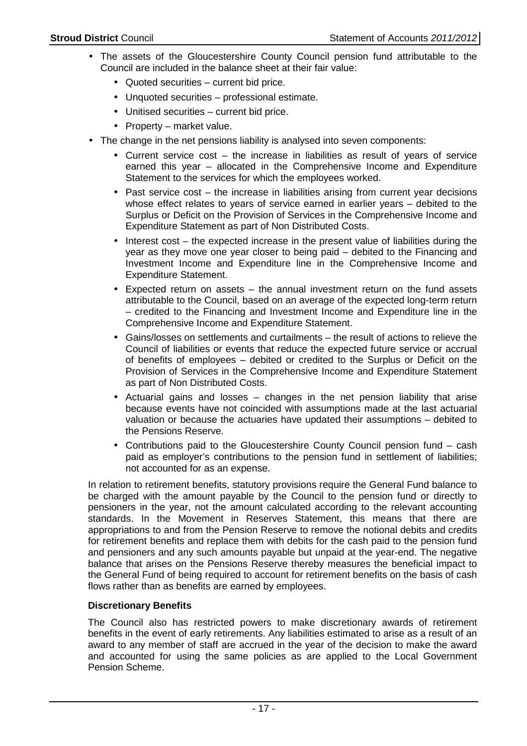- The assets of the Gloucestershire County Council pension fund attributable to the Council are included in the balance sheet at their fair value:
  - Quoted securities – current bid price.
  - Unquoted securities – professional estimate.
  - Unitised securities – current bid price.
  - Property – market value.
- The change in the net pensions liability is analysed into seven components:
  - Current service cost – the increase in liabilities as result of years of service earned this year – allocated in the Comprehensive Income and Expenditure Statement to the services for which the employees worked.
  - Past service cost – the increase in liabilities arising from current year decisions whose effect relates to years of service earned in earlier years – debited to the Surplus or Deficit on the Provision of Services in the Comprehensive Income and Expenditure Statement as part of Non Distributed Costs.
  - Interest cost – the expected increase in the present value of liabilities during the year as they move one year closer to being paid – debited to the Financing and Investment Income and Expenditure line in the Comprehensive Income and Expenditure Statement.
  - Expected return on assets – the annual investment return on the fund assets attributable to the Council, based on an average of the expected long-term return – credited to the Financing and Investment Income and Expenditure line in the Comprehensive Income and Expenditure Statement.
  - Gains/losses on settlements and curtailments – the result of actions to relieve the Council of liabilities or events that reduce the expected future service or accrual of benefits of employees – debited or credited to the Surplus or Deficit on the Provision of Services in the Comprehensive Income and Expenditure Statement as part of Non Distributed Costs.
  - Actuarial gains and losses – changes in the net pension liability that arise because events have not coincided with assumptions made at the last actuarial valuation or because the actuaries have updated their assumptions – debited to the Pensions Reserve.
  - Contributions paid to the Gloucestershire County Council pension fund – cash paid as employer's contributions to the pension fund in settlement of liabilities; not accounted for as an expense.

In relation to retirement benefits, statutory provisions require the General Fund balance to be charged with the amount payable by the Council to the pension fund or directly to pensioners in the year, not the amount calculated according to the relevant accounting standards. In the Movement in Reserves Statement, this means that there are appropriations to and from the Pension Reserve to remove the notional debits and credits for retirement benefits and replace them with debits for the cash paid to the pension fund and pensioners and any such amounts payable but unpaid at the year-end. The negative balance that arises on the Pensions Reserve thereby measures the beneficial impact to the General Fund of being required to account for retirement benefits on the basis of cash flows rather than as benefits are earned by employees.

**Discretionary Benefits**

The Council also has restricted powers to make discretionary awards of retirement benefits in the event of early retirements. Any liabilities estimated to arise as a result of an award to any member of staff are accrued in the year of the decision to make the award and accounted for using the same policies as are applied to the Local Government Pension Scheme.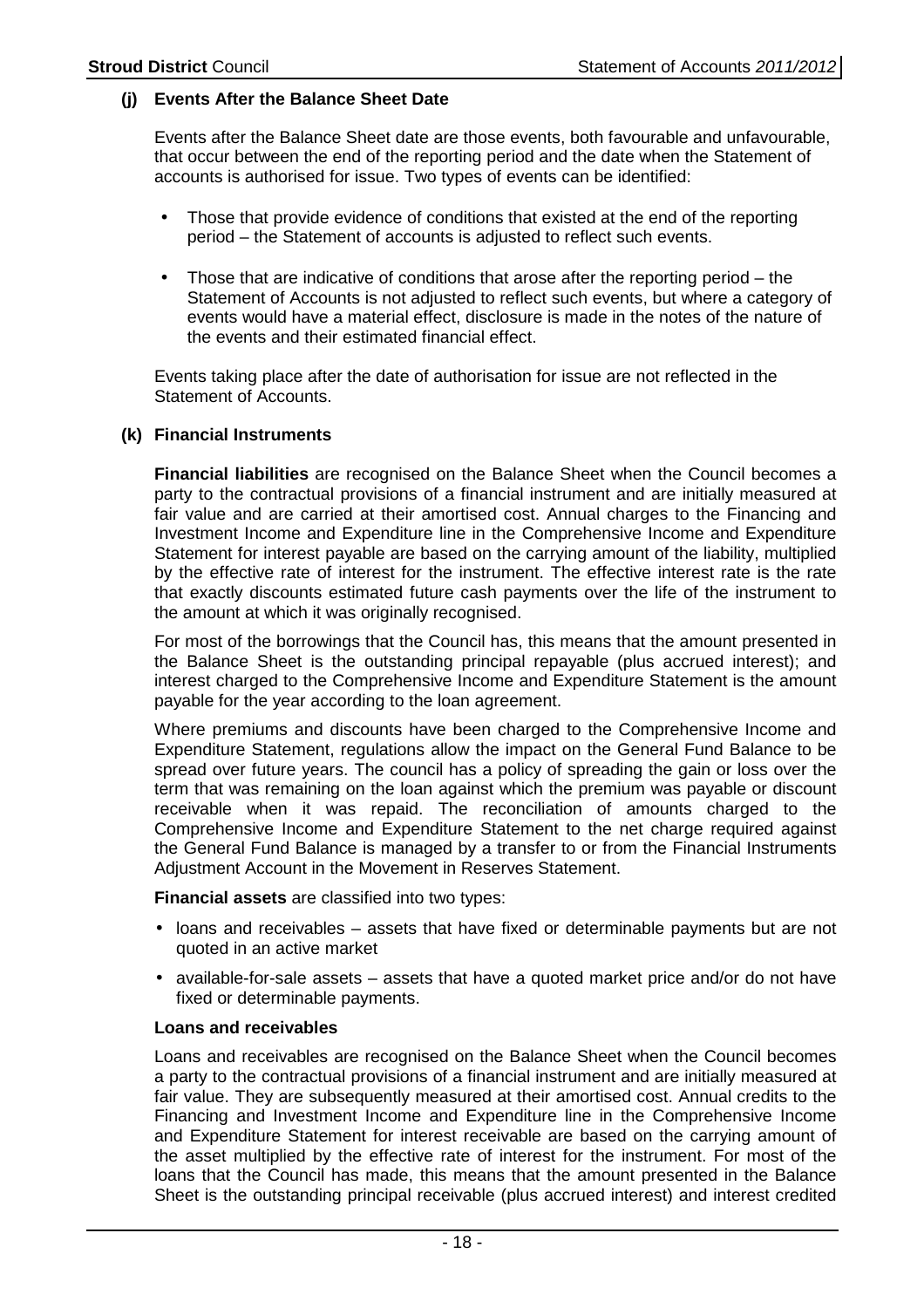### (j) Events After the Balance Sheet Date

Events after the Balance Sheet date are those events, both favourable and unfavourable, that occur between the end of the reporting period and the date when the Statement of accounts is authorised for issue. Two types of events can be identified:

- Those that provide evidence of conditions that existed at the end of the reporting period – the Statement of accounts is adjusted to reflect such events.
- Those that are indicative of conditions that arose after the reporting period – the Statement of Accounts is not adjusted to reflect such events, but where a category of events would have a material effect, disclosure is made in the notes of the nature of the events and their estimated financial effect.

Events taking place after the date of authorisation for issue are not reflected in the Statement of Accounts.

### (k) Financial Instruments

**Financial liabilities** are recognised on the Balance Sheet when the Council becomes a party to the contractual provisions of a financial instrument and are initially measured at fair value and are carried at their amortised cost. Annual charges to the Financing and Investment Income and Expenditure line in the Comprehensive Income and Expenditure Statement for interest payable are based on the carrying amount of the liability, multiplied by the effective rate of interest for the instrument. The effective interest rate is the rate that exactly discounts estimated future cash payments over the life of the instrument to the amount at which it was originally recognised.

For most of the borrowings that the Council has, this means that the amount presented in the Balance Sheet is the outstanding principal repayable (plus accrued interest); and interest charged to the Comprehensive Income and Expenditure Statement is the amount payable for the year according to the loan agreement.

Where premiums and discounts have been charged to the Comprehensive Income and Expenditure Statement, regulations allow the impact on the General Fund Balance to be spread over future years. The council has a policy of spreading the gain or loss over the term that was remaining on the loan against which the premium was payable or discount receivable when it was repaid. The reconciliation of amounts charged to the Comprehensive Income and Expenditure Statement to the net charge required against the General Fund Balance is managed by a transfer to or from the Financial Instruments Adjustment Account in the Movement in Reserves Statement.

**Financial assets** are classified into two types:

- loans and receivables – assets that have fixed or determinable payments but are not quoted in an active market
- available-for-sale assets – assets that have a quoted market price and/or do not have fixed or determinable payments.

**Loans and receivables**

Loans and receivables are recognised on the Balance Sheet when the Council becomes a party to the contractual provisions of a financial instrument and are initially measured at fair value. They are subsequently measured at their amortised cost. Annual credits to the Financing and Investment Income and Expenditure line in the Comprehensive Income and Expenditure Statement for interest receivable are based on the carrying amount of the asset multiplied by the effective rate of interest for the instrument. For most of the loans that the Council has made, this means that the amount presented in the Balance Sheet is the outstanding principal receivable (plus accrued interest) and interest credited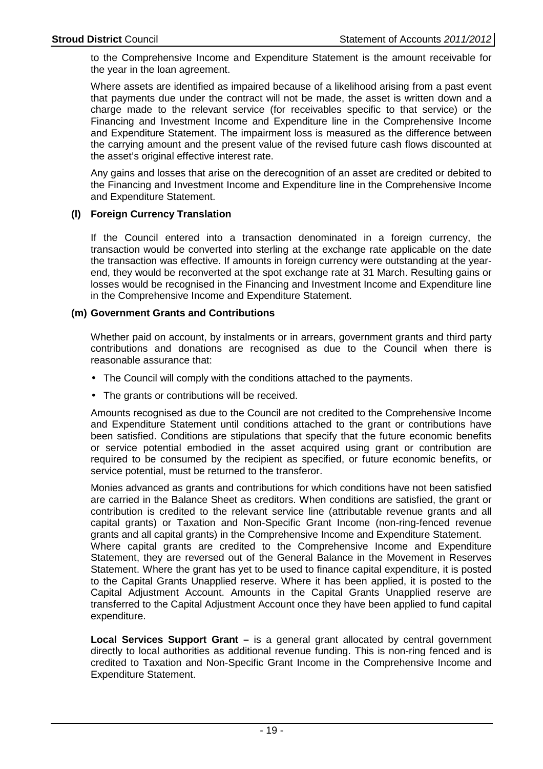to the Comprehensive Income and Expenditure Statement is the amount receivable for the year in the loan agreement.

Where assets are identified as impaired because of a likelihood arising from a past event that payments due under the contract will not be made, the asset is written down and a charge made to the relevant service (for receivables specific to that service) or the Financing and Investment Income and Expenditure line in the Comprehensive Income and Expenditure Statement. The impairment loss is measured as the difference between the carrying amount and the present value of the revised future cash flows discounted at the asset's original effective interest rate.

Any gains and losses that arise on the derecognition of an asset are credited or debited to the Financing and Investment Income and Expenditure line in the Comprehensive Income and Expenditure Statement.

### (l) Foreign Currency Translation

If the Council entered into a transaction denominated in a foreign currency, the transaction would be converted into sterling at the exchange rate applicable on the date the transaction was effective. If amounts in foreign currency were outstanding at the year-end, they would be reconverted at the spot exchange rate at 31 March. Resulting gains or losses would be recognised in the Financing and Investment Income and Expenditure line in the Comprehensive Income and Expenditure Statement.

### (m) Government Grants and Contributions

Whether paid on account, by instalments or in arrears, government grants and third party contributions and donations are recognised as due to the Council when there is reasonable assurance that:

- The Council will comply with the conditions attached to the payments.
- The grants or contributions will be received.

Amounts recognised as due to the Council are not credited to the Comprehensive Income and Expenditure Statement until conditions attached to the grant or contributions have been satisfied. Conditions are stipulations that specify that the future economic benefits or service potential embodied in the asset acquired using grant or contribution are required to be consumed by the recipient as specified, or future economic benefits, or service potential, must be returned to the transferor.

Monies advanced as grants and contributions for which conditions have not been satisfied are carried in the Balance Sheet as creditors. When conditions are satisfied, the grant or contribution is credited to the relevant service line (attributable revenue grants and all capital grants) or Taxation and Non-Specific Grant Income (non-ring-fenced revenue grants and all capital grants) in the Comprehensive Income and Expenditure Statement.
Where capital grants are credited to the Comprehensive Income and Expenditure Statement, they are reversed out of the General Balance in the Movement in Reserves Statement. Where the grant has yet to be used to finance capital expenditure, it is posted to the Capital Grants Unapplied reserve. Where it has been applied, it is posted to the Capital Adjustment Account. Amounts in the Capital Grants Unapplied reserve are transferred to the Capital Adjustment Account once they have been applied to fund capital expenditure.

**Local Services Support Grant –** is a general grant allocated by central government directly to local authorities as additional revenue funding. This is non-ring fenced and is credited to Taxation and Non-Specific Grant Income in the Comprehensive Income and Expenditure Statement.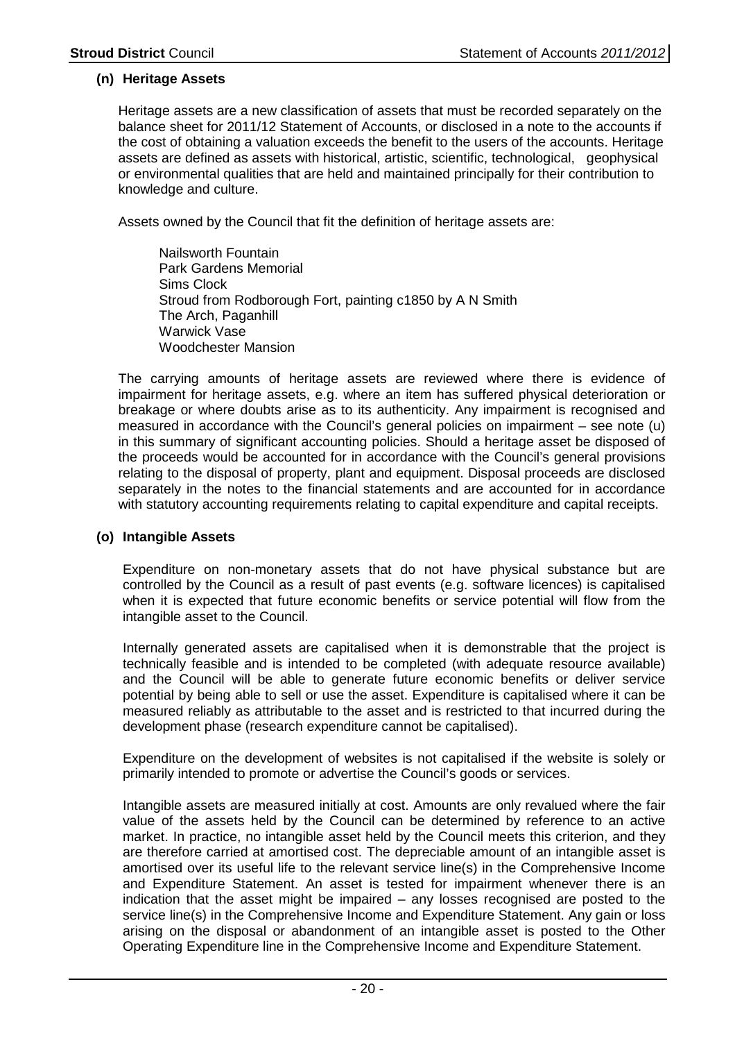### (n) Heritage Assets

Heritage assets are a new classification of assets that must be recorded separately on the balance sheet for 2011/12 Statement of Accounts, or disclosed in a note to the accounts if the cost of obtaining a valuation exceeds the benefit to the users of the accounts. Heritage assets are defined as assets with historical, artistic, scientific, technological, geophysical or environmental qualities that are held and maintained principally for their contribution to knowledge and culture.

Assets owned by the Council that fit the definition of heritage assets are:

Nailsworth Fountain
Park Gardens Memorial
Sims Clock
Stroud from Rodborough Fort, painting c1850 by A N Smith
The Arch, Paganhill
Warwick Vase
Woodchester Mansion

The carrying amounts of heritage assets are reviewed where there is evidence of impairment for heritage assets, e.g. where an item has suffered physical deterioration or breakage or where doubts arise as to its authenticity. Any impairment is recognised and measured in accordance with the Council's general policies on impairment – see note (u) in this summary of significant accounting policies. Should a heritage asset be disposed of the proceeds would be accounted for in accordance with the Council's general provisions relating to the disposal of property, plant and equipment. Disposal proceeds are disclosed separately in the notes to the financial statements and are accounted for in accordance with statutory accounting requirements relating to capital expenditure and capital receipts.

### (o) Intangible Assets

Expenditure on non-monetary assets that do not have physical substance but are controlled by the Council as a result of past events (e.g. software licences) is capitalised when it is expected that future economic benefits or service potential will flow from the intangible asset to the Council.

Internally generated assets are capitalised when it is demonstrable that the project is technically feasible and is intended to be completed (with adequate resource available) and the Council will be able to generate future economic benefits or deliver service potential by being able to sell or use the asset. Expenditure is capitalised where it can be measured reliably as attributable to the asset and is restricted to that incurred during the development phase (research expenditure cannot be capitalised).

Expenditure on the development of websites is not capitalised if the website is solely or primarily intended to promote or advertise the Council's goods or services.

Intangible assets are measured initially at cost. Amounts are only revalued where the fair value of the assets held by the Council can be determined by reference to an active market. In practice, no intangible asset held by the Council meets this criterion, and they are therefore carried at amortised cost. The depreciable amount of an intangible asset is amortised over its useful life to the relevant service line(s) in the Comprehensive Income and Expenditure Statement. An asset is tested for impairment whenever there is an indication that the asset might be impaired – any losses recognised are posted to the service line(s) in the Comprehensive Income and Expenditure Statement. Any gain or loss arising on the disposal or abandonment of an intangible asset is posted to the Other Operating Expenditure line in the Comprehensive Income and Expenditure Statement.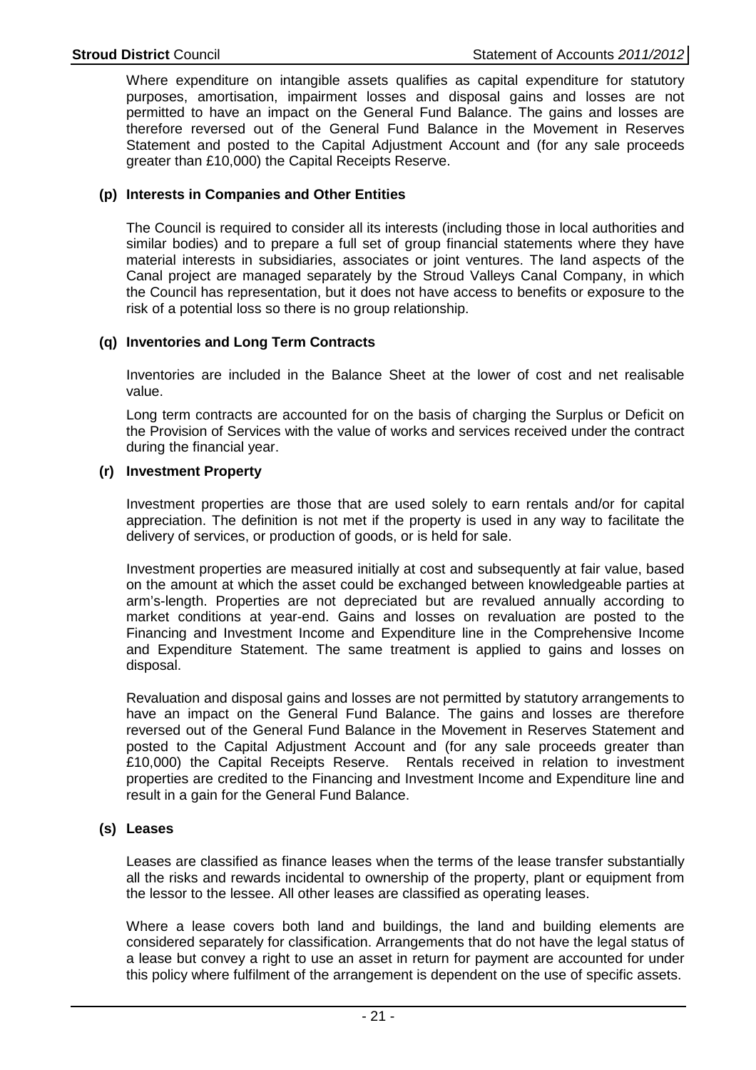Where expenditure on intangible assets qualifies as capital expenditure for statutory purposes, amortisation, impairment losses and disposal gains and losses are not permitted to have an impact on the General Fund Balance. The gains and losses are therefore reversed out of the General Fund Balance in the Movement in Reserves Statement and posted to the Capital Adjustment Account and (for any sale proceeds greater than £10,000) the Capital Receipts Reserve.

### (p) Interests in Companies and Other Entities

The Council is required to consider all its interests (including those in local authorities and similar bodies) and to prepare a full set of group financial statements where they have material interests in subsidiaries, associates or joint ventures. The land aspects of the Canal project are managed separately by the Stroud Valleys Canal Company, in which the Council has representation, but it does not have access to benefits or exposure to the risk of a potential loss so there is no group relationship.

### (q) Inventories and Long Term Contracts

Inventories are included in the Balance Sheet at the lower of cost and net realisable value.

Long term contracts are accounted for on the basis of charging the Surplus or Deficit on the Provision of Services with the value of works and services received under the contract during the financial year.

### (r) Investment Property

Investment properties are those that are used solely to earn rentals and/or for capital appreciation. The definition is not met if the property is used in any way to facilitate the delivery of services, or production of goods, or is held for sale.

Investment properties are measured initially at cost and subsequently at fair value, based on the amount at which the asset could be exchanged between knowledgeable parties at arm's-length. Properties are not depreciated but are revalued annually according to market conditions at year-end. Gains and losses on revaluation are posted to the Financing and Investment Income and Expenditure line in the Comprehensive Income and Expenditure Statement. The same treatment is applied to gains and losses on disposal.

Revaluation and disposal gains and losses are not permitted by statutory arrangements to have an impact on the General Fund Balance. The gains and losses are therefore reversed out of the General Fund Balance in the Movement in Reserves Statement and posted to the Capital Adjustment Account and (for any sale proceeds greater than £10,000) the Capital Receipts Reserve. Rentals received in relation to investment properties are credited to the Financing and Investment Income and Expenditure line and result in a gain for the General Fund Balance.

### (s) Leases

Leases are classified as finance leases when the terms of the lease transfer substantially all the risks and rewards incidental to ownership of the property, plant or equipment from the lessor to the lessee. All other leases are classified as operating leases.

Where a lease covers both land and buildings, the land and building elements are considered separately for classification. Arrangements that do not have the legal status of a lease but convey a right to use an asset in return for payment are accounted for under this policy where fulfilment of the arrangement is dependent on the use of specific assets.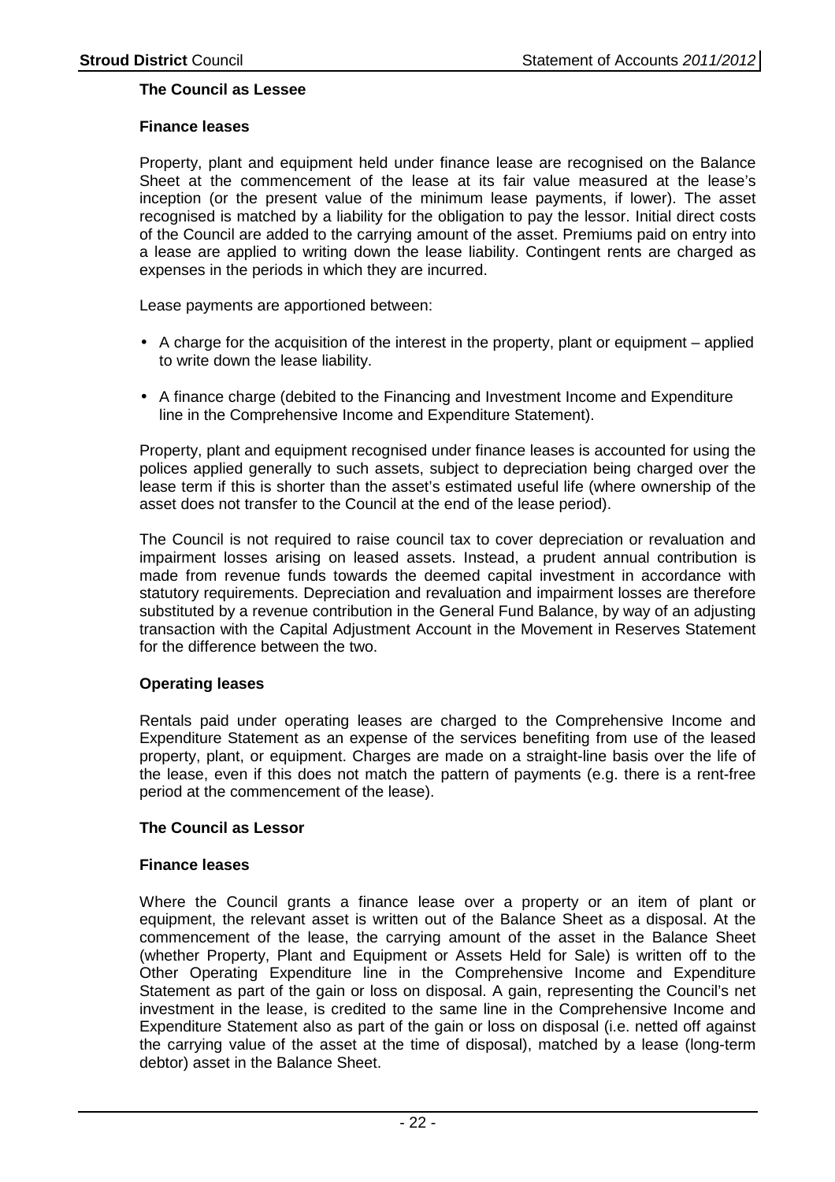**The Council as Lessee**

**Finance leases**

Property, plant and equipment held under finance lease are recognised on the Balance Sheet at the commencement of the lease at its fair value measured at the lease's inception (or the present value of the minimum lease payments, if lower). The asset recognised is matched by a liability for the obligation to pay the lessor. Initial direct costs of the Council are added to the carrying amount of the asset. Premiums paid on entry into a lease are applied to writing down the lease liability. Contingent rents are charged as expenses in the periods in which they are incurred.

Lease payments are apportioned between:

- A charge for the acquisition of the interest in the property, plant or equipment – applied to write down the lease liability.
- A finance charge (debited to the Financing and Investment Income and Expenditure line in the Comprehensive Income and Expenditure Statement).

Property, plant and equipment recognised under finance leases is accounted for using the polices applied generally to such assets, subject to depreciation being charged over the lease term if this is shorter than the asset's estimated useful life (where ownership of the asset does not transfer to the Council at the end of the lease period).

The Council is not required to raise council tax to cover depreciation or revaluation and impairment losses arising on leased assets. Instead, a prudent annual contribution is made from revenue funds towards the deemed capital investment in accordance with statutory requirements. Depreciation and revaluation and impairment losses are therefore substituted by a revenue contribution in the General Fund Balance, by way of an adjusting transaction with the Capital Adjustment Account in the Movement in Reserves Statement for the difference between the two.

**Operating leases**

Rentals paid under operating leases are charged to the Comprehensive Income and Expenditure Statement as an expense of the services benefiting from use of the leased property, plant, or equipment. Charges are made on a straight-line basis over the life of the lease, even if this does not match the pattern of payments (e.g. there is a rent-free period at the commencement of the lease).

**The Council as Lessor**

**Finance leases**

Where the Council grants a finance lease over a property or an item of plant or equipment, the relevant asset is written out of the Balance Sheet as a disposal. At the commencement of the lease, the carrying amount of the asset in the Balance Sheet (whether Property, Plant and Equipment or Assets Held for Sale) is written off to the Other Operating Expenditure line in the Comprehensive Income and Expenditure Statement as part of the gain or loss on disposal. A gain, representing the Council's net investment in the lease, is credited to the same line in the Comprehensive Income and Expenditure Statement also as part of the gain or loss on disposal (i.e. netted off against the carrying value of the asset at the time of disposal), matched by a lease (long-term debtor) asset in the Balance Sheet.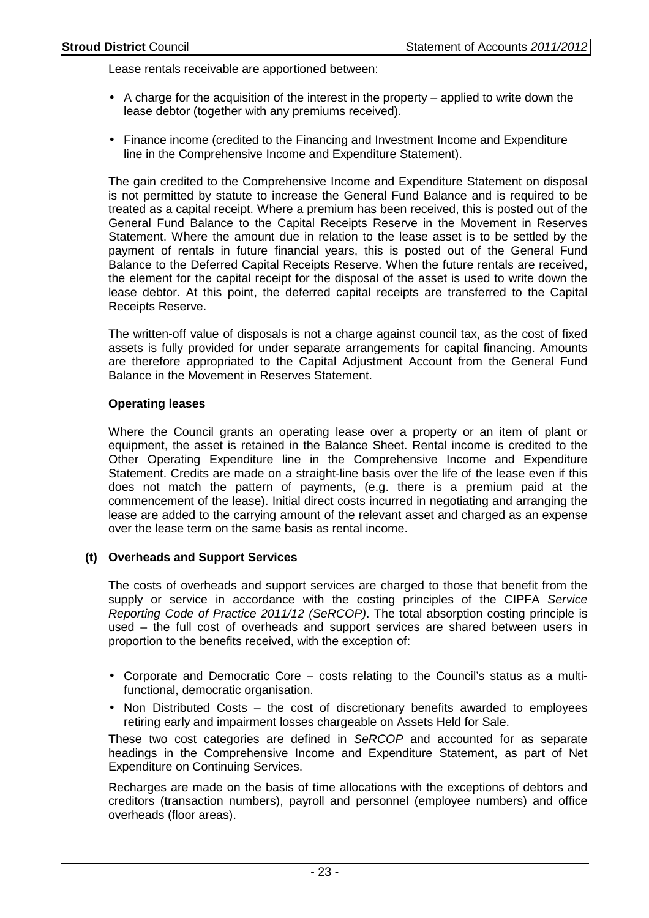Lease rentals receivable are apportioned between:

- A charge for the acquisition of the interest in the property – applied to write down the lease debtor (together with any premiums received).
- Finance income (credited to the Financing and Investment Income and Expenditure line in the Comprehensive Income and Expenditure Statement).

The gain credited to the Comprehensive Income and Expenditure Statement on disposal is not permitted by statute to increase the General Fund Balance and is required to be treated as a capital receipt. Where a premium has been received, this is posted out of the General Fund Balance to the Capital Receipts Reserve in the Movement in Reserves Statement. Where the amount due in relation to the lease asset is to be settled by the payment of rentals in future financial years, this is posted out of the General Fund Balance to the Deferred Capital Receipts Reserve. When the future rentals are received, the element for the capital receipt for the disposal of the asset is used to write down the lease debtor. At this point, the deferred capital receipts are transferred to the Capital Receipts Reserve.

The written-off value of disposals is not a charge against council tax, as the cost of fixed assets is fully provided for under separate arrangements for capital financing. Amounts are therefore appropriated to the Capital Adjustment Account from the General Fund Balance in the Movement in Reserves Statement.

**Operating leases**

Where the Council grants an operating lease over a property or an item of plant or equipment, the asset is retained in the Balance Sheet. Rental income is credited to the Other Operating Expenditure line in the Comprehensive Income and Expenditure Statement. Credits are made on a straight-line basis over the life of the lease even if this does not match the pattern of payments, (e.g. there is a premium paid at the commencement of the lease). Initial direct costs incurred in negotiating and arranging the lease are added to the carrying amount of the relevant asset and charged as an expense over the lease term on the same basis as rental income.

### (t) Overheads and Support Services

The costs of overheads and support services are charged to those that benefit from the supply or service in accordance with the costing principles of the CIPFA *Service Reporting Code of Practice 2011/12 (SeRCOP)*. The total absorption costing principle is used – the full cost of overheads and support services are shared between users in proportion to the benefits received, with the exception of:

- Corporate and Democratic Core – costs relating to the Council's status as a multi-functional, democratic organisation.
- Non Distributed Costs – the cost of discretionary benefits awarded to employees retiring early and impairment losses chargeable on Assets Held for Sale.

These two cost categories are defined in *SeRCOP* and accounted for as separate headings in the Comprehensive Income and Expenditure Statement, as part of Net Expenditure on Continuing Services.

Recharges are made on the basis of time allocations with the exceptions of debtors and creditors (transaction numbers), payroll and personnel (employee numbers) and office overheads (floor areas).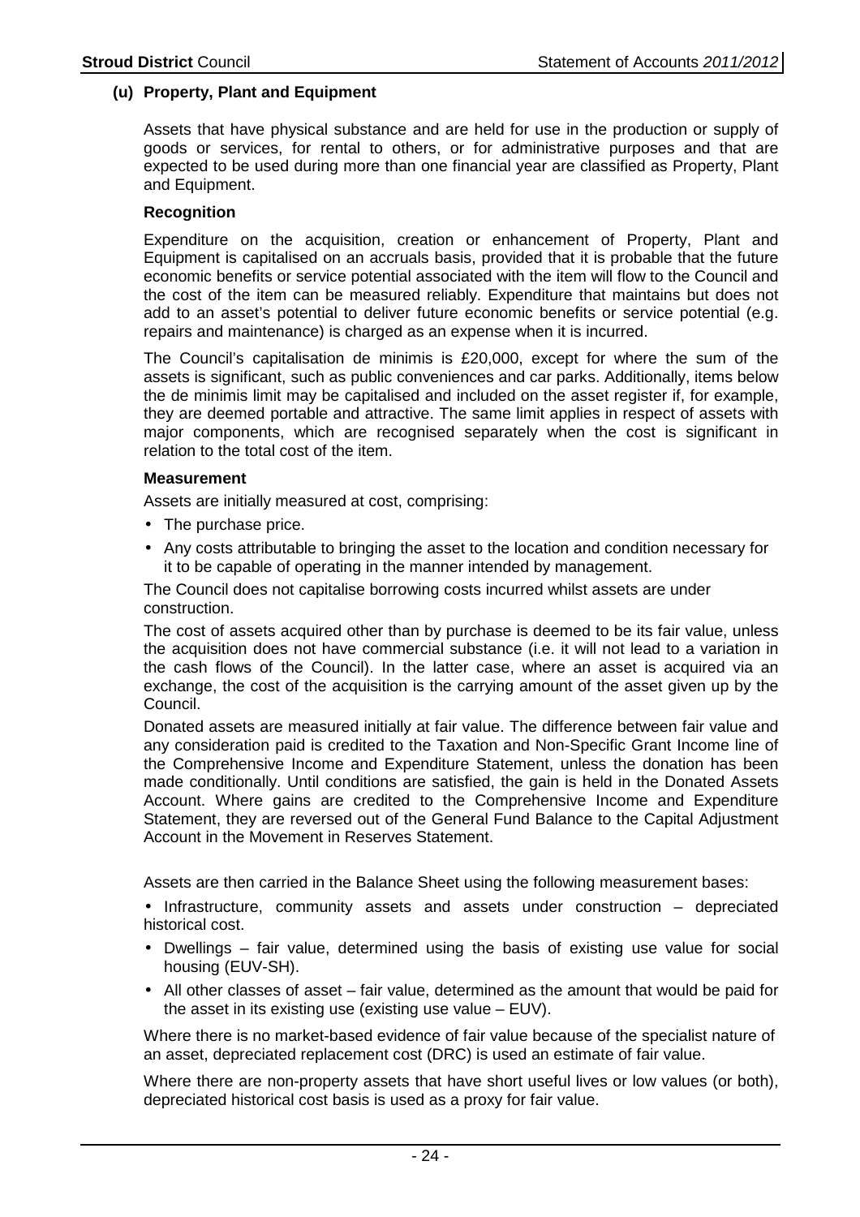### (u) Property, Plant and Equipment

Assets that have physical substance and are held for use in the production or supply of goods or services, for rental to others, or for administrative purposes and that are expected to be used during more than one financial year are classified as Property, Plant and Equipment.

**Recognition**

Expenditure on the acquisition, creation or enhancement of Property, Plant and Equipment is capitalised on an accruals basis, provided that it is probable that the future economic benefits or service potential associated with the item will flow to the Council and the cost of the item can be measured reliably. Expenditure that maintains but does not add to an asset's potential to deliver future economic benefits or service potential (e.g. repairs and maintenance) is charged as an expense when it is incurred.

The Council's capitalisation de minimis is £20,000, except for where the sum of the assets is significant, such as public conveniences and car parks. Additionally, items below the de minimis limit may be capitalised and included on the asset register if, for example, they are deemed portable and attractive. The same limit applies in respect of assets with major components, which are recognised separately when the cost is significant in relation to the total cost of the item.

**Measurement**

Assets are initially measured at cost, comprising:

- The purchase price.
- Any costs attributable to bringing the asset to the location and condition necessary for it to be capable of operating in the manner intended by management.

The Council does not capitalise borrowing costs incurred whilst assets are under construction.

The cost of assets acquired other than by purchase is deemed to be its fair value, unless the acquisition does not have commercial substance (i.e. it will not lead to a variation in the cash flows of the Council). In the latter case, where an asset is acquired via an exchange, the cost of the acquisition is the carrying amount of the asset given up by the Council.

Donated assets are measured initially at fair value. The difference between fair value and any consideration paid is credited to the Taxation and Non-Specific Grant Income line of the Comprehensive Income and Expenditure Statement, unless the donation has been made conditionally. Until conditions are satisfied, the gain is held in the Donated Assets Account. Where gains are credited to the Comprehensive Income and Expenditure Statement, they are reversed out of the General Fund Balance to the Capital Adjustment Account in the Movement in Reserves Statement.

Assets are then carried in the Balance Sheet using the following measurement bases:

- Infrastructure, community assets and assets under construction – depreciated historical cost.
- Dwellings – fair value, determined using the basis of existing use value for social housing (EUV-SH).
- All other classes of asset – fair value, determined as the amount that would be paid for the asset in its existing use (existing use value – EUV).

Where there is no market-based evidence of fair value because of the specialist nature of an asset, depreciated replacement cost (DRC) is used an estimate of fair value.

Where there are non-property assets that have short useful lives or low values (or both), depreciated historical cost basis is used as a proxy for fair value.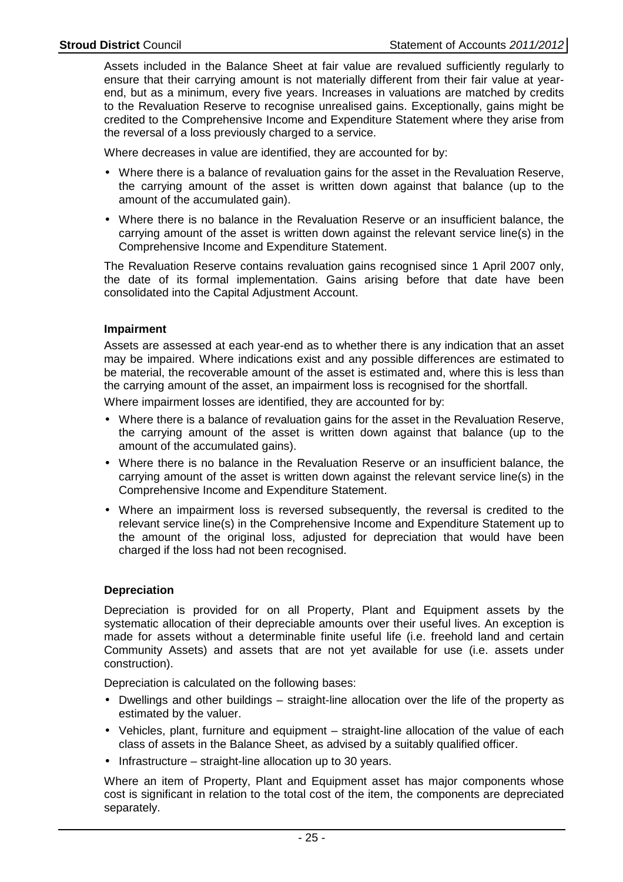Assets included in the Balance Sheet at fair value are revalued sufficiently regularly to ensure that their carrying amount is not materially different from their fair value at year-end, but as a minimum, every five years. Increases in valuations are matched by credits to the Revaluation Reserve to recognise unrealised gains. Exceptionally, gains might be credited to the Comprehensive Income and Expenditure Statement where they arise from the reversal of a loss previously charged to a service.

Where decreases in value are identified, they are accounted for by:

- Where there is a balance of revaluation gains for the asset in the Revaluation Reserve, the carrying amount of the asset is written down against that balance (up to the amount of the accumulated gain).
- Where there is no balance in the Revaluation Reserve or an insufficient balance, the carrying amount of the asset is written down against the relevant service line(s) in the Comprehensive Income and Expenditure Statement.

The Revaluation Reserve contains revaluation gains recognised since 1 April 2007 only, the date of its formal implementation. Gains arising before that date have been consolidated into the Capital Adjustment Account.

**Impairment**

Assets are assessed at each year-end as to whether there is any indication that an asset may be impaired. Where indications exist and any possible differences are estimated to be material, the recoverable amount of the asset is estimated and, where this is less than the carrying amount of the asset, an impairment loss is recognised for the shortfall.

Where impairment losses are identified, they are accounted for by:

- Where there is a balance of revaluation gains for the asset in the Revaluation Reserve, the carrying amount of the asset is written down against that balance (up to the amount of the accumulated gains).
- Where there is no balance in the Revaluation Reserve or an insufficient balance, the carrying amount of the asset is written down against the relevant service line(s) in the Comprehensive Income and Expenditure Statement.
- Where an impairment loss is reversed subsequently, the reversal is credited to the relevant service line(s) in the Comprehensive Income and Expenditure Statement up to the amount of the original loss, adjusted for depreciation that would have been charged if the loss had not been recognised.

**Depreciation**

Depreciation is provided for on all Property, Plant and Equipment assets by the systematic allocation of their depreciable amounts over their useful lives. An exception is made for assets without a determinable finite useful life (i.e. freehold land and certain Community Assets) and assets that are not yet available for use (i.e. assets under construction).

Depreciation is calculated on the following bases:

- Dwellings and other buildings – straight-line allocation over the life of the property as estimated by the valuer.
- Vehicles, plant, furniture and equipment – straight-line allocation of the value of each class of assets in the Balance Sheet, as advised by a suitably qualified officer.
- Infrastructure – straight-line allocation up to 30 years.

Where an item of Property, Plant and Equipment asset has major components whose cost is significant in relation to the total cost of the item, the components are depreciated separately.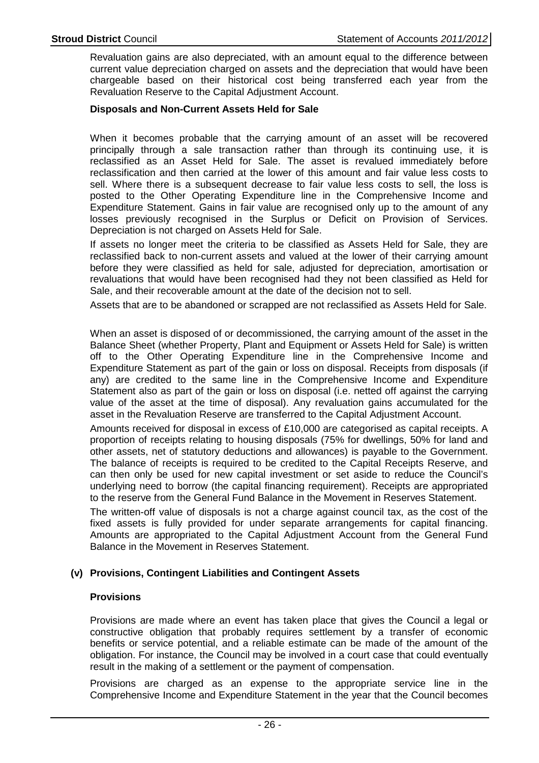Revaluation gains are also depreciated, with an amount equal to the difference between current value depreciation charged on assets and the depreciation that would have been chargeable based on their historical cost being transferred each year from the Revaluation Reserve to the Capital Adjustment Account.

**Disposals and Non-Current Assets Held for Sale**

When it becomes probable that the carrying amount of an asset will be recovered principally through a sale transaction rather than through its continuing use, it is reclassified as an Asset Held for Sale. The asset is revalued immediately before reclassification and then carried at the lower of this amount and fair value less costs to sell. Where there is a subsequent decrease to fair value less costs to sell, the loss is posted to the Other Operating Expenditure line in the Comprehensive Income and Expenditure Statement. Gains in fair value are recognised only up to the amount of any losses previously recognised in the Surplus or Deficit on Provision of Services. Depreciation is not charged on Assets Held for Sale.

If assets no longer meet the criteria to be classified as Assets Held for Sale, they are reclassified back to non-current assets and valued at the lower of their carrying amount before they were classified as held for sale, adjusted for depreciation, amortisation or revaluations that would have been recognised had they not been classified as Held for Sale, and their recoverable amount at the date of the decision not to sell.

Assets that are to be abandoned or scrapped are not reclassified as Assets Held for Sale.

When an asset is disposed of or decommissioned, the carrying amount of the asset in the Balance Sheet (whether Property, Plant and Equipment or Assets Held for Sale) is written off to the Other Operating Expenditure line in the Comprehensive Income and Expenditure Statement as part of the gain or loss on disposal. Receipts from disposals (if any) are credited to the same line in the Comprehensive Income and Expenditure Statement also as part of the gain or loss on disposal (i.e. netted off against the carrying value of the asset at the time of disposal). Any revaluation gains accumulated for the asset in the Revaluation Reserve are transferred to the Capital Adjustment Account.

Amounts received for disposal in excess of £10,000 are categorised as capital receipts. A proportion of receipts relating to housing disposals (75% for dwellings, 50% for land and other assets, net of statutory deductions and allowances) is payable to the Government. The balance of receipts is required to be credited to the Capital Receipts Reserve, and can then only be used for new capital investment or set aside to reduce the Council's underlying need to borrow (the capital financing requirement). Receipts are appropriated to the reserve from the General Fund Balance in the Movement in Reserves Statement.

The written-off value of disposals is not a charge against council tax, as the cost of the fixed assets is fully provided for under separate arrangements for capital financing. Amounts are appropriated to the Capital Adjustment Account from the General Fund Balance in the Movement in Reserves Statement.

### (v) Provisions, Contingent Liabilities and Contingent Assets

**Provisions**

Provisions are made where an event has taken place that gives the Council a legal or constructive obligation that probably requires settlement by a transfer of economic benefits or service potential, and a reliable estimate can be made of the amount of the obligation. For instance, the Council may be involved in a court case that could eventually result in the making of a settlement or the payment of compensation.

Provisions are charged as an expense to the appropriate service line in the Comprehensive Income and Expenditure Statement in the year that the Council becomes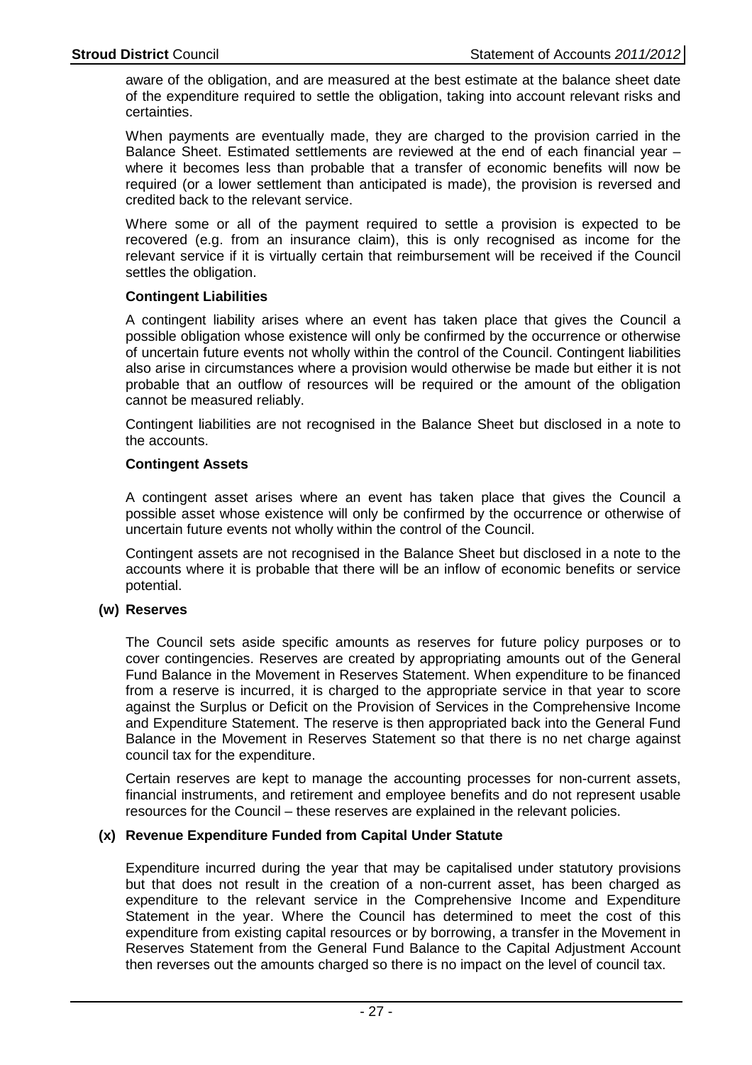aware of the obligation, and are measured at the best estimate at the balance sheet date of the expenditure required to settle the obligation, taking into account relevant risks and certainties.

When payments are eventually made, they are charged to the provision carried in the Balance Sheet. Estimated settlements are reviewed at the end of each financial year – where it becomes less than probable that a transfer of economic benefits will now be required (or a lower settlement than anticipated is made), the provision is reversed and credited back to the relevant service.

Where some or all of the payment required to settle a provision is expected to be recovered (e.g. from an insurance claim), this is only recognised as income for the relevant service if it is virtually certain that reimbursement will be received if the Council settles the obligation.

**Contingent Liabilities**

A contingent liability arises where an event has taken place that gives the Council a possible obligation whose existence will only be confirmed by the occurrence or otherwise of uncertain future events not wholly within the control of the Council. Contingent liabilities also arise in circumstances where a provision would otherwise be made but either it is not probable that an outflow of resources will be required or the amount of the obligation cannot be measured reliably.

Contingent liabilities are not recognised in the Balance Sheet but disclosed in a note to the accounts.

**Contingent Assets**

A contingent asset arises where an event has taken place that gives the Council a possible asset whose existence will only be confirmed by the occurrence or otherwise of uncertain future events not wholly within the control of the Council.

Contingent assets are not recognised in the Balance Sheet but disclosed in a note to the accounts where it is probable that there will be an inflow of economic benefits or service potential.

### (w) Reserves

The Council sets aside specific amounts as reserves for future policy purposes or to cover contingencies. Reserves are created by appropriating amounts out of the General Fund Balance in the Movement in Reserves Statement. When expenditure to be financed from a reserve is incurred, it is charged to the appropriate service in that year to score against the Surplus or Deficit on the Provision of Services in the Comprehensive Income and Expenditure Statement. The reserve is then appropriated back into the General Fund Balance in the Movement in Reserves Statement so that there is no net charge against council tax for the expenditure.

Certain reserves are kept to manage the accounting processes for non-current assets, financial instruments, and retirement and employee benefits and do not represent usable resources for the Council – these reserves are explained in the relevant policies.

### (x) Revenue Expenditure Funded from Capital Under Statute

Expenditure incurred during the year that may be capitalised under statutory provisions but that does not result in the creation of a non-current asset, has been charged as expenditure to the relevant service in the Comprehensive Income and Expenditure Statement in the year. Where the Council has determined to meet the cost of this expenditure from existing capital resources or by borrowing, a transfer in the Movement in Reserves Statement from the General Fund Balance to the Capital Adjustment Account then reverses out the amounts charged so there is no impact on the level of council tax.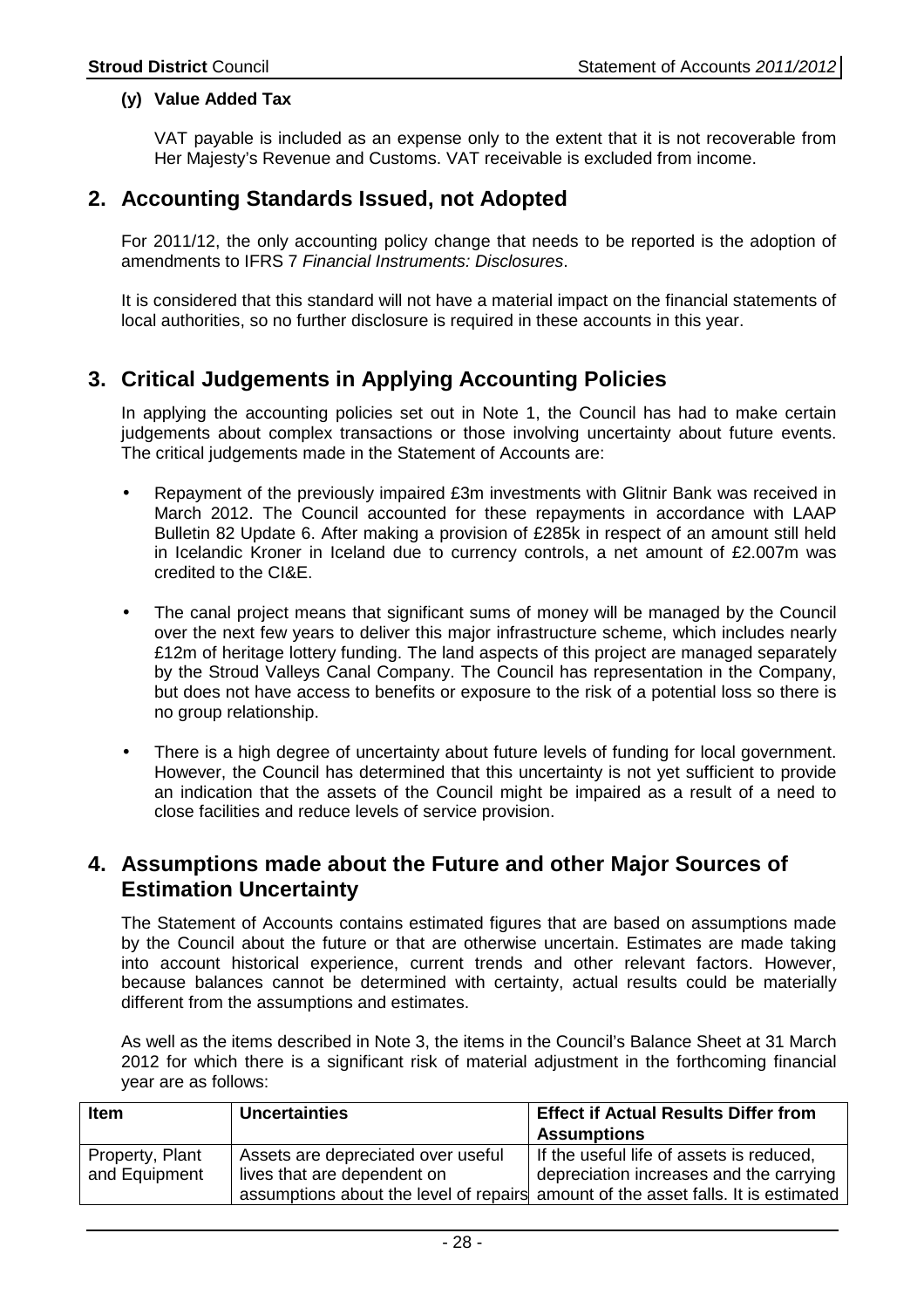#### (y) Value Added Tax

VAT payable is included as an expense only to the extent that it is not recoverable from Her Majesty's Revenue and Customs. VAT receivable is excluded from income.

## 2. Accounting Standards Issued, not Adopted

For 2011/12, the only accounting policy change that needs to be reported is the adoption of amendments to IFRS 7 *Financial Instruments: Disclosures*.

It is considered that this standard will not have a material impact on the financial statements of local authorities, so no further disclosure is required in these accounts in this year.

## 3. Critical Judgements in Applying Accounting Policies

In applying the accounting policies set out in Note 1, the Council has had to make certain judgements about complex transactions or those involving uncertainty about future events. The critical judgements made in the Statement of Accounts are:

- Repayment of the previously impaired £3m investments with Glitnir Bank was received in March 2012. The Council accounted for these repayments in accordance with LAAP Bulletin 82 Update 6. After making a provision of £285k in respect of an amount still held in Icelandic Kroner in Iceland due to currency controls, a net amount of £2.007m was credited to the CI&E.
- The canal project means that significant sums of money will be managed by the Council over the next few years to deliver this major infrastructure scheme, which includes nearly £12m of heritage lottery funding. The land aspects of this project are managed separately by the Stroud Valleys Canal Company. The Council has representation in the Company, but does not have access to benefits or exposure to the risk of a potential loss so there is no group relationship.
- There is a high degree of uncertainty about future levels of funding for local government. However, the Council has determined that this uncertainty is not yet sufficient to provide an indication that the assets of the Council might be impaired as a result of a need to close facilities and reduce levels of service provision.

## 4. Assumptions made about the Future and other Major Sources of Estimation Uncertainty

The Statement of Accounts contains estimated figures that are based on assumptions made by the Council about the future or that are otherwise uncertain. Estimates are made taking into account historical experience, current trends and other relevant factors. However, because balances cannot be determined with certainty, actual results could be materially different from the assumptions and estimates.

As well as the items described in Note 3, the items in the Council's Balance Sheet at 31 March 2012 for which there is a significant risk of material adjustment in the forthcoming financial year are as follows:

| Item | Uncertainties | Effect if Actual Results Differ from Assumptions |
|---|---|---|
| Property, Plant and Equipment | Assets are depreciated over useful lives that are dependent on assumptions about the level of repairs | If the useful life of assets is reduced, depreciation increases and the carrying amount of the asset falls. It is estimated |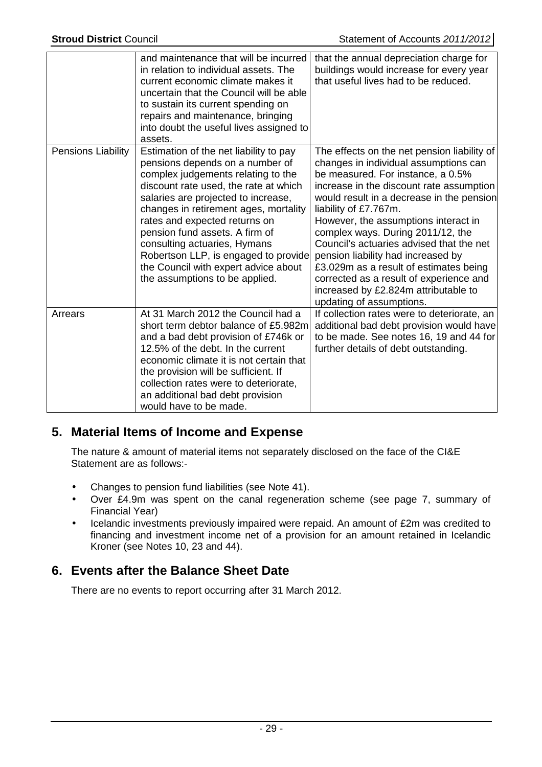| | | |
|---|---|---|
| | and maintenance that will be incurred in relation to individual assets. The current economic climate makes it uncertain that the Council will be able to sustain its current spending on repairs and maintenance, bringing into doubt the useful lives assigned to assets. | that the annual depreciation charge for buildings would increase for every year that useful lives had to be reduced. |
| Pensions Liability | Estimation of the net liability to pay pensions depends on a number of complex judgements relating to the discount rate used, the rate at which salaries are projected to increase, changes in retirement ages, mortality rates and expected returns on pension fund assets. A firm of consulting actuaries, Hymans Robertson LLP, is engaged to provide the Council with expert advice about the assumptions to be applied. | The effects on the net pension liability of changes in individual assumptions can be measured. For instance, a 0.5% increase in the discount rate assumption would result in a decrease in the pension liability of £7.767m. However, the assumptions interact in complex ways. During 2011/12, the Council's actuaries advised that the net pension liability had increased by £3.029m as a result of estimates being corrected as a result of experience and increased by £2.824m attributable to updating of assumptions. |
| Arrears | At 31 March 2012 the Council had a short term debtor balance of £5.982m and a bad debt provision of £746k or 12.5% of the debt. In the current economic climate it is not certain that the provision will be sufficient. If collection rates were to deteriorate, an additional bad debt provision would have to be made. | If collection rates were to deteriorate, an additional bad debt provision would have to be made. See notes 16, 19 and 44 for further details of debt outstanding. |

## 5. Material Items of Income and Expense

The nature & amount of material items not separately disclosed on the face of the CI&E Statement are as follows:-

- Changes to pension fund liabilities (see Note 41).
- Over £4.9m was spent on the canal regeneration scheme (see page 7, summary of Financial Year)
- Icelandic investments previously impaired were repaid. An amount of £2m was credited to financing and investment income net of a provision for an amount retained in Icelandic Kroner (see Notes 10, 23 and 44).

## 6. Events after the Balance Sheet Date

There are no events to report occurring after 31 March 2012.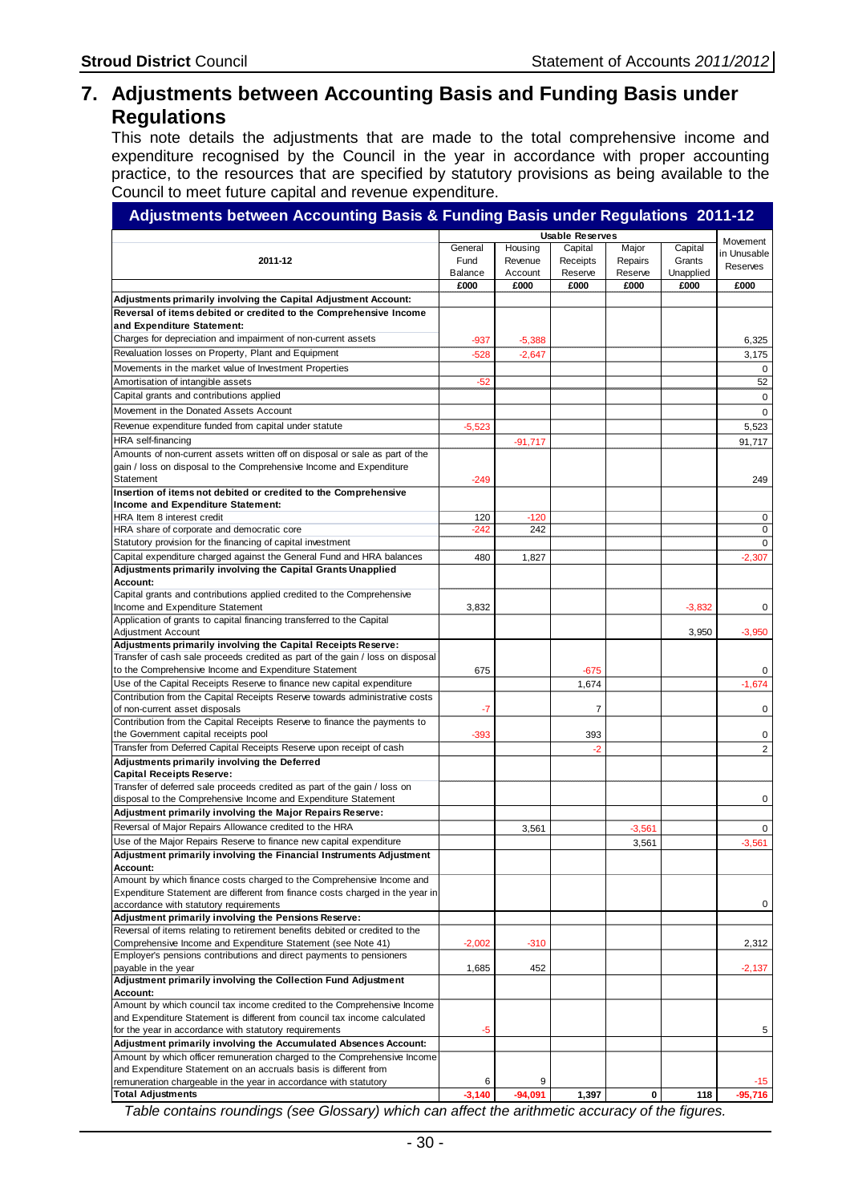# 7. Adjustments between Accounting Basis and Funding Basis under Regulations

This note details the adjustments that are made to the total comprehensive income and expenditure recognised by the Council in the year in accordance with proper accounting practice, to the resources that are specified by statutory provisions as being available to the Council to meet future capital and revenue expenditure.

## Adjustments between Accounting Basis & Funding Basis under Regulations 2011-12

| 2011-12 | Usable Reserves | | | | | Movement in Unusable Reserves |
|---|---|---|---|---|---|---|
| | General Fund Balance | Housing Revenue Account | Capital Receipts Reserve | Major Repairs Reserve | Capital Grants Unapplied | |
| | £000 | £000 | £000 | £000 | £000 | £000 |
| **Adjustments primarily involving the Capital Adjustment Account:** | | | | | | |
| **Reversal of items debited or credited to the Comprehensive Income and Expenditure Statement:** | | | | | | |
| Charges for depreciation and impairment of non-current assets | -937 | -5,388 | | | | 6,325 |
| Revaluation losses on Property, Plant and Equipment | -528 | -2,647 | | | | 3,175 |
| Movements in the market value of Investment Properties | | | | | | 0 |
| Amortisation of intangible assets | -52 | | | | | 52 |
| Capital grants and contributions applied | | | | | | 0 |
| Movement in the Donated Assets Account | | | | | | 0 |
| Revenue expenditure funded from capital under statute | -5,523 | | | | | 5,523 |
| HRA self-financing | | -91,717 | | | | 91,717 |
| Amounts of non-current assets written off on disposal or sale as part of the gain / loss on disposal to the Comprehensive Income and Expenditure Statement | -249 | | | | | 249 |
| **Insertion of items not debited or credited to the Comprehensive Income and Expenditure Statement:** | | | | | | |
| HRA Item 8 interest credit | 120 | -120 | | | | 0 |
| HRA share of corporate and democratic core | -242 | 242 | | | | 0 |
| Statutory provision for the financing of capital investment | | | | | | 0 |
| Capital expenditure charged against the General Fund and HRA balances | 480 | 1,827 | | | | -2,307 |
| **Adjustments primarily involving the Capital Grants Unapplied Account:** | | | | | | |
| Capital grants and contributions applied credited to the Comprehensive Income and Expenditure Statement | 3,832 | | | | -3,832 | 0 |
| Application of grants to capital financing transferred to the Capital Adjustment Account | | | | | 3,950 | -3,950 |
| **Adjustments primarily involving the Capital Receipts Reserve:** | | | | | | |
| Transfer of cash sale proceeds credited as part of the gain / loss on disposal to the Comprehensive Income and Expenditure Statement | 675 | | -675 | | | 0 |
| Use of the Capital Receipts Reserve to finance new capital expenditure | | | 1,674 | | | -1,674 |
| Contribution from the Capital Receipts Reserve towards administrative costs of non-current asset disposals | -7 | | 7 | | | 0 |
| Contribution from the Capital Receipts Reserve to finance the payments to the Government capital receipts pool | -393 | | 393 | | | 0 |
| Transfer from Deferred Capital Receipts Reserve upon receipt of cash | | | -2 | | | 2 |
| **Adjustments primarily involving the Deferred Capital Receipts Reserve:** | | | | | | |
| Transfer of deferred sale proceeds credited as part of the gain / loss on disposal to the Comprehensive Income and Expenditure Statement | | | | | | 0 |
| **Adjustment primarily involving the Major Repairs Reserve:** | | | | | | |
| Reversal of Major Repairs Allowance credited to the HRA | | 3,561 | | -3,561 | | 0 |
| Use of the Major Repairs Reserve to finance new capital expenditure | | | | 3,561 | | -3,561 |
| **Adjustment primarily involving the Financial Instruments Adjustment Account:** | | | | | | |
| Amount by which finance costs charged to the Comprehensive Income and Expenditure Statement are different from finance costs charged in the year in accordance with statutory requirements | | | | | | 0 |
| **Adjustment primarily involving the Pensions Reserve:** | | | | | | |
| Reversal of items relating to retirement benefits debited or credited to the Comprehensive Income and Expenditure Statement (see Note 41) | -2,002 | -310 | | | | 2,312 |
| Employer's pensions contributions and direct payments to pensioners payable in the year | 1,685 | 452 | | | | -2,137 |
| **Adjustment primarily involving the Collection Fund Adjustment Account:** | | | | | | |
| Amount by which council tax income credited to the Comprehensive Income and Expenditure Statement is different from council tax income calculated for the year in accordance with statutory requirements | -5 | | | | | 5 |
| **Adjustment primarily involving the Accumulated Absences Account:** | | | | | | |
| Amount by which officer remuneration charged to the Comprehensive Income and Expenditure Statement on an accruals basis is different from remuneration chargeable in the year in accordance with statutory | 6 | 9 | | | | -15 |
| **Total Adjustments** | **-3,140** | **-94,091** | **1,397** | **0** | **118** | **-95,716** |

*Table contains roundings (see Glossary) which can affect the arithmetic accuracy of the figures.*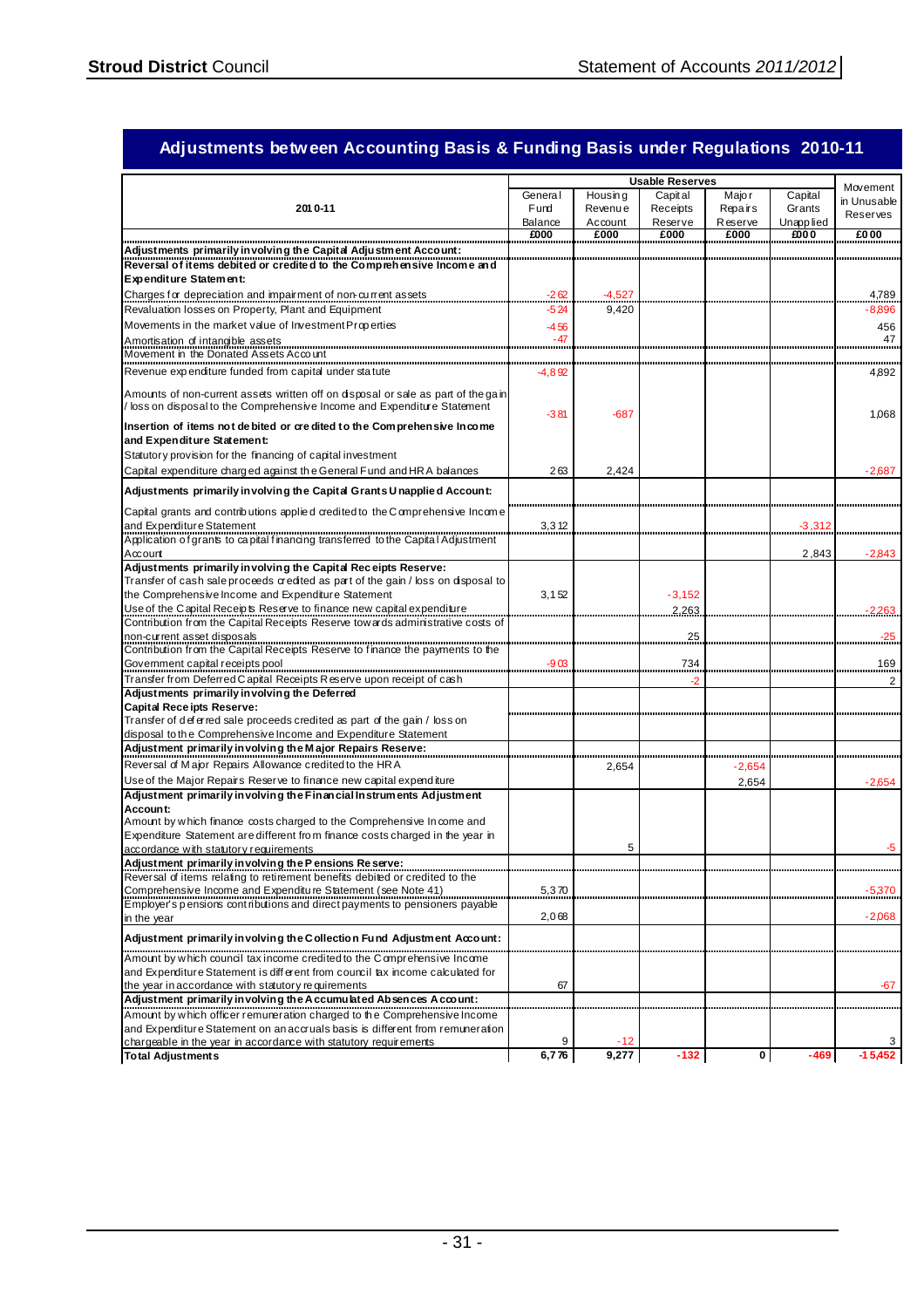## Adjustments between Accounting Basis & Funding Basis under Regulations 2010-11

| 2010-11 | Usable Reserves | | | | | Movement in Unusable Reserves |
|---|---|---|---|---|---|---|
| | General Fund Balance | Housing Revenue Account | Capital Receipts Reserve | Major Repairs Reserve | Capital Grants Unapplied | |
| | £000 | £000 | £000 | £000 | £000 | £000 |
| **Adjustments primarily involving the Capital Adjustment Account:** | | | | | | |
| **Reversal of items debited or credited to the Comprehensive Income and Expenditure Statement:** | | | | | | |
| Charges for depreciation and impairment of non-current assets | -262 | -4,527 | | | | 4,789 |
| Revaluation losses on Property, Plant and Equipment | -524 | 9,420 | | | | -8,896 |
| Movements in the market value of Investment Properties | -456 | | | | | 456 |
| Amortisation of intangible assets | -47 | | | | | 47 |
| Movement in the Donated Assets Account | | | | | | |
| Revenue expenditure funded from capital under statute | -4,892 | | | | | 4,892 |
| Amounts of non-current assets written off on disposal or sale as part of the gain / loss on disposal to the Comprehensive Income and Expenditure Statement | -381 | -687 | | | | 1,068 |
| **Insertion of items not debited or credited to the Comprehensive Income and Expenditure Statement:** | | | | | | |
| Statutory provision for the financing of capital investment | | | | | | |
| Capital expenditure charged against the General Fund and HRA balances | 263 | 2,424 | | | | -2,687 |
| **Adjustments primarily involving the Capital Grants Unapplied Account:** | | | | | | |
| Capital grants and contributions applied credited to the Comprehensive Income and Expenditure Statement | 3,312 | | | | -3,312 | |
| Application of grants to capital financing transferred to the Capital Adjustment Account | | | | | 2,843 | -2,843 |
| **Adjustments primarily involving the Capital Receipts Reserve:** | | | | | | |
| Transfer of cash sale proceeds credited as part of the gain / loss on disposal to the Comprehensive Income and Expenditure Statement | 3,152 | | -3,152 | | | |
| Use of the Capital Receipts Reserve to finance new capital expenditure | | | 2,263 | | | -2,263 |
| Contribution from the Capital Receipts Reserve towards administrative costs of non-current asset disposals | | | 25 | | | -25 |
| Contribution from the Capital Receipts Reserve to finance the payments to the Government capital receipts pool | -903 | | 734 | | | 169 |
| Transfer from Deferred Capital Receipts Reserve upon receipt of cash | | | -2 | | | 2 |
| **Adjustments primarily involving the Deferred Capital Receipts Reserve:** | | | | | | |
| Transfer of deferred sale proceeds credited as part of the gain / loss on disposal to the Comprehensive Income and Expenditure Statement | | | | | | |
| **Adjustment primarily involving the Major Repairs Reserve:** | | | | | | |
| Reversal of Major Repairs Allowance credited to the HRA | | 2,654 | | -2,654 | | |
| Use of the Major Repairs Reserve to finance new capital expenditure | | | | 2,654 | | -2,654 |
| **Adjustment primarily involving the Financial Instruments Adjustment Account:** | | | | | | |
| Amount by which finance costs charged to the Comprehensive Income and Expenditure Statement are different from finance costs charged in the year in accordance with statutory requirements | | 5 | | | | -5 |
| **Adjustment primarily involving the Pensions Reserve:** | | | | | | |
| Reversal of items relating to retirement benefits debited or credited to the Comprehensive Income and Expenditure Statement (see Note 41) | 5,370 | | | | | -5,370 |
| Employer's pensions contributions and direct payments to pensioners payable in the year | 2,068 | | | | | -2,068 |
| **Adjustment primarily involving the Collection Fund Adjustment Account:** | | | | | | |
| Amount by which council tax income credited to the Comprehensive Income and Expenditure Statement is different from council tax income calculated for the year in accordance with statutory requirements | 67 | | | | | -67 |
| **Adjustment primarily involving the Accumulated Absences Account:** | | | | | | |
| Amount by which officer remuneration charged to the Comprehensive Income and Expenditure Statement on an accruals basis is different from remuneration chargeable in the year in accordance with statutory requirements | 9 | -12 | | | | 3 |
| **Total Adjustments** | **6,776** | **9,277** | **-132** | **0** | **-469** | **-15,452** |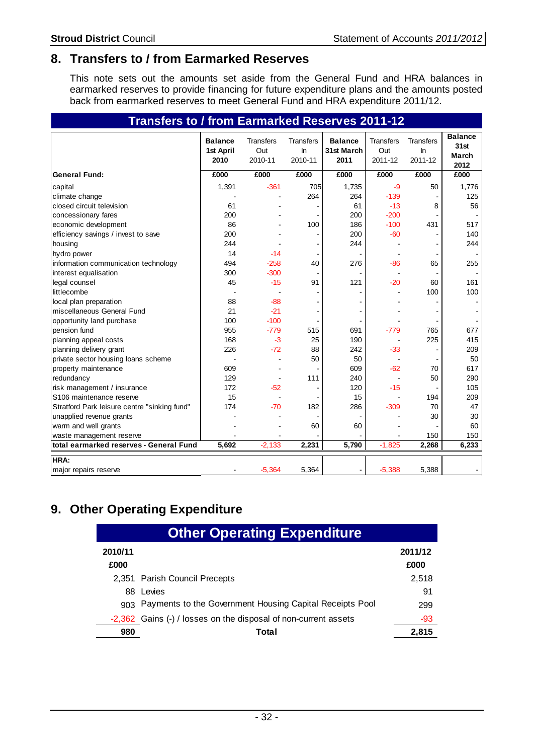## 8. Transfers to / from Earmarked Reserves

This note sets out the amounts set aside from the General Fund and HRA balances in earmarked reserves to provide financing for future expenditure plans and the amounts posted back from earmarked reserves to meet General Fund and HRA expenditure 2011/12.

**Transfers to / from Earmarked Reserves 2011-12**

| | **Balance 1st April 2010** | Transfers Out 2010-11 | Transfers In 2010-11 | **Balance 31st March 2011** | Transfers Out 2011-12 | Transfers In 2011-12 | **Balance 31st March 2012** |
|---|---|---|---|---|---|---|---|
| **General Fund:** | **£000** | **£000** | **£000** | **£000** | **£000** | **£000** | **£000** |
| capital | 1,391 | -361 | 705 | 1,735 | -9 | 50 | 1,776 |
| climate change | - | - | 264 | 264 | -139 | - | 125 |
| closed circuit television | 61 | - | - | 61 | -13 | 8 | 56 |
| concessionary fares | 200 | - | - | 200 | -200 | - | - |
| economic development | 86 | - | 100 | 186 | -100 | 431 | 517 |
| efficiency savings / invest to save | 200 | - | - | 200 | -60 | - | 140 |
| housing | 244 | - | - | 244 | - | - | 244 |
| hydro power | 14 | -14 | - | - | - | - | - |
| information communication technology | 494 | -258 | 40 | 276 | -86 | 65 | 255 |
| interest equalisation | 300 | -300 | - | - | - | - | - |
| legal counsel | 45 | -15 | 91 | 121 | -20 | 60 | 161 |
| littlecombe | - | - | - | - | - | 100 | 100 |
| local plan preparation | 88 | -88 | - | - | - | - | - |
| miscellaneous General Fund | 21 | -21 | - | - | - | - | - |
| opportunity land purchase | 100 | -100 | - | - | - | - | - |
| pension fund | 955 | -779 | 515 | 691 | -779 | 765 | 677 |
| planning appeal costs | 168 | -3 | 25 | 190 | - | 225 | 415 |
| planning delivery grant | 226 | -72 | 88 | 242 | -33 | - | 209 |
| private sector housing loans scheme | - | - | 50 | 50 | - | - | 50 |
| property maintenance | 609 | - | - | 609 | -62 | 70 | 617 |
| redundancy | 129 | - | 111 | 240 | - | 50 | 290 |
| risk management / insurance | 172 | -52 | - | 120 | -15 | - | 105 |
| S106 maintenance reserve | 15 | - | - | 15 | - | 194 | 209 |
| Stratford Park leisure centre "sinking fund" | 174 | -70 | 182 | 286 | -309 | 70 | 47 |
| unapplied revenue grants | - | - | - | - | - | 30 | 30 |
| warm and well grants | - | - | 60 | 60 | - | - | 60 |
| waste management reserve | - | - | - | - | - | 150 | 150 |
| **total earmarked reserves - General Fund** | **5,692** | **-2,133** | **2,231** | **5,790** | **-1,825** | **2,268** | **6,233** |
| **HRA:** | | | | | | | |
| major repairs reserve | - | -5,364 | 5,364 | - | -5,388 | 5,388 | - |

## 9. Other Operating Expenditure

**Other Operating Expenditure**

| 2010/11 £000 | | 2011/12 £000 |
|---|---|---|
| 2,351 | Parish Council Precepts | 2,518 |
| 88 | Levies | 91 |
| 903 | Payments to the Government Housing Capital Receipts Pool | 299 |
| -2,362 | Gains (-) / losses on the disposal of non-current assets | -93 |
| **980** | **Total** | **2,815** |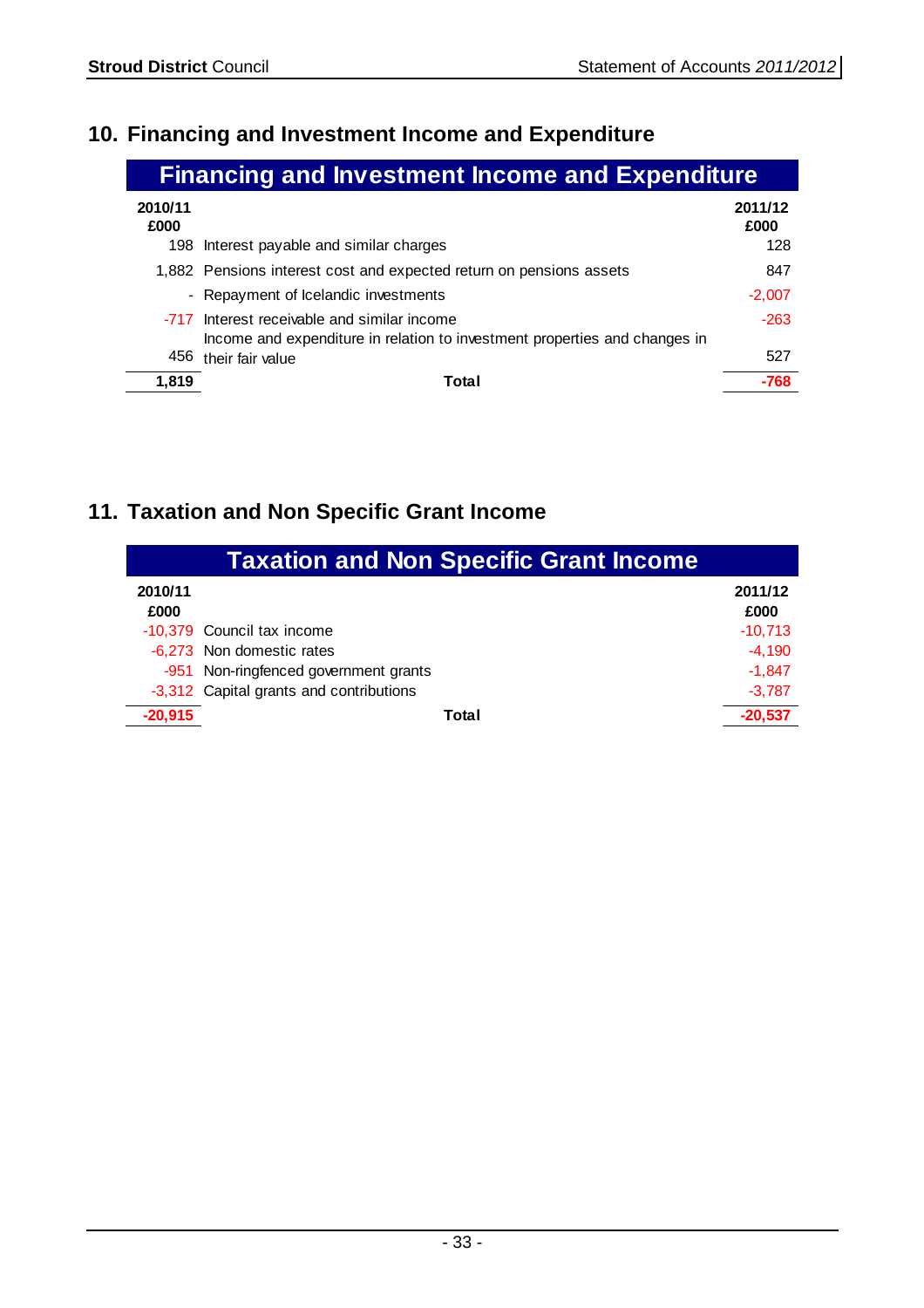## 10. Financing and Investment Income and Expenditure

| 2010/11 £000 | Financing and Investment Income and Expenditure | 2011/12 £000 |
|---|---|---|
| 198 | Interest payable and similar charges | 128 |
| 1,882 | Pensions interest cost and expected return on pensions assets | 847 |
| - | Repayment of Icelandic investments | -2,007 |
| -717 | Interest receivable and similar income | -263 |
| 456 | Income and expenditure in relation to investment properties and changes in their fair value | 527 |
| **1,819** | **Total** | **-768** |

## 11. Taxation and Non Specific Grant Income

| 2010/11 £000 | Taxation and Non Specific Grant Income | 2011/12 £000 |
|---|---|---|
| -10,379 | Council tax income | -10,713 |
| -6,273 | Non domestic rates | -4,190 |
| -951 | Non-ringfenced government grants | -1,847 |
| -3,312 | Capital grants and contributions | -3,787 |
| **-20,915** | **Total** | **-20,537** |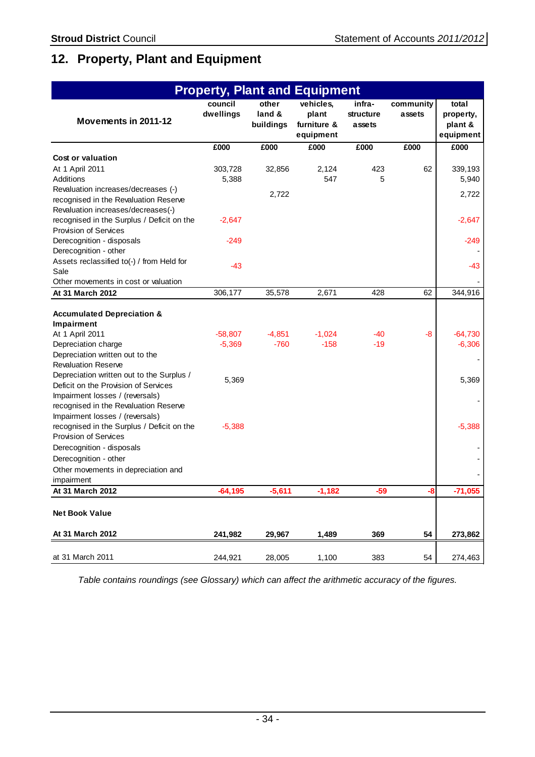## 12. Property, Plant and Equipment

| Property, Plant and Equipment | | | | | | |
|---|---|---|---|---|---|---|
| **Movements in 2011-12** | **council dwellings** | **other land & buildings** | **vehicles, plant furniture & equipment** | **infra-structure assets** | **community assets** | **total property, plant & equipment** |
| | **£000** | **£000** | **£000** | **£000** | **£000** | **£000** |
| **Cost or valuation** | | | | | | |
| At 1 April 2011 | 303,728 | 32,856 | 2,124 | 423 | 62 | 339,193 |
| Additions | 5,388 | | 547 | 5 | | 5,940 |
| Revaluation increases/decreases (-) recognised in the Revaluation Reserve | | 2,722 | | | | 2,722 |
| Revaluation increases/decreases(-) recognised in the Surplus / Deficit on the Provision of Services | -2,647 | | | | | -2,647 |
| Derecognition - disposals | -249 | | | | | -249 |
| Derecognition - other | | | | | | - |
| Assets reclassified to(-) / from Held for Sale | -43 | | | | | -43 |
| Other movements in cost or valuation | | | | | | - |
| **At 31 March 2012** | 306,177 | 35,578 | 2,671 | 428 | 62 | 344,916 |
| | | | | | | |
| **Accumulated Depreciation & Impairment** | | | | | | |
| At 1 April 2011 | -58,807 | -4,851 | -1,024 | -40 | -8 | -64,730 |
| Depreciation charge | -5,369 | -760 | -158 | -19 | | -6,306 |
| Depreciation written out to the Revaluation Reserve | | | | | | - |
| Depreciation written out to the Surplus / Deficit on the Provision of Services | 5,369 | | | | | 5,369 |
| Impairment losses / (reversals) recognised in the Revaluation Reserve | | | | | | - |
| Impairment losses / (reversals) recognised in the Surplus / Deficit on the Provision of Services | -5,388 | | | | | -5,388 |
| Derecognition - disposals | | | | | | - |
| Derecognition - other | | | | | | - |
| Other movements in depreciation and impairment | | | | | | - |
| **At 31 March 2012** | **-64,195** | **-5,611** | **-1,182** | **-59** | **-8** | **-71,055** |
| | | | | | | |
| **Net Book Value** | | | | | | |
| **At 31 March 2012** | **241,982** | **29,967** | **1,489** | **369** | **54** | **273,862** |
| at 31 March 2011 | 244,921 | 28,005 | 1,100 | 383 | 54 | 274,463 |

*Table contains roundings (see Glossary) which can affect the arithmetic accuracy of the figures.*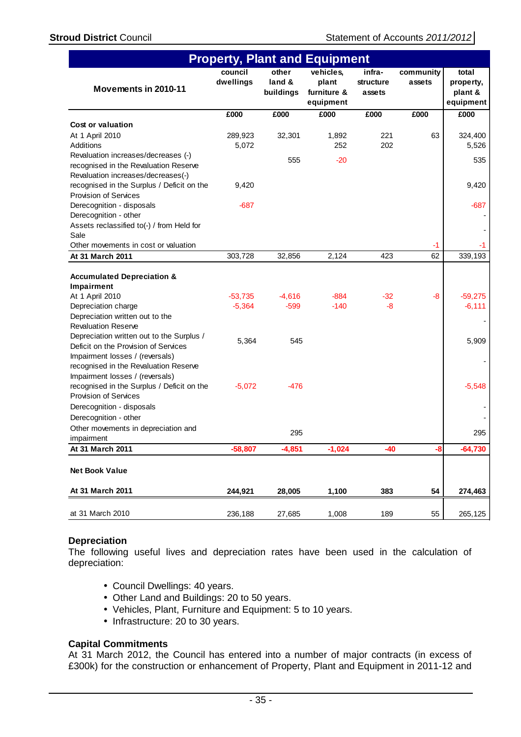## Property, Plant and Equipment

| Movements in 2010-11 | council dwellings | other land & buildings | vehicles, plant furniture & equipment | infra-structure assets | community assets | total property, plant & equipment |
|---|---|---|---|---|---|---|
| | £000 | £000 | £000 | £000 | £000 | £000 |
| **Cost or valuation** | | | | | | |
| At 1 April 2010 | 289,923 | 32,301 | 1,892 | 221 | 63 | 324,400 |
| Additions | 5,072 | | 252 | 202 | | 5,526 |
| Revaluation increases/decreases (-) recognised in the Revaluation Reserve | | 555 | -20 | | | 535 |
| Revaluation increases/decreases(-) recognised in the Surplus / Deficit on the Provision of Services | 9,420 | | | | | 9,420 |
| Derecognition - disposals | -687 | | | | | -687 |
| Derecognition - other | | | | | | - |
| Assets reclassified to(-) / from Held for Sale | | | | | | - |
| Other movements in cost or valuation | | | | | -1 | -1 |
| **At 31 March 2011** | 303,728 | 32,856 | 2,124 | 423 | 62 | 339,193 |
| **Accumulated Depreciation & Impairment** | | | | | | |
| At 1 April 2010 | -53,735 | -4,616 | -884 | -32 | -8 | -59,275 |
| Depreciation charge | -5,364 | -599 | -140 | -8 | | -6,111 |
| Depreciation written out to the Revaluation Reserve | | | | | | - |
| Depreciation written out to the Surplus / Deficit on the Provision of Services | 5,364 | 545 | | | | 5,909 |
| Impairment losses / (reversals) recognised in the Revaluation Reserve | | | | | | - |
| Impairment losses / (reversals) recognised in the Surplus / Deficit on the Provision of Services | -5,072 | -476 | | | | -5,548 |
| Derecognition - disposals | | | | | | - |
| Derecognition - other | | | | | | - |
| Other movements in depreciation and impairment | | 295 | | | | 295 |
| **At 31 March 2011** | **-58,807** | **-4,851** | **-1,024** | **-40** | **-8** | **-64,730** |
| **Net Book Value** | | | | | | |
| **At 31 March 2011** | **244,921** | **28,005** | **1,100** | **383** | **54** | **274,463** |
| at 31 March 2010 | 236,188 | 27,685 | 1,008 | 189 | 55 | 265,125 |

### Depreciation

The following useful lives and depreciation rates have been used in the calculation of depreciation:

- Council Dwellings: 40 years.
- Other Land and Buildings: 20 to 50 years.
- Vehicles, Plant, Furniture and Equipment: 5 to 10 years.
- Infrastructure: 20 to 30 years.

### Capital Commitments

At 31 March 2012, the Council has entered into a number of major contracts (in excess of £300k) for the construction or enhancement of Property, Plant and Equipment in 2011-12 and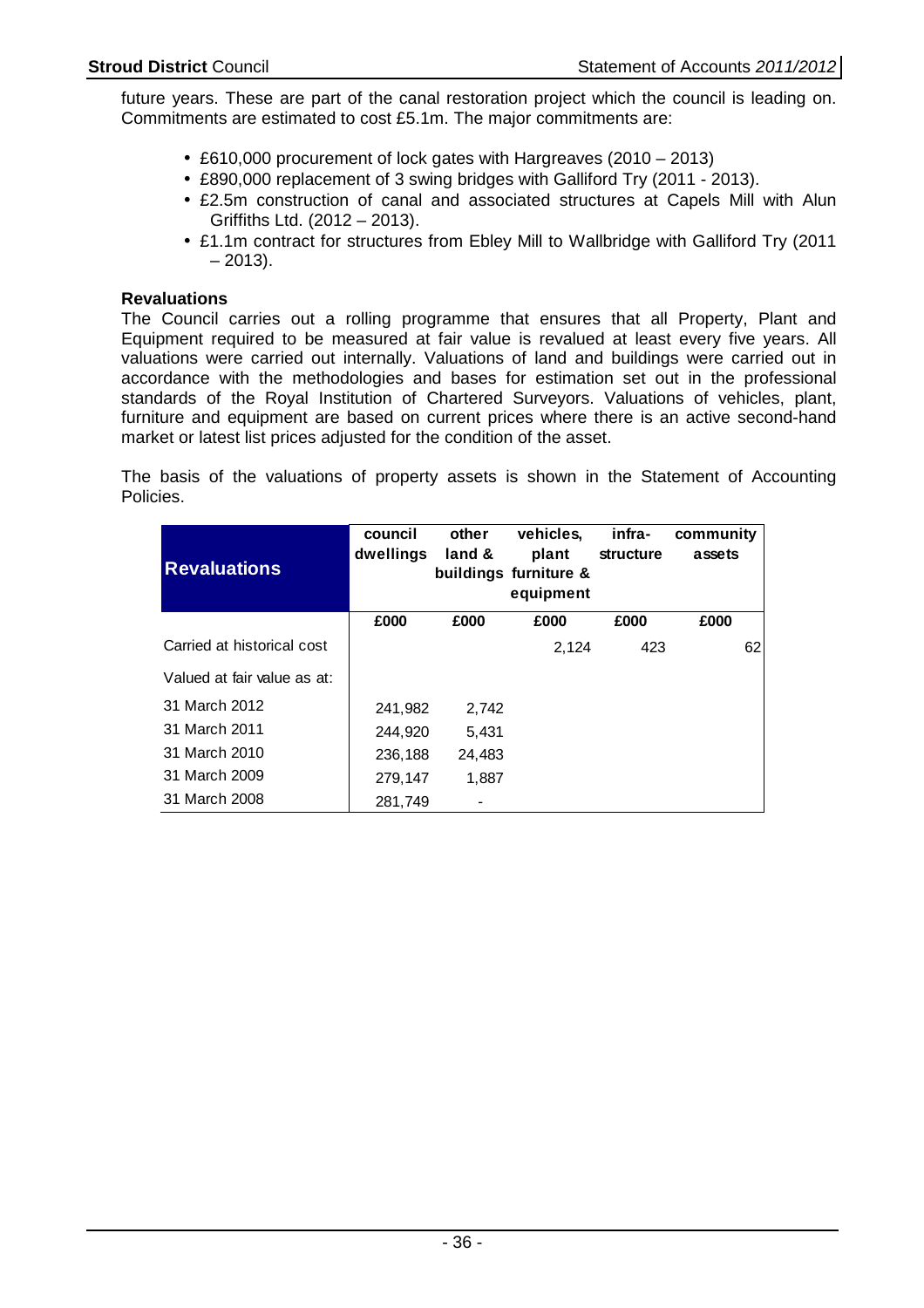future years. These are part of the canal restoration project which the council is leading on. Commitments are estimated to cost £5.1m. The major commitments are:

- £610,000 procurement of lock gates with Hargreaves (2010 – 2013)
- £890,000 replacement of 3 swing bridges with Galliford Try (2011 - 2013).
- £2.5m construction of canal and associated structures at Capels Mill with Alun Griffiths Ltd. (2012 – 2013).
- £1.1m contract for structures from Ebley Mill to Wallbridge with Galliford Try (2011 – 2013).

**Revaluations**

The Council carries out a rolling programme that ensures that all Property, Plant and Equipment required to be measured at fair value is revalued at least every five years. All valuations were carried out internally. Valuations of land and buildings were carried out in accordance with the methodologies and bases for estimation set out in the professional standards of the Royal Institution of Chartered Surveyors. Valuations of vehicles, plant, furniture and equipment are based on current prices where there is an active second-hand market or latest list prices adjusted for the condition of the asset.

The basis of the valuations of property assets is shown in the Statement of Accounting Policies.

| Revaluations | council dwellings | other land & buildings | vehicles, plant furniture & equipment | infra-structure | community assets |
|---|---|---|---|---|---|
| | £000 | £000 | £000 | £000 | £000 |
| Carried at historical cost | | | 2,124 | 423 | 62 |
| Valued at fair value as at: | | | | | |
| 31 March 2012 | 241,982 | 2,742 | | | |
| 31 March 2011 | 244,920 | 5,431 | | | |
| 31 March 2010 | 236,188 | 24,483 | | | |
| 31 March 2009 | 279,147 | 1,887 | | | |
| 31 March 2008 | 281,749 | - | | | |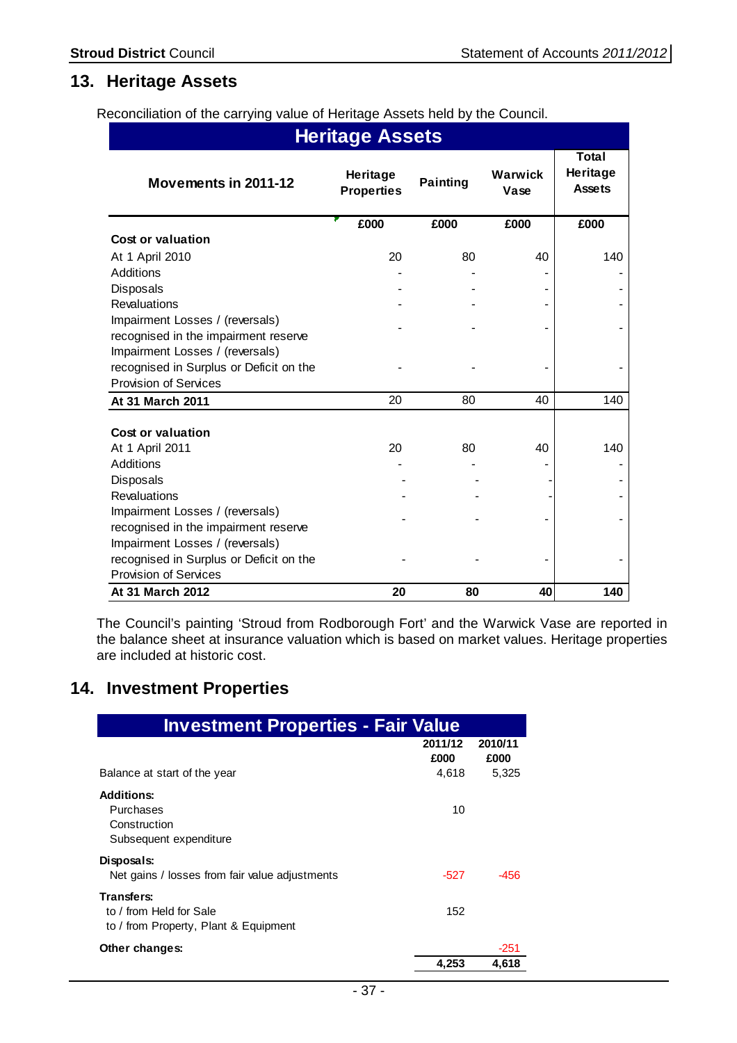## 13. Heritage Assets

Reconciliation of the carrying value of Heritage Assets held by the Council.

| Heritage Assets | | | | |
|---|---|---|---|---|
| **Movements in 2011-12** | **Heritage Properties** | **Painting** | **Warwick Vase** | **Total Heritage Assets** |
| | **£000** | **£000** | **£000** | **£000** |
| **Cost or valuation** | | | | |
| At 1 April 2010 | 20 | 80 | 40 | 140 |
| Additions | - | - | - | - |
| Disposals | - | - | - | - |
| Revaluations | - | - | - | - |
| Impairment Losses / (reversals) recognised in the impairment reserve | - | - | - | - |
| Impairment Losses / (reversals) recognised in Surplus or Deficit on the Provision of Services | - | - | - | - |
| **At 31 March 2011** | 20 | 80 | 40 | 140 |
| **Cost or valuation** | | | | |
| At 1 April 2011 | 20 | 80 | 40 | 140 |
| Additions | - | - | - | - |
| Disposals | - | - | - | - |
| Revaluations | - | - | - | - |
| Impairment Losses / (reversals) recognised in the impairment reserve | - | - | - | - |
| Impairment Losses / (reversals) recognised in Surplus or Deficit on the Provision of Services | - | - | - | - |
| **At 31 March 2012** | **20** | **80** | **40** | **140** |

The Council's painting 'Stroud from Rodborough Fort' and the Warwick Vase are reported in the balance sheet at insurance valuation which is based on market values. Heritage properties are included at historic cost.

## 14. Investment Properties

| Investment Properties - Fair Value | | |
|---|---|---|
| | **2011/12** | **2010/11** |
| | **£000** | **£000** |
| Balance at start of the year | 4,618 | 5,325 |
| **Additions:** | | |
| Purchases | 10 | |
| Construction | | |
| Subsequent expenditure | | |
| **Disposals:** | | |
| Net gains / losses from fair value adjustments | -527 | -456 |
| **Transfers:** | | |
| to / from Held for Sale | 152 | |
| to / from Property, Plant & Equipment | | |
| **Other changes:** | | -251 |
| | **4,253** | **4,618** |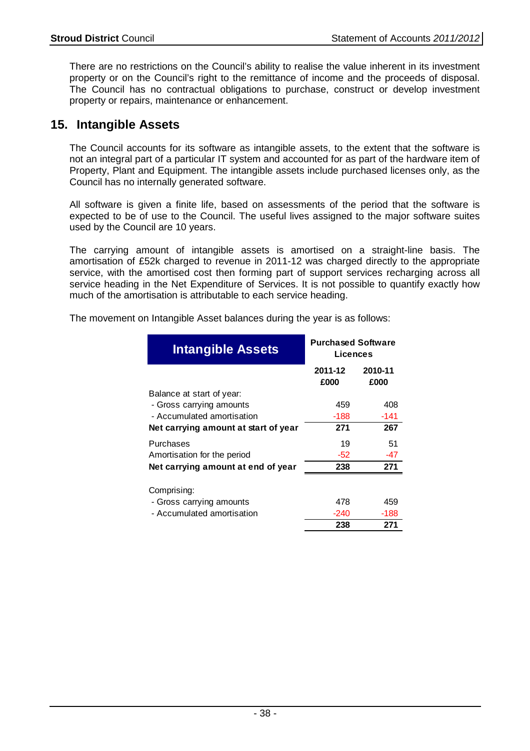There are no restrictions on the Council's ability to realise the value inherent in its investment property or on the Council's right to the remittance of income and the proceeds of disposal. The Council has no contractual obligations to purchase, construct or develop investment property or repairs, maintenance or enhancement.

## 15. Intangible Assets

The Council accounts for its software as intangible assets, to the extent that the software is not an integral part of a particular IT system and accounted for as part of the hardware item of Property, Plant and Equipment. The intangible assets include purchased licenses only, as the Council has no internally generated software.

All software is given a finite life, based on assessments of the period that the software is expected to be of use to the Council. The useful lives assigned to the major software suites used by the Council are 10 years.

The carrying amount of intangible assets is amortised on a straight-line basis. The amortisation of £52k charged to revenue in 2011-12 was charged directly to the appropriate service, with the amortised cost then forming part of support services recharging across all service heading in the Net Expenditure of Services. It is not possible to quantify exactly how much of the amortisation is attributable to each service heading.

The movement on Intangible Asset balances during the year is as follows:

| Intangible Assets | Purchased Software Licences | |
|---|---|---|
| | 2011-12 £000 | 2010-11 £000 |
| Balance at start of year: | | |
| - Gross carrying amounts | 459 | 408 |
| - Accumulated amortisation | -188 | -141 |
| **Net carrying amount at start of year** | **271** | **267** |
| Purchases | 19 | 51 |
| Amortisation for the period | -52 | -47 |
| **Net carrying amount at end of year** | **238** | **271** |
| Comprising: | | |
| - Gross carrying amounts | 478 | 459 |
| - Accumulated amortisation | -240 | -188 |
| | **238** | **271** |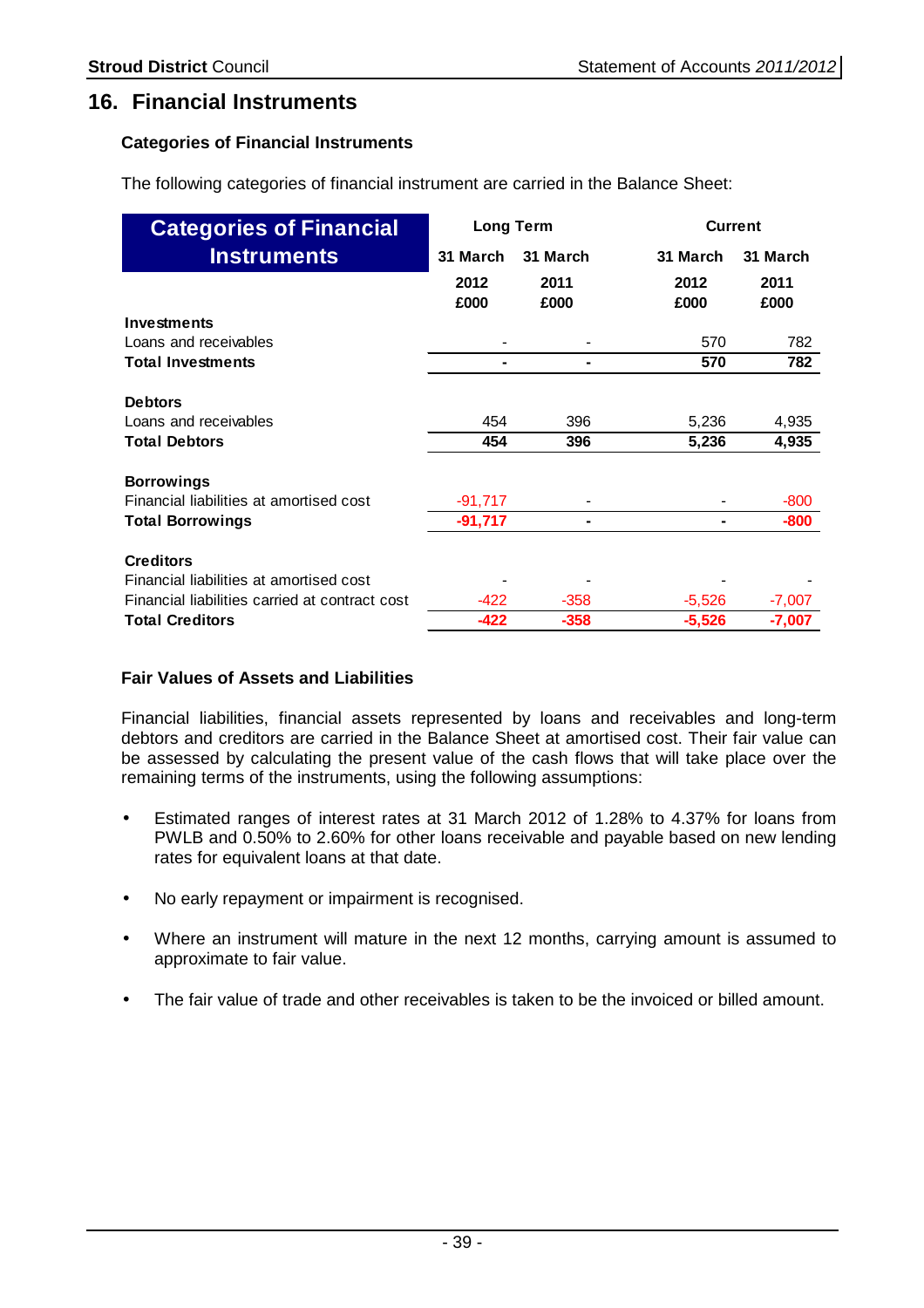## 16. Financial Instruments

### Categories of Financial Instruments

The following categories of financial instrument are carried in the Balance Sheet:

| Categories of Financial Instruments | Long Term | | Current | |
|---|---|---|---|---|
| | 31 March 2012 £000 | 31 March 2011 £000 | 31 March 2012 £000 | 31 March 2011 £000 |
| **Investments** | | | | |
| Loans and receivables | - | - | 570 | 782 |
| **Total Investments** | **-** | **-** | **570** | **782** |
| **Debtors** | | | | |
| Loans and receivables | 454 | 396 | 5,236 | 4,935 |
| **Total Debtors** | **454** | **396** | **5,236** | **4,935** |
| **Borrowings** | | | | |
| Financial liabilities at amortised cost | -91,717 | - | - | -800 |
| **Total Borrowings** | **-91,717** | **-** | **-** | **-800** |
| **Creditors** | | | | |
| Financial liabilities at amortised cost | - | - | - | - |
| Financial liabilities carried at contract cost | -422 | -358 | -5,526 | -7,007 |
| **Total Creditors** | **-422** | **-358** | **-5,526** | **-7,007** |

### Fair Values of Assets and Liabilities

Financial liabilities, financial assets represented by loans and receivables and long-term debtors and creditors are carried in the Balance Sheet at amortised cost. Their fair value can be assessed by calculating the present value of the cash flows that will take place over the remaining terms of the instruments, using the following assumptions:

- Estimated ranges of interest rates at 31 March 2012 of 1.28% to 4.37% for loans from PWLB and 0.50% to 2.60% for other loans receivable and payable based on new lending rates for equivalent loans at that date.
- No early repayment or impairment is recognised.
- Where an instrument will mature in the next 12 months, carrying amount is assumed to approximate to fair value.
- The fair value of trade and other receivables is taken to be the invoiced or billed amount.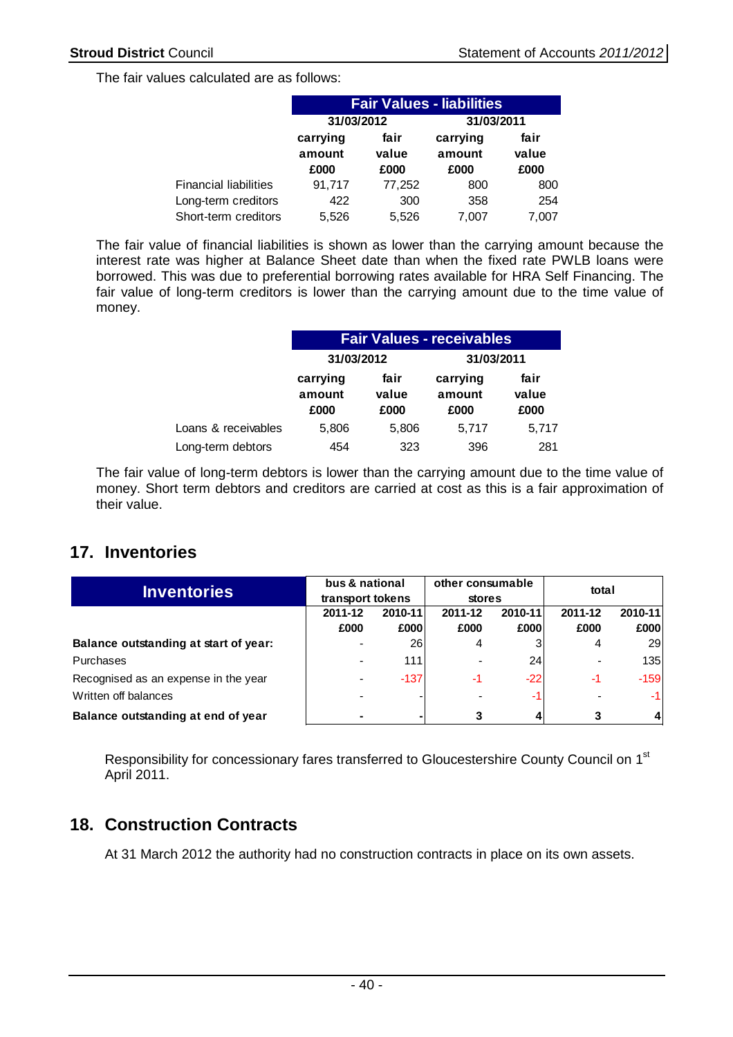The fair values calculated are as follows:

| Fair Values - liabilities | 31/03/2012 | | 31/03/2011 | |
|---|---|---|---|---|
| | carrying amount £000 | fair value £000 | carrying amount £000 | fair value £000 |
| Financial liabilities | 91,717 | 77,252 | 800 | 800 |
| Long-term creditors | 422 | 300 | 358 | 254 |
| Short-term creditors | 5,526 | 5,526 | 7,007 | 7,007 |

The fair value of financial liabilities is shown as lower than the carrying amount because the interest rate was higher at Balance Sheet date than when the fixed rate PWLB loans were borrowed. This was due to preferential borrowing rates available for HRA Self Financing. The fair value of long-term creditors is lower than the carrying amount due to the time value of money.

| Fair Values - receivables | 31/03/2012 | | 31/03/2011 | |
|---|---|---|---|---|
| | carrying amount £000 | fair value £000 | carrying amount £000 | fair value £000 |
| Loans & receivables | 5,806 | 5,806 | 5,717 | 5,717 |
| Long-term debtors | 454 | 323 | 396 | 281 |

The fair value of long-term debtors is lower than the carrying amount due to the time value of money. Short term debtors and creditors are carried at cost as this is a fair approximation of their value.

## 17. Inventories

| Inventories | bus & national transport tokens | | other consumable stores | | total | |
|---|---|---|---|---|---|---|
| | 2011-12 £000 | 2010-11 £000 | 2011-12 £000 | 2010-11 £000 | 2011-12 £000 | 2010-11 £000 |
| **Balance outstanding at start of year:** | - | 26 | 4 | 3 | 4 | 29 |
| Purchases | - | 111 | - | 24 | - | 135 |
| Recognised as an expense in the year | - | -137 | -1 | -22 | -1 | -159 |
| Written off balances | - | - | - | -1 | - | -1 |
| **Balance outstanding at end of year** | **-** | **-** | **3** | **4** | **3** | **4** |

Responsibility for concessionary fares transferred to Gloucestershire County Council on 1st April 2011.

## 18. Construction Contracts

At 31 March 2012 the authority had no construction contracts in place on its own assets.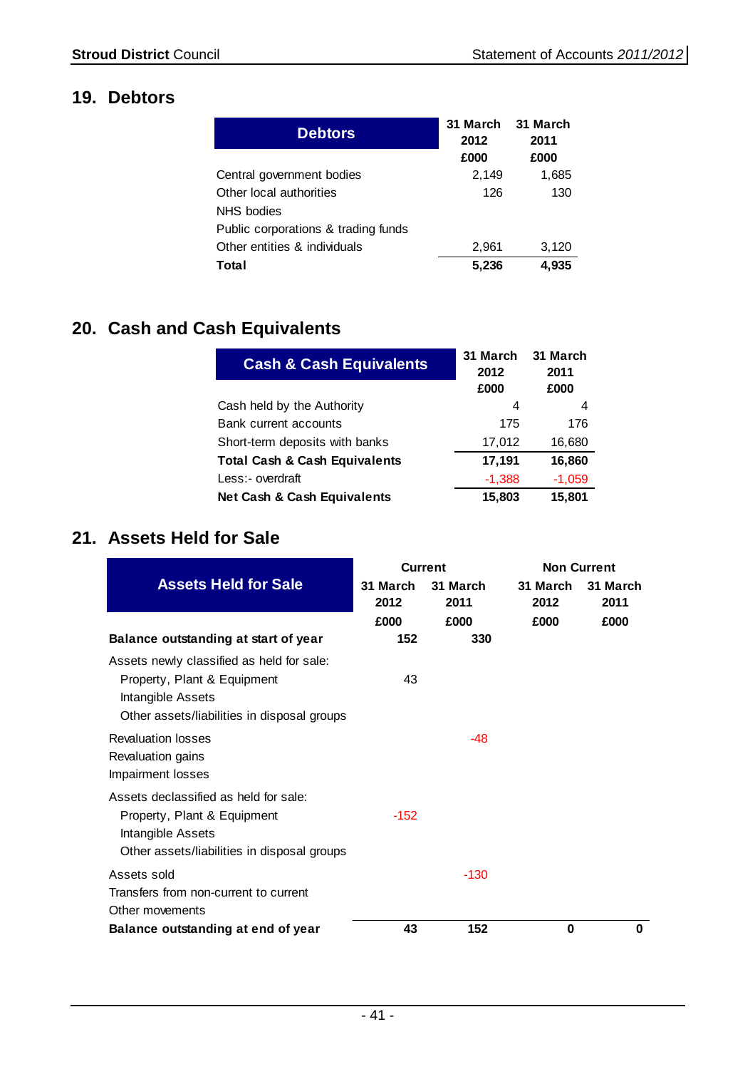## 19. Debtors

| Debtors | 31 March 2012 £000 | 31 March 2011 £000 |
|---|---|---|
| Central government bodies | 2,149 | 1,685 |
| Other local authorities | 126 | 130 |
| NHS bodies | | |
| Public corporations & trading funds | | |
| Other entities & individuals | 2,961 | 3,120 |
| **Total** | **5,236** | **4,935** |

## 20. Cash and Cash Equivalents

| Cash & Cash Equivalents | 31 March 2012 £000 | 31 March 2011 £000 |
|---|---|---|
| Cash held by the Authority | 4 | 4 |
| Bank current accounts | 175 | 176 |
| Short-term deposits with banks | 17,012 | 16,680 |
| **Total Cash & Cash Equivalents** | **17,191** | **16,860** |
| Less:- overdraft | -1,388 | -1,059 |
| **Net Cash & Cash Equivalents** | **15,803** | **15,801** |

## 21. Assets Held for Sale

| Assets Held for Sale | Current | | Non Current | |
|---|---|---|---|---|
| | 31 March 2012 £000 | 31 March 2011 £000 | 31 March 2012 £000 | 31 March 2011 £000 |
| **Balance outstanding at start of year** | **152** | **330** | | |
| Assets newly classified as held for sale: | | | | |
| Property, Plant & Equipment | 43 | | | |
| Intangible Assets | | | | |
| Other assets/liabilities in disposal groups | | | | |
| Revaluation losses | | -48 | | |
| Revaluation gains | | | | |
| Impairment losses | | | | |
| Assets declassified as held for sale: | | | | |
| Property, Plant & Equipment | -152 | | | |
| Intangible Assets | | | | |
| Other assets/liabilities in disposal groups | | | | |
| Assets sold | | -130 | | |
| Transfers from non-current to current | | | | |
| Other movements | | | | |
| **Balance outstanding at end of year** | **43** | **152** | **0** | **0** |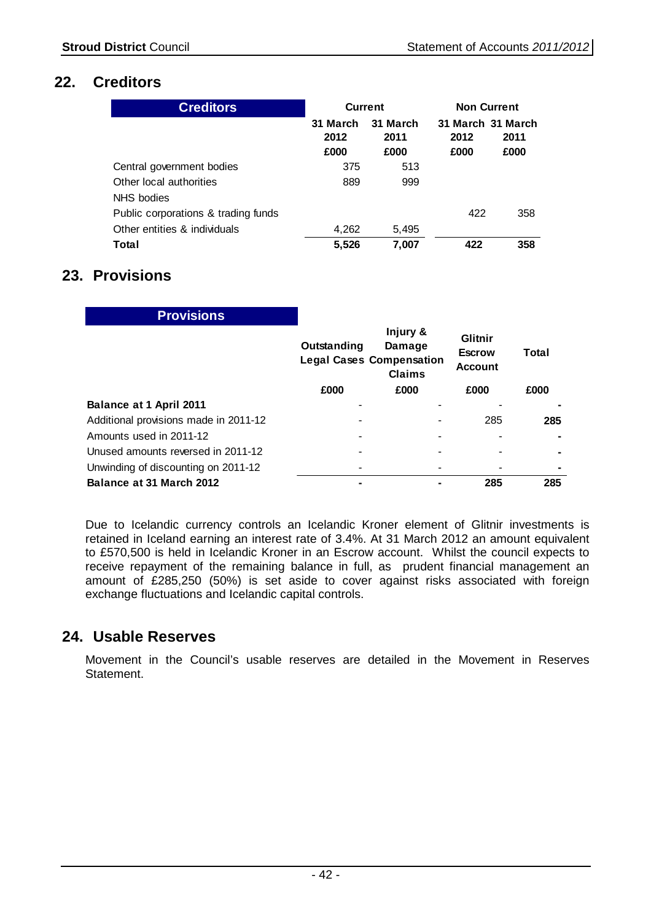## 22. Creditors

| Creditors | Current | | Non Current | |
|---|---|---|---|---|
| | 31 March 2012 £000 | 31 March 2011 £000 | 31 March 2012 £000 | 31 March 2011 £000 |
| Central government bodies | 375 | 513 | | |
| Other local authorities | 889 | 999 | | |
| NHS bodies | | | | |
| Public corporations & trading funds | | | 422 | 358 |
| Other entities & individuals | 4,262 | 5,495 | | |
| **Total** | **5,526** | **7,007** | **422** | **358** |

## 23. Provisions

| Provisions | Outstanding Legal Cases | Injury & Damage Compensation Claims | Glitnir Escrow Account | Total |
|---|---|---|---|---|
| | £000 | £000 | £000 | £000 |
| **Balance at 1 April 2011** | - | - | - | **-** |
| Additional provisions made in 2011-12 | - | - | 285 | **285** |
| Amounts used in 2011-12 | - | - | - | **-** |
| Unused amounts reversed in 2011-12 | - | - | - | **-** |
| Unwinding of discounting on 2011-12 | - | - | - | **-** |
| **Balance at 31 March 2012** | **-** | **-** | **285** | **285** |

Due to Icelandic currency controls an Icelandic Kroner element of Glitnir investments is retained in Iceland earning an interest rate of 3.4%. At 31 March 2012 an amount equivalent to £570,500 is held in Icelandic Kroner in an Escrow account. Whilst the council expects to receive repayment of the remaining balance in full, as prudent financial management an amount of £285,250 (50%) is set aside to cover against risks associated with foreign exchange fluctuations and Icelandic capital controls.

## 24. Usable Reserves

Movement in the Council's usable reserves are detailed in the Movement in Reserves Statement.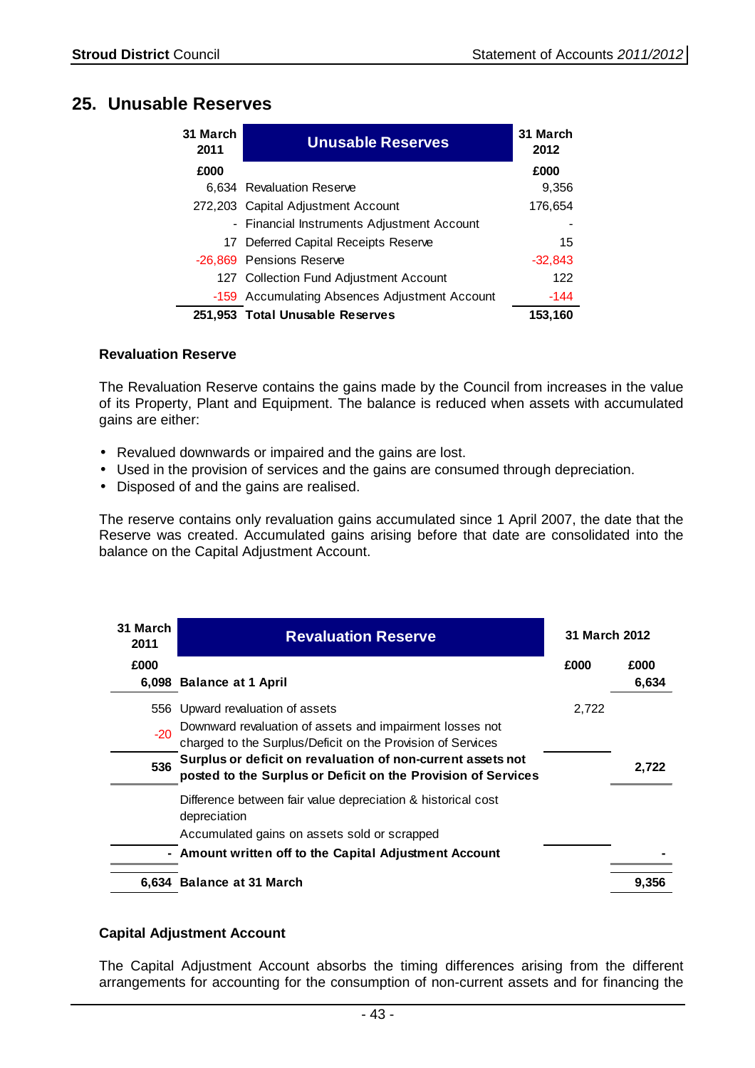## 25. Unusable Reserves

| 31 March 2011 | Unusable Reserves | 31 March 2012 |
|---|---|---|
| £000 | | £000 |
| 6,634 | Revaluation Reserve | 9,356 |
| 272,203 | Capital Adjustment Account | 176,654 |
| - | Financial Instruments Adjustment Account | - |
| 17 | Deferred Capital Receipts Reserve | 15 |
| -26,869 | Pensions Reserve | -32,843 |
| 127 | Collection Fund Adjustment Account | 122 |
| -159 | Accumulating Absences Adjustment Account | -144 |
| **251,953** | **Total Unusable Reserves** | **153,160** |

### Revaluation Reserve

The Revaluation Reserve contains the gains made by the Council from increases in the value of its Property, Plant and Equipment. The balance is reduced when assets with accumulated gains are either:

- Revalued downwards or impaired and the gains are lost.
- Used in the provision of services and the gains are consumed through depreciation.
- Disposed of and the gains are realised.

The reserve contains only revaluation gains accumulated since 1 April 2007, the date that the Reserve was created. Accumulated gains arising before that date are consolidated into the balance on the Capital Adjustment Account.

| 31 March 2011 | Revaluation Reserve | 31 March 2012 | |
|---|---|---|---|
| £000 | | £000 | £000 |
| **6,098** | **Balance at 1 April** | | **6,634** |
| 556 | Upward revaluation of assets | 2,722 | |
| -20 | Downward revaluation of assets and impairment losses not charged to the Surplus/Deficit on the Provision of Services | | |
| **536** | **Surplus or deficit on revaluation of non-current assets not posted to the Surplus or Deficit on the Provision of Services** | | **2,722** |
| | Difference between fair value depreciation & historical cost depreciation | | |
| | Accumulated gains on assets sold or scrapped | | |
| **-** | **Amount written off to the Capital Adjustment Account** | | **-** |
| **6,634** | **Balance at 31 March** | | **9,356** |

### Capital Adjustment Account

The Capital Adjustment Account absorbs the timing differences arising from the different arrangements for accounting for the consumption of non-current assets and for financing the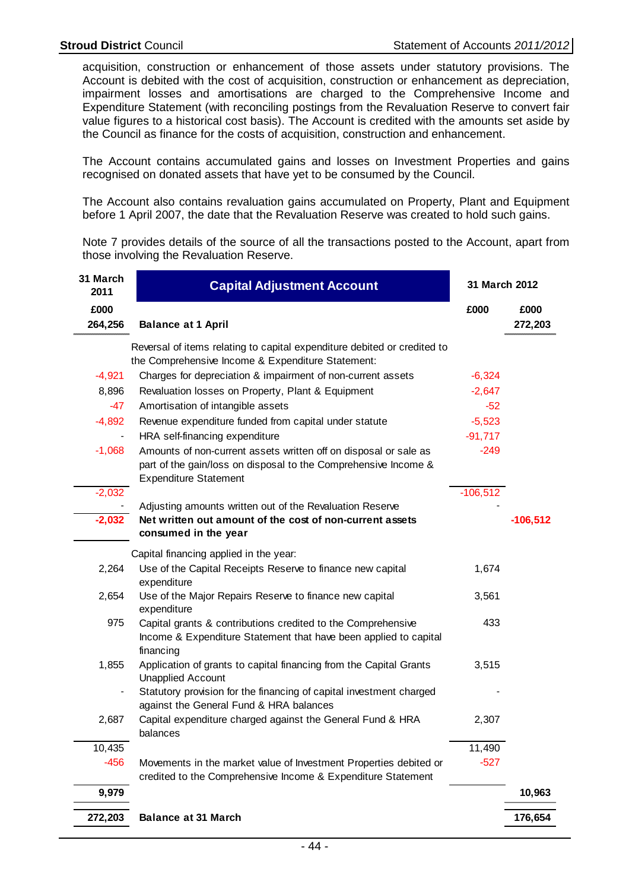acquisition, construction or enhancement of those assets under statutory provisions. The Account is debited with the cost of acquisition, construction or enhancement as depreciation, impairment losses and amortisations are charged to the Comprehensive Income and Expenditure Statement (with reconciling postings from the Revaluation Reserve to convert fair value figures to a historical cost basis). The Account is credited with the amounts set aside by the Council as finance for the costs of acquisition, construction and enhancement.

The Account contains accumulated gains and losses on Investment Properties and gains recognised on donated assets that have yet to be consumed by the Council.

The Account also contains revaluation gains accumulated on Property, Plant and Equipment before 1 April 2007, the date that the Revaluation Reserve was created to hold such gains.

Note 7 provides details of the source of all the transactions posted to the Account, apart from those involving the Revaluation Reserve.

| 31 March 2011 | Capital Adjustment Account | 31 March 2012 | |
|---|---|---|---|
| £000 | | £000 | £000 |
| **264,256** | **Balance at 1 April** | | **272,203** |
| | Reversal of items relating to capital expenditure debited or credited to the Comprehensive Income & Expenditure Statement: | | |
| -4,921 | Charges for depreciation & impairment of non-current assets | -6,324 | |
| 8,896 | Revaluation losses on Property, Plant & Equipment | -2,647 | |
| -47 | Amortisation of intangible assets | -52 | |
| -4,892 | Revenue expenditure funded from capital under statute | -5,523 | |
| - | HRA self-financing expenditure | -91,717 | |
| -1,068 | Amounts of non-current assets written off on disposal or sale as part of the gain/loss on disposal to the Comprehensive Income & Expenditure Statement | -249 | |
| -2,032 | | -106,512 | |
| - | Adjusting amounts written out of the Revaluation Reserve | - | |
| **-2,032** | **Net written out amount of the cost of non-current assets consumed in the year** | | **-106,512** |
| | Capital financing applied in the year: | | |
| 2,264 | Use of the Capital Receipts Reserve to finance new capital expenditure | 1,674 | |
| 2,654 | Use of the Major Repairs Reserve to finance new capital expenditure | 3,561 | |
| 975 | Capital grants & contributions credited to the Comprehensive Income & Expenditure Statement that have been applied to capital financing | 433 | |
| 1,855 | Application of grants to capital financing from the Capital Grants Unapplied Account | 3,515 | |
| - | Statutory provision for the financing of capital investment charged against the General Fund & HRA balances | - | |
| 2,687 | Capital expenditure charged against the General Fund & HRA balances | 2,307 | |
| 10,435 | | 11,490 | |
| -456 | Movements in the market value of Investment Properties debited or credited to the Comprehensive Income & Expenditure Statement | -527 | |
| **9,979** | | | **10,963** |
| **272,203** | **Balance at 31 March** | | **176,654** |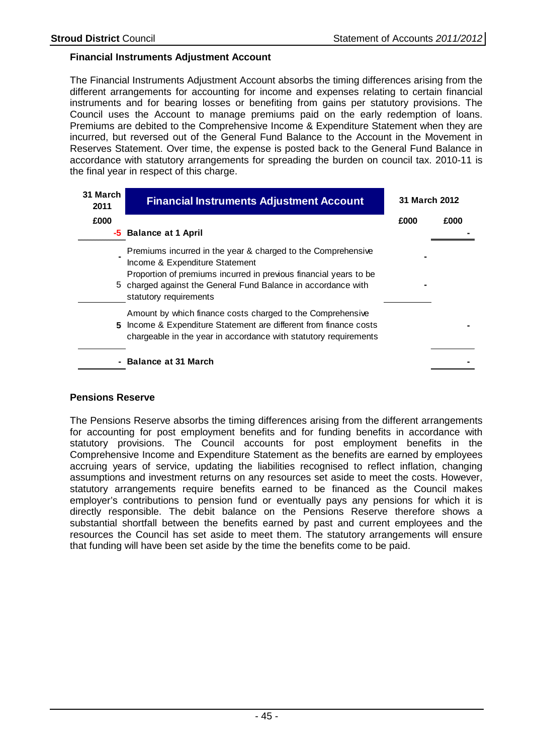## Financial Instruments Adjustment Account

The Financial Instruments Adjustment Account absorbs the timing differences arising from the different arrangements for accounting for income and expenses relating to certain financial instruments and for bearing losses or benefiting from gains per statutory provisions. The Council uses the Account to manage premiums paid on the early redemption of loans. Premiums are debited to the Comprehensive Income & Expenditure Statement when they are incurred, but reversed out of the General Fund Balance to the Account in the Movement in Reserves Statement. Over time, the expense is posted back to the General Fund Balance in accordance with statutory arrangements for spreading the burden on council tax. 2010-11 is the final year in respect of this charge.

| 31 March 2011 | Financial Instruments Adjustment Account | 31 March 2012 | |
|---|---|---|---|
| £000 | | £000 | £000 |
| -5 | **Balance at 1 April** | | - |
| - | Premiums incurred in the year & charged to the Comprehensive Income & Expenditure Statement | - | |
| 5 | Proportion of premiums incurred in previous financial years to be charged against the General Fund Balance in accordance with statutory requirements | - | |
| **5** | Amount by which finance costs charged to the Comprehensive Income & Expenditure Statement are different from finance costs chargeable in the year in accordance with statutory requirements | | - |
| - | **Balance at 31 March** | | - |

## Pensions Reserve

The Pensions Reserve absorbs the timing differences arising from the different arrangements for accounting for post employment benefits and for funding benefits in accordance with statutory provisions. The Council accounts for post employment benefits in the Comprehensive Income and Expenditure Statement as the benefits are earned by employees accruing years of service, updating the liabilities recognised to reflect inflation, changing assumptions and investment returns on any resources set aside to meet the costs. However, statutory arrangements require benefits earned to be financed as the Council makes employer's contributions to pension fund or eventually pays any pensions for which it is directly responsible. The debit balance on the Pensions Reserve therefore shows a substantial shortfall between the benefits earned by past and current employees and the resources the Council has set aside to meet them. The statutory arrangements will ensure that funding will have been set aside by the time the benefits come to be paid.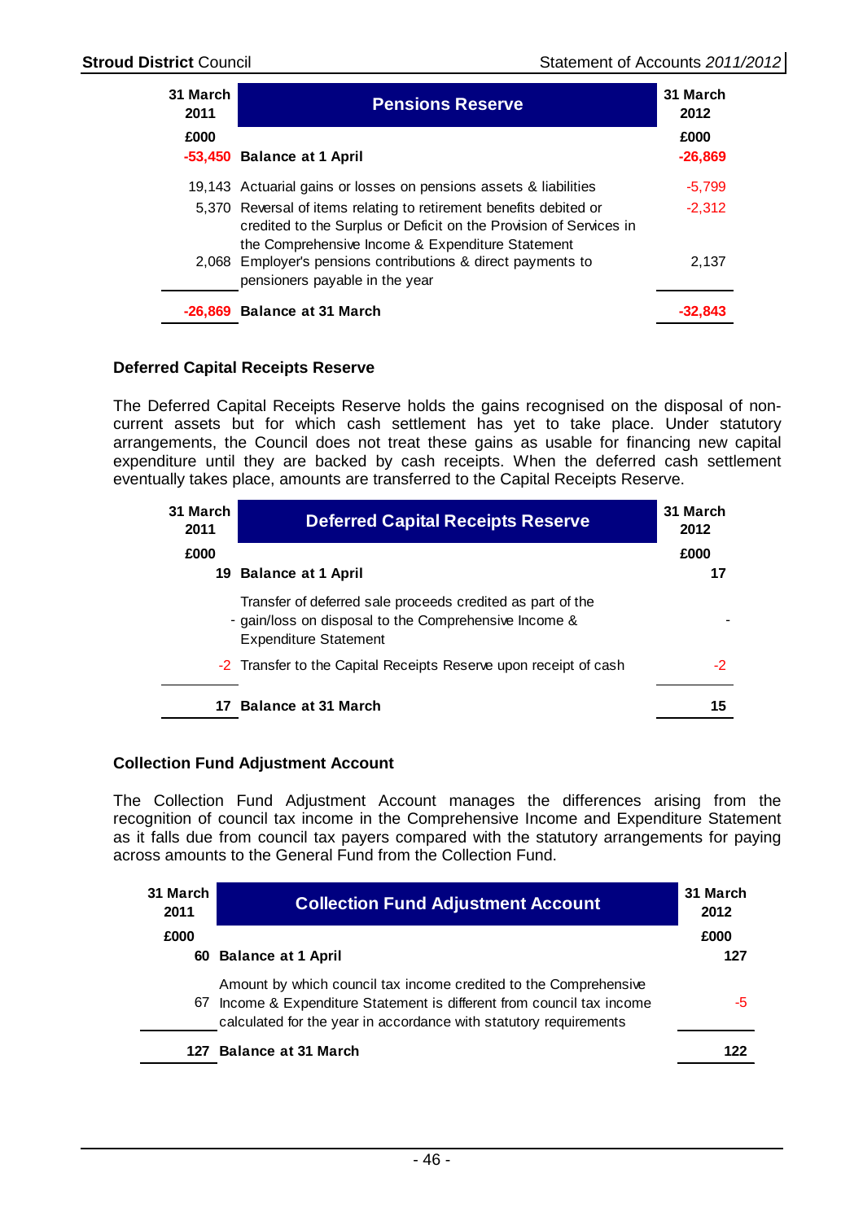| 31 March 2011 | Pensions Reserve | 31 March 2012 |
|---|---|---|
| £000 | | £000 |
| -53,450 | **Balance at 1 April** | -26,869 |
| 19,143 | Actuarial gains or losses on pensions assets & liabilities | -5,799 |
| 5,370 | Reversal of items relating to retirement benefits debited or credited to the Surplus or Deficit on the Provision of Services in the Comprehensive Income & Expenditure Statement | -2,312 |
| 2,068 | Employer's pensions contributions & direct payments to pensioners payable in the year | 2,137 |
| -26,869 | **Balance at 31 March** | -32,843 |

### Deferred Capital Receipts Reserve

The Deferred Capital Receipts Reserve holds the gains recognised on the disposal of non-current assets but for which cash settlement has yet to take place. Under statutory arrangements, the Council does not treat these gains as usable for financing new capital expenditure until they are backed by cash receipts. When the deferred cash settlement eventually takes place, amounts are transferred to the Capital Receipts Reserve.

| 31 March 2011 | Deferred Capital Receipts Reserve | 31 March 2012 |
|---|---|---|
| £000 | | £000 |
| 19 | **Balance at 1 April** | 17 |
| - | Transfer of deferred sale proceeds credited as part of the gain/loss on disposal to the Comprehensive Income & Expenditure Statement | - |
| -2 | Transfer to the Capital Receipts Reserve upon receipt of cash | -2 |
| 17 | **Balance at 31 March** | 15 |

### Collection Fund Adjustment Account

The Collection Fund Adjustment Account manages the differences arising from the recognition of council tax income in the Comprehensive Income and Expenditure Statement as it falls due from council tax payers compared with the statutory arrangements for paying across amounts to the General Fund from the Collection Fund.

| 31 March 2011 | Collection Fund Adjustment Account | 31 March 2012 |
|---|---|---|
| £000 | | £000 |
| 60 | **Balance at 1 April** | 127 |
| 67 | Amount by which council tax income credited to the Comprehensive Income & Expenditure Statement is different from council tax income calculated for the year in accordance with statutory requirements | -5 |
| 127 | **Balance at 31 March** | 122 |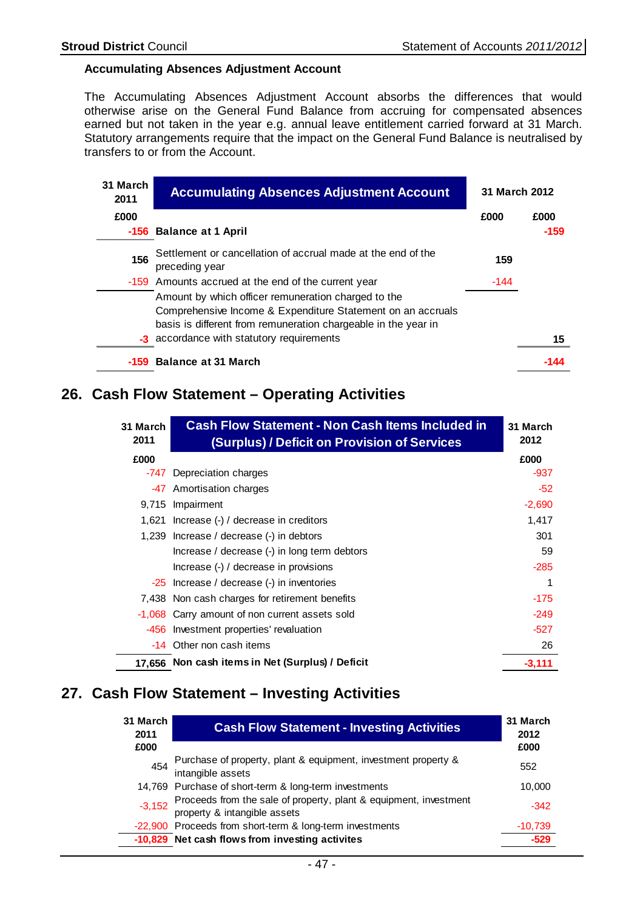### Accumulating Absences Adjustment Account

The Accumulating Absences Adjustment Account absorbs the differences that would otherwise arise on the General Fund Balance from accruing for compensated absences earned but not taken in the year e.g. annual leave entitlement carried forward at 31 March. Statutory arrangements require that the impact on the General Fund Balance is neutralised by transfers to or from the Account.

| 31 March 2011 | Accumulating Absences Adjustment Account | 31 March 2012 | |
|---|---|---|---|
| £000 | | £000 | £000 |
| **-156** | **Balance at 1 April** | | **-159** |
| **156** | Settlement or cancellation of accrual made at the end of the preceding year | **159** | |
| -159 | Amounts accrued at the end of the current year | -144 | |
| **-3** | Amount by which officer remuneration charged to the Comprehensive Income & Expenditure Statement on an accruals basis is different from remuneration chargeable in the year in accordance with statutory requirements | | **15** |
| **-159** | **Balance at 31 March** | | **-144** |

## 26. Cash Flow Statement – Operating Activities

| 31 March 2011 | Cash Flow Statement - Non Cash Items Included in (Surplus) / Deficit on Provision of Services | 31 March 2012 |
|---|---|---|
| £000 | | £000 |
| -747 | Depreciation charges | -937 |
| -47 | Amortisation charges | -52 |
| 9,715 | Impairment | -2,690 |
| 1,621 | Increase (-) / decrease in creditors | 1,417 |
| 1,239 | Increase / decrease (-) in debtors | 301 |
| | Increase / decrease (-) in long term debtors | 59 |
| | Increase (-) / decrease in provisions | -285 |
| -25 | Increase / decrease (-) in inventories | 1 |
| 7,438 | Non cash charges for retirement benefits | -175 |
| -1,068 | Carry amount of non current assets sold | -249 |
| -456 | Investment properties' revaluation | -527 |
| -14 | Other non cash items | 26 |
| **17,656** | **Non cash items in Net (Surplus) / Deficit** | **-3,111** |

## 27. Cash Flow Statement – Investing Activities

| 31 March 2011 £000 | Cash Flow Statement - Investing Activities | 31 March 2012 £000 |
|---|---|---|
| 454 | Purchase of property, plant & equipment, investment property & intangible assets | 552 |
| 14,769 | Purchase of short-term & long-term investments | 10,000 |
| -3,152 | Proceeds from the sale of property, plant & equipment, investment property & intangible assets | -342 |
| -22,900 | Proceeds from short-term & long-term investments | -10,739 |
| **-10,829** | **Net cash flows from investing activites** | **-529** |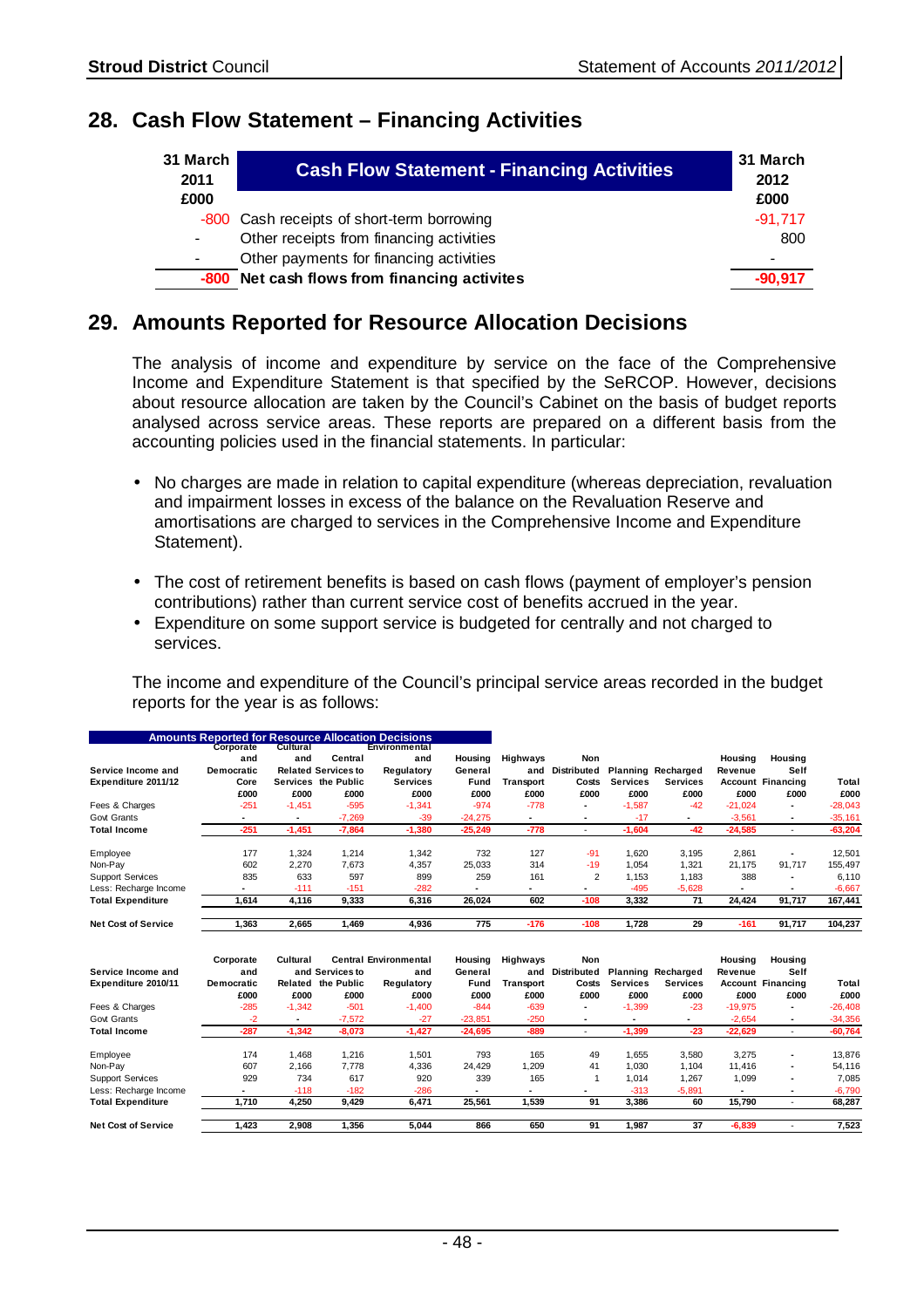## 28. Cash Flow Statement – Financing Activities

| 31 March 2011 £000 | Cash Flow Statement - Financing Activities | 31 March 2012 £000 |
|---|---|---|
| -800 | Cash receipts of short-term borrowing | -91,717 |
| - | Other receipts from financing activities | 800 |
| - | Other payments for financing activities | - |
| **-800** | **Net cash flows from financing activites** | **-90,917** |

## 29. Amounts Reported for Resource Allocation Decisions

The analysis of income and expenditure by service on the face of the Comprehensive Income and Expenditure Statement is that specified by the SeRCOP. However, decisions about resource allocation are taken by the Council's Cabinet on the basis of budget reports analysed across service areas. These reports are prepared on a different basis from the accounting policies used in the financial statements. In particular:

- No charges are made in relation to capital expenditure (whereas depreciation, revaluation and impairment losses in excess of the balance on the Revaluation Reserve and amortisations are charged to services in the Comprehensive Income and Expenditure Statement).
- The cost of retirement benefits is based on cash flows (payment of employer's pension contributions) rather than current service cost of benefits accrued in the year.
- Expenditure on some support service is budgeted for centrally and not charged to services.

The income and expenditure of the Council's principal service areas recorded in the budget reports for the year is as follows:

**Amounts Reported for Resource Allocation Decisions**

| Service Income and Expenditure 2011/12 | Corporate and Democratic Core £000 | Cultural and Related Services £000 | Central Services to the Public £000 | Environmental and Regulatory Services £000 | Housing General Fund £000 | Highways and Transport £000 | Non Distributed Costs £000 | Planning Services £000 | Recharged Services £000 | Housing Revenue Account £000 | Housing Self Financing £000 | Total £000 |
|---|---|---|---|---|---|---|---|---|---|---|---|---|
| Fees & Charges | -251 | -1,451 | -595 | -1,341 | -974 | -778 | - | -1,587 | -42 | -21,024 | - | -28,043 |
| Govt Grants | - | - | -7,269 | -39 | -24,275 | - | - | -17 | - | -3,561 | - | -35,161 |
| **Total Income** | **-251** | **-1,451** | **-7,864** | **-1,380** | **-25,249** | **-778** | - | **-1,604** | **-42** | **-24,585** | - | **-63,204** |
| Employee | 177 | 1,324 | 1,214 | 1,342 | 732 | 127 | -91 | 1,620 | 3,195 | 2,861 | - | 12,501 |
| Non-Pay | 602 | 2,270 | 7,673 | 4,357 | 25,033 | 314 | -19 | 1,054 | 1,321 | 21,175 | 91,717 | 155,497 |
| Support Services | 835 | 633 | 597 | 899 | 259 | 161 | 2 | 1,153 | 1,183 | 388 | - | 6,110 |
| Less: Recharge Income | - | -111 | -151 | -282 | - | - | - | -495 | -5,628 | - | - | -6,667 |
| **Total Expenditure** | **1,614** | **4,116** | **9,333** | **6,316** | **26,024** | **602** | **-108** | **3,332** | **71** | **24,424** | **91,717** | **167,441** |
| **Net Cost of Service** | **1,363** | **2,665** | **1,469** | **4,936** | **775** | **-176** | **-108** | **1,728** | **29** | **-161** | **91,717** | **104,237** |

| Service Income and Expenditure 2010/11 | Corporate and Democratic £000 | Cultural and Related Services £000 | Central Services to the Public £000 | Environmental and Regulatory Services £000 | Housing General Fund £000 | Highways and Transport £000 | Non Distributed Costs £000 | Planning Services £000 | Recharged Services £000 | Housing Revenue Account £000 | Housing Self Financing £000 | Total £000 |
|---|---|---|---|---|---|---|---|---|---|---|---|---|
| Fees & Charges | -285 | -1,342 | -501 | -1,400 | -844 | -639 | - | -1,399 | -23 | -19,975 | - | -26,408 |
| Govt Grants | -2 | - | -7,572 | -27 | -23,851 | -250 | - | - | - | -2,654 | - | -34,356 |
| **Total Income** | **-287** | **-1,342** | **-8,073** | **-1,427** | **-24,695** | **-889** | - | **-1,399** | **-23** | **-22,629** | - | **-60,764** |
| Employee | 174 | 1,468 | 1,216 | 1,501 | 793 | 165 | 49 | 1,655 | 3,580 | 3,275 | - | 13,876 |
| Non-Pay | 607 | 2,166 | 7,778 | 4,336 | 24,429 | 1,209 | 41 | 1,030 | 1,104 | 11,416 | - | 54,116 |
| Support Services | 929 | 734 | 617 | 920 | 339 | 165 | 1 | 1,014 | 1,267 | 1,099 | - | 7,085 |
| Less: Recharge Income | - | -118 | -182 | -286 | - | - | - | -313 | -5,891 | - | - | -6,790 |
| **Total Expenditure** | **1,710** | **4,250** | **9,429** | **6,471** | **25,561** | **1,539** | **91** | **3,386** | **60** | **15,790** | - | **68,287** |
| **Net Cost of Service** | **1,423** | **2,908** | **1,356** | **5,044** | **866** | **650** | **91** | **1,987** | **37** | **-6,839** | - | **7,523** |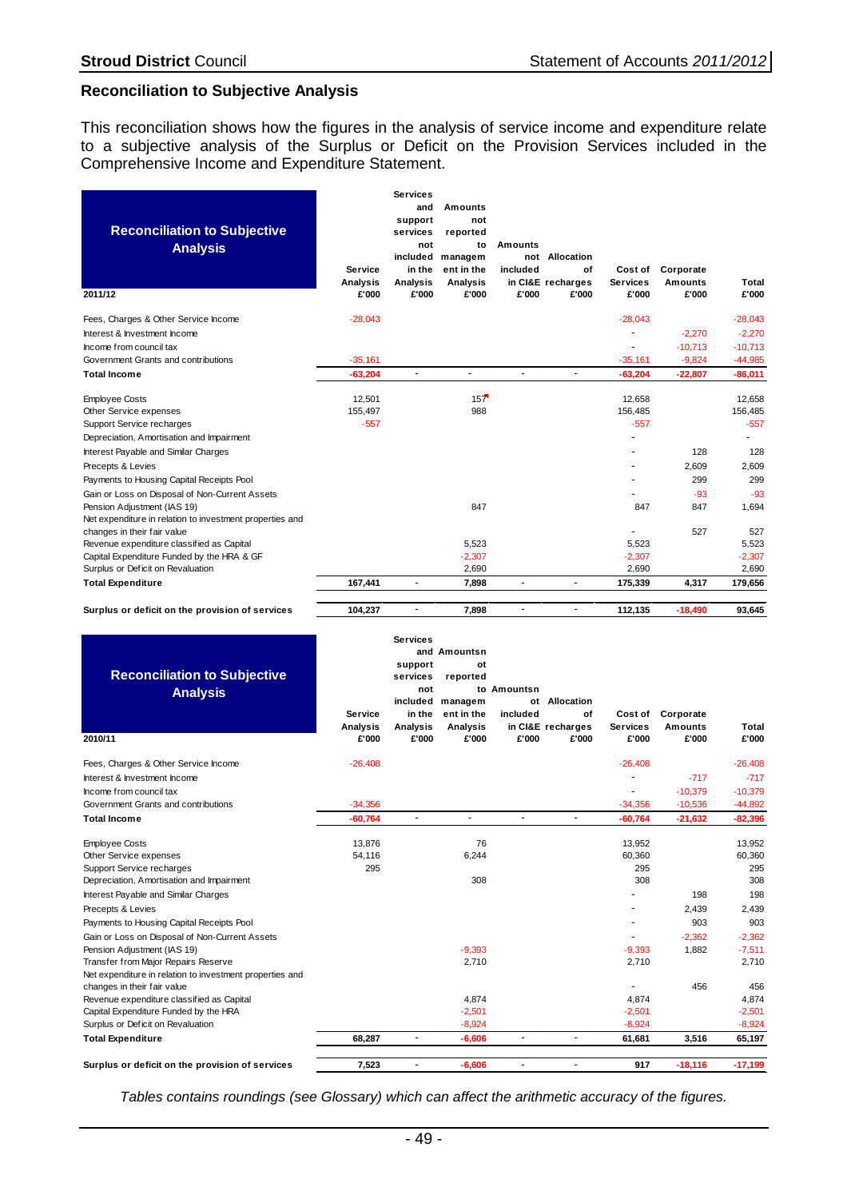## Reconciliation to Subjective Analysis

This reconciliation shows how the figures in the analysis of service income and expenditure relate to a subjective analysis of the Surplus or Deficit on the Provision Services included in the Comprehensive Income and Expenditure Statement.

| Reconciliation to Subjective Analysis 2011/12 | Service Analysis £'000 | Services and support services not included in the Analysis £'000 | Amounts not reported to management in the Analysis £'000 | Amounts not included in CI&E £'000 | Allocation of recharges £'000 | Cost of Services £'000 | Corporate Amounts £'000 | Total £'000 |
|---|---|---|---|---|---|---|---|---|
| Fees, Charges & Other Service Income | -28,043 | | | | | -28,043 | | -28,043 |
| Interest & Investment Income | | | | | | - | -2,270 | -2,270 |
| Income from council tax | | | | | | - | -10,713 | -10,713 |
| Government Grants and contributions | -35,161 | | | | | -35,161 | -9,824 | -44,985 |
| **Total Income** | **-63,204** | **-** | **-** | **-** | **-** | **-63,204** | **-22,807** | **-86,011** |
| Employee Costs | 12,501 | | 157 | | | 12,658 | | 12,658 |
| Other Service expenses | 155,497 | | 988 | | | 156,485 | | 156,485 |
| Support Service recharges | -557 | | | | | -557 | | -557 |
| Depreciation, Amortisation and Impairment | | | | | | - | | - |
| Interest Payable and Similar Charges | | | | | | - | 128 | 128 |
| Precepts & Levies | | | | | | - | 2,609 | 2,609 |
| Payments to Housing Capital Receipts Pool | | | | | | - | 299 | 299 |
| Gain or Loss on Disposal of Non-Current Assets | | | | | | - | -93 | -93 |
| Pension Adjustment (IAS 19) | | | 847 | | | 847 | 847 | 1,694 |
| Net expenditure in relation to investment properties and changes in their fair value | | | | | | - | 527 | 527 |
| Revenue expenditure classified as Capital | | | 5,523 | | | 5,523 | | 5,523 |
| Capital Expenditure Funded by the HRA & GF | | | -2,307 | | | -2,307 | | -2,307 |
| Surplus or Deficit on Revaluation | | | 2,690 | | | 2,690 | | 2,690 |
| **Total Expenditure** | **167,441** | **-** | **7,898** | **-** | **-** | **175,339** | **4,317** | **179,656** |
| **Surplus or deficit on the provision of services** | **104,237** | **-** | **7,898** | **-** | **-** | **112,135** | **-18,490** | **93,645** |

| Reconciliation to Subjective Analysis 2010/11 | Service Analysis £'000 | Services and support services not included in the Analysis £'000 | Amounts not reported to management in the Analysis £'000 | Amounts not included in CI&E £'000 | Allocation of recharges £'000 | Cost of Services £'000 | Corporate Amounts £'000 | Total £'000 |
|---|---|---|---|---|---|---|---|---|
| Fees, Charges & Other Service Income | -26,408 | | | | | -26,408 | | -26,408 |
| Interest & Investment Income | | | | | | - | -717 | -717 |
| Income from council tax | | | | | | - | -10,379 | -10,379 |
| Government Grants and contributions | -34,356 | | | | | -34,356 | -10,536 | -44,892 |
| **Total Income** | **-60,764** | **-** | **-** | **-** | **-** | **-60,764** | **-21,632** | **-82,396** |
| Employee Costs | 13,876 | | 76 | | | 13,952 | | 13,952 |
| Other Service expenses | 54,116 | | 6,244 | | | 60,360 | | 60,360 |
| Support Service recharges | 295 | | | | | 295 | | 295 |
| Depreciation, Amortisation and Impairment | | | 308 | | | 308 | | 308 |
| Interest Payable and Similar Charges | | | | | | - | 198 | 198 |
| Precepts & Levies | | | | | | - | 2,439 | 2,439 |
| Payments to Housing Capital Receipts Pool | | | | | | - | 903 | 903 |
| Gain or Loss on Disposal of Non-Current Assets | | | | | | - | -2,362 | -2,362 |
| Pension Adjustment (IAS 19) | | | -9,393 | | | -9,393 | 1,882 | -7,511 |
| Transfer from Major Repairs Reserve | | | 2,710 | | | 2,710 | | 2,710 |
| Net expenditure in relation to investment properties and changes in their fair value | | | | | | - | 456 | 456 |
| Revenue expenditure classified as Capital | | | 4,874 | | | 4,874 | | 4,874 |
| Capital Expenditure Funded by the HRA | | | -2,501 | | | -2,501 | | -2,501 |
| Surplus or Deficit on Revaluation | | | -8,924 | | | -8,924 | | -8,924 |
| **Total Expenditure** | **68,287** | **-** | **-6,606** | **-** | **-** | **61,681** | **3,516** | **65,197** |
| **Surplus or deficit on the provision of services** | **7,523** | **-** | **-6,606** | **-** | **-** | **917** | **-18,116** | **-17,199** |

*Tables contains roundings (see Glossary) which can affect the arithmetic accuracy of the figures.*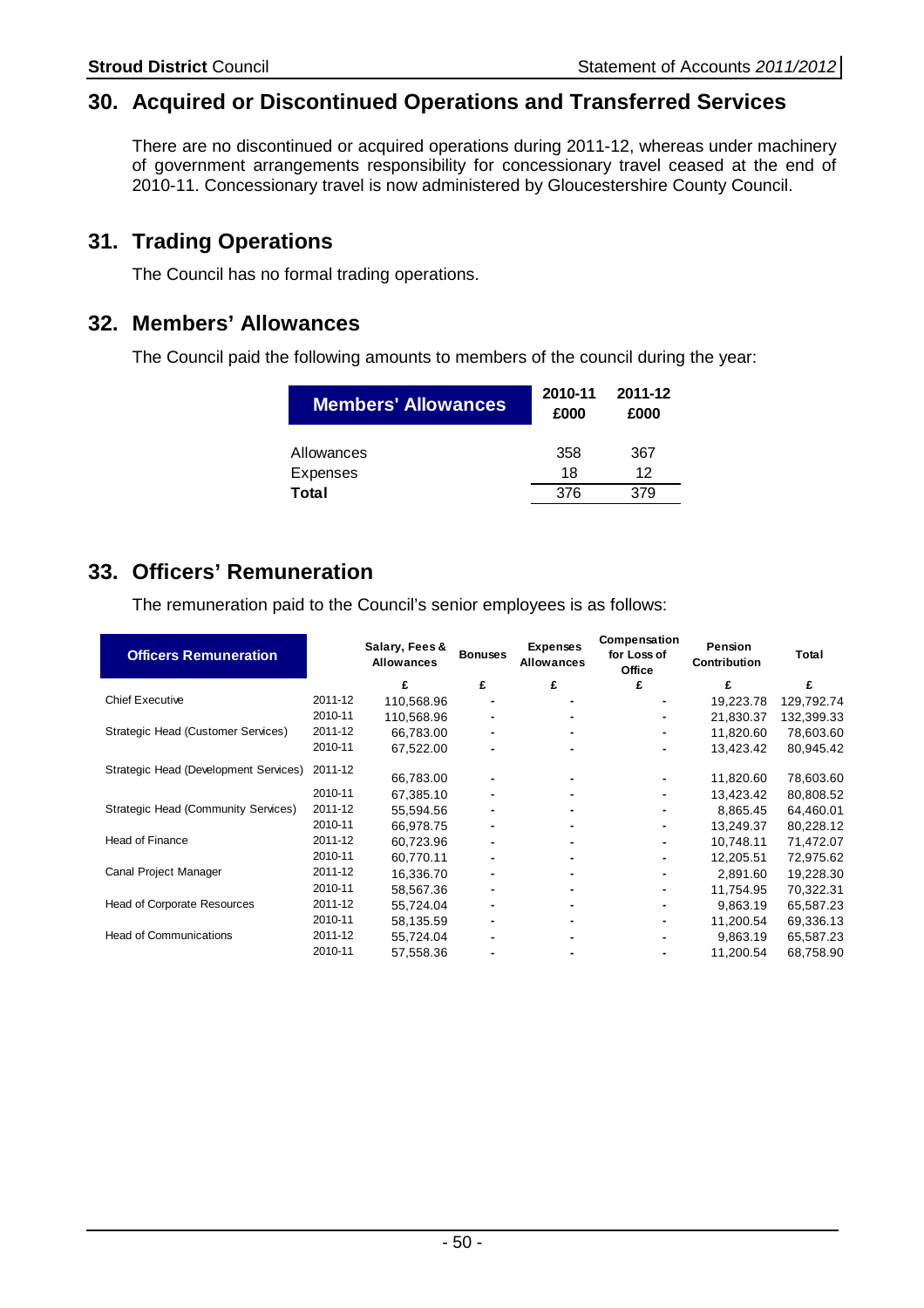## 30. Acquired or Discontinued Operations and Transferred Services

There are no discontinued or acquired operations during 2011-12, whereas under machinery of government arrangements responsibility for concessionary travel ceased at the end of 2010-11. Concessionary travel is now administered by Gloucestershire County Council.

## 31. Trading Operations

The Council has no formal trading operations.

## 32. Members' Allowances

The Council paid the following amounts to members of the council during the year:

| Members' Allowances | 2010-11 £000 | 2011-12 £000 |
|---|---|---|
| Allowances | 358 | 367 |
| Expenses | 18 | 12 |
| **Total** | 376 | 379 |

## 33. Officers' Remuneration

The remuneration paid to the Council's senior employees is as follows:

| Officers Remuneration | | Salary, Fees & Allowances | Bonuses | Expenses Allowances | Compensation for Loss of Office | Pension Contribution | Total |
|---|---|---|---|---|---|---|---|
| | | £ | £ | £ | £ | £ | £ |
| Chief Executive | 2011-12 | 110,568.96 | - | - | - | 19,223.78 | 129,792.74 |
| | 2010-11 | 110,568.96 | - | - | - | 21,830.37 | 132,399.33 |
| Strategic Head (Customer Services) | 2011-12 | 66,783.00 | - | - | - | 11,820.60 | 78,603.60 |
| | 2010-11 | 67,522.00 | - | - | - | 13,423.42 | 80,945.42 |
| Strategic Head (Development Services) | 2011-12 | 66,783.00 | - | - | - | 11,820.60 | 78,603.60 |
| | 2010-11 | 67,385.10 | - | - | - | 13,423.42 | 80,808.52 |
| Strategic Head (Community Services) | 2011-12 | 55,594.56 | - | - | - | 8,865.45 | 64,460.01 |
| | 2010-11 | 66,978.75 | - | - | - | 13,249.37 | 80,228.12 |
| Head of Finance | 2011-12 | 60,723.96 | - | - | - | 10,748.11 | 71,472.07 |
| | 2010-11 | 60,770.11 | - | - | - | 12,205.51 | 72,975.62 |
| Canal Project Manager | 2011-12 | 16,336.70 | - | - | - | 2,891.60 | 19,228.30 |
| | 2010-11 | 58,567.36 | - | - | - | 11,754.95 | 70,322.31 |
| Head of Corporate Resources | 2011-12 | 55,724.04 | - | - | - | 9,863.19 | 65,587.23 |
| | 2010-11 | 58,135.59 | - | - | - | 11,200.54 | 69,336.13 |
| Head of Communications | 2011-12 | 55,724.04 | - | - | - | 9,863.19 | 65,587.23 |
| | 2010-11 | 57,558.36 | - | - | - | 11,200.54 | 68,758.90 |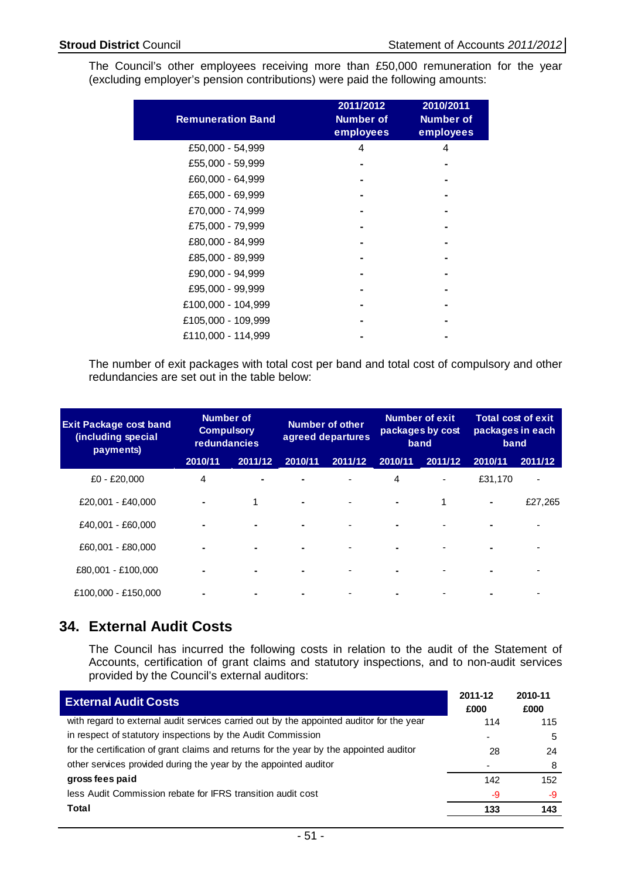The Council's other employees receiving more than £50,000 remuneration for the year (excluding employer's pension contributions) were paid the following amounts:

| Remuneration Band | 2011/2012 Number of employees | 2010/2011 Number of employees |
|---|---|---|
| £50,000 - 54,999 | 4 | 4 |
| £55,000 - 59,999 | - | - |
| £60,000 - 64,999 | - | - |
| £65,000 - 69,999 | - | - |
| £70,000 - 74,999 | - | - |
| £75,000 - 79,999 | - | - |
| £80,000 - 84,999 | - | - |
| £85,000 - 89,999 | - | - |
| £90,000 - 94,999 | - | - |
| £95,000 - 99,999 | - | - |
| £100,000 - 104,999 | - | - |
| £105,000 - 109,999 | - | - |
| £110,000 - 114,999 | - | - |

The number of exit packages with total cost per band and total cost of compulsory and other redundancies are set out in the table below:

| Exit Package cost band (including special payments) | Number of Compulsory redundancies | | Number of other agreed departures | | Number of exit packages by cost band | | Total cost of exit packages in each band | |
|---|---|---|---|---|---|---|---|---|
| | 2010/11 | 2011/12 | 2010/11 | 2011/12 | 2010/11 | 2011/12 | 2010/11 | 2011/12 |
| £0 - £20,000 | 4 | - | - | - | 4 | - | £31,170 | - |
| £20,001 - £40,000 | - | 1 | - | - | - | 1 | - | £27,265 |
| £40,001 - £60,000 | - | - | - | - | - | - | - | - |
| £60,001 - £80,000 | - | - | - | - | - | - | - | - |
| £80,001 - £100,000 | - | - | - | - | - | - | - | - |
| £100,000 - £150,000 | - | - | - | - | - | - | - | - |

## 34. External Audit Costs

The Council has incurred the following costs in relation to the audit of the Statement of Accounts, certification of grant claims and statutory inspections, and to non-audit services provided by the Council's external auditors:

| External Audit Costs | 2011-12 £000 | 2010-11 £000 |
|---|---|---|
| with regard to external audit services carried out by the appointed auditor for the year | 114 | 115 |
| in respect of statutory inspections by the Audit Commission | - | 5 |
| for the certification of grant claims and returns for the year by the appointed auditor | 28 | 24 |
| other services provided during the year by the appointed auditor | - | 8 |
| **gross fees paid** | 142 | 152 |
| less Audit Commission rebate for IFRS transition audit cost | -9 | -9 |
| **Total** | **133** | **143** |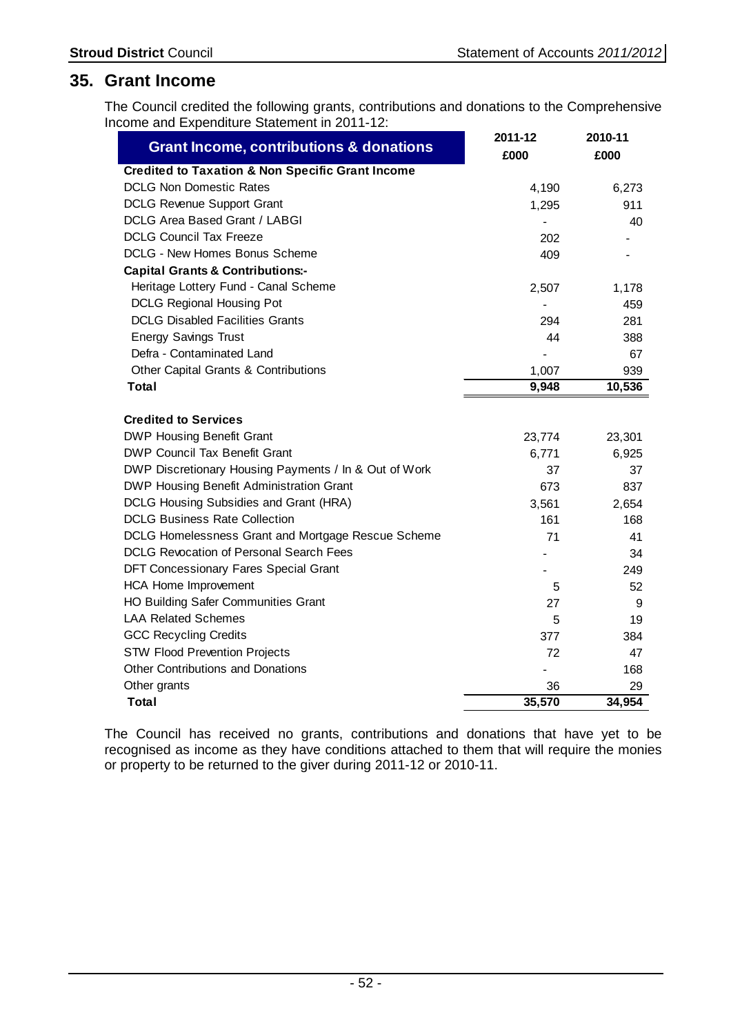## 35. Grant Income

The Council credited the following grants, contributions and donations to the Comprehensive Income and Expenditure Statement in 2011-12:

| Grant Income, contributions & donations | 2011-12 £000 | 2010-11 £000 |
|---|---|---|
| **Credited to Taxation & Non Specific Grant Income** | | |
| DCLG Non Domestic Rates | 4,190 | 6,273 |
| DCLG Revenue Support Grant | 1,295 | 911 |
| DCLG Area Based Grant / LABGI | - | 40 |
| DCLG Council Tax Freeze | 202 | - |
| DCLG - New Homes Bonus Scheme | 409 | - |
| **Capital Grants & Contributions:-** | | |
| Heritage Lottery Fund - Canal Scheme | 2,507 | 1,178 |
| DCLG Regional Housing Pot | - | 459 |
| DCLG Disabled Facilities Grants | 294 | 281 |
| Energy Savings Trust | 44 | 388 |
| Defra - Contaminated Land | - | 67 |
| Other Capital Grants & Contributions | 1,007 | 939 |
| **Total** | **9,948** | **10,536** |
| | | |
| **Credited to Services** | | |
| DWP Housing Benefit Grant | 23,774 | 23,301 |
| DWP Council Tax Benefit Grant | 6,771 | 6,925 |
| DWP Discretionary Housing Payments / In & Out of Work | 37 | 37 |
| DWP Housing Benefit Administration Grant | 673 | 837 |
| DCLG Housing Subsidies and Grant (HRA) | 3,561 | 2,654 |
| DCLG Business Rate Collection | 161 | 168 |
| DCLG Homelessness Grant and Mortgage Rescue Scheme | 71 | 41 |
| DCLG Revocation of Personal Search Fees | - | 34 |
| DFT Concessionary Fares Special Grant | - | 249 |
| HCA Home Improvement | 5 | 52 |
| HO Building Safer Communities Grant | 27 | 9 |
| LAA Related Schemes | 5 | 19 |
| GCC Recycling Credits | 377 | 384 |
| STW Flood Prevention Projects | 72 | 47 |
| Other Contributions and Donations | - | 168 |
| Other grants | 36 | 29 |
| **Total** | **35,570** | **34,954** |

The Council has received no grants, contributions and donations that have yet to be recognised as income as they have conditions attached to them that will require the monies or property to be returned to the giver during 2011-12 or 2010-11.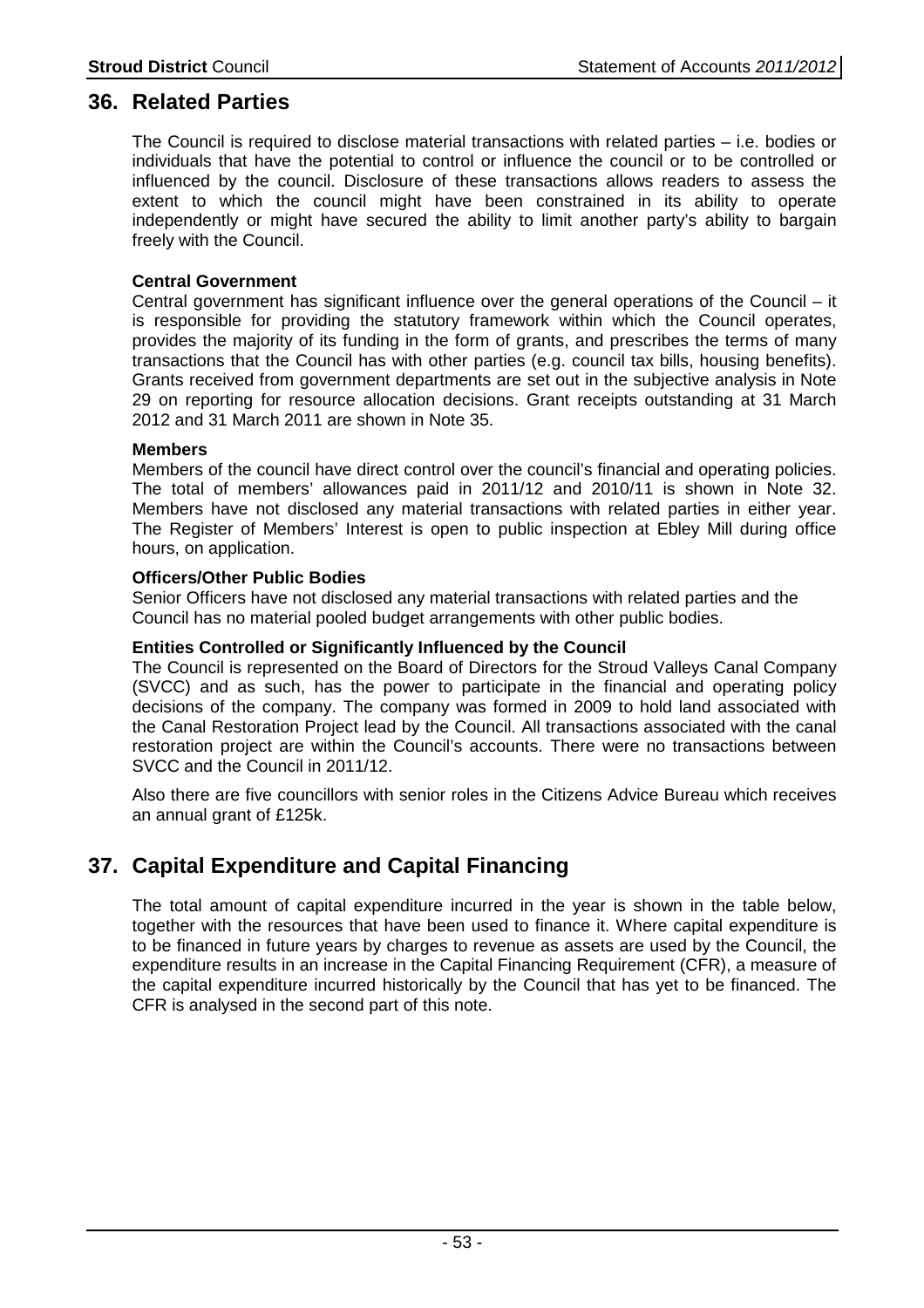## 36. Related Parties

The Council is required to disclose material transactions with related parties – i.e. bodies or individuals that have the potential to control or influence the council or to be controlled or influenced by the council. Disclosure of these transactions allows readers to assess the extent to which the council might have been constrained in its ability to operate independently or might have secured the ability to limit another party's ability to bargain freely with the Council.

**Central Government**

Central government has significant influence over the general operations of the Council – it is responsible for providing the statutory framework within which the Council operates, provides the majority of its funding in the form of grants, and prescribes the terms of many transactions that the Council has with other parties (e.g. council tax bills, housing benefits). Grants received from government departments are set out in the subjective analysis in Note 29 on reporting for resource allocation decisions. Grant receipts outstanding at 31 March 2012 and 31 March 2011 are shown in Note 35.

**Members**

Members of the council have direct control over the council's financial and operating policies. The total of members' allowances paid in 2011/12 and 2010/11 is shown in Note 32. Members have not disclosed any material transactions with related parties in either year. The Register of Members' Interest is open to public inspection at Ebley Mill during office hours, on application.

**Officers/Other Public Bodies**

Senior Officers have not disclosed any material transactions with related parties and the Council has no material pooled budget arrangements with other public bodies.

**Entities Controlled or Significantly Influenced by the Council**

The Council is represented on the Board of Directors for the Stroud Valleys Canal Company (SVCC) and as such, has the power to participate in the financial and operating policy decisions of the company. The company was formed in 2009 to hold land associated with the Canal Restoration Project lead by the Council. All transactions associated with the canal restoration project are within the Council's accounts. There were no transactions between SVCC and the Council in 2011/12.

Also there are five councillors with senior roles in the Citizens Advice Bureau which receives an annual grant of £125k.

## 37. Capital Expenditure and Capital Financing

The total amount of capital expenditure incurred in the year is shown in the table below, together with the resources that have been used to finance it. Where capital expenditure is to be financed in future years by charges to revenue as assets are used by the Council, the expenditure results in an increase in the Capital Financing Requirement (CFR), a measure of the capital expenditure incurred historically by the Council that has yet to be financed. The CFR is analysed in the second part of this note.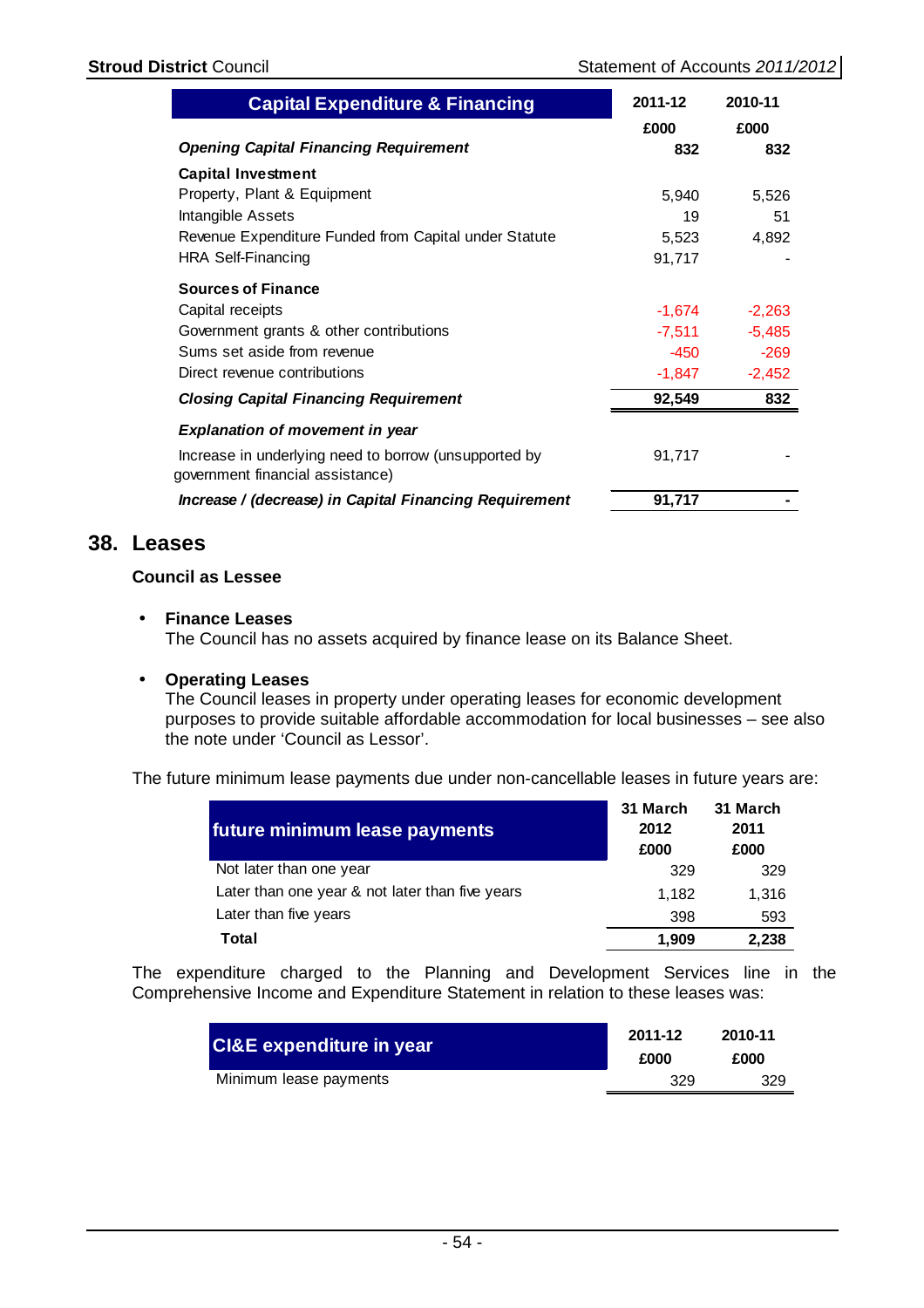| Capital Expenditure & Financing | 2011-12 | 2010-11 |
|---|---|---|
| | £000 | £000 |
| ***Opening Capital Financing Requirement*** | **832** | **832** |
| **Capital Investment** | | |
| Property, Plant & Equipment | 5,940 | 5,526 |
| Intangible Assets | 19 | 51 |
| Revenue Expenditure Funded from Capital under Statute | 5,523 | 4,892 |
| HRA Self-Financing | 91,717 | - |
| **Sources of Finance** | | |
| Capital receipts | -1,674 | -2,263 |
| Government grants & other contributions | -7,511 | -5,485 |
| Sums set aside from revenue | -450 | -269 |
| Direct revenue contributions | -1,847 | -2,452 |
| ***Closing Capital Financing Requirement*** | **92,549** | **832** |
| ***Explanation of movement in year*** | | |
| Increase in underlying need to borrow (unsupported by government financial assistance) | 91,717 | - |
| ***Increase / (decrease) in Capital Financing Requirement*** | **91,717** | **-** |

## 38. Leases

### Council as Lessee

- **Finance Leases**
  The Council has no assets acquired by finance lease on its Balance Sheet.

- **Operating Leases**
  The Council leases in property under operating leases for economic development purposes to provide suitable affordable accommodation for local businesses – see also the note under 'Council as Lessor'.

The future minimum lease payments due under non-cancellable leases in future years are:

| future minimum lease payments | 31 March 2012 £000 | 31 March 2011 £000 |
|---|---|---|
| Not later than one year | 329 | 329 |
| Later than one year & not later than five years | 1,182 | 1,316 |
| Later than five years | 398 | 593 |
| **Total** | **1,909** | **2,238** |

The expenditure charged to the Planning and Development Services line in the Comprehensive Income and Expenditure Statement in relation to these leases was:

| CI&E expenditure in year | 2011-12 £000 | 2010-11 £000 |
|---|---|---|
| Minimum lease payments | 329 | 329 |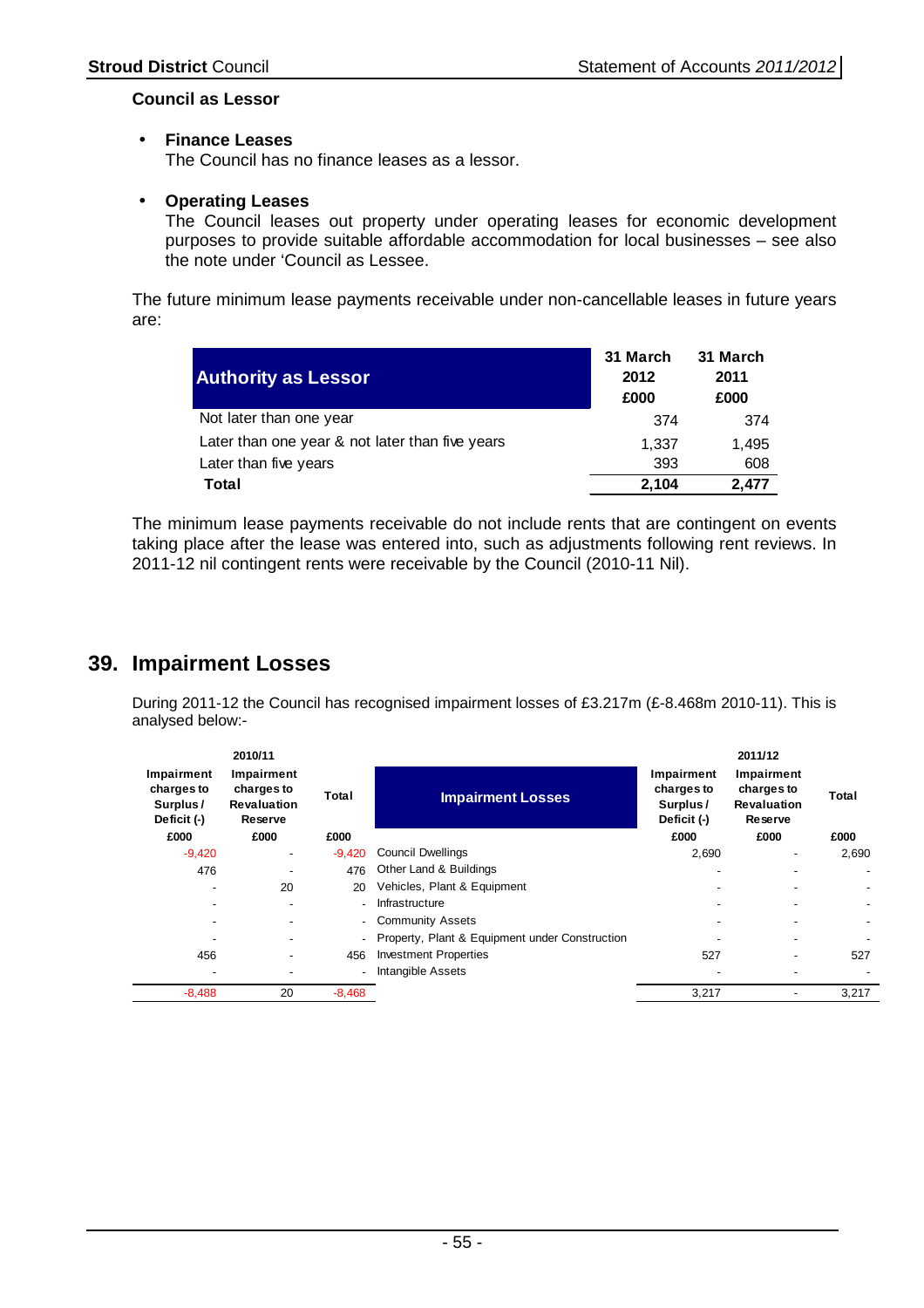**Council as Lessor**

- **Finance Leases**
  The Council has no finance leases as a lessor.

- **Operating Leases**
  The Council leases out property under operating leases for economic development purposes to provide suitable affordable accommodation for local businesses – see also the note under 'Council as Lessee.

The future minimum lease payments receivable under non-cancellable leases in future years are:

| Authority as Lessor | 31 March 2012 £000 | 31 March 2011 £000 |
|---|---|---|
| Not later than one year | 374 | 374 |
| Later than one year & not later than five years | 1,337 | 1,495 |
| Later than five years | 393 | 608 |
| **Total** | **2,104** | **2,477** |

The minimum lease payments receivable do not include rents that are contingent on events taking place after the lease was entered into, such as adjustments following rent reviews. In 2011-12 nil contingent rents were receivable by the Council (2010-11 Nil).

## 39. Impairment Losses

During 2011-12 the Council has recognised impairment losses of £3.217m (£-8.468m 2010-11). This is analysed below:-

| 2010/11 | | | | 2011/12 | | |
|---|---|---|---|---|---|---|
| Impairment charges to Surplus / Deficit (-) | Impairment charges to Revaluation Reserve | Total | Impairment Losses | Impairment charges to Surplus / Deficit (-) | Impairment charges to Revaluation Reserve | Total |
| £000 | £000 | £000 | | £000 | £000 | £000 |
| -9,420 | - | -9,420 | Council Dwellings | 2,690 | - | 2,690 |
| 476 | - | 476 | Other Land & Buildings | - | - | - |
| - | 20 | 20 | Vehicles, Plant & Equipment | - | - | - |
| - | - | - | Infrastructure | - | - | - |
| - | - | - | Community Assets | - | - | - |
| - | - | - | Property, Plant & Equipment under Construction | - | - | - |
| 456 | - | 456 | Investment Properties | 527 | - | 527 |
| - | - | - | Intangible Assets | - | - | - |
| -8,488 | 20 | -8,468 | | 3,217 | - | 3,217 |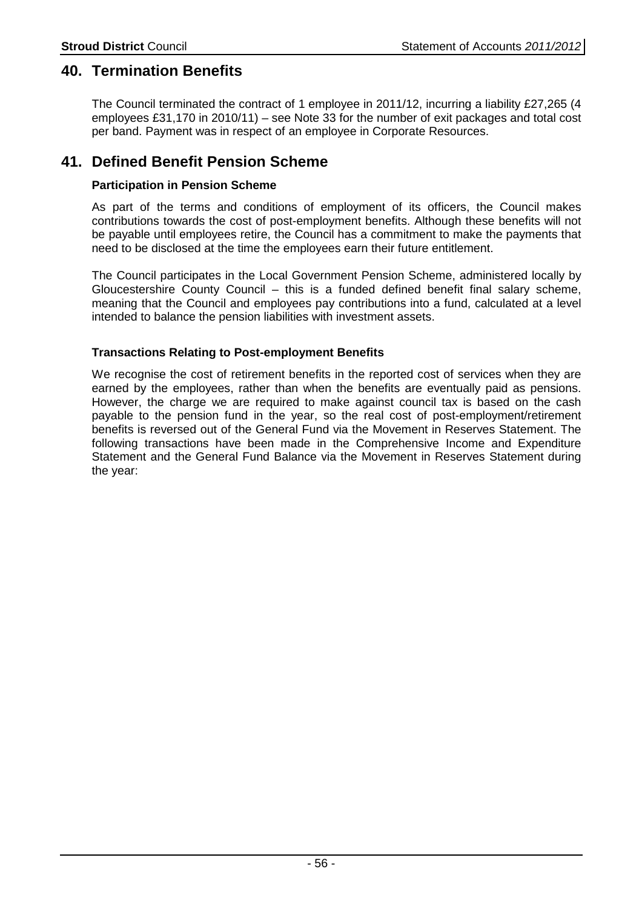## 40. Termination Benefits

The Council terminated the contract of 1 employee in 2011/12, incurring a liability £27,265 (4 employees £31,170 in 2010/11) – see Note 33 for the number of exit packages and total cost per band. Payment was in respect of an employee in Corporate Resources.

## 41. Defined Benefit Pension Scheme

**Participation in Pension Scheme**

As part of the terms and conditions of employment of its officers, the Council makes contributions towards the cost of post-employment benefits. Although these benefits will not be payable until employees retire, the Council has a commitment to make the payments that need to be disclosed at the time the employees earn their future entitlement.

The Council participates in the Local Government Pension Scheme, administered locally by Gloucestershire County Council – this is a funded defined benefit final salary scheme, meaning that the Council and employees pay contributions into a fund, calculated at a level intended to balance the pension liabilities with investment assets.

**Transactions Relating to Post-employment Benefits**

We recognise the cost of retirement benefits in the reported cost of services when they are earned by the employees, rather than when the benefits are eventually paid as pensions. However, the charge we are required to make against council tax is based on the cash payable to the pension fund in the year, so the real cost of post-employment/retirement benefits is reversed out of the General Fund via the Movement in Reserves Statement. The following transactions have been made in the Comprehensive Income and Expenditure Statement and the General Fund Balance via the Movement in Reserves Statement during the year: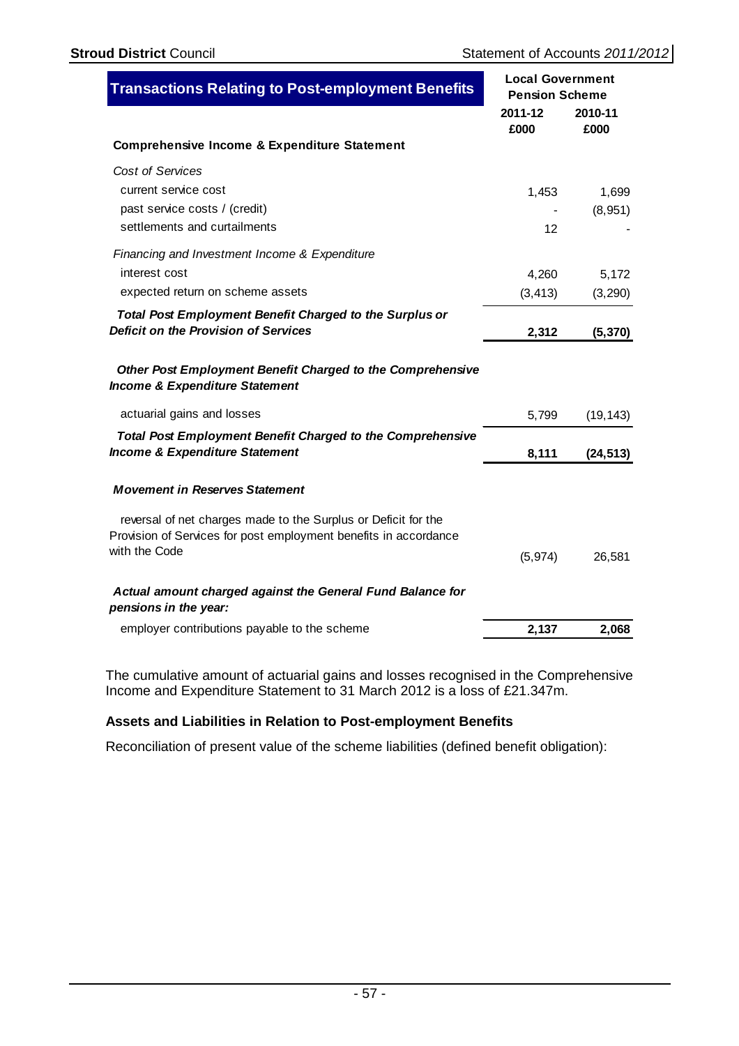| Transactions Relating to Post-employment Benefits | Local Government Pension Scheme | |
|---|---|---|
| | 2011-12 | 2010-11 |
| | £000 | £000 |
| **Comprehensive Income & Expenditure Statement** | | |
| *Cost of Services* | | |
| current service cost | 1,453 | 1,699 |
| past service costs / (credit) | - | (8,951) |
| settlements and curtailments | 12 | - |
| *Financing and Investment Income & Expenditure* | | |
| interest cost | 4,260 | 5,172 |
| expected return on scheme assets | (3,413) | (3,290) |
| ***Total Post Employment Benefit Charged to the Surplus or Deficit on the Provision of Services*** | **2,312** | **(5,370)** |
| ***Other Post Employment Benefit Charged to the Comprehensive Income & Expenditure Statement*** | | |
| actuarial gains and losses | 5,799 | (19,143) |
| ***Total Post Employment Benefit Charged to the Comprehensive Income & Expenditure Statement*** | **8,111** | **(24,513)** |
| ***Movement in Reserves Statement*** | | |
| reversal of net charges made to the Surplus or Deficit for the Provision of Services for post employment benefits in accordance with the Code | (5,974) | 26,581 |
| ***Actual amount charged against the General Fund Balance for pensions in the year:*** | | |
| employer contributions payable to the scheme | **2,137** | **2,068** |

The cumulative amount of actuarial gains and losses recognised in the Comprehensive Income and Expenditure Statement to 31 March 2012 is a loss of £21.347m.

**Assets and Liabilities in Relation to Post-employment Benefits**

Reconciliation of present value of the scheme liabilities (defined benefit obligation):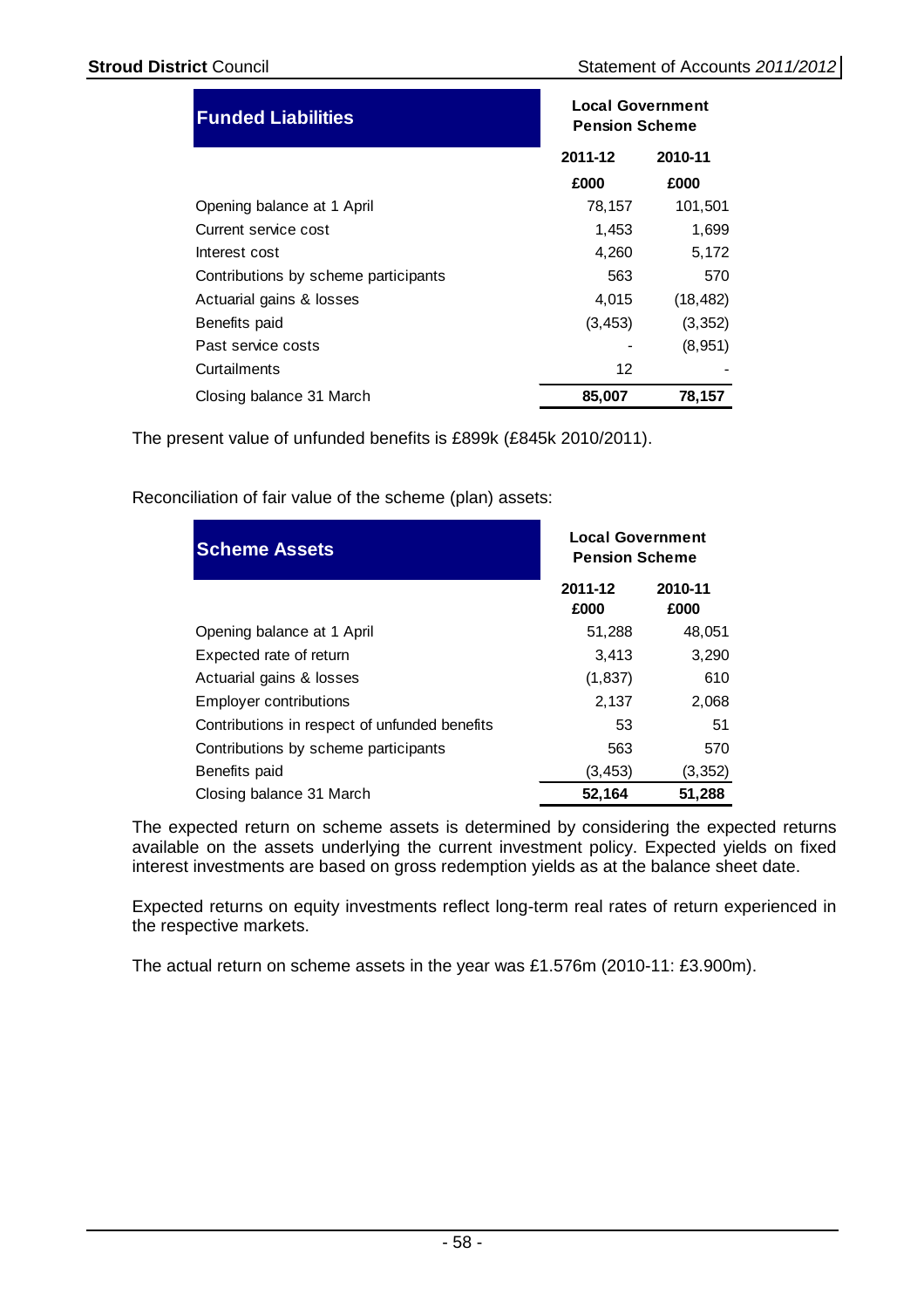| Funded Liabilities | Local Government Pension Scheme | |
|---|---|---|
| | 2011-12 | 2010-11 |
| | £000 | £000 |
| Opening balance at 1 April | 78,157 | 101,501 |
| Current service cost | 1,453 | 1,699 |
| Interest cost | 4,260 | 5,172 |
| Contributions by scheme participants | 563 | 570 |
| Actuarial gains & losses | 4,015 | (18,482) |
| Benefits paid | (3,453) | (3,352) |
| Past service costs | - | (8,951) |
| Curtailments | 12 | - |
| Closing balance 31 March | **85,007** | **78,157** |

The present value of unfunded benefits is £899k (£845k 2010/2011).

Reconciliation of fair value of the scheme (plan) assets:

| Scheme Assets | Local Government Pension Scheme | |
|---|---|---|
| | 2011-12 £000 | 2010-11 £000 |
| Opening balance at 1 April | 51,288 | 48,051 |
| Expected rate of return | 3,413 | 3,290 |
| Actuarial gains & losses | (1,837) | 610 |
| Employer contributions | 2,137 | 2,068 |
| Contributions in respect of unfunded benefits | 53 | 51 |
| Contributions by scheme participants | 563 | 570 |
| Benefits paid | (3,453) | (3,352) |
| Closing balance 31 March | **52,164** | **51,288** |

The expected return on scheme assets is determined by considering the expected returns available on the assets underlying the current investment policy. Expected yields on fixed interest investments are based on gross redemption yields as at the balance sheet date.

Expected returns on equity investments reflect long-term real rates of return experienced in the respective markets.

The actual return on scheme assets in the year was £1.576m (2010-11: £3.900m).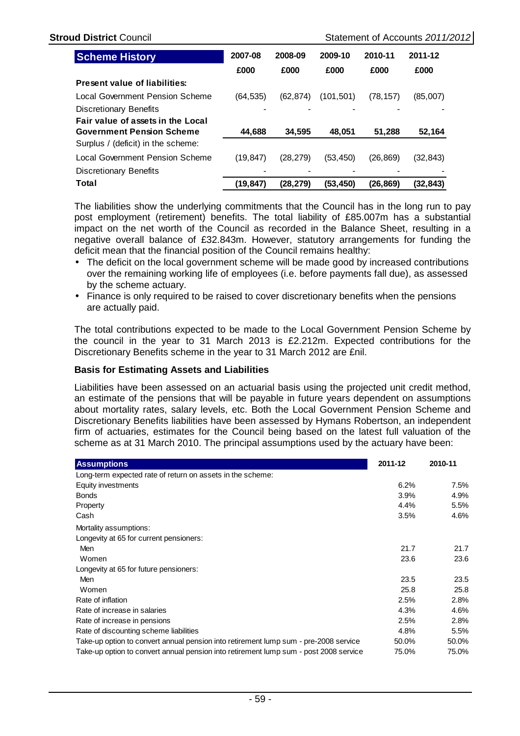| Scheme History | 2007-08 | 2008-09 | 2009-10 | 2010-11 | 2011-12 |
|---|---|---|---|---|---|
| | £000 | £000 | £000 | £000 | £000 |
| **Present value of liabilities:** | | | | | |
| Local Government Pension Scheme | (64,535) | (62,874) | (101,501) | (78,157) | (85,007) |
| Discretionary Benefits | - | - | - | - | - |
| **Fair value of assets in the Local Government Pension Scheme** | **44,688** | **34,595** | **48,051** | **51,288** | **52,164** |
| Surplus / (deficit) in the scheme: | | | | | |
| Local Government Pension Scheme | (19,847) | (28,279) | (53,450) | (26,869) | (32,843) |
| Discretionary Benefits | - | - | - | - | - |
| **Total** | **(19,847)** | **(28,279)** | **(53,450)** | **(26,869)** | **(32,843)** |

The liabilities show the underlying commitments that the Council has in the long run to pay post employment (retirement) benefits. The total liability of £85.007m has a substantial impact on the net worth of the Council as recorded in the Balance Sheet, resulting in a negative overall balance of £32.843m. However, statutory arrangements for funding the deficit mean that the financial position of the Council remains healthy:

- The deficit on the local government scheme will be made good by increased contributions over the remaining working life of employees (i.e. before payments fall due), as assessed by the scheme actuary.
- Finance is only required to be raised to cover discretionary benefits when the pensions are actually paid.

The total contributions expected to be made to the Local Government Pension Scheme by the council in the year to 31 March 2013 is £2.212m. Expected contributions for the Discretionary Benefits scheme in the year to 31 March 2012 are £nil.

### Basis for Estimating Assets and Liabilities

Liabilities have been assessed on an actuarial basis using the projected unit credit method, an estimate of the pensions that will be payable in future years dependent on assumptions about mortality rates, salary levels, etc. Both the Local Government Pension Scheme and Discretionary Benefits liabilities have been assessed by Hymans Robertson, an independent firm of actuaries, estimates for the Council being based on the latest full valuation of the scheme as at 31 March 2010. The principal assumptions used by the actuary have been:

| Assumptions | 2011-12 | 2010-11 |
|---|---|---|
| Long-term expected rate of return on assets in the scheme: | | |
| Equity investments | 6.2% | 7.5% |
| Bonds | 3.9% | 4.9% |
| Property | 4.4% | 5.5% |
| Cash | 3.5% | 4.6% |
| Mortality assumptions: | | |
| Longevity at 65 for current pensioners: | | |
| Men | 21.7 | 21.7 |
| Women | 23.6 | 23.6 |
| Longevity at 65 for future pensioners: | | |
| Men | 23.5 | 23.5 |
| Women | 25.8 | 25.8 |
| Rate of inflation | 2.5% | 2.8% |
| Rate of increase in salaries | 4.3% | 4.6% |
| Rate of increase in pensions | 2.5% | 2.8% |
| Rate of discounting scheme liabilities | 4.8% | 5.5% |
| Take-up option to convert annual pension into retirement lump sum - pre-2008 service | 50.0% | 50.0% |
| Take-up option to convert annual pension into retirement lump sum - post 2008 service | 75.0% | 75.0% |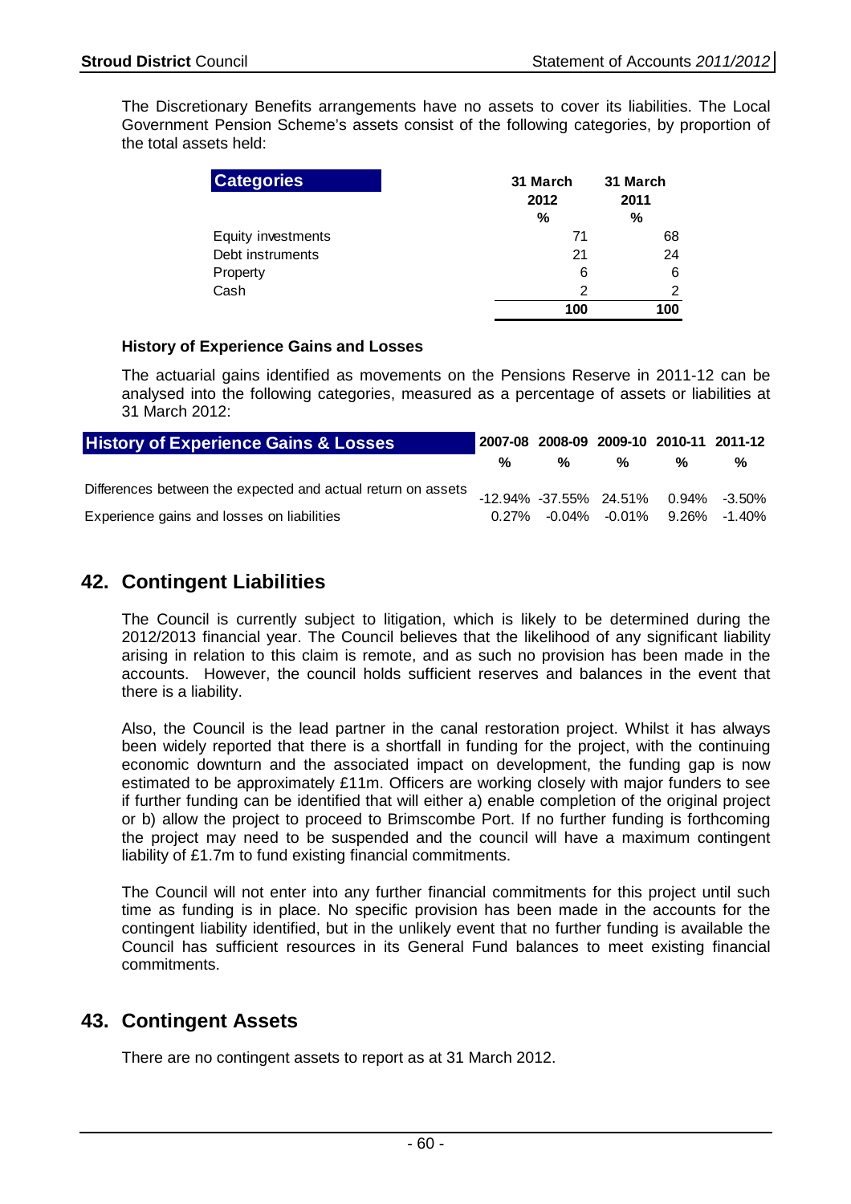The Discretionary Benefits arrangements have no assets to cover its liabilities. The Local Government Pension Scheme's assets consist of the following categories, by proportion of the total assets held:

| Categories | 31 March 2012 % | 31 March 2011 % |
|---|---|---|
| Equity investments | 71 | 68 |
| Debt instruments | 21 | 24 |
| Property | 6 | 6 |
| Cash | 2 | 2 |
| | **100** | **100** |

**History of Experience Gains and Losses**

The actuarial gains identified as movements on the Pensions Reserve in 2011-12 can be analysed into the following categories, measured as a percentage of assets or liabilities at 31 March 2012:

| History of Experience Gains & Losses | 2007-08 % | 2008-09 % | 2009-10 % | 2010-11 % | 2011-12 % |
|---|---|---|---|---|---|
| Differences between the expected and actual return on assets | -12.94% | -37.55% | 24.51% | 0.94% | -3.50% |
| Experience gains and losses on liabilities | 0.27% | -0.04% | -0.01% | 9.26% | -1.40% |

## 42. Contingent Liabilities

The Council is currently subject to litigation, which is likely to be determined during the 2012/2013 financial year. The Council believes that the likelihood of any significant liability arising in relation to this claim is remote, and as such no provision has been made in the accounts. However, the council holds sufficient reserves and balances in the event that there is a liability.

Also, the Council is the lead partner in the canal restoration project. Whilst it has always been widely reported that there is a shortfall in funding for the project, with the continuing economic downturn and the associated impact on development, the funding gap is now estimated to be approximately £11m. Officers are working closely with major funders to see if further funding can be identified that will either a) enable completion of the original project or b) allow the project to proceed to Brimscombe Port. If no further funding is forthcoming the project may need to be suspended and the council will have a maximum contingent liability of £1.7m to fund existing financial commitments.

The Council will not enter into any further financial commitments for this project until such time as funding is in place. No specific provision has been made in the accounts for the contingent liability identified, but in the unlikely event that no further funding is available the Council has sufficient resources in its General Fund balances to meet existing financial commitments.

## 43. Contingent Assets

There are no contingent assets to report as at 31 March 2012.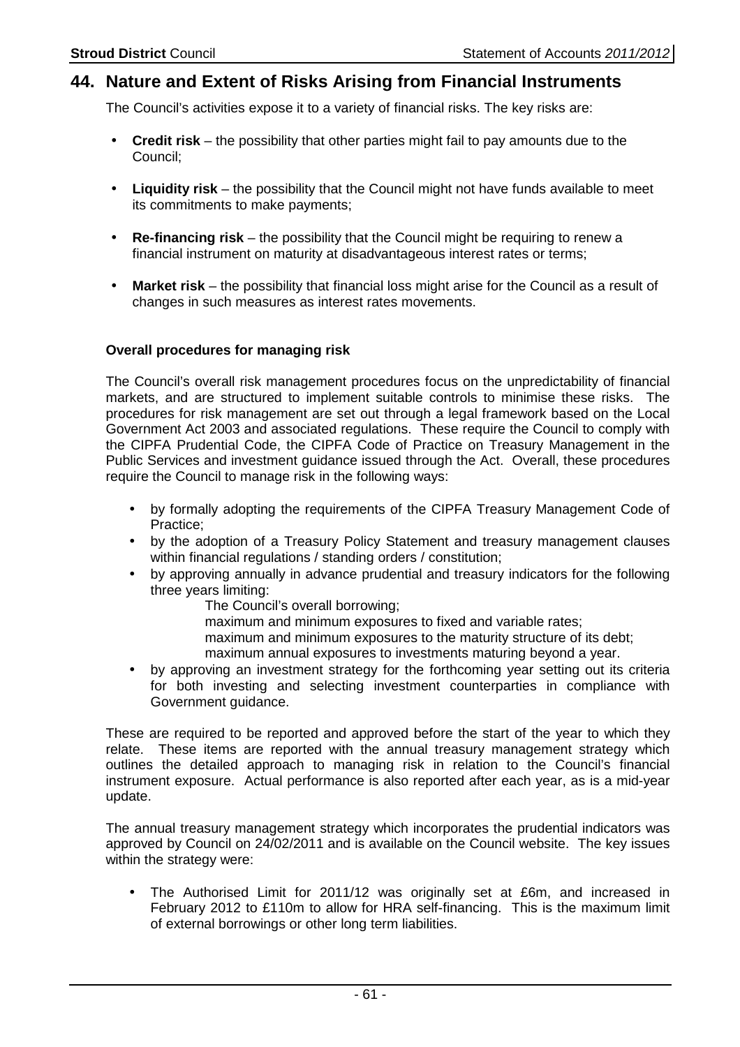## 44. Nature and Extent of Risks Arising from Financial Instruments

The Council's activities expose it to a variety of financial risks. The key risks are:

- **Credit risk** – the possibility that other parties might fail to pay amounts due to the Council;
- **Liquidity risk** – the possibility that the Council might not have funds available to meet its commitments to make payments;
- **Re-financing risk** – the possibility that the Council might be requiring to renew a financial instrument on maturity at disadvantageous interest rates or terms;
- **Market risk** – the possibility that financial loss might arise for the Council as a result of changes in such measures as interest rates movements.

### Overall procedures for managing risk

The Council's overall risk management procedures focus on the unpredictability of financial markets, and are structured to implement suitable controls to minimise these risks. The procedures for risk management are set out through a legal framework based on the Local Government Act 2003 and associated regulations. These require the Council to comply with the CIPFA Prudential Code, the CIPFA Code of Practice on Treasury Management in the Public Services and investment guidance issued through the Act. Overall, these procedures require the Council to manage risk in the following ways:

- by formally adopting the requirements of the CIPFA Treasury Management Code of Practice;
- by the adoption of a Treasury Policy Statement and treasury management clauses within financial regulations / standing orders / constitution;
- by approving annually in advance prudential and treasury indicators for the following three years limiting:
  - The Council's overall borrowing;
  - maximum and minimum exposures to fixed and variable rates;
  - maximum and minimum exposures to the maturity structure of its debt;
  - maximum annual exposures to investments maturing beyond a year.
- by approving an investment strategy for the forthcoming year setting out its criteria for both investing and selecting investment counterparties in compliance with Government guidance.

These are required to be reported and approved before the start of the year to which they relate. These items are reported with the annual treasury management strategy which outlines the detailed approach to managing risk in relation to the Council's financial instrument exposure. Actual performance is also reported after each year, as is a mid-year update.

The annual treasury management strategy which incorporates the prudential indicators was approved by Council on 24/02/2011 and is available on the Council website. The key issues within the strategy were:

- The Authorised Limit for 2011/12 was originally set at £6m, and increased in February 2012 to £110m to allow for HRA self-financing. This is the maximum limit of external borrowings or other long term liabilities.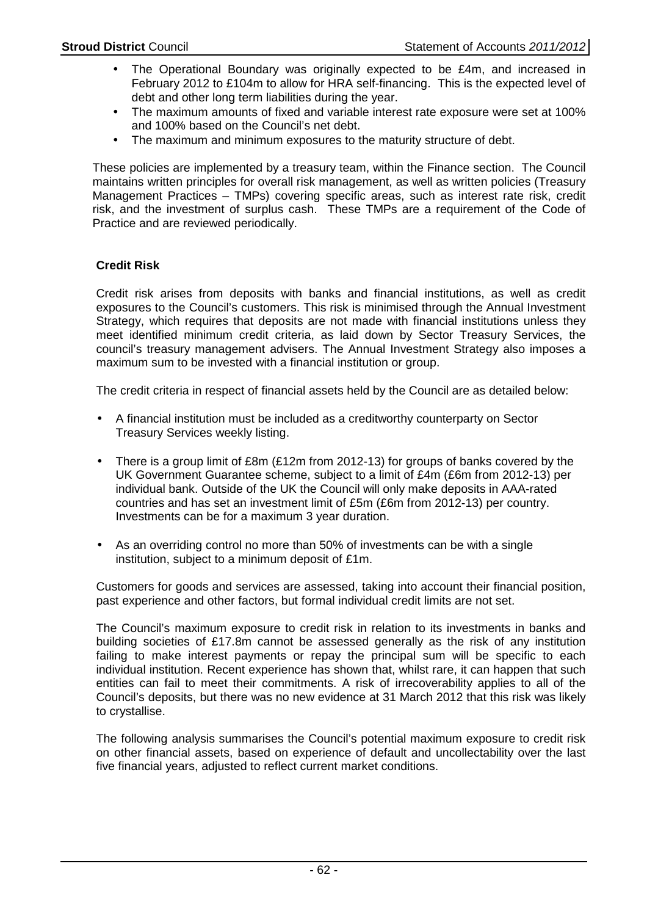- The Operational Boundary was originally expected to be £4m, and increased in February 2012 to £104m to allow for HRA self-financing. This is the expected level of debt and other long term liabilities during the year.
- The maximum amounts of fixed and variable interest rate exposure were set at 100% and 100% based on the Council's net debt.
- The maximum and minimum exposures to the maturity structure of debt.

These policies are implemented by a treasury team, within the Finance section. The Council maintains written principles for overall risk management, as well as written policies (Treasury Management Practices – TMPs) covering specific areas, such as interest rate risk, credit risk, and the investment of surplus cash. These TMPs are a requirement of the Code of Practice and are reviewed periodically.

**Credit Risk**

Credit risk arises from deposits with banks and financial institutions, as well as credit exposures to the Council's customers. This risk is minimised through the Annual Investment Strategy, which requires that deposits are not made with financial institutions unless they meet identified minimum credit criteria, as laid down by Sector Treasury Services, the council's treasury management advisers. The Annual Investment Strategy also imposes a maximum sum to be invested with a financial institution or group.

The credit criteria in respect of financial assets held by the Council are as detailed below:

- A financial institution must be included as a creditworthy counterparty on Sector Treasury Services weekly listing.
- There is a group limit of £8m (£12m from 2012-13) for groups of banks covered by the UK Government Guarantee scheme, subject to a limit of £4m (£6m from 2012-13) per individual bank. Outside of the UK the Council will only make deposits in AAA-rated countries and has set an investment limit of £5m (£6m from 2012-13) per country. Investments can be for a maximum 3 year duration.
- As an overriding control no more than 50% of investments can be with a single institution, subject to a minimum deposit of £1m.

Customers for goods and services are assessed, taking into account their financial position, past experience and other factors, but formal individual credit limits are not set.

The Council's maximum exposure to credit risk in relation to its investments in banks and building societies of £17.8m cannot be assessed generally as the risk of any institution failing to make interest payments or repay the principal sum will be specific to each individual institution. Recent experience has shown that, whilst rare, it can happen that such entities can fail to meet their commitments. A risk of irrecoverability applies to all of the Council's deposits, but there was no new evidence at 31 March 2012 that this risk was likely to crystallise.

The following analysis summarises the Council's potential maximum exposure to credit risk on other financial assets, based on experience of default and uncollectability over the last five financial years, adjusted to reflect current market conditions.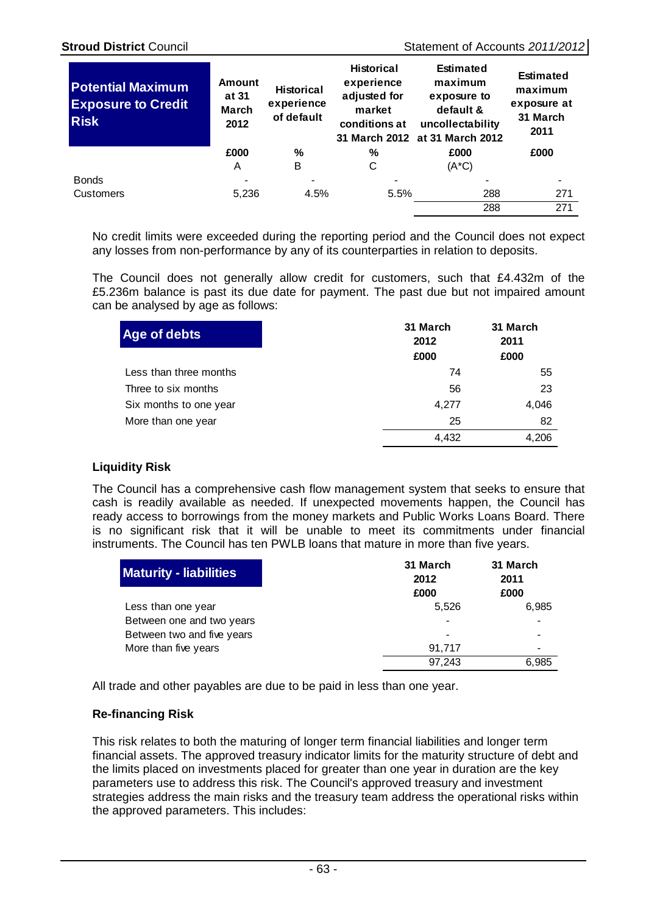| Potential Maximum Exposure to Credit Risk | Amount at 31 March 2012 | Historical experience of default | Historical experience adjusted for market conditions at 31 March 2012 | Estimated maximum exposure to default & uncollectability at 31 March 2012 | Estimated maximum exposure at 31 March 2011 |
|---|---|---|---|---|---|
| | £000 | % | % | £000 | £000 |
| | A | B | C | (A*C) | |
| Bonds | - | - | - | - | - |
| Customers | 5,236 | 4.5% | 5.5% | 288 | 271 |
| | | | | 288 | 271 |

No credit limits were exceeded during the reporting period and the Council does not expect any losses from non-performance by any of its counterparties in relation to deposits.

The Council does not generally allow credit for customers, such that £4.432m of the £5.236m balance is past its due date for payment. The past due but not impaired amount can be analysed by age as follows:

| Age of debts | 31 March 2012 | 31 March 2011 |
|---|---|---|
| | £000 | £000 |
| Less than three months | 74 | 55 |
| Three to six months | 56 | 23 |
| Six months to one year | 4,277 | 4,046 |
| More than one year | 25 | 82 |
| | 4,432 | 4,206 |

**Liquidity Risk**

The Council has a comprehensive cash flow management system that seeks to ensure that cash is readily available as needed. If unexpected movements happen, the Council has ready access to borrowings from the money markets and Public Works Loans Board. There is no significant risk that it will be unable to meet its commitments under financial instruments. The Council has ten PWLB loans that mature in more than five years.

| Maturity - liabilities | 31 March 2012 | 31 March 2011 |
|---|---|---|
| | £000 | £000 |
| Less than one year | 5,526 | 6,985 |
| Between one and two years | - | - |
| Between two and five years | - | - |
| More than five years | 91,717 | - |
| | 97,243 | 6,985 |

All trade and other payables are due to be paid in less than one year.

**Re-financing Risk**

This risk relates to both the maturing of longer term financial liabilities and longer term financial assets. The approved treasury indicator limits for the maturity structure of debt and the limits placed on investments placed for greater than one year in duration are the key parameters use to address this risk. The Council's approved treasury and investment strategies address the main risks and the treasury team address the operational risks within the approved parameters. This includes: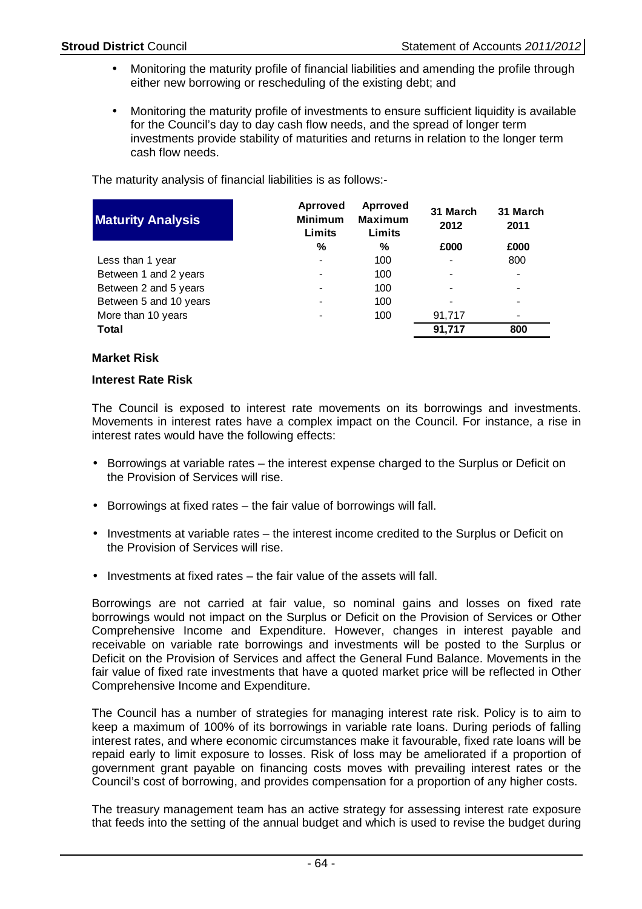- Monitoring the maturity profile of financial liabilities and amending the profile through either new borrowing or rescheduling of the existing debt; and

- Monitoring the maturity profile of investments to ensure sufficient liquidity is available for the Council's day to day cash flow needs, and the spread of longer term investments provide stability of maturities and returns in relation to the longer term cash flow needs.

The maturity analysis of financial liabilities is as follows:-

| Maturity Analysis | Aprroved Minimum Limits | Aprroved Maximum Limits | 31 March 2012 | 31 March 2011 |
|---|---|---|---|---|
| | % | % | £000 | £000 |
| Less than 1 year | - | 100 | - | 800 |
| Between 1 and 2 years | - | 100 | - | - |
| Between 2 and 5 years | - | 100 | - | - |
| Between 5 and 10 years | - | 100 | - | - |
| More than 10 years | - | 100 | 91,717 | - |
| **Total** | | | **91,717** | **800** |

**Market Risk**

**Interest Rate Risk**

The Council is exposed to interest rate movements on its borrowings and investments. Movements in interest rates have a complex impact on the Council. For instance, a rise in interest rates would have the following effects:

- Borrowings at variable rates – the interest expense charged to the Surplus or Deficit on the Provision of Services will rise.

- Borrowings at fixed rates – the fair value of borrowings will fall.

- Investments at variable rates – the interest income credited to the Surplus or Deficit on the Provision of Services will rise.

- Investments at fixed rates – the fair value of the assets will fall.

Borrowings are not carried at fair value, so nominal gains and losses on fixed rate borrowings would not impact on the Surplus or Deficit on the Provision of Services or Other Comprehensive Income and Expenditure. However, changes in interest payable and receivable on variable rate borrowings and investments will be posted to the Surplus or Deficit on the Provision of Services and affect the General Fund Balance. Movements in the fair value of fixed rate investments that have a quoted market price will be reflected in Other Comprehensive Income and Expenditure.

The Council has a number of strategies for managing interest rate risk. Policy is to aim to keep a maximum of 100% of its borrowings in variable rate loans. During periods of falling interest rates, and where economic circumstances make it favourable, fixed rate loans will be repaid early to limit exposure to losses. Risk of loss may be ameliorated if a proportion of government grant payable on financing costs moves with prevailing interest rates or the Council's cost of borrowing, and provides compensation for a proportion of any higher costs.

The treasury management team has an active strategy for assessing interest rate exposure that feeds into the setting of the annual budget and which is used to revise the budget during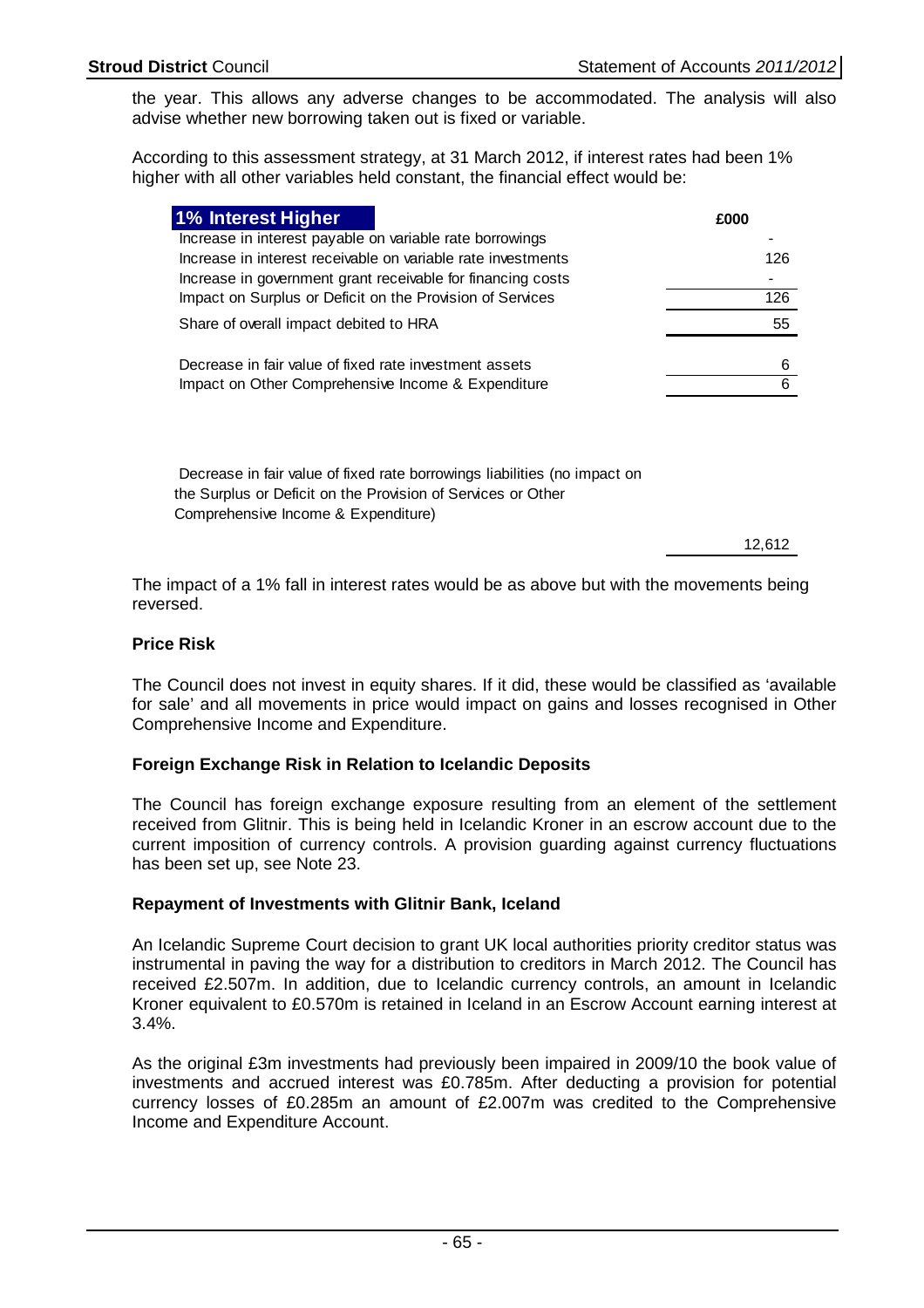the year. This allows any adverse changes to be accommodated. The analysis will also advise whether new borrowing taken out is fixed or variable.

According to this assessment strategy, at 31 March 2012, if interest rates had been 1% higher with all other variables held constant, the financial effect would be:

| 1% Interest Higher | £000 |
|---|---|
| Increase in interest payable on variable rate borrowings | - |
| Increase in interest receivable on variable rate investments | 126 |
| Increase in government grant receivable for financing costs | - |
| Impact on Surplus or Deficit on the Provision of Services | 126 |
| Share of overall impact debited to HRA | 55 |
| | |
| Decrease in fair value of fixed rate investment assets | 6 |
| Impact on Other Comprehensive Income & Expenditure | 6 |
| | |
| Decrease in fair value of fixed rate borrowings liabilities (no impact on the Surplus or Deficit on the Provision of Services or Other Comprehensive Income & Expenditure) | 12,612 |

The impact of a 1% fall in interest rates would be as above but with the movements being reversed.

**Price Risk**

The Council does not invest in equity shares. If it did, these would be classified as 'available for sale' and all movements in price would impact on gains and losses recognised in Other Comprehensive Income and Expenditure.

**Foreign Exchange Risk in Relation to Icelandic Deposits**

The Council has foreign exchange exposure resulting from an element of the settlement received from Glitnir. This is being held in Icelandic Kroner in an escrow account due to the current imposition of currency controls. A provision guarding against currency fluctuations has been set up, see Note 23.

**Repayment of Investments with Glitnir Bank, Iceland**

An Icelandic Supreme Court decision to grant UK local authorities priority creditor status was instrumental in paving the way for a distribution to creditors in March 2012. The Council has received £2.507m. In addition, due to Icelandic currency controls, an amount in Icelandic Kroner equivalent to £0.570m is retained in Iceland in an Escrow Account earning interest at 3.4%.

As the original £3m investments had previously been impaired in 2009/10 the book value of investments and accrued interest was £0.785m. After deducting a provision for potential currency losses of £0.285m an amount of £2.007m was credited to the Comprehensive Income and Expenditure Account.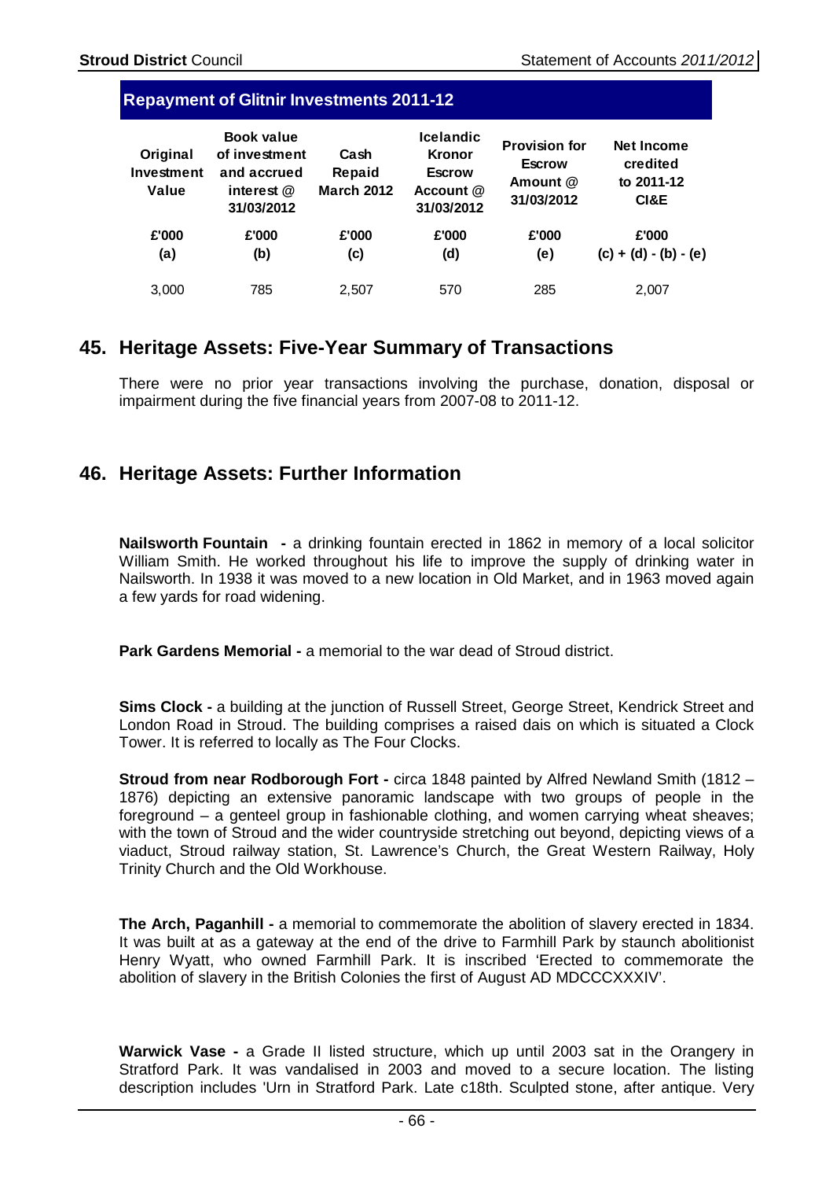## Repayment of Glitnir Investments 2011-12

| Original Investment Value | Book value of investment and accrued interest @ 31/03/2012 | Cash Repaid March 2012 | Icelandic Kronor Escrow Account @ 31/03/2012 | Provision for Escrow Amount @ 31/03/2012 | Net Income credited to 2011-12 CI&E |
|---|---|---|---|---|---|
| £'000 | £'000 | £'000 | £'000 | £'000 | £'000 |
| (a) | (b) | (c) | (d) | (e) | (c) + (d) - (b) - (e) |
| 3,000 | 785 | 2,507 | 570 | 285 | 2,007 |

## 45. Heritage Assets: Five-Year Summary of Transactions

There were no prior year transactions involving the purchase, donation, disposal or impairment during the five financial years from 2007-08 to 2011-12.

## 46. Heritage Assets: Further Information

**Nailsworth Fountain -** a drinking fountain erected in 1862 in memory of a local solicitor William Smith. He worked throughout his life to improve the supply of drinking water in Nailsworth. In 1938 it was moved to a new location in Old Market, and in 1963 moved again a few yards for road widening.

**Park Gardens Memorial -** a memorial to the war dead of Stroud district.

**Sims Clock -** a building at the junction of Russell Street, George Street, Kendrick Street and London Road in Stroud. The building comprises a raised dais on which is situated a Clock Tower. It is referred to locally as The Four Clocks.

**Stroud from near Rodborough Fort -** circa 1848 painted by Alfred Newland Smith (1812 – 1876) depicting an extensive panoramic landscape with two groups of people in the foreground – a genteel group in fashionable clothing, and women carrying wheat sheaves; with the town of Stroud and the wider countryside stretching out beyond, depicting views of a viaduct, Stroud railway station, St. Lawrence's Church, the Great Western Railway, Holy Trinity Church and the Old Workhouse.

**The Arch, Paganhill -** a memorial to commemorate the abolition of slavery erected in 1834. It was built at as a gateway at the end of the drive to Farmhill Park by staunch abolitionist Henry Wyatt, who owned Farmhill Park. It is inscribed 'Erected to commemorate the abolition of slavery in the British Colonies the first of August AD MDCCCXXXIV'.

**Warwick Vase -** a Grade II listed structure, which up until 2003 sat in the Orangery in Stratford Park. It was vandalised in 2003 and moved to a secure location. The listing description includes 'Urn in Stratford Park. Late c18th. Sculpted stone, after antique. Very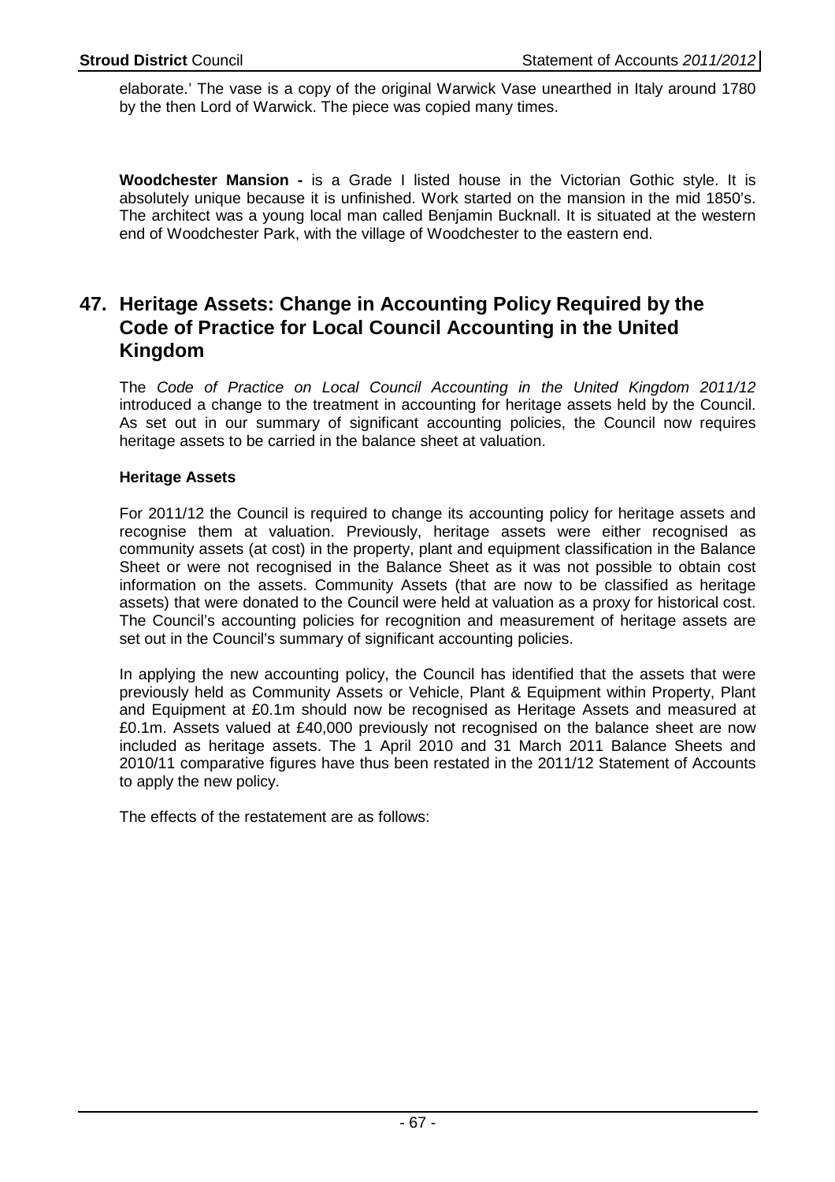elaborate.' The vase is a copy of the original Warwick Vase unearthed in Italy around 1780 by the then Lord of Warwick. The piece was copied many times.

**Woodchester Mansion -** is a Grade I listed house in the Victorian Gothic style. It is absolutely unique because it is unfinished. Work started on the mansion in the mid 1850's. The architect was a young local man called Benjamin Bucknall. It is situated at the western end of Woodchester Park, with the village of Woodchester to the eastern end.

## 47. Heritage Assets: Change in Accounting Policy Required by the Code of Practice for Local Council Accounting in the United Kingdom

The *Code of Practice on Local Council Accounting in the United Kingdom 2011/12* introduced a change to the treatment in accounting for heritage assets held by the Council. As set out in our summary of significant accounting policies, the Council now requires heritage assets to be carried in the balance sheet at valuation.

### Heritage Assets

For 2011/12 the Council is required to change its accounting policy for heritage assets and recognise them at valuation. Previously, heritage assets were either recognised as community assets (at cost) in the property, plant and equipment classification in the Balance Sheet or were not recognised in the Balance Sheet as it was not possible to obtain cost information on the assets. Community Assets (that are now to be classified as heritage assets) that were donated to the Council were held at valuation as a proxy for historical cost. The Council's accounting policies for recognition and measurement of heritage assets are set out in the Council's summary of significant accounting policies.

In applying the new accounting policy, the Council has identified that the assets that were previously held as Community Assets or Vehicle, Plant & Equipment within Property, Plant and Equipment at £0.1m should now be recognised as Heritage Assets and measured at £0.1m. Assets valued at £40,000 previously not recognised on the balance sheet are now included as heritage assets. The 1 April 2010 and 31 March 2011 Balance Sheets and 2010/11 comparative figures have thus been restated in the 2011/12 Statement of Accounts to apply the new policy.

The effects of the restatement are as follows: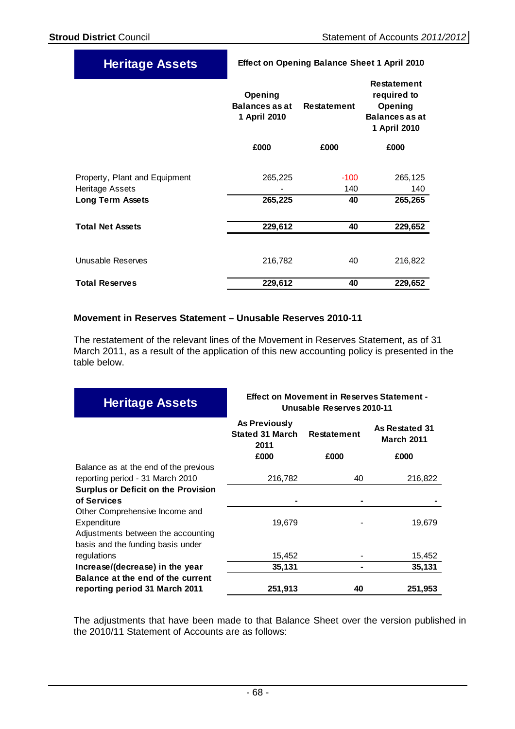| Heritage Assets | Effect on Opening Balance Sheet 1 April 2010 | | |
|---|---|---|---|
| | Opening Balances as at 1 April 2010 | Restatement | Restatement required to Opening Balances as at 1 April 2010 |
| | £000 | £000 | £000 |
| Property, Plant and Equipment | 265,225 | -100 | 265,125 |
| Heritage Assets | - | 140 | 140 |
| **Long Term Assets** | **265,225** | **40** | **265,265** |
| **Total Net Assets** | **229,612** | **40** | **229,652** |
| Unusable Reserves | 216,782 | 40 | 216,822 |
| **Total Reserves** | **229,612** | **40** | **229,652** |

### Movement in Reserves Statement – Unusable Reserves 2010-11

The restatement of the relevant lines of the Movement in Reserves Statement, as of 31 March 2011, as a result of the application of this new accounting policy is presented in the table below.

| Heritage Assets | Effect on Movement in Reserves Statement - Unusable Reserves 2010-11 | | |
|---|---|---|---|
| | As Previously Stated 31 March 2011 | Restatement | As Restated 31 March 2011 |
| | £000 | £000 | £000 |
| Balance as at the end of the previous reporting period - 31 March 2010 | 216,782 | 40 | 216,822 |
| **Surplus or Deficit on the Provision of Services** | **-** | **-** | **-** |
| Other Comprehensive Income and Expenditure | 19,679 | - | 19,679 |
| Adjustments between the accounting basis and the funding basis under regulations | 15,452 | - | 15,452 |
| **Increase/(decrease) in the year** | **35,131** | **-** | **35,131** |
| **Balance at the end of the current reporting period 31 March 2011** | **251,913** | **40** | **251,953** |

The adjustments that have been made to that Balance Sheet over the version published in the 2010/11 Statement of Accounts are as follows: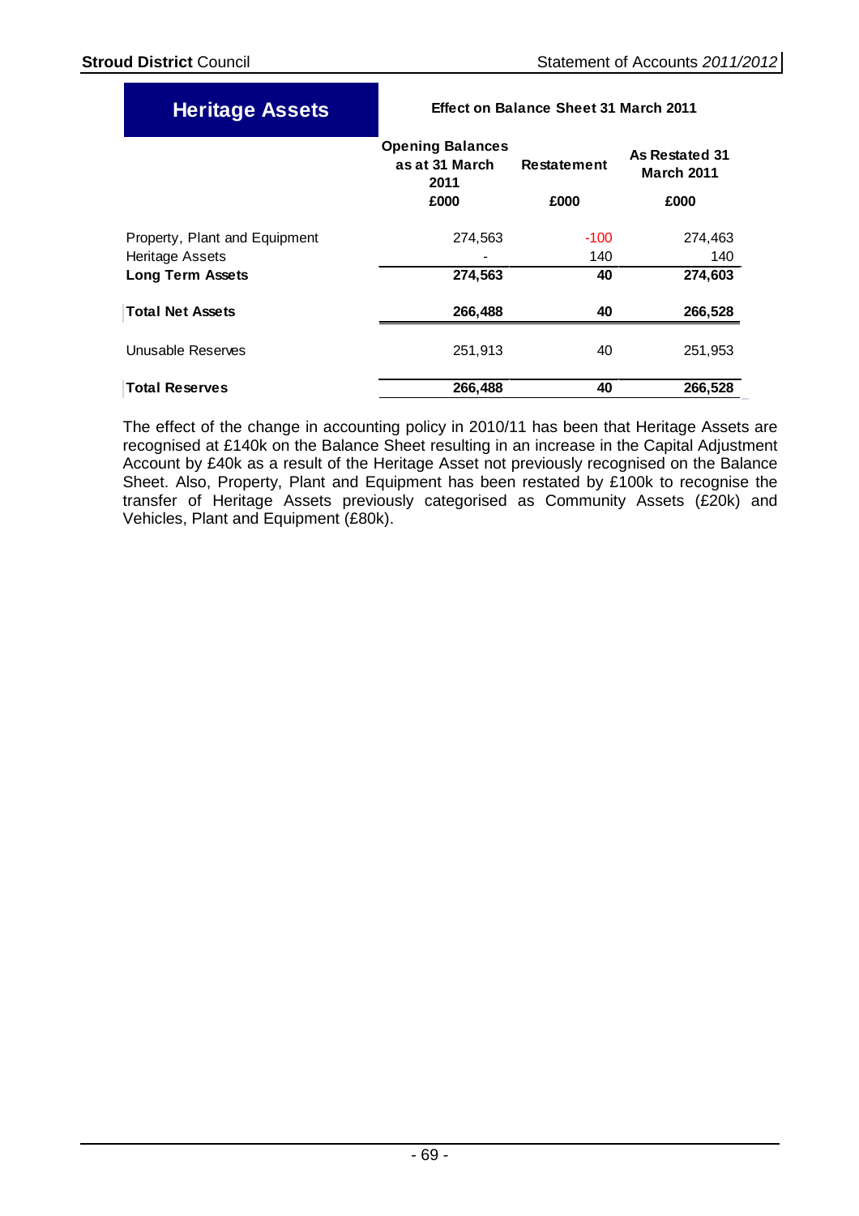## Heritage Assets

**Effect on Balance Sheet 31 March 2011**

| | Opening Balances as at 31 March 2011 | Restatement | As Restated 31 March 2011 |
|---|---|---|---|
| | £000 | £000 | £000 |
| Property, Plant and Equipment | 274,563 | -100 | 274,463 |
| Heritage Assets | - | 140 | 140 |
| **Long Term Assets** | **274,563** | **40** | **274,603** |
| **Total Net Assets** | **266,488** | **40** | **266,528** |
| Unusable Reserves | 251,913 | 40 | 251,953 |
| **Total Reserves** | **266,488** | **40** | **266,528** |

The effect of the change in accounting policy in 2010/11 has been that Heritage Assets are recognised at £140k on the Balance Sheet resulting in an increase in the Capital Adjustment Account by £40k as a result of the Heritage Asset not previously recognised on the Balance Sheet. Also, Property, Plant and Equipment has been restated by £100k to recognise the transfer of Heritage Assets previously categorised as Community Assets (£20k) and Vehicles, Plant and Equipment (£80k).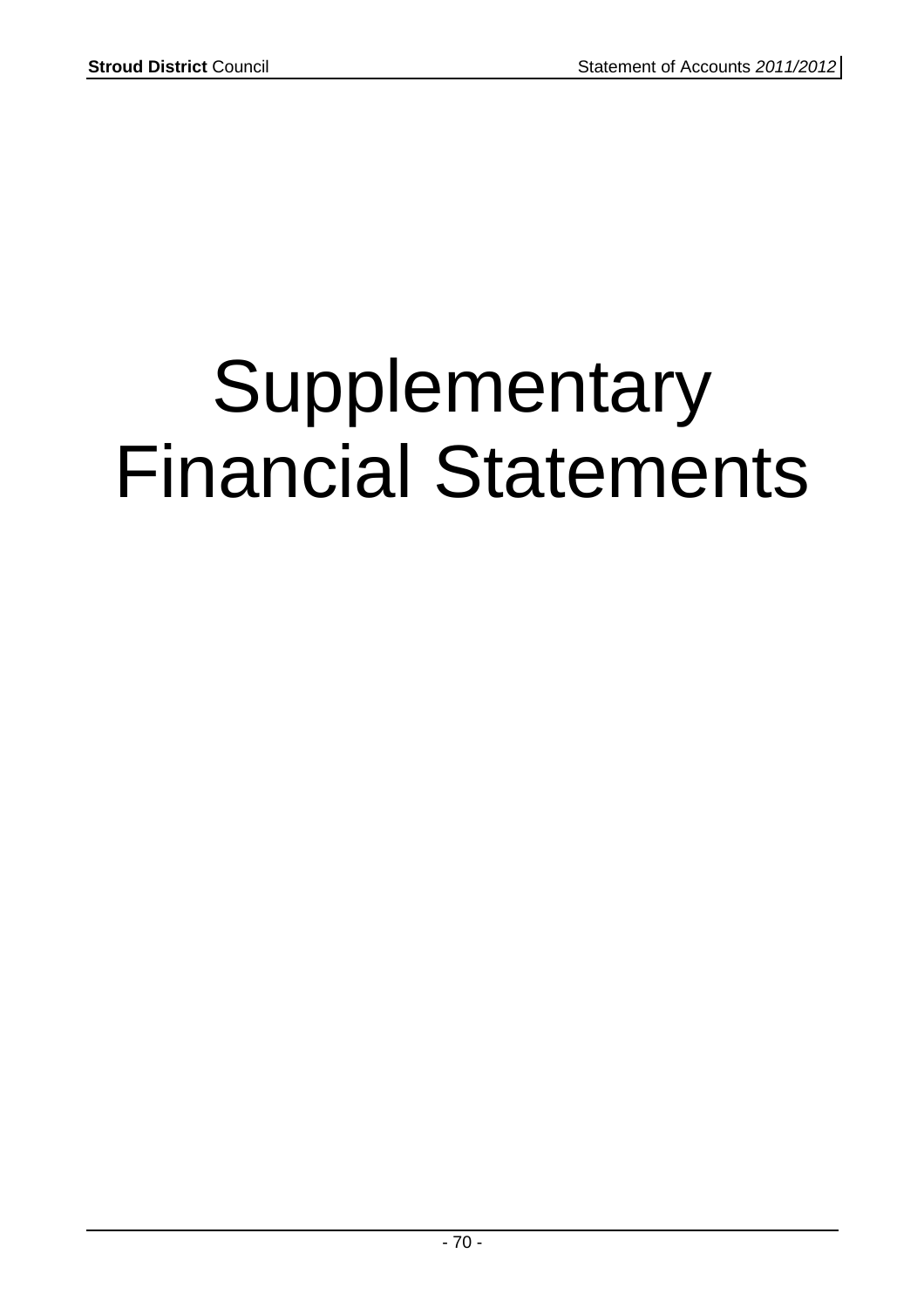# Supplementary Financial Statements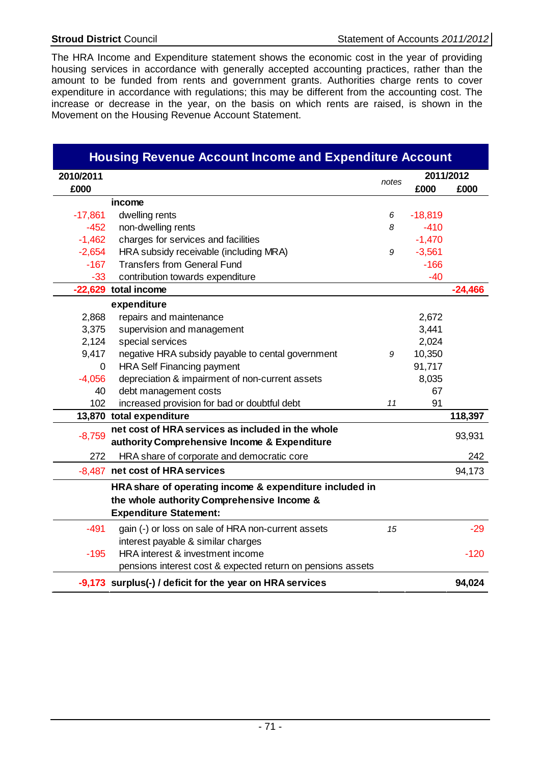The HRA Income and Expenditure statement shows the economic cost in the year of providing housing services in accordance with generally accepted accounting practices, rather than the amount to be funded from rents and government grants. Authorities charge rents to cover expenditure in accordance with regulations; this may be different from the accounting cost. The increase or decrease in the year, on the basis on which rents are raised, is shown in the Movement on the Housing Revenue Account Statement.

## Housing Revenue Account Income and Expenditure Account

| 2010/2011 | | notes | 2011/2012 | |
|---|---|---|---|---|
| £000 | | | £000 | £000 |
| | **income** | | | |
| -17,861 | dwelling rents | 6 | -18,819 | |
| -452 | non-dwelling rents | 8 | -410 | |
| -1,462 | charges for services and facilities | | -1,470 | |
| -2,654 | HRA subsidy receivable (including MRA) | 9 | -3,561 | |
| -167 | Transfers from General Fund | | -166 | |
| -33 | contribution towards expenditure | | -40 | |
| **-22,629** | **total income** | | | **-24,466** |
| | **expenditure** | | | |
| 2,868 | repairs and maintenance | | 2,672 | |
| 3,375 | supervision and management | | 3,441 | |
| 2,124 | special services | | 2,024 | |
| 9,417 | negative HRA subsidy payable to cental government | 9 | 10,350 | |
| 0 | HRA Self Financing payment | | 91,717 | |
| -4,056 | depreciation & impairment of non-current assets | | 8,035 | |
| 40 | debt management costs | | 67 | |
| 102 | increased provision for bad or doubtful debt | 11 | 91 | |
| **13,870** | **total expenditure** | | | **118,397** |
| -8,759 | **net cost of HRA services as included in the whole authority Comprehensive Income & Expenditure** | | | 93,931 |
| 272 | HRA share of corporate and democratic core | | | 242 |
| -8,487 | **net cost of HRA services** | | | 94,173 |
| | **HRA share of operating income & expenditure included in the whole authority Comprehensive Income & Expenditure Statement:** | | | |
| -491 | gain (-) or loss on sale of HRA non-current assets | 15 | | -29 |
| | interest payable & similar charges | | | |
| -195 | HRA interest & investment income | | | -120 |
| | pensions interest cost & expected return on pensions assets | | | |
| **-9,173** | **surplus(-) / deficit for the year on HRA services** | | | **94,024** |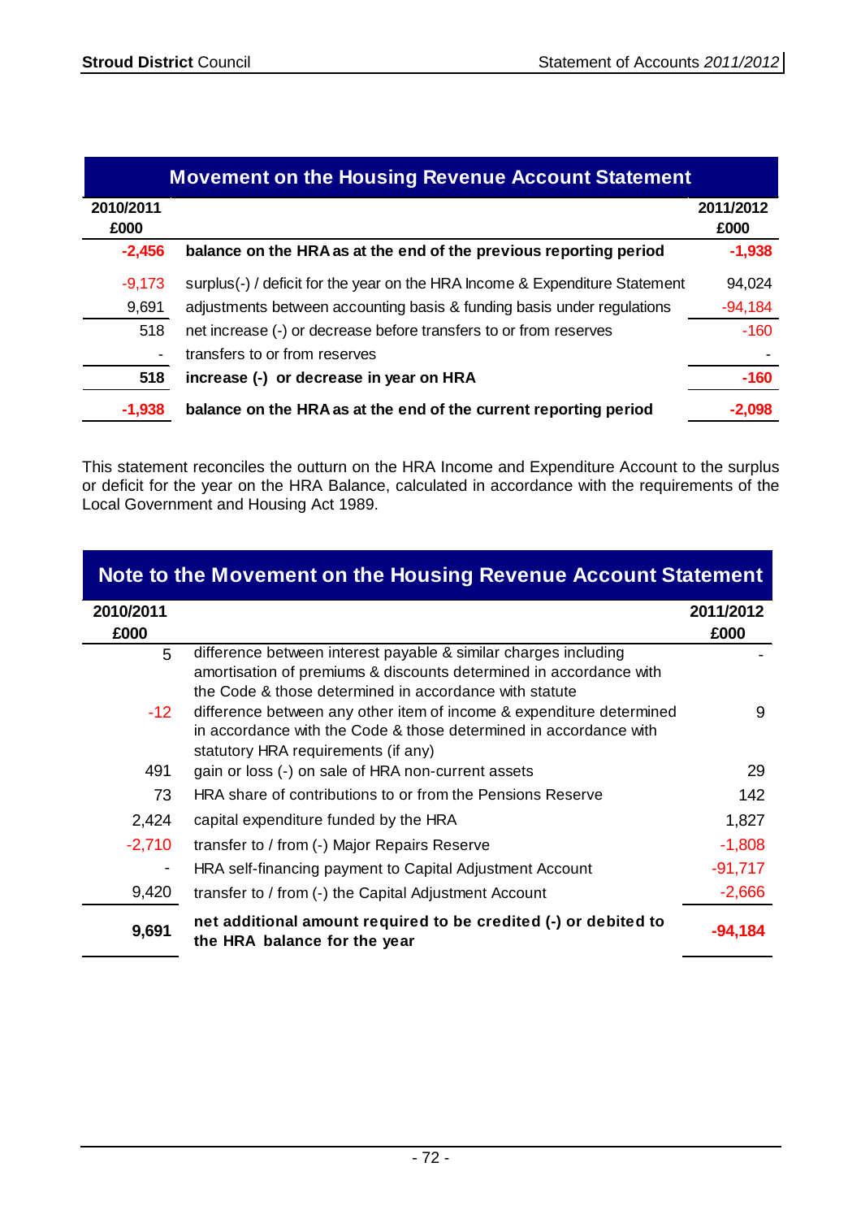## Movement on the Housing Revenue Account Statement

| 2010/2011 £000 | | 2011/2012 £000 |
|---|---|---|
| **-2,456** | **balance on the HRA as at the end of the previous reporting period** | **-1,938** |
| -9,173 | surplus(-) / deficit for the year on the HRA Income & Expenditure Statement | 94,024 |
| 9,691 | adjustments between accounting basis & funding basis under regulations | -94,184 |
| 518 | net increase (-) or decrease before transfers to or from reserves | -160 |
| - | transfers to or from reserves | - |
| **518** | **increase (-) or decrease in year on HRA** | **-160** |
| **-1,938** | **balance on the HRA as at the end of the current reporting period** | **-2,098** |

This statement reconciles the outturn on the HRA Income and Expenditure Account to the surplus or deficit for the year on the HRA Balance, calculated in accordance with the requirements of the Local Government and Housing Act 1989.

## Note to the Movement on the Housing Revenue Account Statement

| 2010/2011 £000 | | 2011/2012 £000 |
|---|---|---|
| 5 | difference between interest payable & similar charges including amortisation of premiums & discounts determined in accordance with the Code & those determined in accordance with statute | - |
| -12 | difference between any other item of income & expenditure determined in accordance with the Code & those determined in accordance with statutory HRA requirements (if any) | 9 |
| 491 | gain or loss (-) on sale of HRA non-current assets | 29 |
| 73 | HRA share of contributions to or from the Pensions Reserve | 142 |
| 2,424 | capital expenditure funded by the HRA | 1,827 |
| -2,710 | transfer to / from (-) Major Repairs Reserve | -1,808 |
| - | HRA self-financing payment to Capital Adjustment Account | -91,717 |
| 9,420 | transfer to / from (-) the Capital Adjustment Account | -2,666 |
| **9,691** | **net additional amount required to be credited (-) or debited to the HRA balance for the year** | **-94,184** |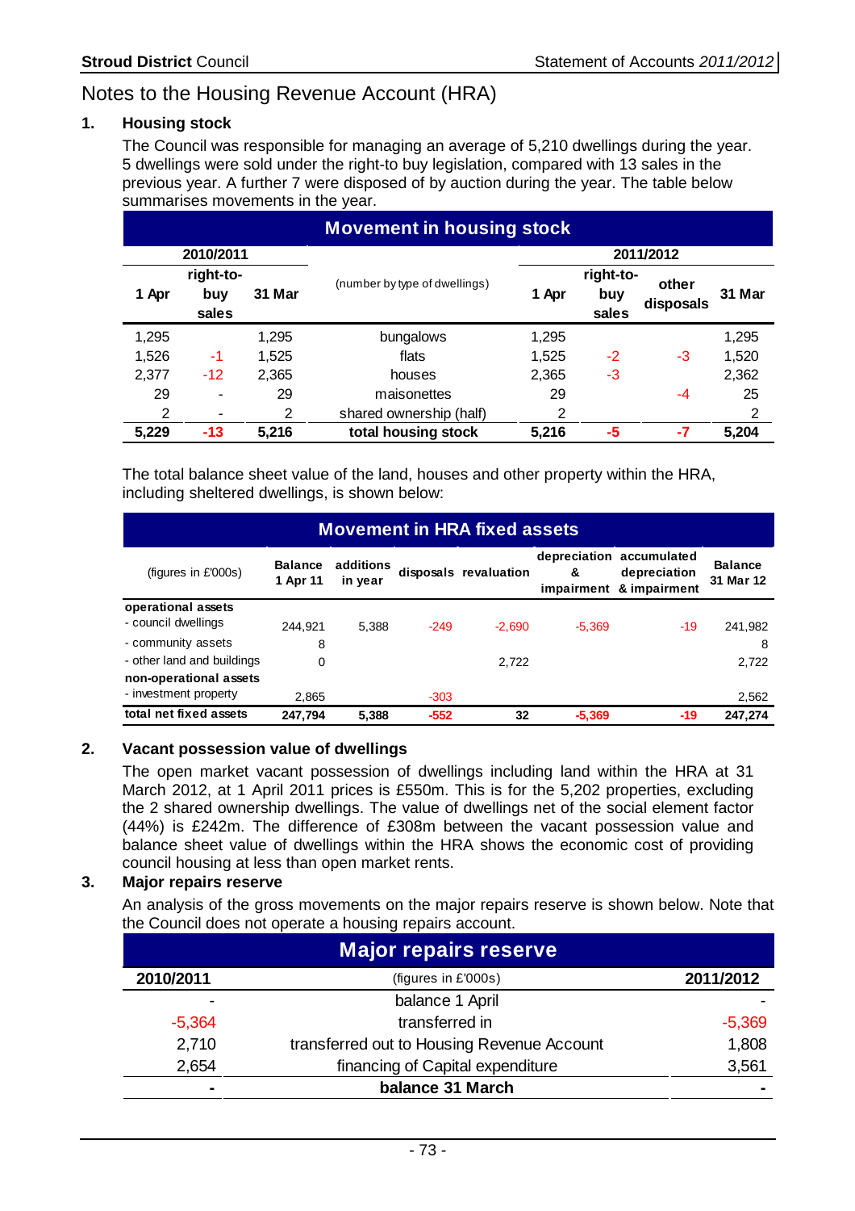# Notes to the Housing Revenue Account (HRA)

## 1. Housing stock

The Council was responsible for managing an average of 5,210 dwellings during the year. 5 dwellings were sold under the right-to buy legislation, compared with 13 sales in the previous year. A further 7 were disposed of by auction during the year. The table below summarises movements in the year.

**Movement in housing stock**

| 2010/2011 | | | | 2011/2012 | | | |
|---|---|---|---|---|---|---|---|
| 1 Apr | right-to-buy sales | 31 Mar | (number by type of dwellings) | 1 Apr | right-to-buy sales | other disposals | 31 Mar |
| 1,295 | | 1,295 | bungalows | 1,295 | | | 1,295 |
| 1,526 | -1 | 1,525 | flats | 1,525 | -2 | -3 | 1,520 |
| 2,377 | -12 | 2,365 | houses | 2,365 | -3 | | 2,362 |
| 29 | - | 29 | maisonettes | 29 | | -4 | 25 |
| 2 | - | 2 | shared ownership (half) | 2 | | | 2 |
| **5,229** | **-13** | **5,216** | **total housing stock** | **5,216** | **-5** | **-7** | **5,204** |

The total balance sheet value of the land, houses and other property within the HRA, including sheltered dwellings, is shown below:

**Movement in HRA fixed assets**

| (figures in £'000s) | Balance 1 Apr 11 | additions in year | disposals | revaluation | depreciation & impairment | accumulated depreciation & impairment | Balance 31 Mar 12 |
|---|---|---|---|---|---|---|---|
| **operational assets** | | | | | | | |
| - council dwellings | 244,921 | 5,388 | -249 | -2,690 | -5,369 | -19 | 241,982 |
| - community assets | 8 | | | | | | 8 |
| - other land and buildings | 0 | | | 2,722 | | | 2,722 |
| **non-operational assets** | | | | | | | |
| - investment property | 2,865 | | -303 | | | | 2,562 |
| **total net fixed assets** | **247,794** | **5,388** | **-552** | **32** | **-5,369** | **-19** | **247,274** |

## 2. Vacant possession value of dwellings

The open market vacant possession of dwellings including land within the HRA at 31 March 2012, at 1 April 2011 prices is £550m. This is for the 5,202 properties, excluding the 2 shared ownership dwellings. The value of dwellings net of the social element factor (44%) is £242m. The difference of £308m between the vacant possession value and balance sheet value of dwellings within the HRA shows the economic cost of providing council housing at less than open market rents.

## 3. Major repairs reserve

An analysis of the gross movements on the major repairs reserve is shown below. Note that the Council does not operate a housing repairs account.

**Major repairs reserve**

| 2010/2011 | (figures in £'000s) | 2011/2012 |
|---|---|---|
| - | balance 1 April | - |
| -5,364 | transferred in | -5,369 |
| 2,710 | transferred out to Housing Revenue Account | 1,808 |
| 2,654 | financing of Capital expenditure | 3,561 |
| **-** | **balance 31 March** | **-** |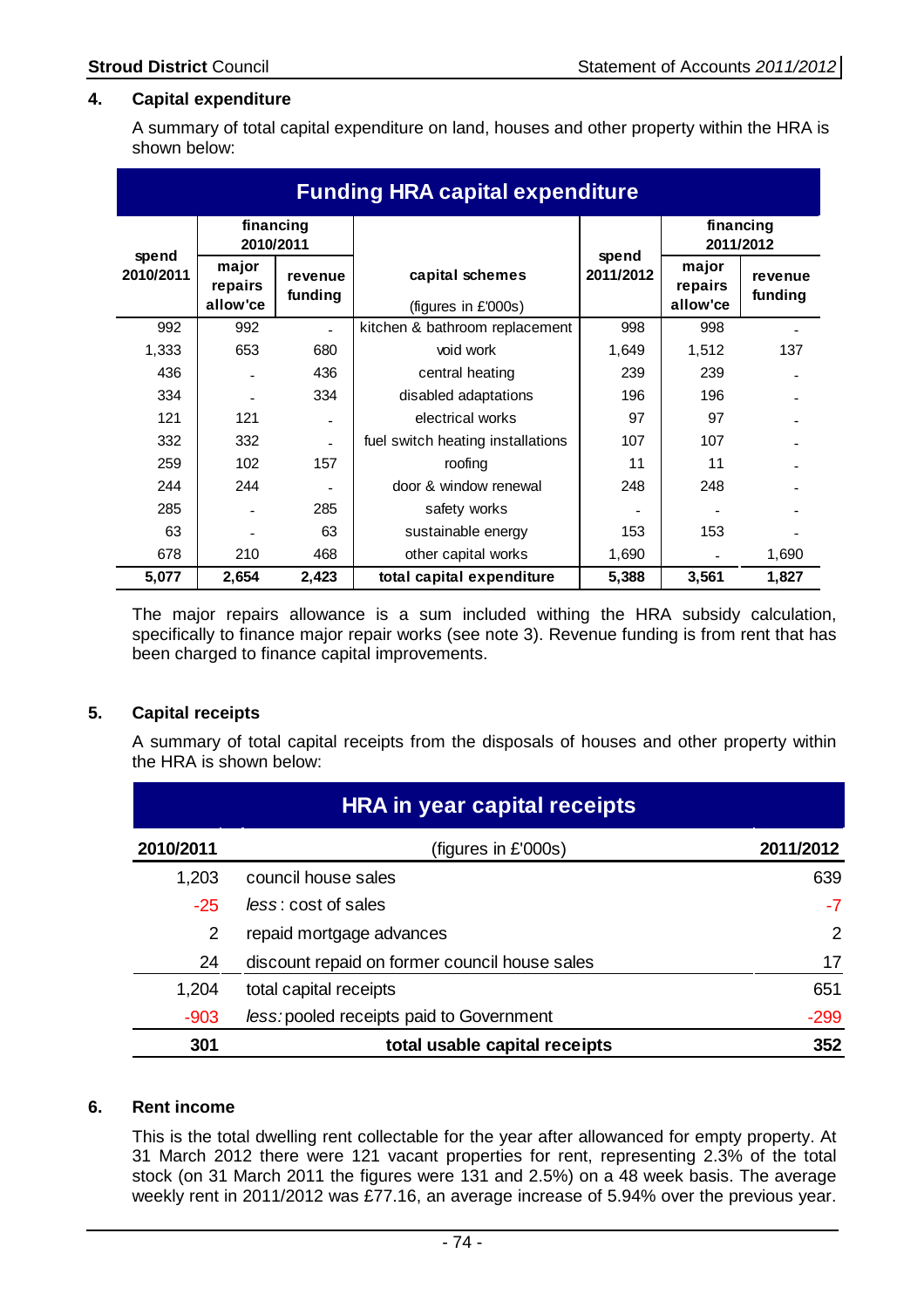## 4. Capital expenditure

A summary of total capital expenditure on land, houses and other property within the HRA is shown below:

| Funding HRA capital expenditure | | | | | | |
|---|---|---|---|---|---|---|
| spend 2010/2011 | financing 2010/2011 | | capital schemes | spend 2011/2012 | financing 2011/2012 | |
| | major repairs allow'ce | revenue funding | (figures in £'000s) | | major repairs allow'ce | revenue funding |
| 992 | 992 | - | kitchen & bathroom replacement | 998 | 998 | - |
| 1,333 | 653 | 680 | void work | 1,649 | 1,512 | 137 |
| 436 | - | 436 | central heating | 239 | 239 | - |
| 334 | - | 334 | disabled adaptations | 196 | 196 | - |
| 121 | 121 | - | electrical works | 97 | 97 | - |
| 332 | 332 | - | fuel switch heating installations | 107 | 107 | - |
| 259 | 102 | 157 | roofing | 11 | 11 | - |
| 244 | 244 | - | door & window renewal | 248 | 248 | - |
| 285 | - | 285 | safety works | - | - | - |
| 63 | - | 63 | sustainable energy | 153 | 153 | - |
| 678 | 210 | 468 | other capital works | 1,690 | - | 1,690 |
| **5,077** | **2,654** | **2,423** | **total capital expenditure** | **5,388** | **3,561** | **1,827** |

The major repairs allowance is a sum included withing the HRA subsidy calculation, specifically to finance major repair works (see note 3). Revenue funding is from rent that has been charged to finance capital improvements.

## 5. Capital receipts

A summary of total capital receipts from the disposals of houses and other property within the HRA is shown below:

| HRA in year capital receipts | | |
|---|---|---|
| **2010/2011** | (figures in £'000s) | **2011/2012** |
| 1,203 | council house sales | 639 |
| -25 | *less* : cost of sales | -7 |
| 2 | repaid mortgage advances | 2 |
| 24 | discount repaid on former council house sales | 17 |
| 1,204 | total capital receipts | 651 |
| -903 | *less:* pooled receipts paid to Government | -299 |
| **301** | **total usable capital receipts** | **352** |

## 6. Rent income

This is the total dwelling rent collectable for the year after allowanced for empty property. At 31 March 2012 there were 121 vacant properties for rent, representing 2.3% of the total stock (on 31 March 2011 the figures were 131 and 2.5%) on a 48 week basis. The average weekly rent in 2011/2012 was £77.16, an average increase of 5.94% over the previous year.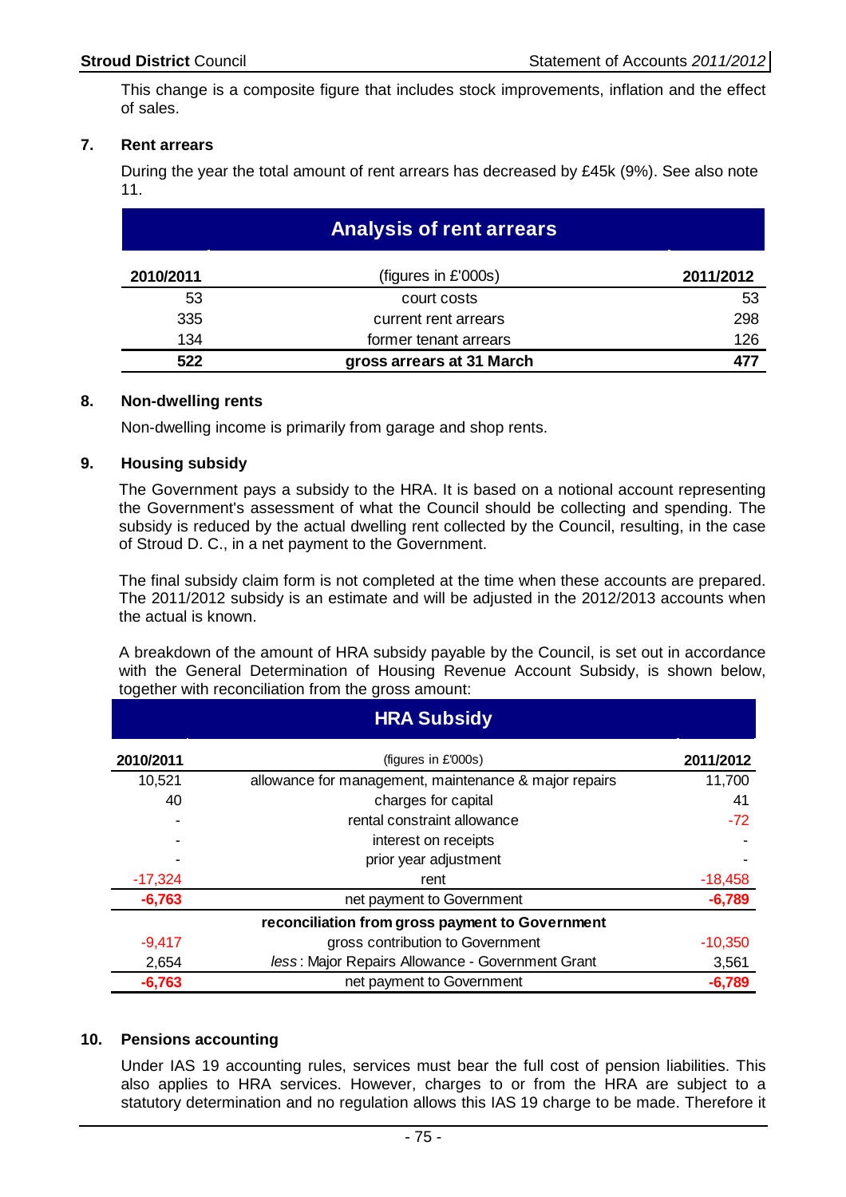This change is a composite figure that includes stock improvements, inflation and the effect of sales.

## 7. Rent arrears

During the year the total amount of rent arrears has decreased by £45k (9%). See also note 11.

**Analysis of rent arrears**

| 2010/2011 | (figures in £'000s) | 2011/2012 |
|---|---|---|
| 53 | court costs | 53 |
| 335 | current rent arrears | 298 |
| 134 | former tenant arrears | 126 |
| **522** | **gross arrears at 31 March** | **477** |

## 8. Non-dwelling rents

Non-dwelling income is primarily from garage and shop rents.

## 9. Housing subsidy

The Government pays a subsidy to the HRA. It is based on a notional account representing the Government's assessment of what the Council should be collecting and spending. The subsidy is reduced by the actual dwelling rent collected by the Council, resulting, in the case of Stroud D. C., in a net payment to the Government.

The final subsidy claim form is not completed at the time when these accounts are prepared. The 2011/2012 subsidy is an estimate and will be adjusted in the 2012/2013 accounts when the actual is known.

A breakdown of the amount of HRA subsidy payable by the Council, is set out in accordance with the General Determination of Housing Revenue Account Subsidy, is shown below, together with reconciliation from the gross amount:

**HRA Subsidy**

| 2010/2011 | (figures in £'000s) | 2011/2012 |
|---|---|---|
| 10,521 | allowance for management, maintenance & major repairs | 11,700 |
| 40 | charges for capital | 41 |
| - | rental constraint allowance | -72 |
| - | interest on receipts | - |
| - | prior year adjustment | - |
| -17,324 | rent | -18,458 |
| **-6,763** | net payment to Government | **-6,789** |
| | **reconciliation from gross payment to Government** | |
| -9,417 | gross contribution to Government | -10,350 |
| 2,654 | *less*: Major Repairs Allowance - Government Grant | 3,561 |
| **-6,763** | net payment to Government | **-6,789** |

## 10. Pensions accounting

Under IAS 19 accounting rules, services must bear the full cost of pension liabilities. This also applies to HRA services. However, charges to or from the HRA are subject to a statutory determination and no regulation allows this IAS 19 charge to be made. Therefore it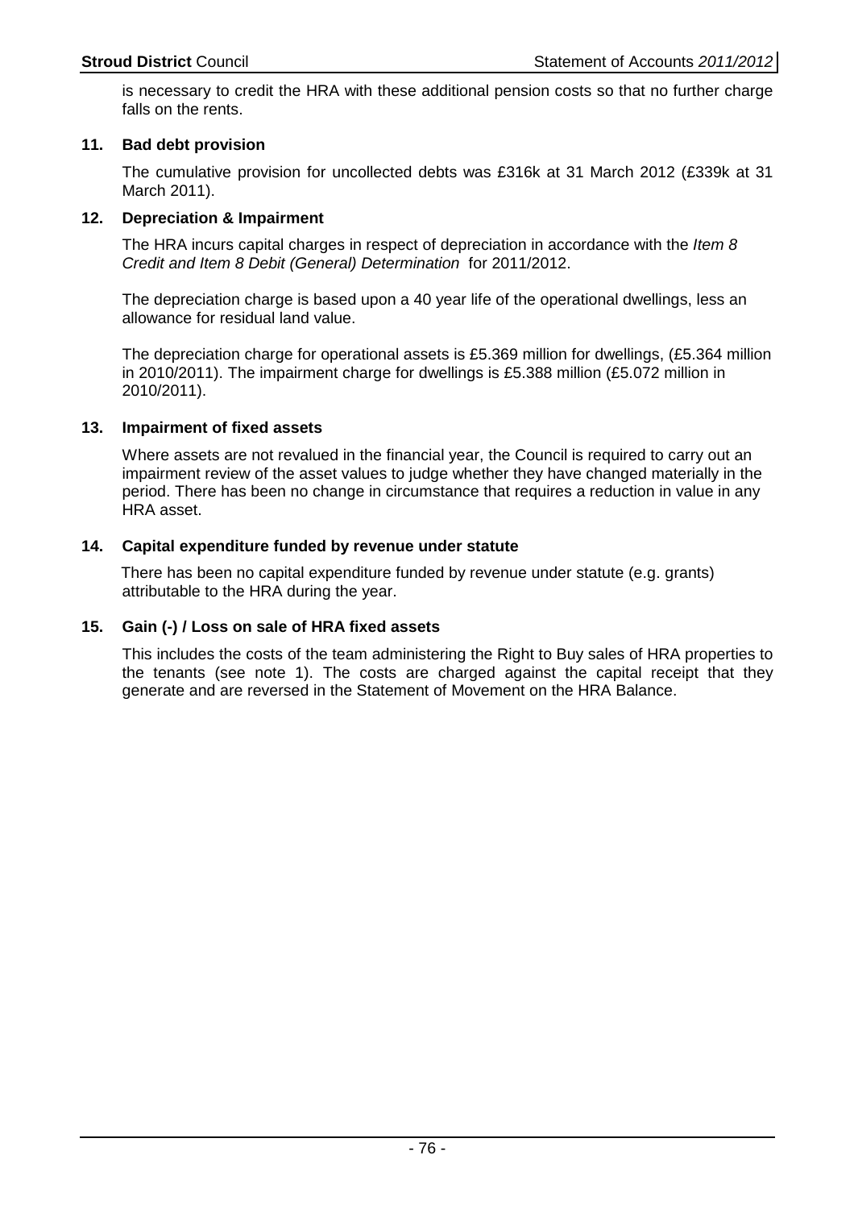is necessary to credit the HRA with these additional pension costs so that no further charge falls on the rents.

**11. Bad debt provision**

The cumulative provision for uncollected debts was £316k at 31 March 2012 (£339k at 31 March 2011).

**12. Depreciation & Impairment**

The HRA incurs capital charges in respect of depreciation in accordance with the *Item 8 Credit and Item 8 Debit (General) Determination* for 2011/2012.

The depreciation charge is based upon a 40 year life of the operational dwellings, less an allowance for residual land value.

The depreciation charge for operational assets is £5.369 million for dwellings, (£5.364 million in 2010/2011). The impairment charge for dwellings is £5.388 million (£5.072 million in 2010/2011).

**13. Impairment of fixed assets**

Where assets are not revalued in the financial year, the Council is required to carry out an impairment review of the asset values to judge whether they have changed materially in the period. There has been no change in circumstance that requires a reduction in value in any HRA asset.

**14. Capital expenditure funded by revenue under statute**

There has been no capital expenditure funded by revenue under statute (e.g. grants) attributable to the HRA during the year.

**15. Gain (-) / Loss on sale of HRA fixed assets**

This includes the costs of the team administering the Right to Buy sales of HRA properties to the tenants (see note 1). The costs are charged against the capital receipt that they generate and are reversed in the Statement of Movement on the HRA Balance.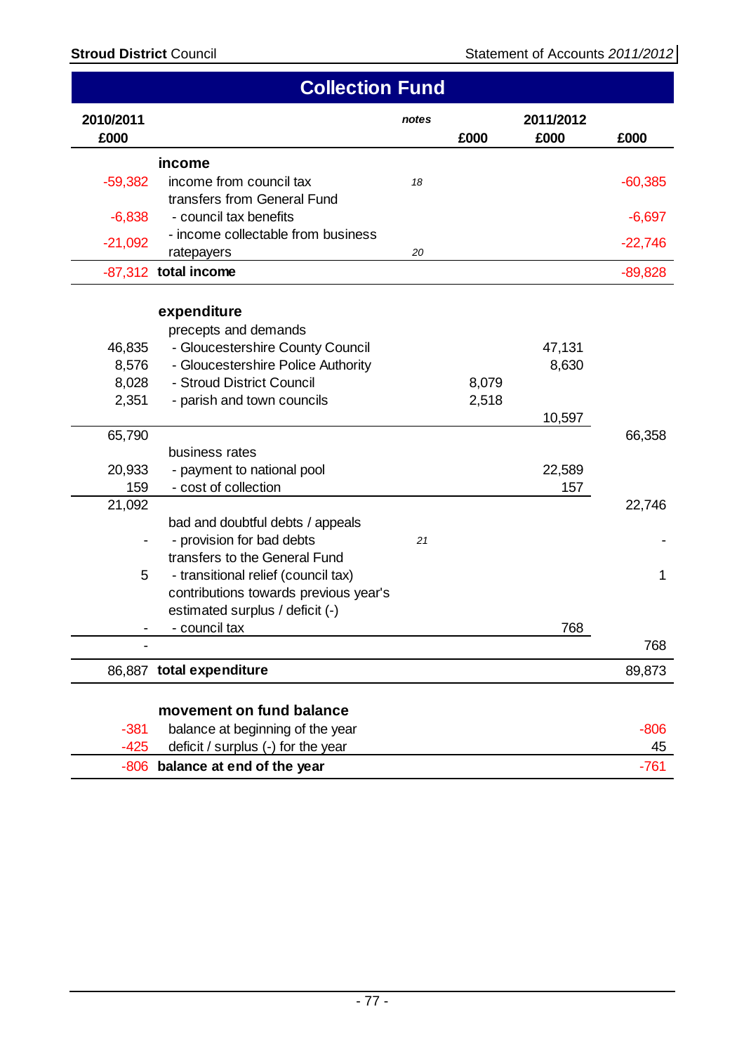# Collection Fund

| 2010/2011 £000 | | notes | £000 | 2011/2012 £000 | £000 |
|---|---|---|---|---|---|
| | **income** | | | | |
| -59,382 | income from council tax | *18* | | | -60,385 |
| | transfers from General Fund | | | | |
| -6,838 | - council tax benefits | | | | -6,697 |
| -21,092 | - income collectable from business ratepayers | *20* | | | -22,746 |
| -87,312 | **total income** | | | | -89,828 |
| | | | | | |
| | **expenditure** | | | | |
| | precepts and demands | | | | |
| 46,835 | - Gloucestershire County Council | | | 47,131 | |
| 8,576 | - Gloucestershire Police Authority | | | 8,630 | |
| 8,028 | - Stroud District Council | | 8,079 | | |
| 2,351 | - parish and town councils | | 2,518 | | |
| | | | | 10,597 | |
| 65,790 | | | | | 66,358 |
| | business rates | | | | |
| 20,933 | - payment to national pool | | | 22,589 | |
| 159 | - cost of collection | | | 157 | |
| 21,092 | | | | | 22,746 |
| | bad and doubtful debts / appeals | | | | |
| - | - provision for bad debts | *21* | | | - |
| | transfers to the General Fund | | | | |
| 5 | - transitional relief (council tax) | | | | 1 |
| | contributions towards previous year's estimated surplus / deficit (-) | | | | |
| - | - council tax | | | 768 | |
| - | | | | | 768 |
| 86,887 | **total expenditure** | | | | 89,873 |
| | | | | | |
| | **movement on fund balance** | | | | |
| -381 | balance at beginning of the year | | | | -806 |
| -425 | deficit / surplus (-) for the year | | | | 45 |
| -806 | **balance at end of the year** | | | | -761 |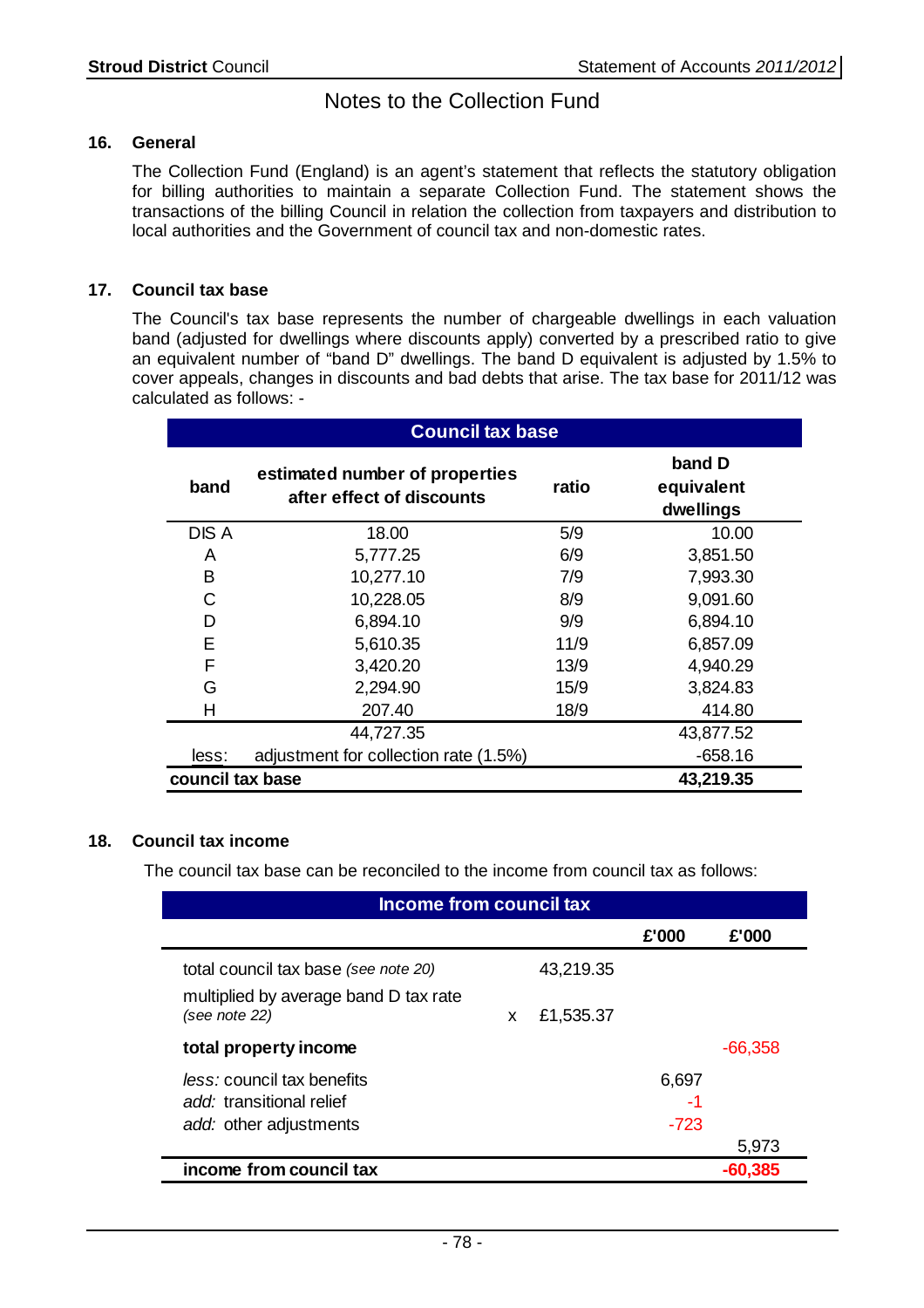# Notes to the Collection Fund

## 16. General

The Collection Fund (England) is an agent's statement that reflects the statutory obligation for billing authorities to maintain a separate Collection Fund. The statement shows the transactions of the billing Council in relation the collection from taxpayers and distribution to local authorities and the Government of council tax and non-domestic rates.

## 17. Council tax base

The Council's tax base represents the number of chargeable dwellings in each valuation band (adjusted for dwellings where discounts apply) converted by a prescribed ratio to give an equivalent number of "band D" dwellings. The band D equivalent is adjusted by 1.5% to cover appeals, changes in discounts and bad debts that arise. The tax base for 2011/12 was calculated as follows: -

| **Council tax base** | | | |
|---|---|---|---|
| **band** | **estimated number of properties after effect of discounts** | **ratio** | **band D equivalent dwellings** |
| DIS A | 18.00 | 5/9 | 10.00 |
| A | 5,777.25 | 6/9 | 3,851.50 |
| B | 10,277.10 | 7/9 | 7,993.30 |
| C | 10,228.05 | 8/9 | 9,091.60 |
| D | 6,894.10 | 9/9 | 6,894.10 |
| E | 5,610.35 | 11/9 | 6,857.09 |
| F | 3,420.20 | 13/9 | 4,940.29 |
| G | 2,294.90 | 15/9 | 3,824.83 |
| H | 207.40 | 18/9 | 414.80 |
| | 44,727.35 | | 43,877.52 |
| less: | adjustment for collection rate (1.5%) | | -658.16 |
| **council tax base** | | | **43,219.35** |

## 18. Council tax income

The council tax base can be reconciled to the income from council tax as follows:

| **Income from council tax** | | | **£'000** | **£'000** |
|---|---|---|---|---|
| total council tax base *(see note 20)* | | 43,219.35 | | |
| multiplied by average band D tax rate *(see note 22)* | x | £1,535.37 | | |
| **total property income** | | | | -66,358 |
| *less:* council tax benefits | | | 6,697 | |
| *add:* transitional relief | | | -1 | |
| *add:* other adjustments | | | -723 | |
| | | | | 5,973 |
| **income from council tax** | | | | **-60,385** |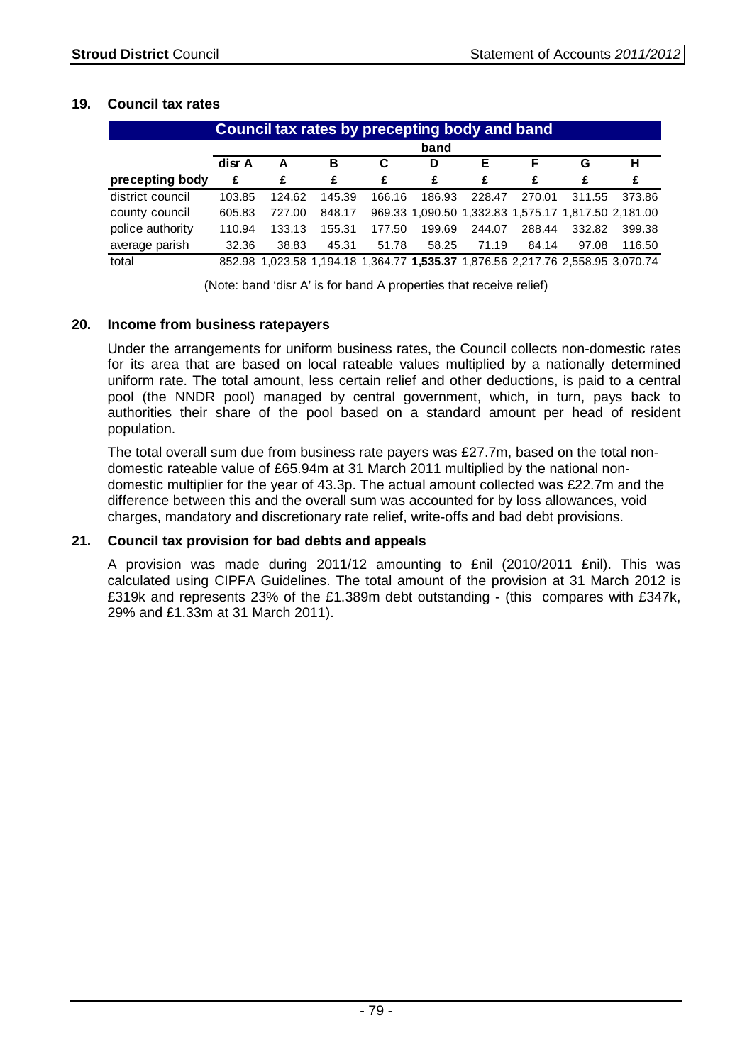## 19. Council tax rates

| Council tax rates by precepting body and band | | | | | | | | | |
|---|---|---|---|---|---|---|---|---|---|
| | band | | | | | | | | |
| | disr A | A | B | C | D | E | F | G | H |
| precepting body | £ | £ | £ | £ | £ | £ | £ | £ | £ |
| district council | 103.85 | 124.62 | 145.39 | 166.16 | 186.93 | 228.47 | 270.01 | 311.55 | 373.86 |
| county council | 605.83 | 727.00 | 848.17 | 969.33 | 1,090.50 | 1,332.83 | 1,575.17 | 1,817.50 | 2,181.00 |
| police authority | 110.94 | 133.13 | 155.31 | 177.50 | 199.69 | 244.07 | 288.44 | 332.82 | 399.38 |
| average parish | 32.36 | 38.83 | 45.31 | 51.78 | 58.25 | 71.19 | 84.14 | 97.08 | 116.50 |
| total | 852.98 | 1,023.58 | 1,194.18 | 1,364.77 | **1,535.37** | 1,876.56 | 2,217.76 | 2,558.95 | 3,070.74 |

(Note: band 'disr A' is for band A properties that receive relief)

## 20. Income from business ratepayers

Under the arrangements for uniform business rates, the Council collects non-domestic rates for its area that are based on local rateable values multiplied by a nationally determined uniform rate. The total amount, less certain relief and other deductions, is paid to a central pool (the NNDR pool) managed by central government, which, in turn, pays back to authorities their share of the pool based on a standard amount per head of resident population.

The total overall sum due from business rate payers was £27.7m, based on the total non-domestic rateable value of £65.94m at 31 March 2011 multiplied by the national non-domestic multiplier for the year of 43.3p. The actual amount collected was £22.7m and the difference between this and the overall sum was accounted for by loss allowances, void charges, mandatory and discretionary rate relief, write-offs and bad debt provisions.

## 21. Council tax provision for bad debts and appeals

A provision was made during 2011/12 amounting to £nil (2010/2011 £nil). This was calculated using CIPFA Guidelines. The total amount of the provision at 31 March 2012 is £319k and represents 23% of the £1.389m debt outstanding - (this compares with £347k, 29% and £1.33m at 31 March 2011).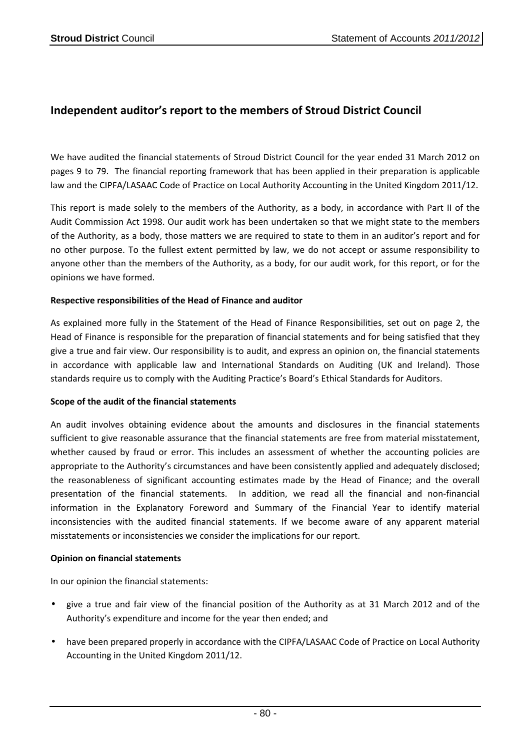## Independent auditor's report to the members of Stroud District Council

We have audited the financial statements of Stroud District Council for the year ended 31 March 2012 on pages 9 to 79. The financial reporting framework that has been applied in their preparation is applicable law and the CIPFA/LASAAC Code of Practice on Local Authority Accounting in the United Kingdom 2011/12.

This report is made solely to the members of the Authority, as a body, in accordance with Part II of the Audit Commission Act 1998. Our audit work has been undertaken so that we might state to the members of the Authority, as a body, those matters we are required to state to them in an auditor's report and for no other purpose. To the fullest extent permitted by law, we do not accept or assume responsibility to anyone other than the members of the Authority, as a body, for our audit work, for this report, or for the opinions we have formed.

**Respective responsibilities of the Head of Finance and auditor**

As explained more fully in the Statement of the Head of Finance Responsibilities, set out on page 2, the Head of Finance is responsible for the preparation of financial statements and for being satisfied that they give a true and fair view. Our responsibility is to audit, and express an opinion on, the financial statements in accordance with applicable law and International Standards on Auditing (UK and Ireland). Those standards require us to comply with the Auditing Practice's Board's Ethical Standards for Auditors.

**Scope of the audit of the financial statements**

An audit involves obtaining evidence about the amounts and disclosures in the financial statements sufficient to give reasonable assurance that the financial statements are free from material misstatement, whether caused by fraud or error. This includes an assessment of whether the accounting policies are appropriate to the Authority's circumstances and have been consistently applied and adequately disclosed; the reasonableness of significant accounting estimates made by the Head of Finance; and the overall presentation of the financial statements. In addition, we read all the financial and non-financial information in the Explanatory Foreword and Summary of the Financial Year to identify material inconsistencies with the audited financial statements. If we become aware of any apparent material misstatements or inconsistencies we consider the implications for our report.

**Opinion on financial statements**

In our opinion the financial statements:

- give a true and fair view of the financial position of the Authority as at 31 March 2012 and of the Authority's expenditure and income for the year then ended; and
- have been prepared properly in accordance with the CIPFA/LASAAC Code of Practice on Local Authority Accounting in the United Kingdom 2011/12.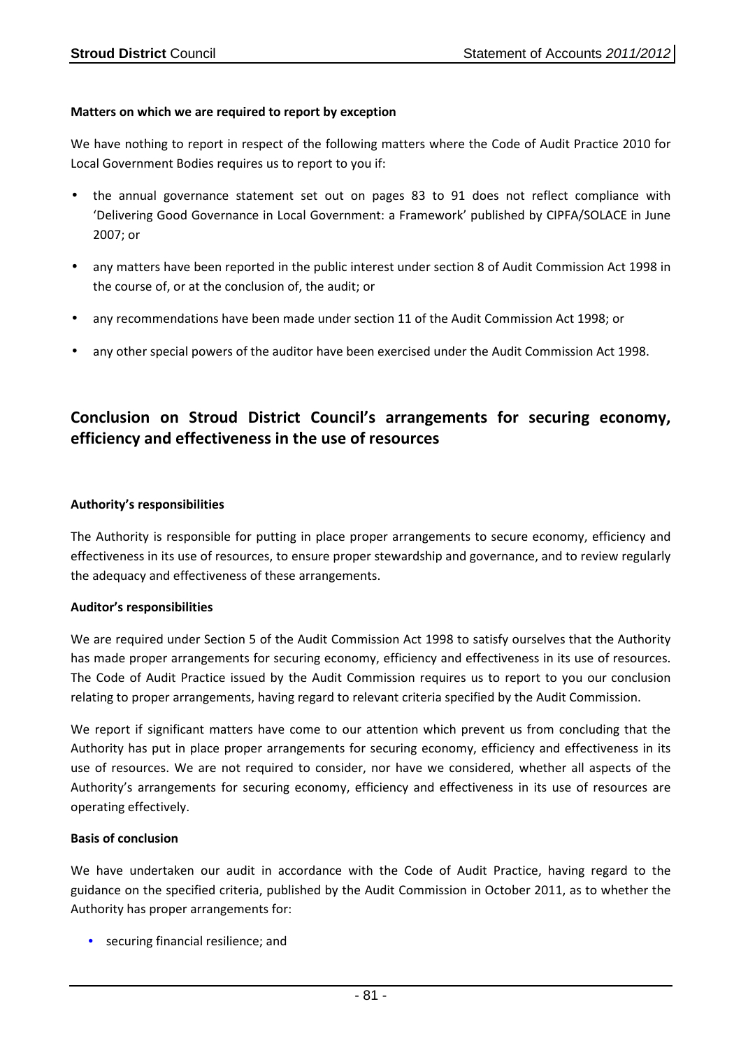**Matters on which we are required to report by exception**

We have nothing to report in respect of the following matters where the Code of Audit Practice 2010 for Local Government Bodies requires us to report to you if:

- the annual governance statement set out on pages 83 to 91 does not reflect compliance with 'Delivering Good Governance in Local Government: a Framework' published by CIPFA/SOLACE in June 2007; or
- any matters have been reported in the public interest under section 8 of Audit Commission Act 1998 in the course of, or at the conclusion of, the audit; or
- any recommendations have been made under section 11 of the Audit Commission Act 1998; or
- any other special powers of the auditor have been exercised under the Audit Commission Act 1998.

## Conclusion on Stroud District Council's arrangements for securing economy, efficiency and effectiveness in the use of resources

**Authority's responsibilities**

The Authority is responsible for putting in place proper arrangements to secure economy, efficiency and effectiveness in its use of resources, to ensure proper stewardship and governance, and to review regularly the adequacy and effectiveness of these arrangements.

**Auditor's responsibilities**

We are required under Section 5 of the Audit Commission Act 1998 to satisfy ourselves that the Authority has made proper arrangements for securing economy, efficiency and effectiveness in its use of resources. The Code of Audit Practice issued by the Audit Commission requires us to report to you our conclusion relating to proper arrangements, having regard to relevant criteria specified by the Audit Commission.

We report if significant matters have come to our attention which prevent us from concluding that the Authority has put in place proper arrangements for securing economy, efficiency and effectiveness in its use of resources. We are not required to consider, nor have we considered, whether all aspects of the Authority's arrangements for securing economy, efficiency and effectiveness in its use of resources are operating effectively.

**Basis of conclusion**

We have undertaken our audit in accordance with the Code of Audit Practice, having regard to the guidance on the specified criteria, published by the Audit Commission in October 2011, as to whether the Authority has proper arrangements for:

- securing financial resilience; and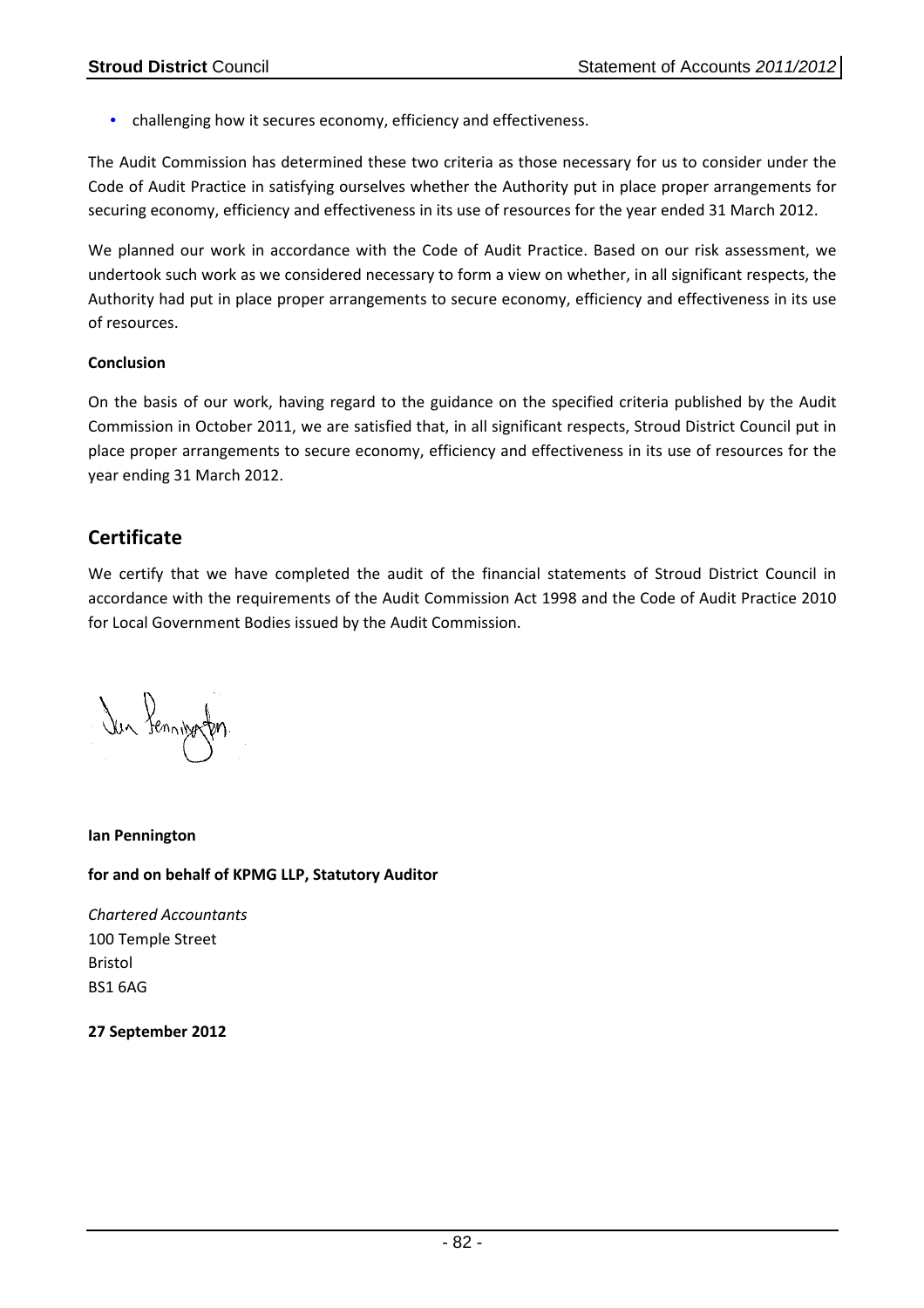- challenging how it secures economy, efficiency and effectiveness.

The Audit Commission has determined these two criteria as those necessary for us to consider under the Code of Audit Practice in satisfying ourselves whether the Authority put in place proper arrangements for securing economy, efficiency and effectiveness in its use of resources for the year ended 31 March 2012.

We planned our work in accordance with the Code of Audit Practice. Based on our risk assessment, we undertook such work as we considered necessary to form a view on whether, in all significant respects, the Authority had put in place proper arrangements to secure economy, efficiency and effectiveness in its use of resources.

**Conclusion**

On the basis of our work, having regard to the guidance on the specified criteria published by the Audit Commission in October 2011, we are satisfied that, in all significant respects, Stroud District Council put in place proper arrangements to secure economy, efficiency and effectiveness in its use of resources for the year ending 31 March 2012.

## Certificate

We certify that we have completed the audit of the financial statements of Stroud District Council in accordance with the requirements of the Audit Commission Act 1998 and the Code of Audit Practice 2010 for Local Government Bodies issued by the Audit Commission.

**Ian Pennington**

**for and on behalf of KPMG LLP, Statutory Auditor**

*Chartered Accountants*
100 Temple Street
Bristol
BS1 6AG

**27 September 2012**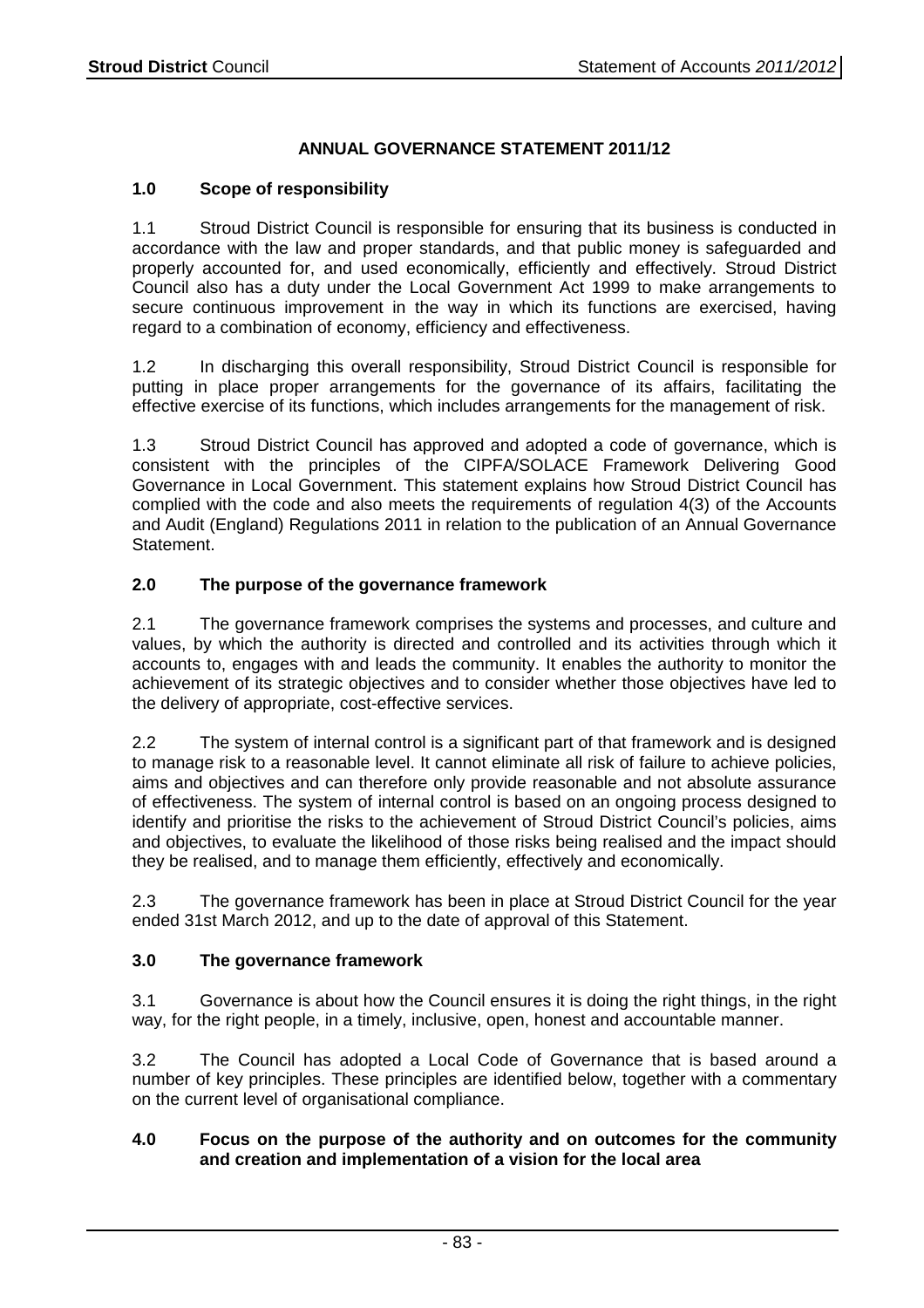## ANNUAL GOVERNANCE STATEMENT 2011/12

### 1.0 Scope of responsibility

1.1 Stroud District Council is responsible for ensuring that its business is conducted in accordance with the law and proper standards, and that public money is safeguarded and properly accounted for, and used economically, efficiently and effectively. Stroud District Council also has a duty under the Local Government Act 1999 to make arrangements to secure continuous improvement in the way in which its functions are exercised, having regard to a combination of economy, efficiency and effectiveness.

1.2 In discharging this overall responsibility, Stroud District Council is responsible for putting in place proper arrangements for the governance of its affairs, facilitating the effective exercise of its functions, which includes arrangements for the management of risk.

1.3 Stroud District Council has approved and adopted a code of governance, which is consistent with the principles of the CIPFA/SOLACE Framework Delivering Good Governance in Local Government. This statement explains how Stroud District Council has complied with the code and also meets the requirements of regulation 4(3) of the Accounts and Audit (England) Regulations 2011 in relation to the publication of an Annual Governance Statement.

### 2.0 The purpose of the governance framework

2.1 The governance framework comprises the systems and processes, and culture and values, by which the authority is directed and controlled and its activities through which it accounts to, engages with and leads the community. It enables the authority to monitor the achievement of its strategic objectives and to consider whether those objectives have led to the delivery of appropriate, cost-effective services.

2.2 The system of internal control is a significant part of that framework and is designed to manage risk to a reasonable level. It cannot eliminate all risk of failure to achieve policies, aims and objectives and can therefore only provide reasonable and not absolute assurance of effectiveness. The system of internal control is based on an ongoing process designed to identify and prioritise the risks to the achievement of Stroud District Council's policies, aims and objectives, to evaluate the likelihood of those risks being realised and the impact should they be realised, and to manage them efficiently, effectively and economically.

2.3 The governance framework has been in place at Stroud District Council for the year ended 31st March 2012, and up to the date of approval of this Statement.

### 3.0 The governance framework

3.1 Governance is about how the Council ensures it is doing the right things, in the right way, for the right people, in a timely, inclusive, open, honest and accountable manner.

3.2 The Council has adopted a Local Code of Governance that is based around a number of key principles. These principles are identified below, together with a commentary on the current level of organisational compliance.

### 4.0 Focus on the purpose of the authority and on outcomes for the community and creation and implementation of a vision for the local area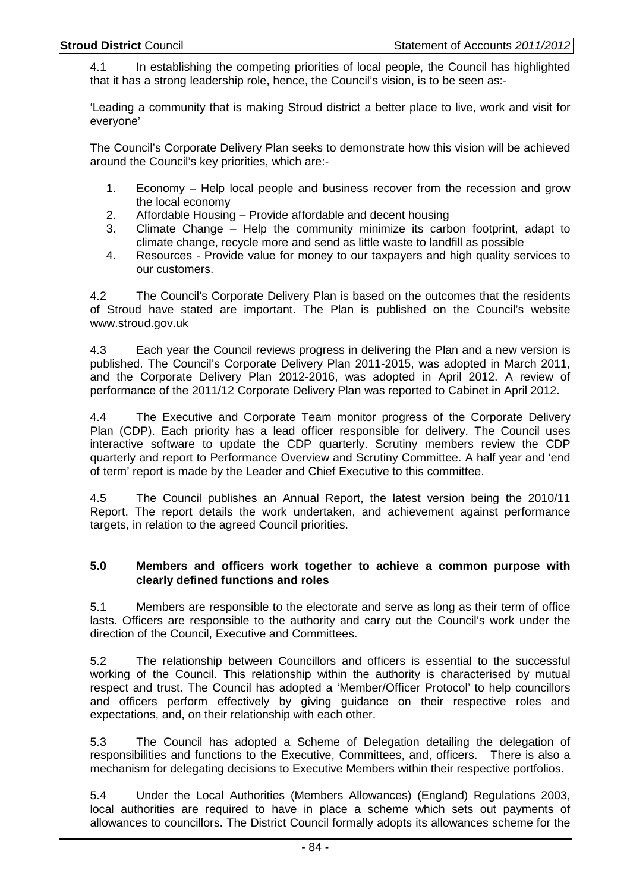4.1 In establishing the competing priorities of local people, the Council has highlighted that it has a strong leadership role, hence, the Council's vision, is to be seen as:-

'Leading a community that is making Stroud district a better place to live, work and visit for everyone'

The Council's Corporate Delivery Plan seeks to demonstrate how this vision will be achieved around the Council's key priorities, which are:-

1. Economy – Help local people and business recover from the recession and grow the local economy
2. Affordable Housing – Provide affordable and decent housing
3. Climate Change – Help the community minimize its carbon footprint, adapt to climate change, recycle more and send as little waste to landfill as possible
4. Resources - Provide value for money to our taxpayers and high quality services to our customers.

4.2 The Council's Corporate Delivery Plan is based on the outcomes that the residents of Stroud have stated are important. The Plan is published on the Council's website www.stroud.gov.uk

4.3 Each year the Council reviews progress in delivering the Plan and a new version is published. The Council's Corporate Delivery Plan 2011-2015, was adopted in March 2011, and the Corporate Delivery Plan 2012-2016, was adopted in April 2012. A review of performance of the 2011/12 Corporate Delivery Plan was reported to Cabinet in April 2012.

4.4 The Executive and Corporate Team monitor progress of the Corporate Delivery Plan (CDP). Each priority has a lead officer responsible for delivery. The Council uses interactive software to update the CDP quarterly. Scrutiny members review the CDP quarterly and report to Performance Overview and Scrutiny Committee. A half year and 'end of term' report is made by the Leader and Chief Executive to this committee.

4.5 The Council publishes an Annual Report, the latest version being the 2010/11 Report. The report details the work undertaken, and achievement against performance targets, in relation to the agreed Council priorities.

### 5.0 Members and officers work together to achieve a common purpose with clearly defined functions and roles

5.1 Members are responsible to the electorate and serve as long as their term of office lasts. Officers are responsible to the authority and carry out the Council's work under the direction of the Council, Executive and Committees.

5.2 The relationship between Councillors and officers is essential to the successful working of the Council. This relationship within the authority is characterised by mutual respect and trust. The Council has adopted a 'Member/Officer Protocol' to help councillors and officers perform effectively by giving guidance on their respective roles and expectations, and, on their relationship with each other.

5.3 The Council has adopted a Scheme of Delegation detailing the delegation of responsibilities and functions to the Executive, Committees, and, officers. There is also a mechanism for delegating decisions to Executive Members within their respective portfolios.

5.4 Under the Local Authorities (Members Allowances) (England) Regulations 2003, local authorities are required to have in place a scheme which sets out payments of allowances to councillors. The District Council formally adopts its allowances scheme for the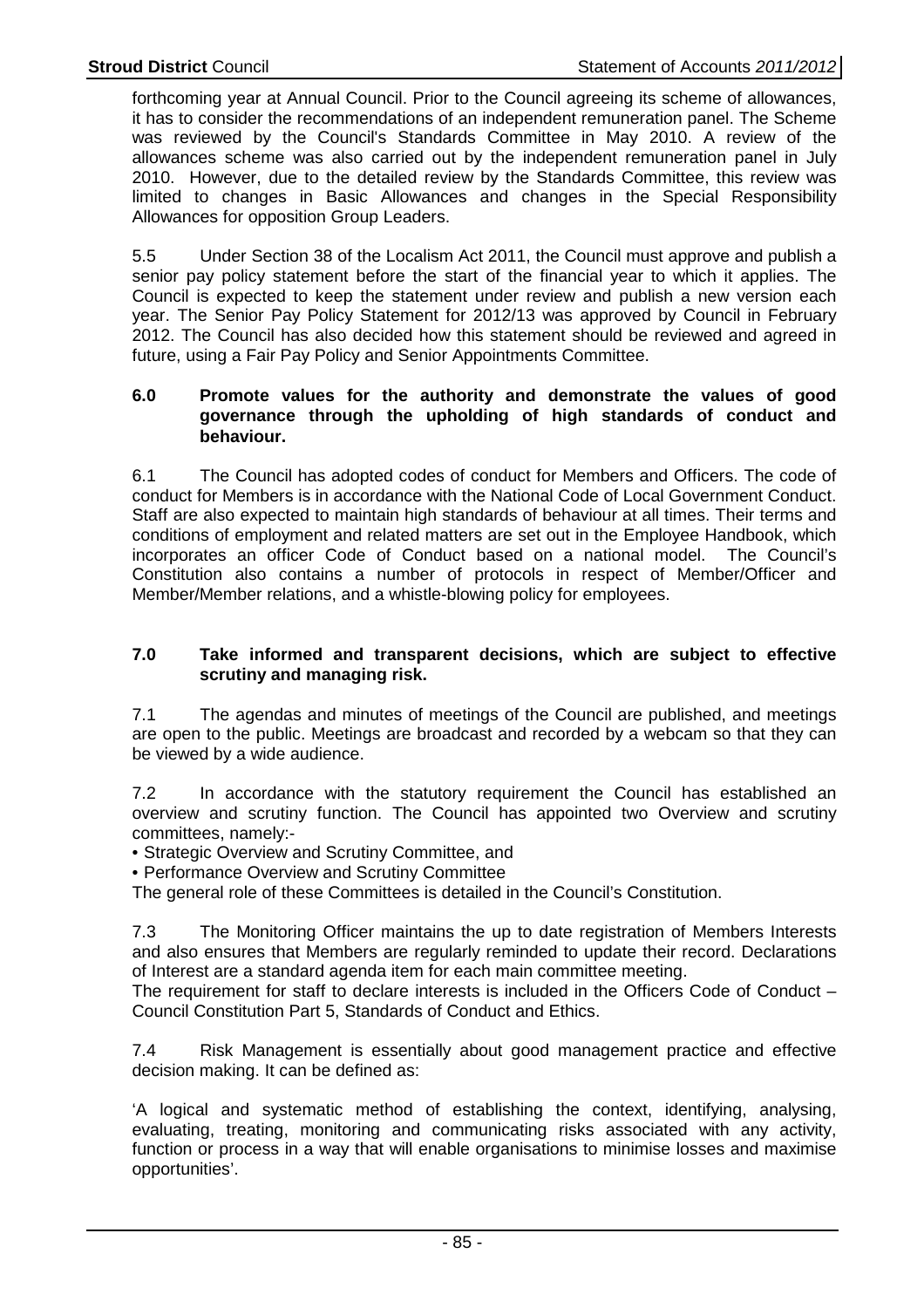forthcoming year at Annual Council. Prior to the Council agreeing its scheme of allowances, it has to consider the recommendations of an independent remuneration panel. The Scheme was reviewed by the Council's Standards Committee in May 2010. A review of the allowances scheme was also carried out by the independent remuneration panel in July 2010. However, due to the detailed review by the Standards Committee, this review was limited to changes in Basic Allowances and changes in the Special Responsibility Allowances for opposition Group Leaders.

5.5 Under Section 38 of the Localism Act 2011, the Council must approve and publish a senior pay policy statement before the start of the financial year to which it applies. The Council is expected to keep the statement under review and publish a new version each year. The Senior Pay Policy Statement for 2012/13 was approved by Council in February 2012. The Council has also decided how this statement should be reviewed and agreed in future, using a Fair Pay Policy and Senior Appointments Committee.

## 6.0 Promote values for the authority and demonstrate the values of good governance through the upholding of high standards of conduct and behaviour.

6.1 The Council has adopted codes of conduct for Members and Officers. The code of conduct for Members is in accordance with the National Code of Local Government Conduct. Staff are also expected to maintain high standards of behaviour at all times. Their terms and conditions of employment and related matters are set out in the Employee Handbook, which incorporates an officer Code of Conduct based on a national model. The Council's Constitution also contains a number of protocols in respect of Member/Officer and Member/Member relations, and a whistle-blowing policy for employees.

## 7.0 Take informed and transparent decisions, which are subject to effective scrutiny and managing risk.

7.1 The agendas and minutes of meetings of the Council are published, and meetings are open to the public. Meetings are broadcast and recorded by a webcam so that they can be viewed by a wide audience.

7.2 In accordance with the statutory requirement the Council has established an overview and scrutiny function. The Council has appointed two Overview and scrutiny committees, namely:-

- Strategic Overview and Scrutiny Committee, and
- Performance Overview and Scrutiny Committee

The general role of these Committees is detailed in the Council's Constitution.

7.3 The Monitoring Officer maintains the up to date registration of Members Interests and also ensures that Members are regularly reminded to update their record. Declarations of Interest are a standard agenda item for each main committee meeting.
The requirement for staff to declare interests is included in the Officers Code of Conduct – Council Constitution Part 5, Standards of Conduct and Ethics.

7.4 Risk Management is essentially about good management practice and effective decision making. It can be defined as:

'A logical and systematic method of establishing the context, identifying, analysing, evaluating, treating, monitoring and communicating risks associated with any activity, function or process in a way that will enable organisations to minimise losses and maximise opportunities'.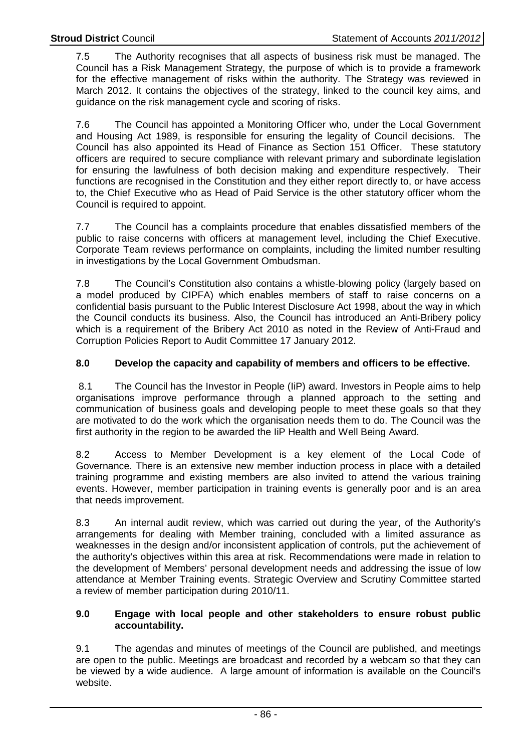7.5 The Authority recognises that all aspects of business risk must be managed. The Council has a Risk Management Strategy, the purpose of which is to provide a framework for the effective management of risks within the authority. The Strategy was reviewed in March 2012. It contains the objectives of the strategy, linked to the council key aims, and guidance on the risk management cycle and scoring of risks.

7.6 The Council has appointed a Monitoring Officer who, under the Local Government and Housing Act 1989, is responsible for ensuring the legality of Council decisions. The Council has also appointed its Head of Finance as Section 151 Officer. These statutory officers are required to secure compliance with relevant primary and subordinate legislation for ensuring the lawfulness of both decision making and expenditure respectively. Their functions are recognised in the Constitution and they either report directly to, or have access to, the Chief Executive who as Head of Paid Service is the other statutory officer whom the Council is required to appoint.

7.7 The Council has a complaints procedure that enables dissatisfied members of the public to raise concerns with officers at management level, including the Chief Executive. Corporate Team reviews performance on complaints, including the limited number resulting in investigations by the Local Government Ombudsman.

7.8 The Council's Constitution also contains a whistle-blowing policy (largely based on a model produced by CIPFA) which enables members of staff to raise concerns on a confidential basis pursuant to the Public Interest Disclosure Act 1998, about the way in which the Council conducts its business. Also, the Council has introduced an Anti-Bribery policy which is a requirement of the Bribery Act 2010 as noted in the Review of Anti-Fraud and Corruption Policies Report to Audit Committee 17 January 2012.

### 8.0 Develop the capacity and capability of members and officers to be effective.

8.1 The Council has the Investor in People (IiP) award. Investors in People aims to help organisations improve performance through a planned approach to the setting and communication of business goals and developing people to meet these goals so that they are motivated to do the work which the organisation needs them to do. The Council was the first authority in the region to be awarded the IiP Health and Well Being Award.

8.2 Access to Member Development is a key element of the Local Code of Governance. There is an extensive new member induction process in place with a detailed training programme and existing members are also invited to attend the various training events. However, member participation in training events is generally poor and is an area that needs improvement.

8.3 An internal audit review, which was carried out during the year, of the Authority's arrangements for dealing with Member training, concluded with a limited assurance as weaknesses in the design and/or inconsistent application of controls, put the achievement of the authority's objectives within this area at risk. Recommendations were made in relation to the development of Members' personal development needs and addressing the issue of low attendance at Member Training events. Strategic Overview and Scrutiny Committee started a review of member participation during 2010/11.

### 9.0 Engage with local people and other stakeholders to ensure robust public accountability.

9.1 The agendas and minutes of meetings of the Council are published, and meetings are open to the public. Meetings are broadcast and recorded by a webcam so that they can be viewed by a wide audience. A large amount of information is available on the Council's website.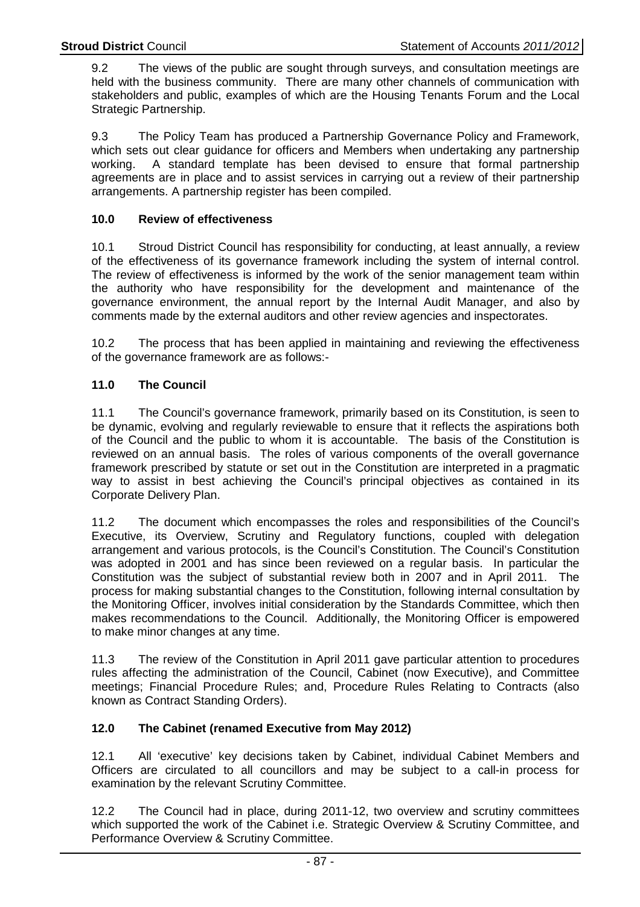9.2 The views of the public are sought through surveys, and consultation meetings are held with the business community. There are many other channels of communication with stakeholders and public, examples of which are the Housing Tenants Forum and the Local Strategic Partnership.

9.3 The Policy Team has produced a Partnership Governance Policy and Framework, which sets out clear guidance for officers and Members when undertaking any partnership working. A standard template has been devised to ensure that formal partnership agreements are in place and to assist services in carrying out a review of their partnership arrangements. A partnership register has been compiled.

## 10.0 Review of effectiveness

10.1 Stroud District Council has responsibility for conducting, at least annually, a review of the effectiveness of its governance framework including the system of internal control. The review of effectiveness is informed by the work of the senior management team within the authority who have responsibility for the development and maintenance of the governance environment, the annual report by the Internal Audit Manager, and also by comments made by the external auditors and other review agencies and inspectorates.

10.2 The process that has been applied in maintaining and reviewing the effectiveness of the governance framework are as follows:-

## 11.0 The Council

11.1 The Council's governance framework, primarily based on its Constitution, is seen to be dynamic, evolving and regularly reviewable to ensure that it reflects the aspirations both of the Council and the public to whom it is accountable. The basis of the Constitution is reviewed on an annual basis. The roles of various components of the overall governance framework prescribed by statute or set out in the Constitution are interpreted in a pragmatic way to assist in best achieving the Council's principal objectives as contained in its Corporate Delivery Plan.

11.2 The document which encompasses the roles and responsibilities of the Council's Executive, its Overview, Scrutiny and Regulatory functions, coupled with delegation arrangement and various protocols, is the Council's Constitution. The Council's Constitution was adopted in 2001 and has since been reviewed on a regular basis. In particular the Constitution was the subject of substantial review both in 2007 and in April 2011. The process for making substantial changes to the Constitution, following internal consultation by the Monitoring Officer, involves initial consideration by the Standards Committee, which then makes recommendations to the Council. Additionally, the Monitoring Officer is empowered to make minor changes at any time.

11.3 The review of the Constitution in April 2011 gave particular attention to procedures rules affecting the administration of the Council, Cabinet (now Executive), and Committee meetings; Financial Procedure Rules; and, Procedure Rules Relating to Contracts (also known as Contract Standing Orders).

## 12.0 The Cabinet (renamed Executive from May 2012)

12.1 All 'executive' key decisions taken by Cabinet, individual Cabinet Members and Officers are circulated to all councillors and may be subject to a call-in process for examination by the relevant Scrutiny Committee.

12.2 The Council had in place, during 2011-12, two overview and scrutiny committees which supported the work of the Cabinet i.e. Strategic Overview & Scrutiny Committee, and Performance Overview & Scrutiny Committee.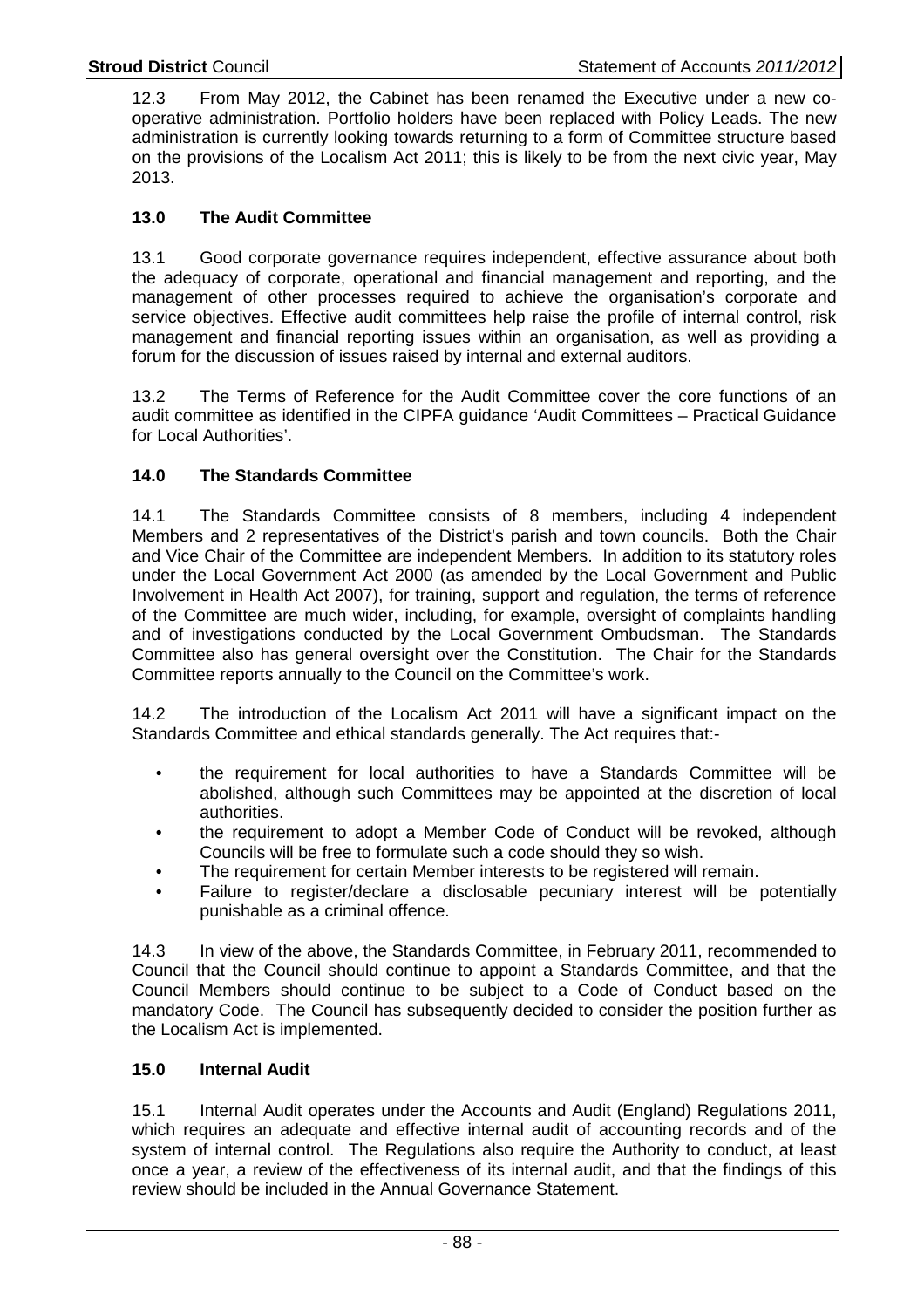12.3 From May 2012, the Cabinet has been renamed the Executive under a new co-operative administration. Portfolio holders have been replaced with Policy Leads. The new administration is currently looking towards returning to a form of Committee structure based on the provisions of the Localism Act 2011; this is likely to be from the next civic year, May 2013.

### 13.0 The Audit Committee

13.1 Good corporate governance requires independent, effective assurance about both the adequacy of corporate, operational and financial management and reporting, and the management of other processes required to achieve the organisation's corporate and service objectives. Effective audit committees help raise the profile of internal control, risk management and financial reporting issues within an organisation, as well as providing a forum for the discussion of issues raised by internal and external auditors.

13.2 The Terms of Reference for the Audit Committee cover the core functions of an audit committee as identified in the CIPFA guidance 'Audit Committees – Practical Guidance for Local Authorities'.

### 14.0 The Standards Committee

14.1 The Standards Committee consists of 8 members, including 4 independent Members and 2 representatives of the District's parish and town councils. Both the Chair and Vice Chair of the Committee are independent Members. In addition to its statutory roles under the Local Government Act 2000 (as amended by the Local Government and Public Involvement in Health Act 2007), for training, support and regulation, the terms of reference of the Committee are much wider, including, for example, oversight of complaints handling and of investigations conducted by the Local Government Ombudsman. The Standards Committee also has general oversight over the Constitution. The Chair for the Standards Committee reports annually to the Council on the Committee's work.

14.2 The introduction of the Localism Act 2011 will have a significant impact on the Standards Committee and ethical standards generally. The Act requires that:-

- the requirement for local authorities to have a Standards Committee will be abolished, although such Committees may be appointed at the discretion of local authorities.
- the requirement to adopt a Member Code of Conduct will be revoked, although Councils will be free to formulate such a code should they so wish.
- The requirement for certain Member interests to be registered will remain.
- Failure to register/declare a disclosable pecuniary interest will be potentially punishable as a criminal offence.

14.3 In view of the above, the Standards Committee, in February 2011, recommended to Council that the Council should continue to appoint a Standards Committee, and that the Council Members should continue to be subject to a Code of Conduct based on the mandatory Code. The Council has subsequently decided to consider the position further as the Localism Act is implemented.

### 15.0 Internal Audit

15.1 Internal Audit operates under the Accounts and Audit (England) Regulations 2011, which requires an adequate and effective internal audit of accounting records and of the system of internal control. The Regulations also require the Authority to conduct, at least once a year, a review of the effectiveness of its internal audit, and that the findings of this review should be included in the Annual Governance Statement.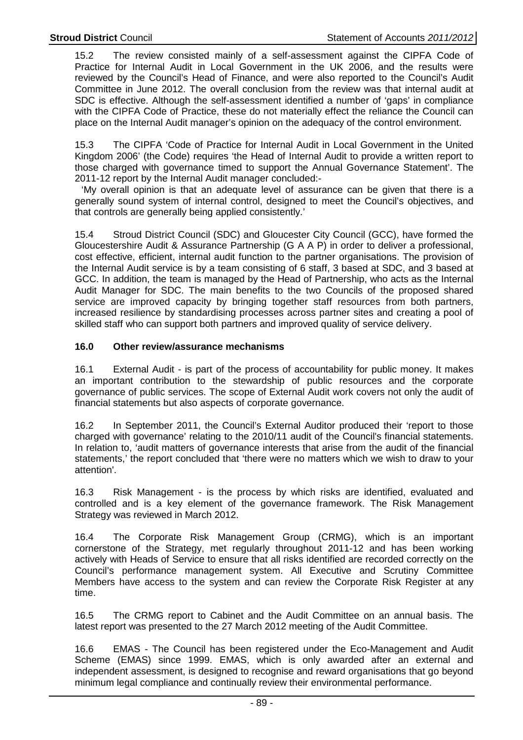15.2 The review consisted mainly of a self-assessment against the CIPFA Code of Practice for Internal Audit in Local Government in the UK 2006, and the results were reviewed by the Council's Head of Finance, and were also reported to the Council's Audit Committee in June 2012. The overall conclusion from the review was that internal audit at SDC is effective. Although the self-assessment identified a number of 'gaps' in compliance with the CIPFA Code of Practice, these do not materially effect the reliance the Council can place on the Internal Audit manager's opinion on the adequacy of the control environment.

15.3 The CIPFA 'Code of Practice for Internal Audit in Local Government in the United Kingdom 2006' (the Code) requires 'the Head of Internal Audit to provide a written report to those charged with governance timed to support the Annual Governance Statement'. The 2011-12 report by the Internal Audit manager concluded:-

'My overall opinion is that an adequate level of assurance can be given that there is a generally sound system of internal control, designed to meet the Council's objectives, and that controls are generally being applied consistently.'

15.4 Stroud District Council (SDC) and Gloucester City Council (GCC), have formed the Gloucestershire Audit & Assurance Partnership (G A A P) in order to deliver a professional, cost effective, efficient, internal audit function to the partner organisations. The provision of the Internal Audit service is by a team consisting of 6 staff, 3 based at SDC, and 3 based at GCC. In addition, the team is managed by the Head of Partnership, who acts as the Internal Audit Manager for SDC. The main benefits to the two Councils of the proposed shared service are improved capacity by bringing together staff resources from both partners, increased resilience by standardising processes across partner sites and creating a pool of skilled staff who can support both partners and improved quality of service delivery.

## 16.0 Other review/assurance mechanisms

16.1 External Audit - is part of the process of accountability for public money. It makes an important contribution to the stewardship of public resources and the corporate governance of public services. The scope of External Audit work covers not only the audit of financial statements but also aspects of corporate governance.

16.2 In September 2011, the Council's External Auditor produced their 'report to those charged with governance' relating to the 2010/11 audit of the Council's financial statements. In relation to, 'audit matters of governance interests that arise from the audit of the financial statements,' the report concluded that 'there were no matters which we wish to draw to your attention'.

16.3 Risk Management - is the process by which risks are identified, evaluated and controlled and is a key element of the governance framework. The Risk Management Strategy was reviewed in March 2012.

16.4 The Corporate Risk Management Group (CRMG), which is an important cornerstone of the Strategy, met regularly throughout 2011-12 and has been working actively with Heads of Service to ensure that all risks identified are recorded correctly on the Council's performance management system. All Executive and Scrutiny Committee Members have access to the system and can review the Corporate Risk Register at any time.

16.5 The CRMG report to Cabinet and the Audit Committee on an annual basis. The latest report was presented to the 27 March 2012 meeting of the Audit Committee.

16.6 EMAS - The Council has been registered under the Eco-Management and Audit Scheme (EMAS) since 1999. EMAS, which is only awarded after an external and independent assessment, is designed to recognise and reward organisations that go beyond minimum legal compliance and continually review their environmental performance.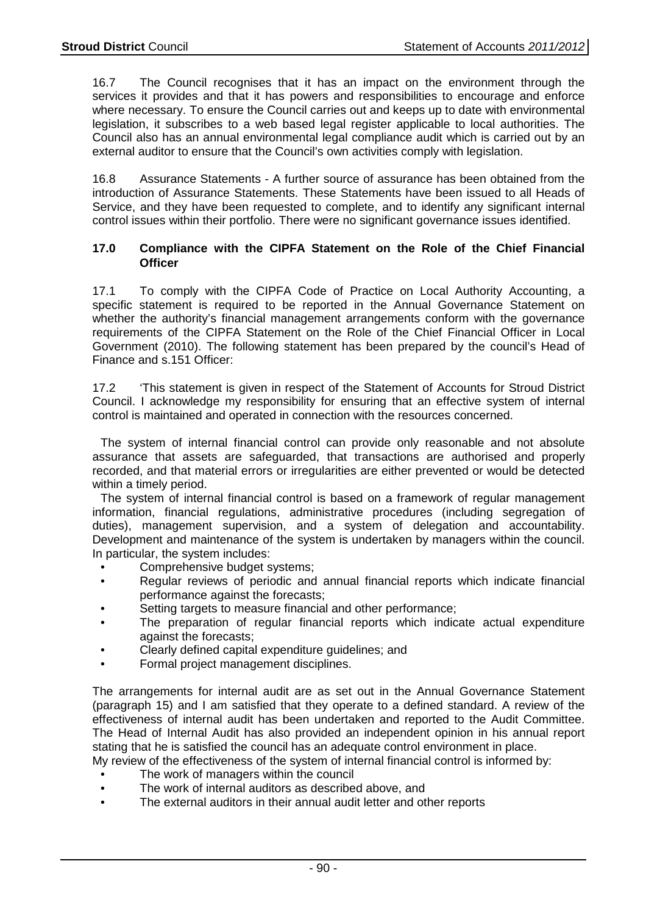16.7 The Council recognises that it has an impact on the environment through the services it provides and that it has powers and responsibilities to encourage and enforce where necessary. To ensure the Council carries out and keeps up to date with environmental legislation, it subscribes to a web based legal register applicable to local authorities. The Council also has an annual environmental legal compliance audit which is carried out by an external auditor to ensure that the Council's own activities comply with legislation.

16.8 Assurance Statements - A further source of assurance has been obtained from the introduction of Assurance Statements. These Statements have been issued to all Heads of Service, and they have been requested to complete, and to identify any significant internal control issues within their portfolio. There were no significant governance issues identified.

### 17.0 Compliance with the CIPFA Statement on the Role of the Chief Financial Officer

17.1 To comply with the CIPFA Code of Practice on Local Authority Accounting, a specific statement is required to be reported in the Annual Governance Statement on whether the authority's financial management arrangements conform with the governance requirements of the CIPFA Statement on the Role of the Chief Financial Officer in Local Government (2010). The following statement has been prepared by the council's Head of Finance and s.151 Officer:

17.2 'This statement is given in respect of the Statement of Accounts for Stroud District Council. I acknowledge my responsibility for ensuring that an effective system of internal control is maintained and operated in connection with the resources concerned.

The system of internal financial control can provide only reasonable and not absolute assurance that assets are safeguarded, that transactions are authorised and properly recorded, and that material errors or irregularities are either prevented or would be detected within a timely period.

The system of internal financial control is based on a framework of regular management information, financial regulations, administrative procedures (including segregation of duties), management supervision, and a system of delegation and accountability. Development and maintenance of the system is undertaken by managers within the council. In particular, the system includes:

- Comprehensive budget systems;
- Regular reviews of periodic and annual financial reports which indicate financial performance against the forecasts;
- Setting targets to measure financial and other performance;
- The preparation of regular financial reports which indicate actual expenditure against the forecasts;
- Clearly defined capital expenditure guidelines; and
- Formal project management disciplines.

The arrangements for internal audit are as set out in the Annual Governance Statement (paragraph 15) and I am satisfied that they operate to a defined standard. A review of the effectiveness of internal audit has been undertaken and reported to the Audit Committee. The Head of Internal Audit has also provided an independent opinion in his annual report stating that he is satisfied the council has an adequate control environment in place.

My review of the effectiveness of the system of internal financial control is informed by:

- The work of managers within the council
- The work of internal auditors as described above, and
- The external auditors in their annual audit letter and other reports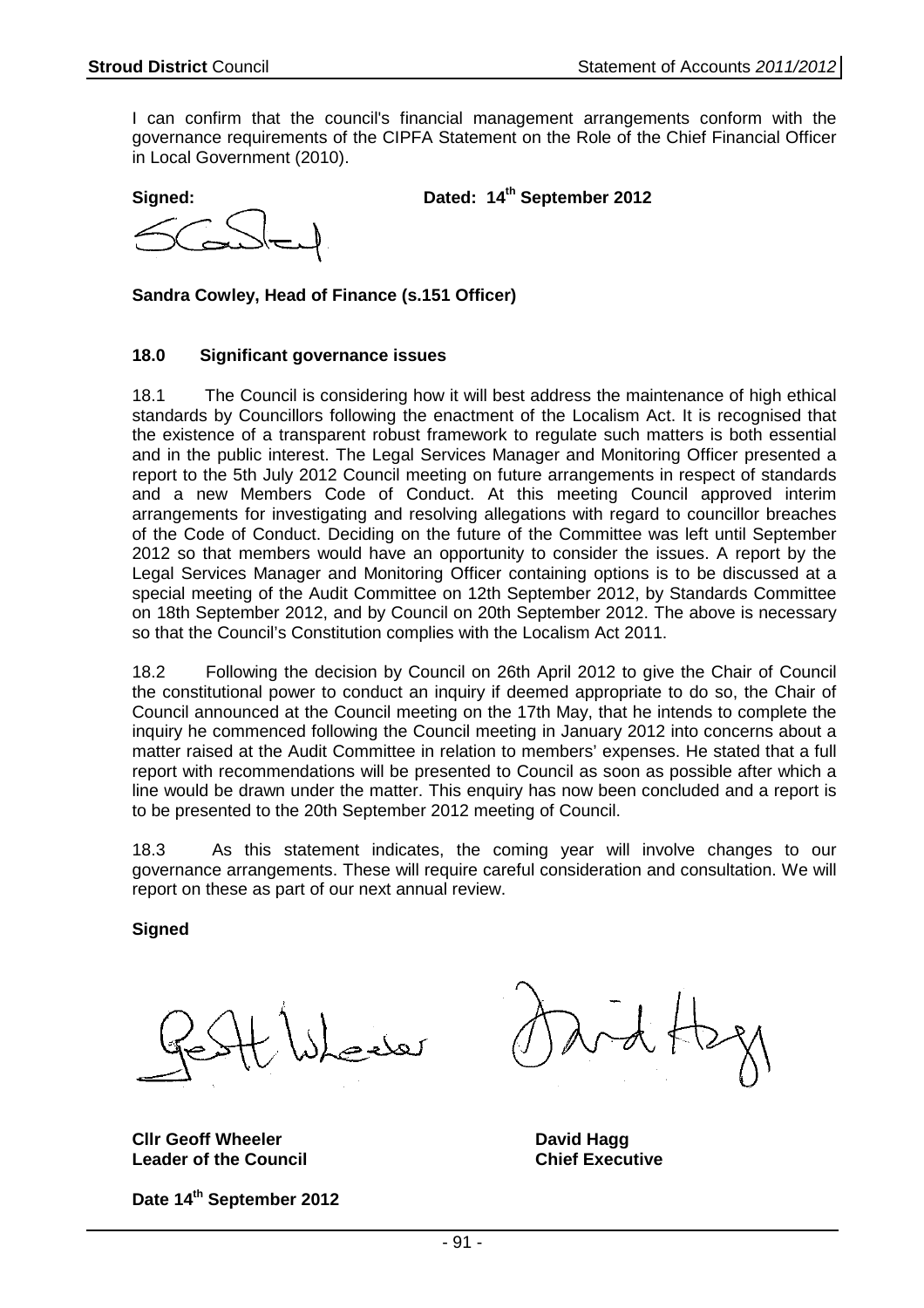I can confirm that the council's financial management arrangements conform with the governance requirements of the CIPFA Statement on the Role of the Chief Financial Officer in Local Government (2010).

**Signed:** **Dated: 14th September 2012**

**Sandra Cowley, Head of Finance (s.151 Officer)**

### 18.0 Significant governance issues

18.1 The Council is considering how it will best address the maintenance of high ethical standards by Councillors following the enactment of the Localism Act. It is recognised that the existence of a transparent robust framework to regulate such matters is both essential and in the public interest. The Legal Services Manager and Monitoring Officer presented a report to the 5th July 2012 Council meeting on future arrangements in respect of standards and a new Members Code of Conduct. At this meeting Council approved interim arrangements for investigating and resolving allegations with regard to councillor breaches of the Code of Conduct. Deciding on the future of the Committee was left until September 2012 so that members would have an opportunity to consider the issues. A report by the Legal Services Manager and Monitoring Officer containing options is to be discussed at a special meeting of the Audit Committee on 12th September 2012, by Standards Committee on 18th September 2012, and by Council on 20th September 2012. The above is necessary so that the Council's Constitution complies with the Localism Act 2011.

18.2 Following the decision by Council on 26th April 2012 to give the Chair of Council the constitutional power to conduct an inquiry if deemed appropriate to do so, the Chair of Council announced at the Council meeting on the 17th May, that he intends to complete the inquiry he commenced following the Council meeting in January 2012 into concerns about a matter raised at the Audit Committee in relation to members' expenses. He stated that a full report with recommendations will be presented to Council as soon as possible after which a line would be drawn under the matter. This enquiry has now been concluded and a report is to be presented to the 20th September 2012 meeting of Council.

18.3 As this statement indicates, the coming year will involve changes to our governance arrangements. These will require careful consideration and consultation. We will report on these as part of our next annual review.

**Signed**

**Cllr Geoff Wheeler**
**Leader of the Council**

**David Hagg**
**Chief Executive**

**Date 14th September 2012**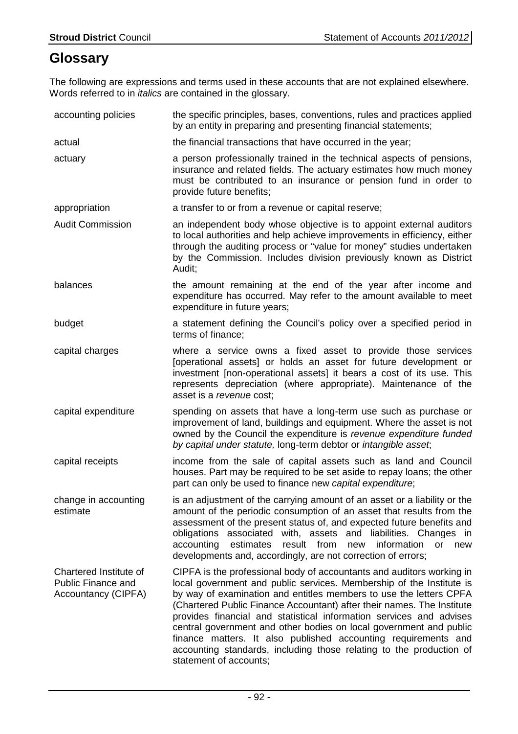# Glossary

The following are expressions and terms used in these accounts that are not explained elsewhere. Words referred to in *italics* are contained in the glossary.

| | |
|---|---|
| accounting policies | the specific principles, bases, conventions, rules and practices applied by an entity in preparing and presenting financial statements; |
| actual | the financial transactions that have occurred in the year; |
| actuary | a person professionally trained in the technical aspects of pensions, insurance and related fields. The actuary estimates how much money must be contributed to an insurance or pension fund in order to provide future benefits; |
| appropriation | a transfer to or from a revenue or capital reserve; |
| Audit Commission | an independent body whose objective is to appoint external auditors to local authorities and help achieve improvements in efficiency, either through the auditing process or "value for money" studies undertaken by the Commission. Includes division previously known as District Audit; |
| balances | the amount remaining at the end of the year after income and expenditure has occurred. May refer to the amount available to meet expenditure in future years; |
| budget | a statement defining the Council's policy over a specified period in terms of finance; |
| capital charges | where a service owns a fixed asset to provide those services [operational assets] or holds an asset for future development or investment [non-operational assets] it bears a cost of its use. This represents depreciation (where appropriate). Maintenance of the asset is a *revenue* cost; |
| capital expenditure | spending on assets that have a long-term use such as purchase or improvement of land, buildings and equipment. Where the asset is not owned by the Council the expenditure is *revenue expenditure funded by capital under statute,* long-term debtor or *intangible asset*; |
| capital receipts | income from the sale of capital assets such as land and Council houses. Part may be required to be set aside to repay loans; the other part can only be used to finance new *capital expenditure*; |
| change in accounting estimate | is an adjustment of the carrying amount of an asset or a liability or the amount of the periodic consumption of an asset that results from the assessment of the present status of, and expected future benefits and obligations associated with, assets and liabilities. Changes in accounting estimates result from new information or new developments and, accordingly, are not correction of errors; |
| Chartered Institute of Public Finance and Accountancy (CIPFA) | CIPFA is the professional body of accountants and auditors working in local government and public services. Membership of the Institute is by way of examination and entitles members to use the letters CPFA (Chartered Public Finance Accountant) after their names. The Institute provides financial and statistical information services and advises central government and other bodies on local government and public finance matters. It also published accounting requirements and accounting standards, including those relating to the production of statement of accounts; |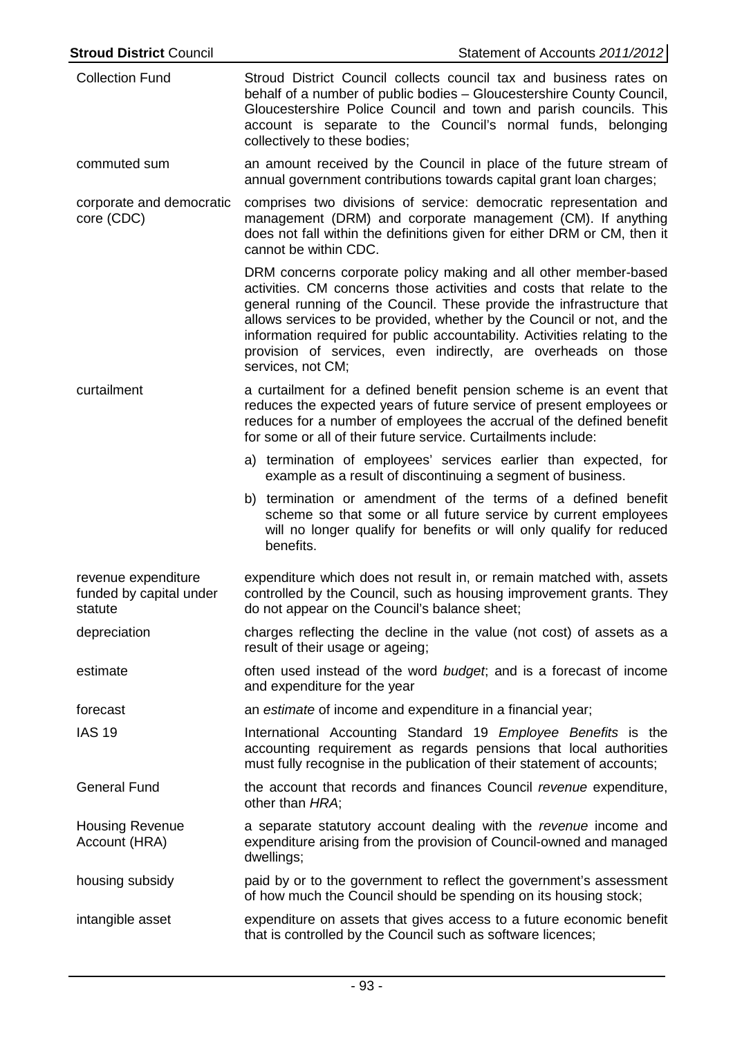| | |
|---|---|
| Collection Fund | Stroud District Council collects council tax and business rates on behalf of a number of public bodies – Gloucestershire County Council, Gloucestershire Police Council and town and parish councils. This account is separate to the Council's normal funds, belonging collectively to these bodies; |
| commuted sum | an amount received by the Council in place of the future stream of annual government contributions towards capital grant loan charges; |
| corporate and democratic core (CDC) | comprises two divisions of service: democratic representation and management (DRM) and corporate management (CM). If anything does not fall within the definitions given for either DRM or CM, then it cannot be within CDC.<br><br>DRM concerns corporate policy making and all other member-based activities. CM concerns those activities and costs that relate to the general running of the Council. These provide the infrastructure that allows services to be provided, whether by the Council or not, and the information required for public accountability. Activities relating to the provision of services, even indirectly, are overheads on those services, not CM; |
| curtailment | a curtailment for a defined benefit pension scheme is an event that reduces the expected years of future service of present employees or reduces for a number of employees the accrual of the defined benefit for some or all of their future service. Curtailments include:<br><br>a) termination of employees' services earlier than expected, for example as a result of discontinuing a segment of business.<br><br>b) termination or amendment of the terms of a defined benefit scheme so that some or all future service by current employees will no longer qualify for benefits or will only qualify for reduced benefits. |
| revenue expenditure funded by capital under statute | expenditure which does not result in, or remain matched with, assets controlled by the Council, such as housing improvement grants. They do not appear on the Council's balance sheet; |
| depreciation | charges reflecting the decline in the value (not cost) of assets as a result of their usage or ageing; |
| estimate | often used instead of the word *budget*; and is a forecast of income and expenditure for the year |
| forecast | an *estimate* of income and expenditure in a financial year; |
| IAS 19 | International Accounting Standard 19 *Employee Benefits* is the accounting requirement as regards pensions that local authorities must fully recognise in the publication of their statement of accounts; |
| General Fund | the account that records and finances Council *revenue* expenditure, other than *HRA*; |
| Housing Revenue Account (HRA) | a separate statutory account dealing with the *revenue* income and expenditure arising from the provision of Council-owned and managed dwellings; |
| housing subsidy | paid by or to the government to reflect the government's assessment of how much the Council should be spending on its housing stock; |
| intangible asset | expenditure on assets that gives access to a future economic benefit that is controlled by the Council such as software licences; |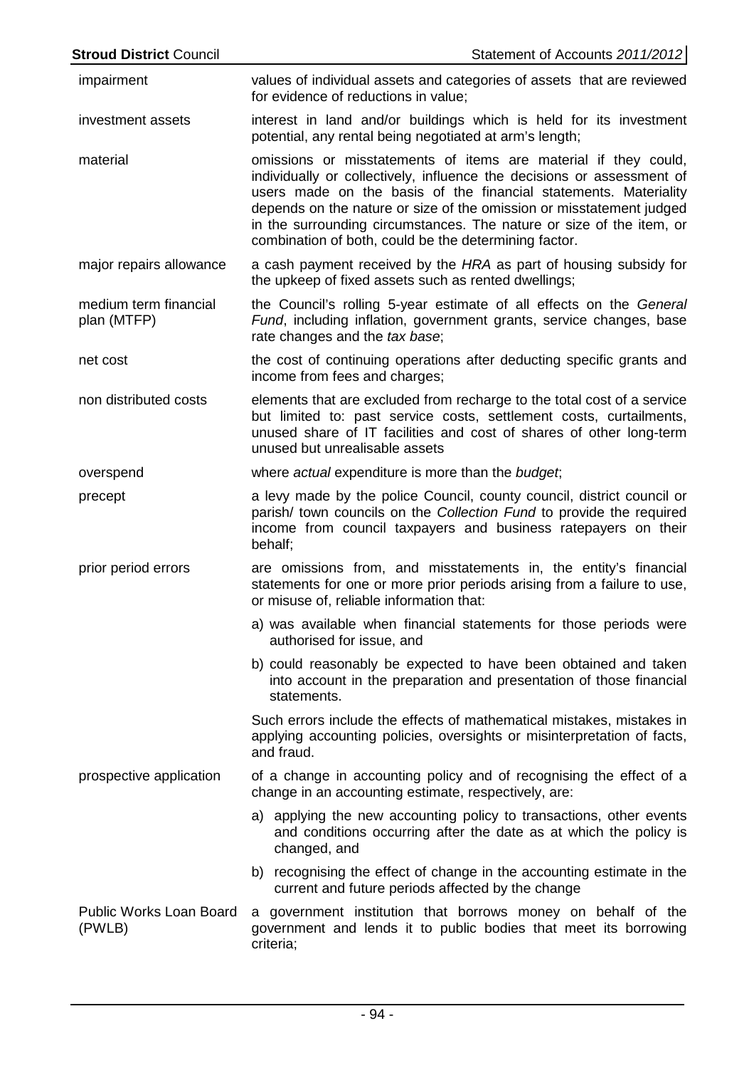| | |
|---|---|
| impairment | values of individual assets and categories of assets that are reviewed for evidence of reductions in value; |
| investment assets | interest in land and/or buildings which is held for its investment potential, any rental being negotiated at arm's length; |
| material | omissions or misstatements of items are material if they could, individually or collectively, influence the decisions or assessment of users made on the basis of the financial statements. Materiality depends on the nature or size of the omission or misstatement judged in the surrounding circumstances. The nature or size of the item, or combination of both, could be the determining factor. |
| major repairs allowance | a cash payment received by the *HRA* as part of housing subsidy for the upkeep of fixed assets such as rented dwellings; |
| medium term financial plan (MTFP) | the Council's rolling 5-year estimate of all effects on the *General Fund*, including inflation, government grants, service changes, base rate changes and the *tax base*; |
| net cost | the cost of continuing operations after deducting specific grants and income from fees and charges; |
| non distributed costs | elements that are excluded from recharge to the total cost of a service but limited to: past service costs, settlement costs, curtailments, unused share of IT facilities and cost of shares of other long-term unused but unrealisable assets |
| overspend | where *actual* expenditure is more than the *budget*; |
| precept | a levy made by the police Council, county council, district council or parish/ town councils on the *Collection Fund* to provide the required income from council taxpayers and business ratepayers on their behalf; |
| prior period errors | are omissions from, and misstatements in, the entity's financial statements for one or more prior periods arising from a failure to use, or misuse of, reliable information that:<br>a) was available when financial statements for those periods were authorised for issue, and<br>b) could reasonably be expected to have been obtained and taken into account in the preparation and presentation of those financial statements.<br>Such errors include the effects of mathematical mistakes, mistakes in applying accounting policies, oversights or misinterpretation of facts, and fraud. |
| prospective application | of a change in accounting policy and of recognising the effect of a change in an accounting estimate, respectively, are:<br>a) applying the new accounting policy to transactions, other events and conditions occurring after the date as at which the policy is changed, and<br>b) recognising the effect of change in the accounting estimate in the current and future periods affected by the change |
| Public Works Loan Board (PWLB) | a government institution that borrows money on behalf of the government and lends it to public bodies that meet its borrowing criteria; |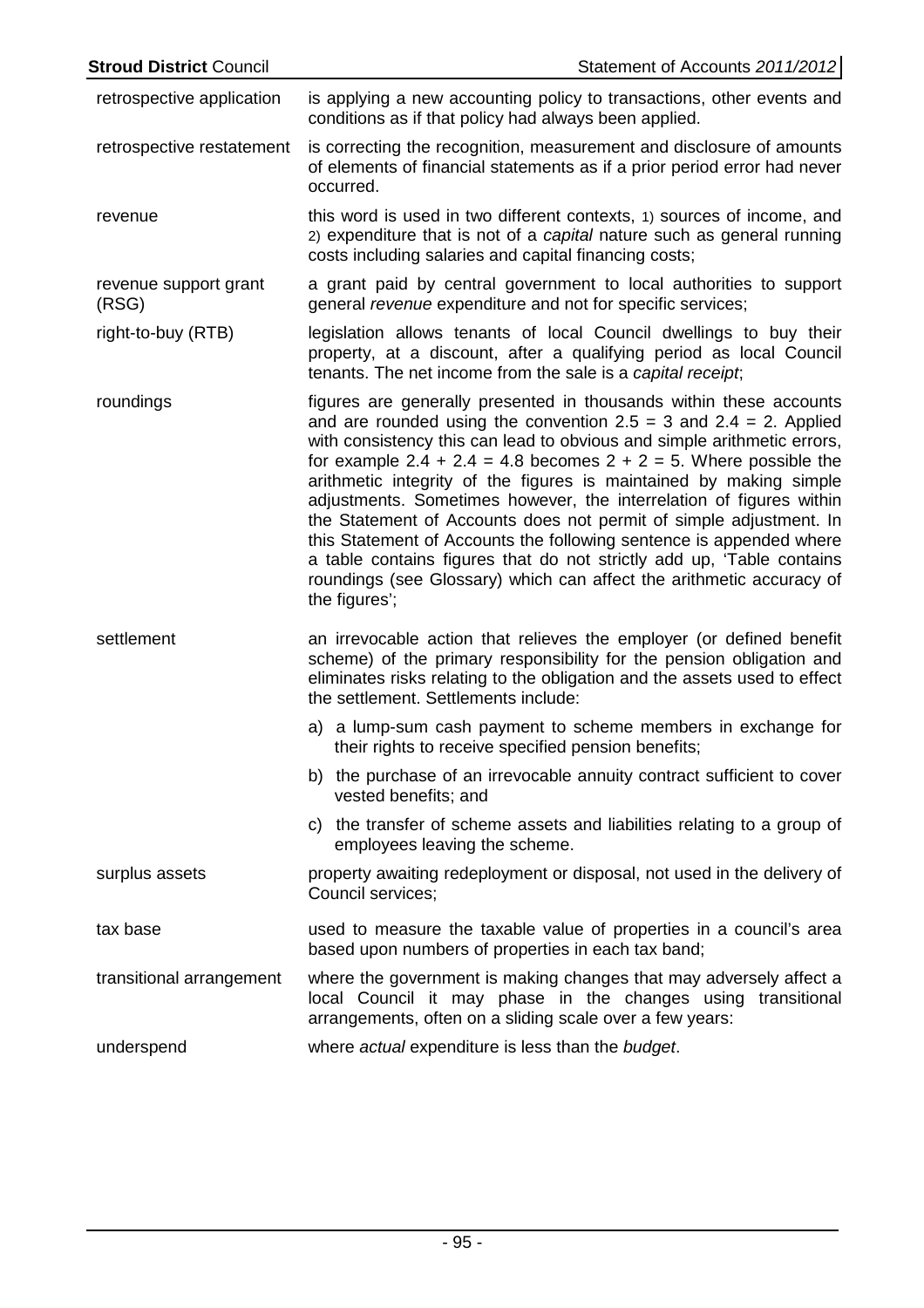**retrospective application** is applying a new accounting policy to transactions, other events and conditions as if that policy had always been applied.

**retrospective restatement** is correcting the recognition, measurement and disclosure of amounts of elements of financial statements as if a prior period error had never occurred.

**revenue** this word is used in two different contexts, 1) sources of income, and 2) expenditure that is not of a *capital* nature such as general running costs including salaries and capital financing costs;

**revenue support grant (RSG)** a grant paid by central government to local authorities to support general *revenue* expenditure and not for specific services;

**right-to-buy (RTB)** legislation allows tenants of local Council dwellings to buy their property, at a discount, after a qualifying period as local Council tenants. The net income from the sale is a *capital receipt*;

**roundings** figures are generally presented in thousands within these accounts and are rounded using the convention 2.5 = 3 and 2.4 = 2. Applied with consistency this can lead to obvious and simple arithmetic errors, for example 2.4 + 2.4 = 4.8 becomes 2 + 2 = 5. Where possible the arithmetic integrity of the figures is maintained by making simple adjustments. Sometimes however, the interrelation of figures within the Statement of Accounts does not permit of simple adjustment. In this Statement of Accounts the following sentence is appended where a table contains figures that do not strictly add up, 'Table contains roundings (see Glossary) which can affect the arithmetic accuracy of the figures';

**settlement** an irrevocable action that relieves the employer (or defined benefit scheme) of the primary responsibility for the pension obligation and eliminates risks relating to the obligation and the assets used to effect the settlement. Settlements include:

a) a lump-sum cash payment to scheme members in exchange for their rights to receive specified pension benefits;

b) the purchase of an irrevocable annuity contract sufficient to cover vested benefits; and

c) the transfer of scheme assets and liabilities relating to a group of employees leaving the scheme.

**surplus assets** property awaiting redeployment or disposal, not used in the delivery of Council services;

**tax base** used to measure the taxable value of properties in a council's area based upon numbers of properties in each tax band;

**transitional arrangement** where the government is making changes that may adversely affect a local Council it may phase in the changes using transitional arrangements, often on a sliding scale over a few years:

**underspend** where *actual* expenditure is less than the *budget*.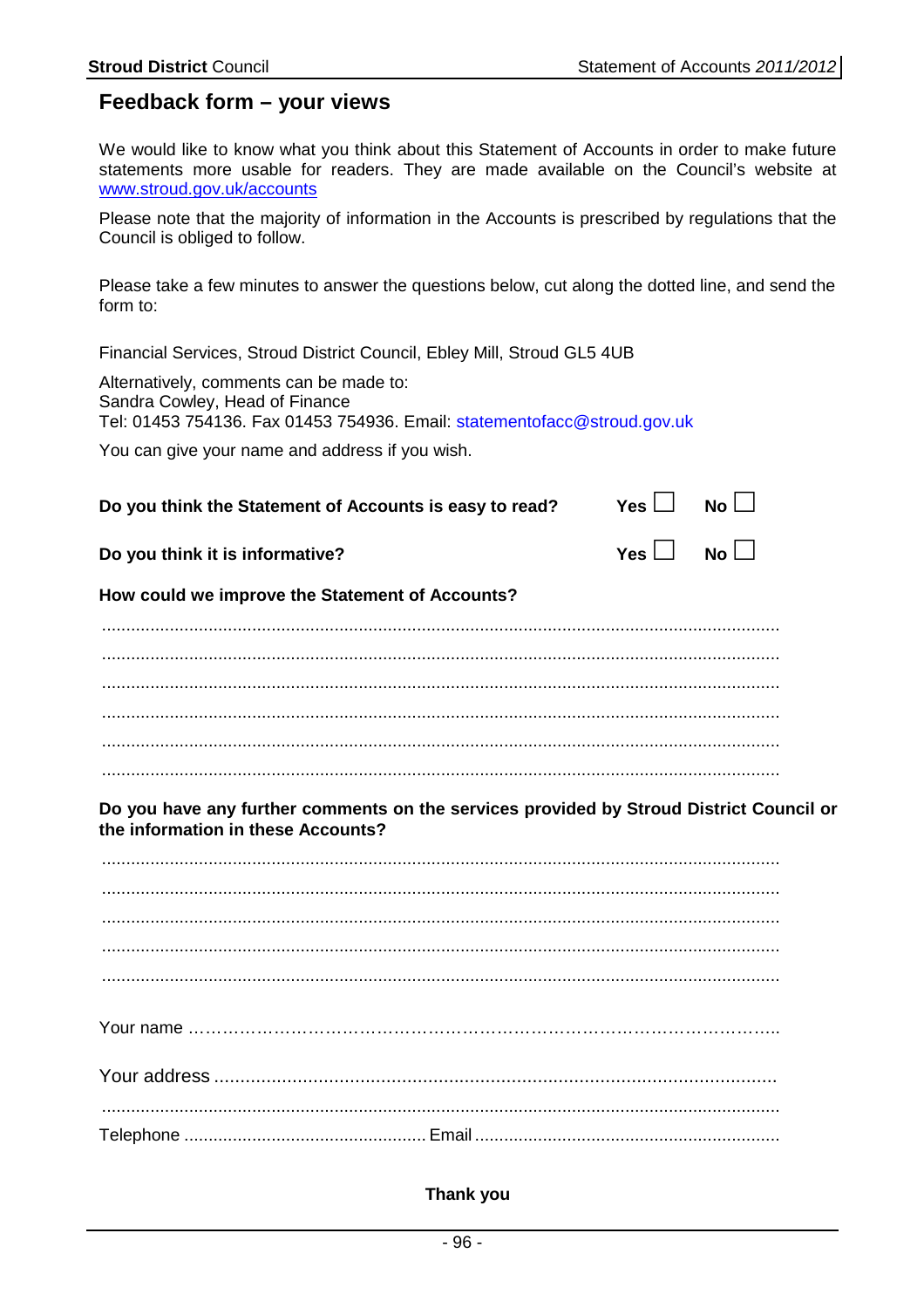## Feedback form – your views

We would like to know what you think about this Statement of Accounts in order to make future statements more usable for readers. They are made available on the Council's website at www.stroud.gov.uk/accounts

Please note that the majority of information in the Accounts is prescribed by regulations that the Council is obliged to follow.

Please take a few minutes to answer the questions below, cut along the dotted line, and send the form to:

Financial Services, Stroud District Council, Ebley Mill, Stroud GL5 4UB

Alternatively, comments can be made to:
Sandra Cowley, Head of Finance
Tel: 01453 754136. Fax 01453 754936. Email: statementofacc@stroud.gov.uk

You can give your name and address if you wish.

**Do you think the Statement of Accounts is easy to read?** **Yes** ☐ **No** ☐

**Do you think it is informative?** **Yes** ☐ **No** ☐

**How could we improve the Statement of Accounts?**

..........................................................................................................................................

..........................................................................................................................................

..........................................................................................................................................

..........................................................................................................................................

..........................................................................................................................................

..........................................................................................................................................

**Do you have any further comments on the services provided by Stroud District Council or the information in these Accounts?**

..........................................................................................................................................

..........................................................................................................................................

..........................................................................................................................................

..........................................................................................................................................

..........................................................................................................................................

Your name …………………………………………………………………………………………..

Your address ..........................................................................................................

..........................................................................................................................................

Telephone ................................................. Email ..............................................................

**Thank you**